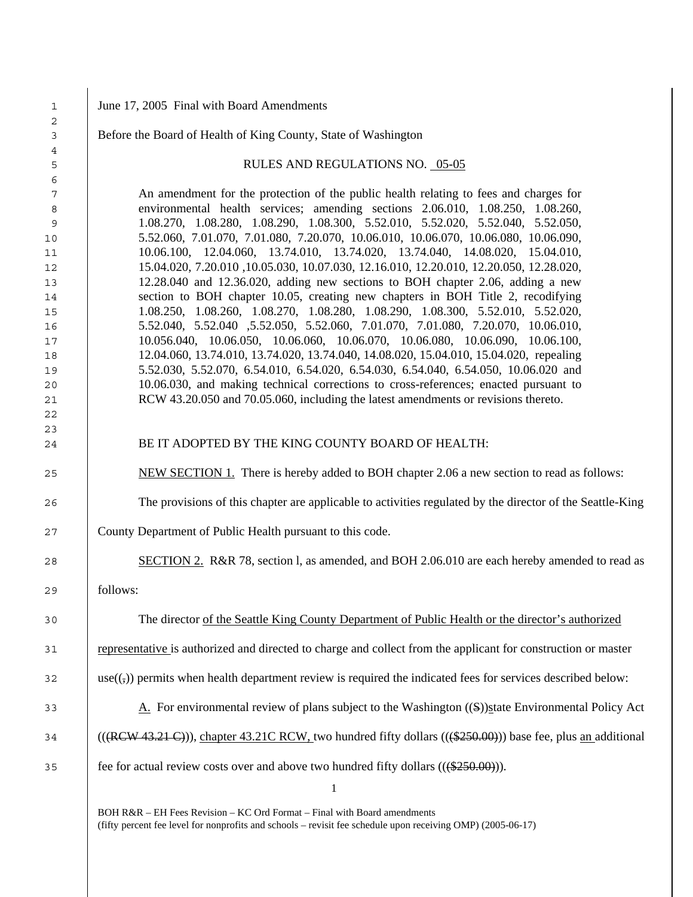June 17, 2005 Final with Board Amendments

Before the Board of Health of King County, State of Washington

RULES AND REGULATIONS NO. 05-05

An amendment for the protection of the public health relating to fees and charges for environmental health services; amending sections 2.06.010, 1.08.250, 1.08.260, 1.08.270, 1.08.280, 1.08.290, 1.08.300, 5.52.010, 5.52.020, 5.52.040, 5.52.050, 5.52.060, 7.01.070, 7.01.080, 7.20.070, 10.06.010, 10.06.070, 10.06.080, 10.06.090, 10.06.100, 12.04.060, 13.74.010, 13.74.020, 13.74.040, 14.08.020, 15.04.010, 15.04.020, 7.20.010 ,10.05.030, 10.07.030, 12.16.010, 12.20.010, 12.20.050, 12.28.020, 12.28.040 and 12.36.020, adding new sections to BOH chapter 2.06, adding a new section to BOH chapter 10.05, creating new chapters in BOH Title 2, recodifying 1.08.250, 1.08.260, 1.08.270, 1.08.280, 1.08.290, 1.08.300, 5.52.010, 5.52.020, 5.52.040, 5.52.040 ,5.52.050, 5.52.060, 7.01.070, 7.01.080, 7.20.070, 10.06.010, 10.056.040, 10.06.050, 10.06.060, 10.06.070, 10.06.080, 10.06.090, 10.06.100, 12.04.060, 13.74.010, 13.74.020, 13.74.040, 14.08.020, 15.04.010, 15.04.020, repealing 5.52.030, 5.52.070, 6.54.010, 6.54.020, 6.54.030, 6.54.040, 6.54.050, 10.06.020 and 10.06.030, and making technical corrections to cross-references; enacted pursuant to RCW 43.20.050 and 70.05.060, including the latest amendments or revisions thereto.

BE IT ADOPTED BY THE KING COUNTY BOARD OF HEALTH:

NEW SECTION 1. There is hereby added to BOH chapter 2.06 a new section to read as follows:

The provisions of this chapter are applicable to activities regulated by the director of the Seattle-King County Department of Public Health pursuant to this code.

SECTION 2. R&R 78, section l, as amended, and BOH 2.06.010 are each hereby amended to read as follows:

The director of the Seattle King County Department of Public Health or the director's authorized representative is authorized and directed to charge and collect from the applicant for construction or master use((,)) permits when health department review is required the indicated fees for services described below:

A. For environmental review of plans subject to the Washington ((S))state Environmental Policy Act (((RCW 43.21 C))), chapter 43.21C RCW, two hundred fifty dollars ((($250.00))) base fee, plus an additional fee for actual review costs over and above two hundred fifty dollars ((($250.00))).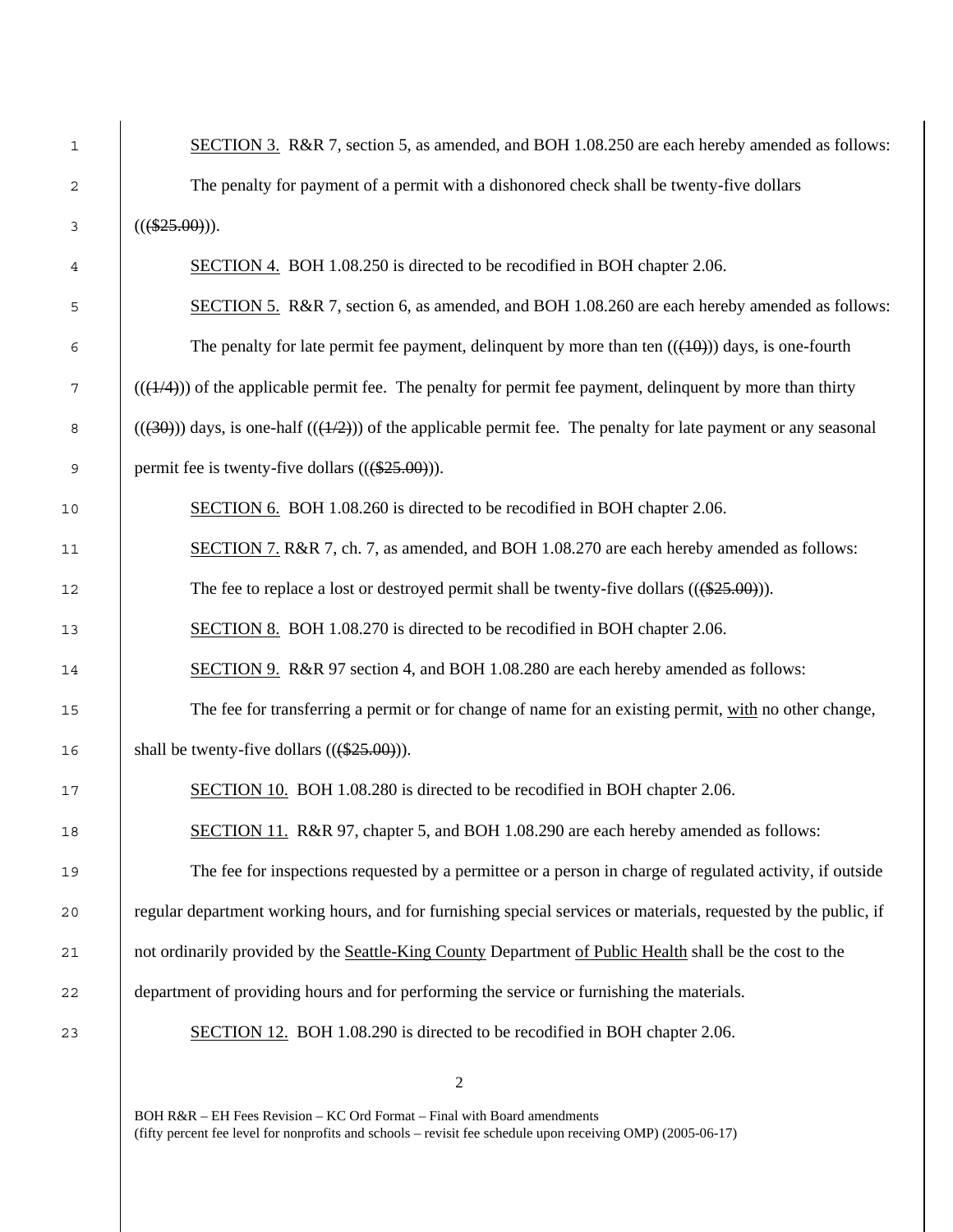SECTION 3. R&R 7, section 5, as amended, and BOH 1.08.250 are each hereby amended as follows:

The penalty for payment of a permit with a dishonored check shall be twenty-five dollars ((~~($25.00)~~)).

SECTION 4. BOH 1.08.250 is directed to be recodified in BOH chapter 2.06.

SECTION 5. R&R 7, section 6, as amended, and BOH 1.08.260 are each hereby amended as follows:

The penalty for late permit fee payment, delinquent by more than ten ((~~(10)~~)) days, is one-fourth ((~~(1/4)~~)) of the applicable permit fee. The penalty for permit fee payment, delinquent by more than thirty ((~~(30)~~)) days, is one-half ((~~(1/2)~~)) of the applicable permit fee. The penalty for late payment or any seasonal permit fee is twenty-five dollars ((~~($25.00)~~)).

SECTION 6. BOH 1.08.260 is directed to be recodified in BOH chapter 2.06.

SECTION 7. R&R 7, ch. 7, as amended, and BOH 1.08.270 are each hereby amended as follows:

The fee to replace a lost or destroyed permit shall be twenty-five dollars ((~~($25.00)~~)).

SECTION 8. BOH 1.08.270 is directed to be recodified in BOH chapter 2.06.

SECTION 9. R&R 97 section 4, and BOH 1.08.280 are each hereby amended as follows:

The fee for transferring a permit or for change of name for an existing permit, with no other change, shall be twenty-five dollars ((~~($25.00)~~)).

SECTION 10. BOH 1.08.280 is directed to be recodified in BOH chapter 2.06.

SECTION 11. R&R 97, chapter 5, and BOH 1.08.290 are each hereby amended as follows:

The fee for inspections requested by a permittee or a person in charge of regulated activity, if outside regular department working hours, and for furnishing special services or materials, requested by the public, if not ordinarily provided by the Seattle-King County Department of Public Health shall be the cost to the department of providing hours and for performing the service or furnishing the materials.

SECTION 12. BOH 1.08.290 is directed to be recodified in BOH chapter 2.06.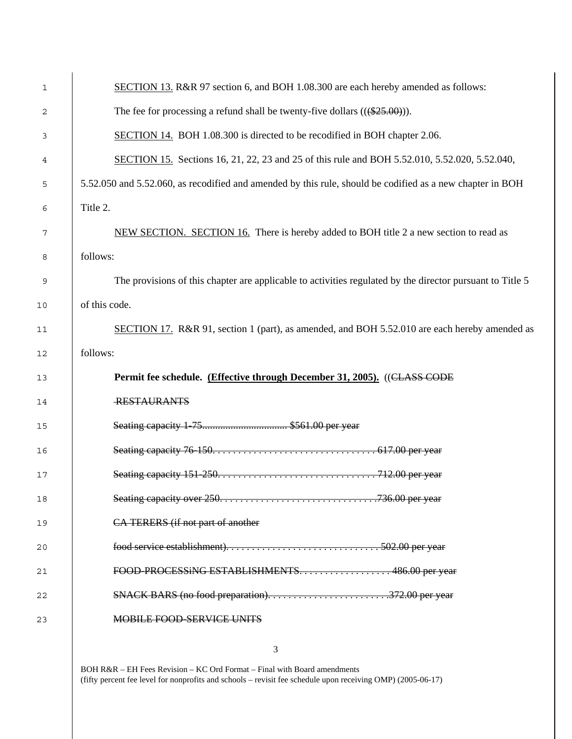SECTION 13. R&R 97 section 6, and BOH 1.08.300 are each hereby amended as follows:

The fee for processing a refund shall be twenty-five dollars ((~~($25.00)~~)).

SECTION 14. BOH 1.08.300 is directed to be recodified in BOH chapter 2.06.

SECTION 15. Sections 16, 21, 22, 23 and 25 of this rule and BOH 5.52.010, 5.52.020, 5.52.040, 5.52.050 and 5.52.060, as recodified and amended by this rule, should be codified as a new chapter in BOH Title 2.

NEW SECTION. SECTION 16. There is hereby added to BOH title 2 a new section to read as follows:

The provisions of this chapter are applicable to activities regulated by the director pursuant to Title 5 of this code.

SECTION 17. R&R 91, section 1 (part), as amended, and BOH 5.52.010 are each hereby amended as follows:

**Permit fee schedule. (Effective through December 31, 2005).** ((~~CLASS CODE~~

~~RESTAURANTS~~

~~Seating capacity 1-75................................ $561.00 per year~~

~~Seating capacity 76-150. . . . . . . . . . . . . . . . . . . . . . . . . . . . . . . . 617.00 per year~~

~~Seating capacity 151-250. . . . . . . . . . . . . . . . . . . . . . . . . . . . . . . 712.00 per year~~

~~Seating capacity over 250. . . . . . . . . . . . . . . . . . . . . . . . . . . . . . .736.00 per year~~

~~CA TERERS (if not part of another~~

~~food service establishment). . . . . . . . . . . . . . . . . . . . . . . . . . . . . . 502.00 per year~~

~~FOOD-PROCESSiNG ESTABLISHMENTS. . . . . . . . . . . . . . . . . . . 486.00 per year~~

~~SNACK BARS (no food preparation). . . . . . . . . . . . . . . . . . . . . . . .372.00 per year~~

~~MOBILE FOOD-SERVICE UNITS~~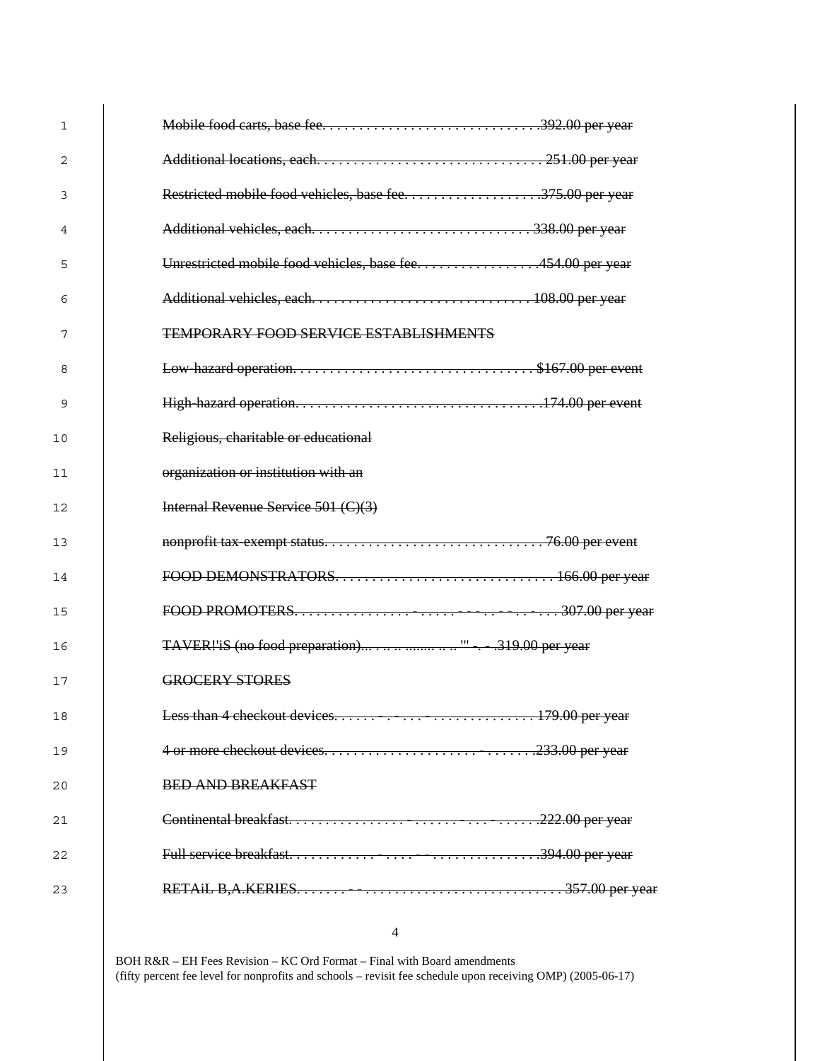~~Mobile food carts, base fee. . . . . . . . . . . . . . . . . . . . . . . . . . . . . . . .392.00 per year~~

~~Additional locations, each. . . . . . . . . . . . . . . . . . . . . . . . . . . . . . . . . 251.00 per year~~

~~Restricted mobile food vehicles, base fee. . . . . . . . . . . . . . . . . . . .375.00 per year~~

~~Additional vehicles, each. . . . . . . . . . . . . . . . . . . . . . . . . . . . . . . 338.00 per year~~

~~Unrestricted mobile food vehicles, base fee. . . . . . . . . . . . . . . . . .454.00 per year~~

~~Additional vehicles, each. . . . . . . . . . . . . . . . . . . . . . . . . . . . . . . 108.00 per year~~

~~TEMPORARY FOOD SERVICE ESTABLISHMENTS~~

~~Low-hazard operation. . . . . . . . . . . . . . . . . . . . . . . . . . . . . . . . . . . $167.00 per event~~

~~High-hazard operation. . . . . . . . . . . . . . . . . . . . . . . . . . . . . . . . . . .174.00 per event~~

~~Religious, charitable or educational~~

~~organization or institution with an~~

~~Internal Revenue Service 501 (C)(3)~~

~~nonprofit tax-exempt status. . . . . . . . . . . . . . . . . . . . . . . . . . . . . . . 76.00 per event~~

~~FOOD DEMONSTRATORS. . . . . . . . . . . . . . . . . . . . . . . . . . . . . . . 166.00 per year~~

~~FOOD PROMOTERS. . . . . . . . . . . . . . . . . - . . . . . - - - . . - - . . - . . . 307.00 per year~~

~~TAVER!'iS (no food preparation)... . .. .. ........ .. .. '" -. - .319.00 per year~~

~~GROCERY STORES~~

~~Less than 4 checkout devices. . . . . . - . - . . . - . . . . . . . . . . . . . . . 179.00 per year~~

~~4 or more checkout devices. . . . . . . . . . . . . . . . . . . . . . - . . . . . . .233.00 per year~~

~~BED AND BREAKFAST~~

~~Continental breakfast. . . . . . . . . . . . . . . . - . . . . . . - . . . - . . . . . .222.00 per year~~

~~Full service breakfast. . . . . . . . . . . . - . . . . . - - . . . . . . . . . . . . . . . .394.00 per year~~

~~RETAiL B,A.KERIES. . . . . . . - - . . . . . . . . . . . . . . . . . . . . . . . . . . . 357.00 per year~~

BOH R&R – EH Fees Revision – KC Ord Format – Final with Board amendments
(fifty percent fee level for nonprofits and schools – revisit fee schedule upon receiving OMP) (2005-06-17)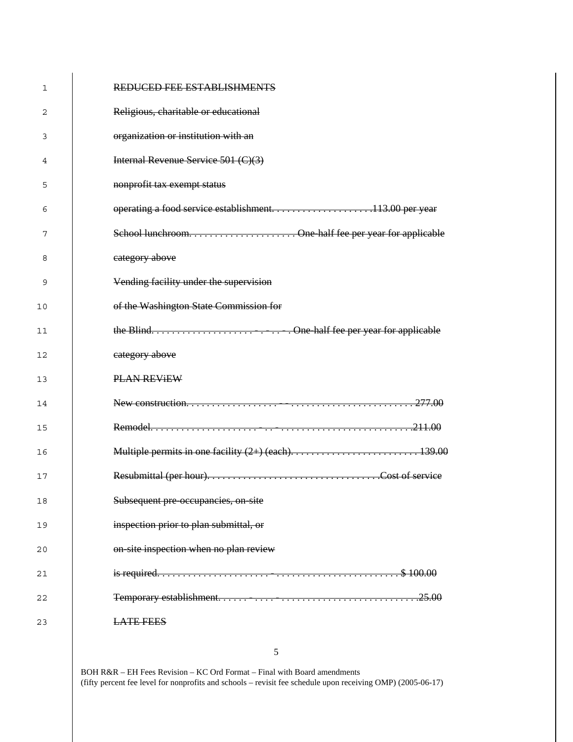~~REDUCED FEE ESTABLISHMENTS~~

~~Religious, charitable or educational organization or institution with an Internal Revenue Service 501 (C)(3) nonprofit tax exempt status operating a food service establishment. . . . . . . . . . . . . . . . . . . . .113.00 per year~~

~~School lunchroom. . . . . . . . . . . . . . . . . . . . . . One-half fee per year for applicable category above~~

~~Vending facility under the supervision of the Washington State Commission for the Blind. . . . . . . . . . . . . . . . . . . . . - . - . . - . One-half fee per year for applicable category above~~

~~PLAN REViEW~~

~~New construction. . . . . . . . . . . . . . . . . . - - . . . . . . . . . . . . . . . . . . . . . . . . . 277.00~~

~~Remodel. . . . . . . . . . . . . . . . . . . . . - . . - . . . . . . . . . . . . . . . . . . . . . . . . . .211.00~~

~~Multiple permits in one facility (2+) (each). . . . . . . . . . . . . . . . . . . . . . . . . . 139.00~~

~~Resubmittal (per hour). . . . . . . . . . . . . . . . . . . . . . . . . . . . . . . . . . .Cost of service~~

~~Subsequent pre-occupancies, on-site inspection prior to plan submittal, or on-site inspection when no plan review is required. . . . . . . . . . . . . . . . . . . . . . - . . . . . . . . . . . . . . . . . . . . . . . . . $ 100.00~~

~~Temporary establishment. . . . . . - . . . . - . . . . . . . . . . . . . . . . . . . . . . . . . . . .25.00~~

~~LATE FEES~~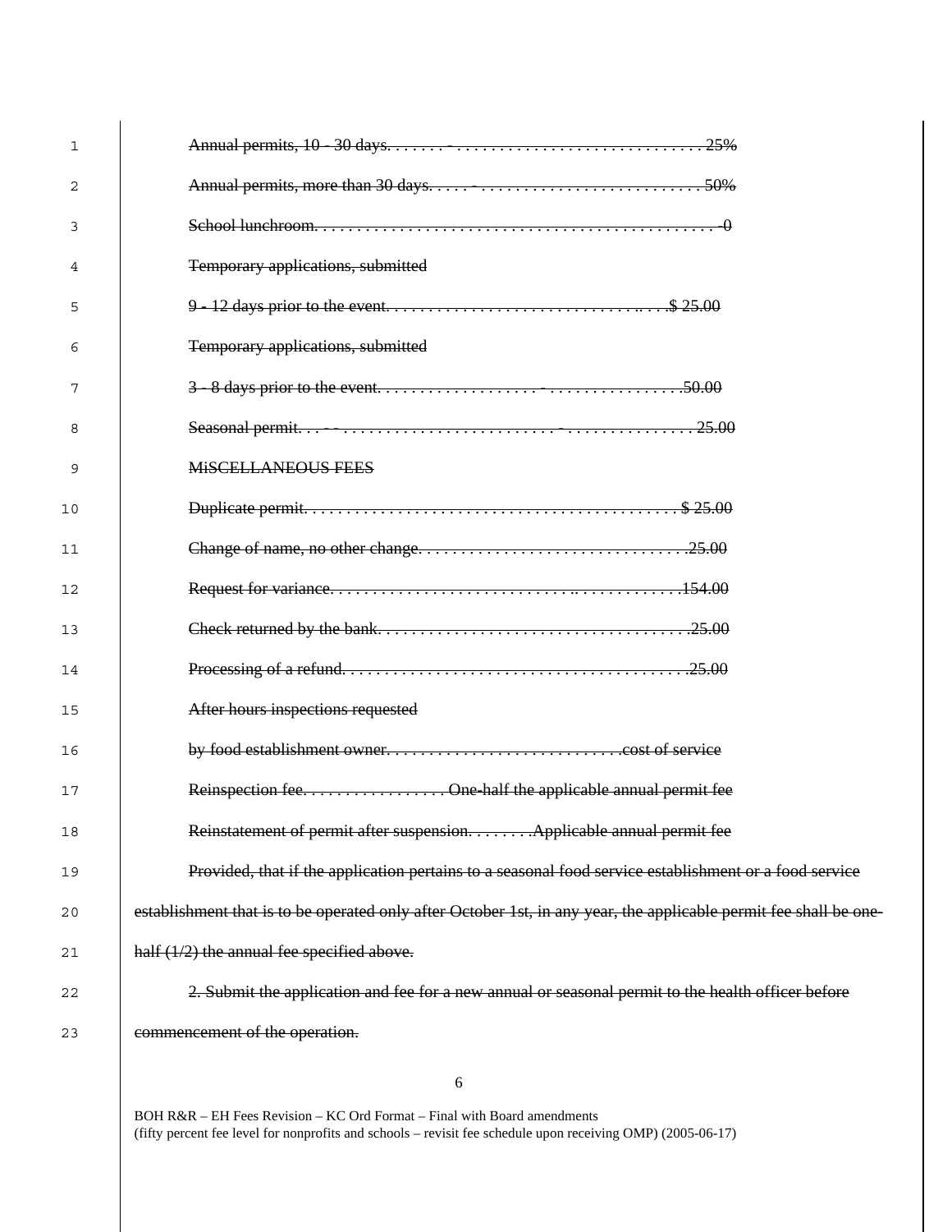~~Annual permits, 10 - 30 days. . . . . . . - . . . . . . . . . . . . . . . . . . . . . . . . . . . . . . 25%~~

~~Annual permits, more than 30 days. . . . . - . . . . . . . . . . . . . . . . . . . . . . . . . . . 50%~~

~~School lunchroom. . . . . . . . . . . . . . . . . . . . . . . . . . . . . . . . . . . . . . . . . . . . . . . -0~~

~~Temporary applications, submitted~~

~~9 - 12 days prior to the event. . . . . . . . . . . . . . . . . . . . . . . . . . . . . . .. . . .$ 25.00~~

~~Temporary applications, submitted~~

~~3 - 8 days prior to the event. . . . . . . . . . . . . . . . . . . . - . . . . . . . . . . . . . . . . .50.00~~

~~Seasonal permit. . . - - . . . . . . . . . . . . . . . . . . . . . . . . . - . . . . . . . . . . . . . . . . 25.00~~

~~MiSCELLANEOUS FEES~~

~~Duplicate permit. . . . . . . . . . . . . . . . . . . . . . . . . . . . . . . . . . . . . . . . . . . . . . $ 25.00~~

~~Change of name, no other change. . . . . . . . . . . . . . . . . . . . . . . . . . . . . . . . .25.00~~

~~Request for variance. . . . . . . . . . . . . . . . . . . . . . . . . . . . .. . . . . . . . . . . . .154.00~~

~~Check returned by the bank. . . . . . . . . . . . . . . . . . . . . . . . . . . . . . . . . . . . . .25.00~~

~~Processing of a refund. . . . . . . . . . . . . . . . . . . . . . . . . . . . . . . . . . . . . . . . .25.00~~

~~After hours inspections requested~~

~~by food establishment owner. . . . . . . . . . . . . . . . . . . . . . . . . . . . .cost of service~~

~~Reinspection fee. . . . . . . . . . . . . . . . . . . One-half the applicable annual permit fee~~

~~Reinstatement of permit after suspension. . . . . . . .Applicable annual permit fee~~

~~Provided, that if the application pertains to a seasonal food service establishment or a food service establishment that is to be operated only after October 1st, in any year, the applicable permit fee shall be one-half (1/2) the annual fee specified above.~~

~~2. Submit the application and fee for a new annual or seasonal permit to the health officer before commencement of the operation.~~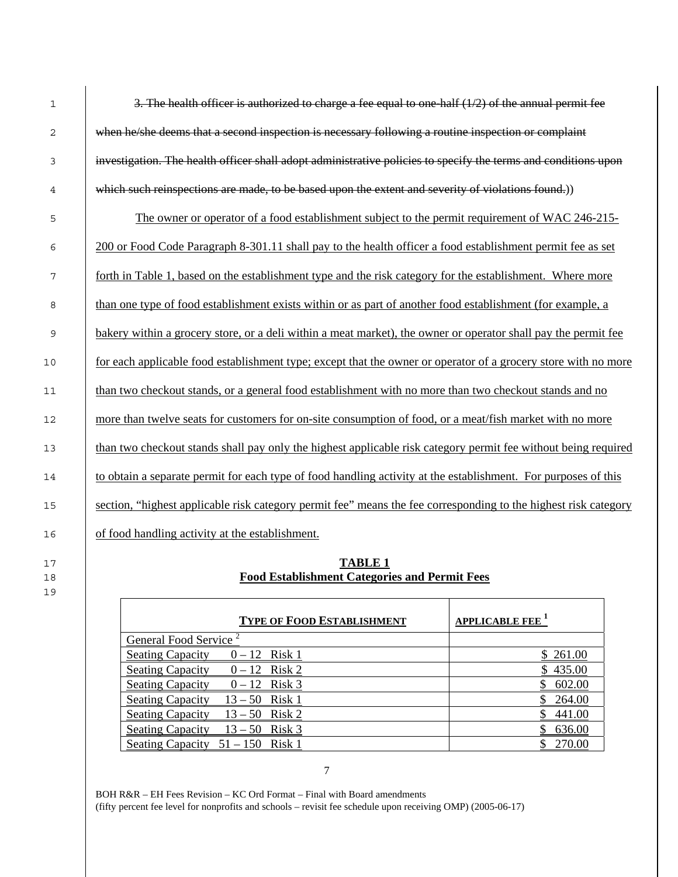~~3. The health officer is authorized to charge a fee equal to one-half (1/2) of the annual permit fee when he/she deems that a second inspection is necessary following a routine inspection or complaint investigation. The health officer shall adopt administrative policies to specify the terms and conditions upon which such reinspections are made, to be based upon the extent and severity of violations found.~~))

The owner or operator of a food establishment subject to the permit requirement of WAC 246-215-200 or Food Code Paragraph 8-301.11 shall pay to the health officer a food establishment permit fee as set forth in Table 1, based on the establishment type and the risk category for the establishment. Where more than one type of food establishment exists within or as part of another food establishment (for example, a bakery within a grocery store, or a deli within a meat market), the owner or operator shall pay the permit fee for each applicable food establishment type; except that the owner or operator of a grocery store with no more than two checkout stands, or a general food establishment with no more than two checkout stands and no more than twelve seats for customers for on-site consumption of food, or a meat/fish market with no more than two checkout stands shall pay only the highest applicable risk category permit fee without being required to obtain a separate permit for each type of food handling activity at the establishment. For purposes of this section, "highest applicable risk category permit fee" means the fee corresponding to the highest risk category of food handling activity at the establishment.

**TABLE 1**
**Food Establishment Categories and Permit Fees**

| TYPE OF FOOD ESTABLISHMENT | APPLICABLE FEE [1] |
|---|---|
| General Food Service [2] | |
| Seating Capacity 0 – 12 Risk 1 | $ 261.00 |
| Seating Capacity 0 – 12 Risk 2 | $ 435.00 |
| Seating Capacity 0 – 12 Risk 3 | $ 602.00 |
| Seating Capacity 13 – 50 Risk 1 | $ 264.00 |
| Seating Capacity 13 – 50 Risk 2 | $ 441.00 |
| Seating Capacity 13 – 50 Risk 3 | $ 636.00 |
| Seating Capacity 51 – 150 Risk 1 | $ 270.00 |

BOH R&R – EH Fees Revision – KC Ord Format – Final with Board amendments
(fifty percent fee level for nonprofits and schools – revisit fee schedule upon receiving OMP) (2005-06-17)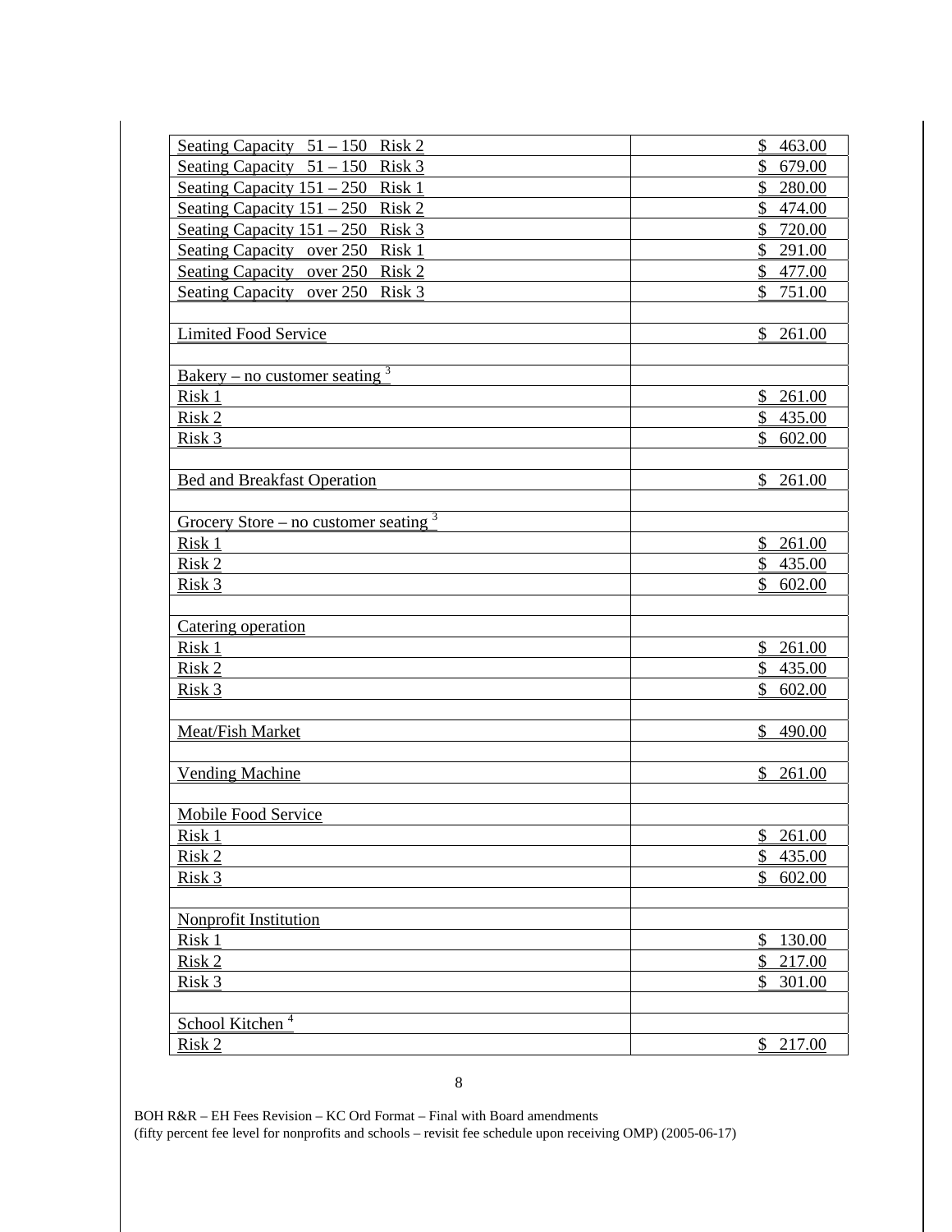| | |
|---|---|
| Seating Capacity 51 – 150 Risk 2 | $ 463.00 |
| Seating Capacity 51 – 150 Risk 3 | $ 679.00 |
| Seating Capacity 151 – 250 Risk 1 | $ 280.00 |
| Seating Capacity 151 – 250 Risk 2 | $ 474.00 |
| Seating Capacity 151 – 250 Risk 3 | $ 720.00 |
| Seating Capacity over 250 Risk 1 | $ 291.00 |
| Seating Capacity over 250 Risk 2 | $ 477.00 |
| Seating Capacity over 250 Risk 3 | $ 751.00 |
| | |
| Limited Food Service | $ 261.00 |
| | |
| Bakery – no customer seating [3] | |
| Risk 1 | $ 261.00 |
| Risk 2 | $ 435.00 |
| Risk 3 | $ 602.00 |
| | |
| Bed and Breakfast Operation | $ 261.00 |
| | |
| Grocery Store – no customer seating [3] | |
| Risk 1 | $ 261.00 |
| Risk 2 | $ 435.00 |
| Risk 3 | $ 602.00 |
| | |
| Catering operation | |
| Risk 1 | $ 261.00 |
| Risk 2 | $ 435.00 |
| Risk 3 | $ 602.00 |
| | |
| Meat/Fish Market | $ 490.00 |
| | |
| Vending Machine | $ 261.00 |
| | |
| Mobile Food Service | |
| Risk 1 | $ 261.00 |
| Risk 2 | $ 435.00 |
| Risk 3 | $ 602.00 |
| | |
| Nonprofit Institution | |
| Risk 1 | $ 130.00 |
| Risk 2 | $ 217.00 |
| Risk 3 | $ 301.00 |
| | |
| School Kitchen [4] | |
| Risk 2 | $ 217.00 |

BOH R&R – EH Fees Revision – KC Ord Format – Final with Board amendments
(fifty percent fee level for nonprofits and schools – revisit fee schedule upon receiving OMP) (2005-06-17)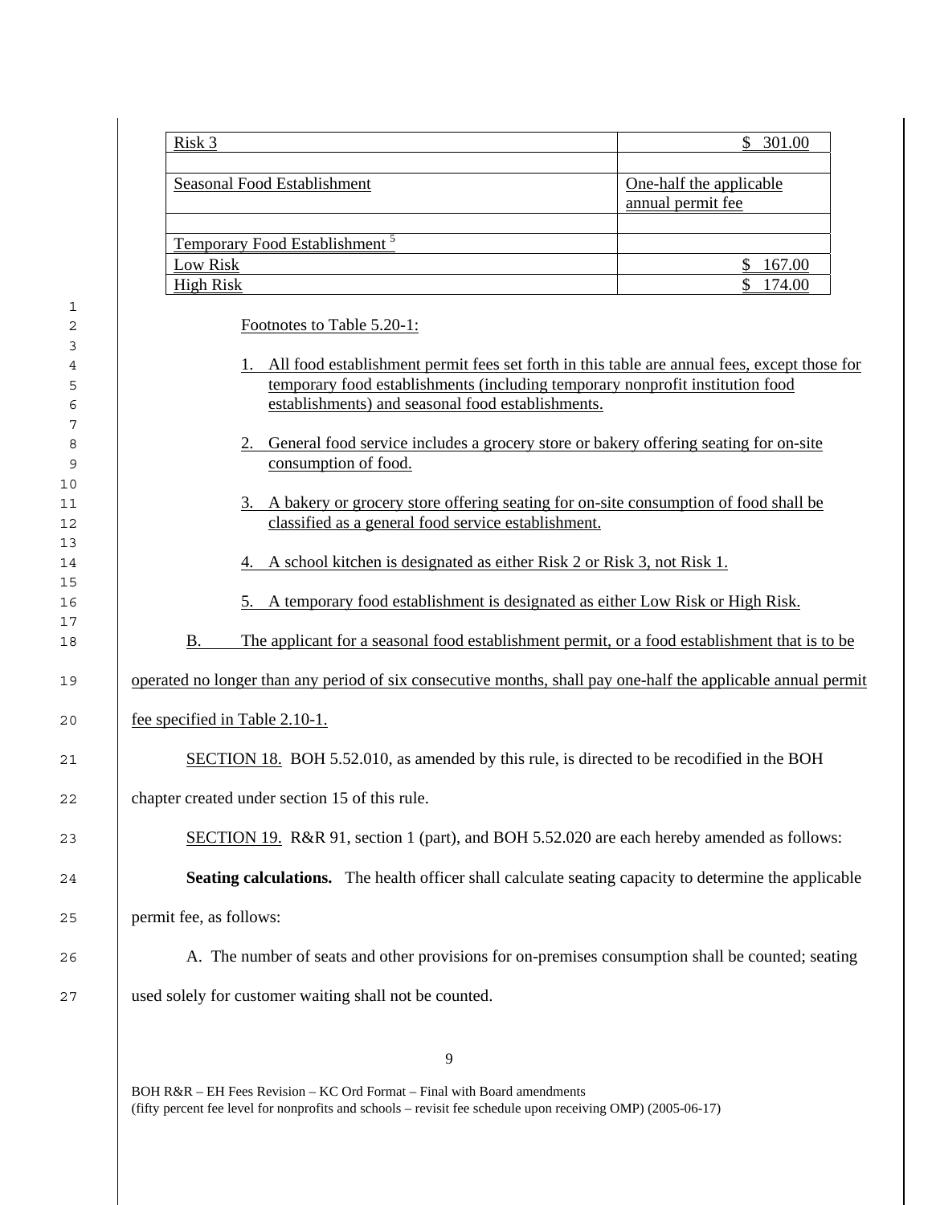| | |
|---|---|
| Risk 3 | $ 301.00 |
| | |
| Seasonal Food Establishment | One-half the applicable annual permit fee |
| | |
| Temporary Food Establishment [5] | |
| Low Risk | $ 167.00 |
| High Risk | $ 174.00 |

Footnotes to Table 5.20-1:

1. All food establishment permit fees set forth in this table are annual fees, except those for temporary food establishments (including temporary nonprofit institution food establishments) and seasonal food establishments.

2. General food service includes a grocery store or bakery offering seating for on-site consumption of food.

3. A bakery or grocery store offering seating for on-site consumption of food shall be classified as a general food service establishment.

4. A school kitchen is designated as either Risk 2 or Risk 3, not Risk 1.

5. A temporary food establishment is designated as either Low Risk or High Risk.

B. The applicant for a seasonal food establishment permit, or a food establishment that is to be operated no longer than any period of six consecutive months, shall pay one-half the applicable annual permit fee specified in Table 2.10-1.

SECTION 18. BOH 5.52.010, as amended by this rule, is directed to be recodified in the BOH chapter created under section 15 of this rule.

SECTION 19. R&R 91, section 1 (part), and BOH 5.52.020 are each hereby amended as follows:

**Seating calculations.** The health officer shall calculate seating capacity to determine the applicable permit fee, as follows:

A. The number of seats and other provisions for on-premises consumption shall be counted; seating used solely for customer waiting shall not be counted.

BOH R&R – EH Fees Revision – KC Ord Format – Final with Board amendments
(fifty percent fee level for nonprofits and schools – revisit fee schedule upon receiving OMP) (2005-06-17)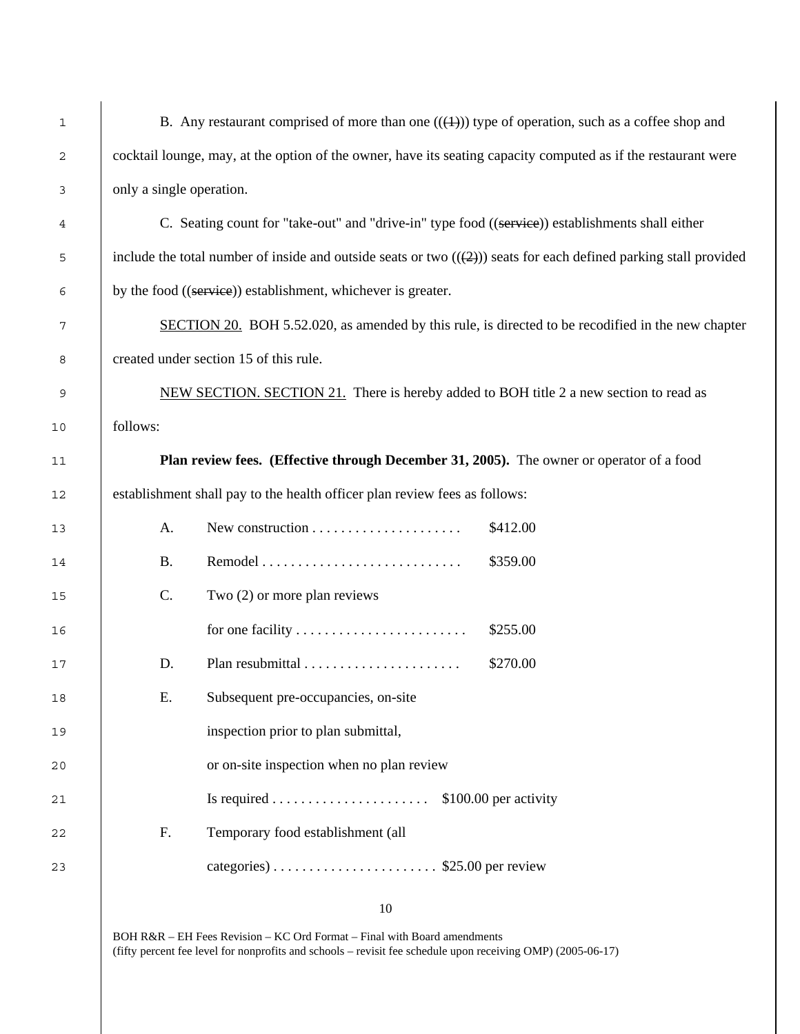B. Any restaurant comprised of more than one (((1))) type of operation, such as a coffee shop and cocktail lounge, may, at the option of the owner, have its seating capacity computed as if the restaurant were only a single operation.

C. Seating count for "take-out" and "drive-in" type food ((service)) establishments shall either include the total number of inside and outside seats or two (((2))) seats for each defined parking stall provided by the food ((service)) establishment, whichever is greater.

SECTION 20. BOH 5.52.020, as amended by this rule, is directed to be recodified in the new chapter created under section 15 of this rule.

NEW SECTION. SECTION 21. There is hereby added to BOH title 2 a new section to read as follows:

**Plan review fees. (Effective through December 31, 2005).** The owner or operator of a food establishment shall pay to the health officer plan review fees as follows:

| | | |
|---|---|---|
| A. | New construction . . . . . . . . . . . . . . . . . . . . . | $412.00 |
| B. | Remodel . . . . . . . . . . . . . . . . . . . . . . . . . . . . | $359.00 |
| C. | Two (2) or more plan reviews for one facility . . . . . . . . . . . . . . . . . . . . . . . . | $255.00 |
| D. | Plan resubmittal . . . . . . . . . . . . . . . . . . . . . . | $270.00 |
| E. | Subsequent pre-occupancies, on-site inspection prior to plan submittal, or on-site inspection when no plan review Is required . . . . . . . . . . . . . . . . . . . . . . | $100.00 per activity |
| F. | Temporary food establishment (all categories) . . . . . . . . . . . . . . . . . . . . . . . | $25.00 per review |

BOH R&R – EH Fees Revision – KC Ord Format – Final with Board amendments
(fifty percent fee level for nonprofits and schools – revisit fee schedule upon receiving OMP) (2005-06-17)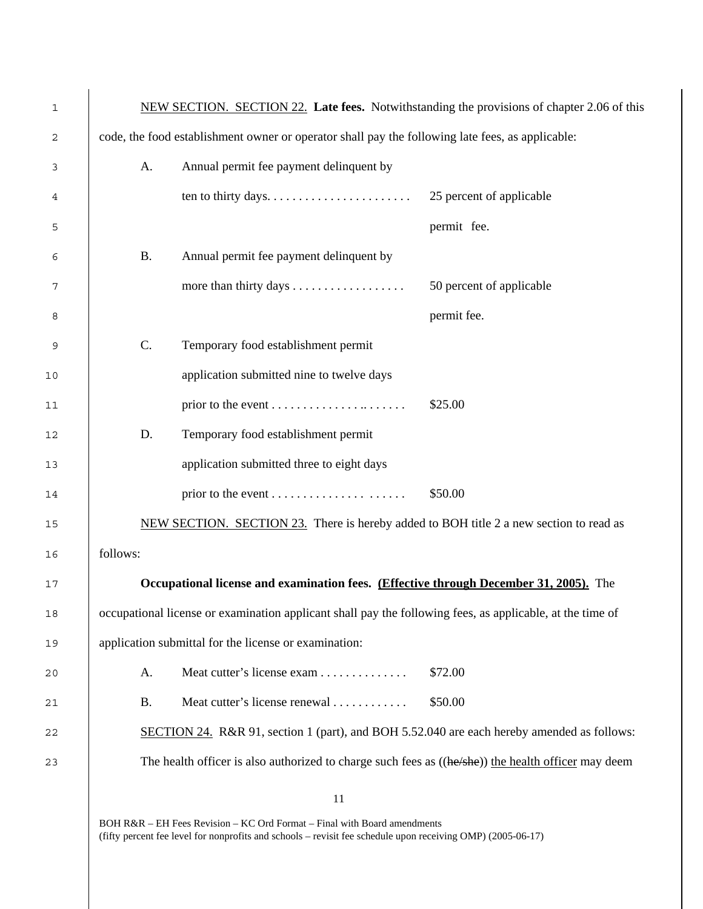NEW SECTION. SECTION 22. **Late fees.** Notwithstanding the provisions of chapter 2.06 of this code, the food establishment owner or operator shall pay the following late fees, as applicable:

| | | |
|---|---|---|
| A. | Annual permit fee payment delinquent by ten to thirty days. . . . . . . . . . . . . . . . . . . . . . . | 25 percent of applicable permit fee. |
| B. | Annual permit fee payment delinquent by more than thirty days . . . . . . . . . . . . . . . . . . | 50 percent of applicable permit fee. |
| C. | Temporary food establishment permit application submitted nine to twelve days prior to the event . . . . . . . . . . . . . . . . .. . . . . . . | $25.00 |
| D. | Temporary food establishment permit application submitted three to eight days prior to the event . . . . . . . . . . . . . . . . . . . . . . . . . . | $50.00 |

NEW SECTION. SECTION 23. There is hereby added to BOH title 2 a new section to read as follows:

**Occupational license and examination fees. (Effective through December 31, 2005).** The occupational license or examination applicant shall pay the following fees, as applicable, at the time of application submittal for the license or examination:

| | | |
|---|---|---|
| A. | Meat cutter's license exam . . . . . . . . . . . . . . | $72.00 |
| B. | Meat cutter's license renewal . . . . . . . . . . . . | $50.00 |

SECTION 24. R&R 91, section 1 (part), and BOH 5.52.040 are each hereby amended as follows:

The health officer is also authorized to charge such fees as ((~~he/she~~)) the health officer may deem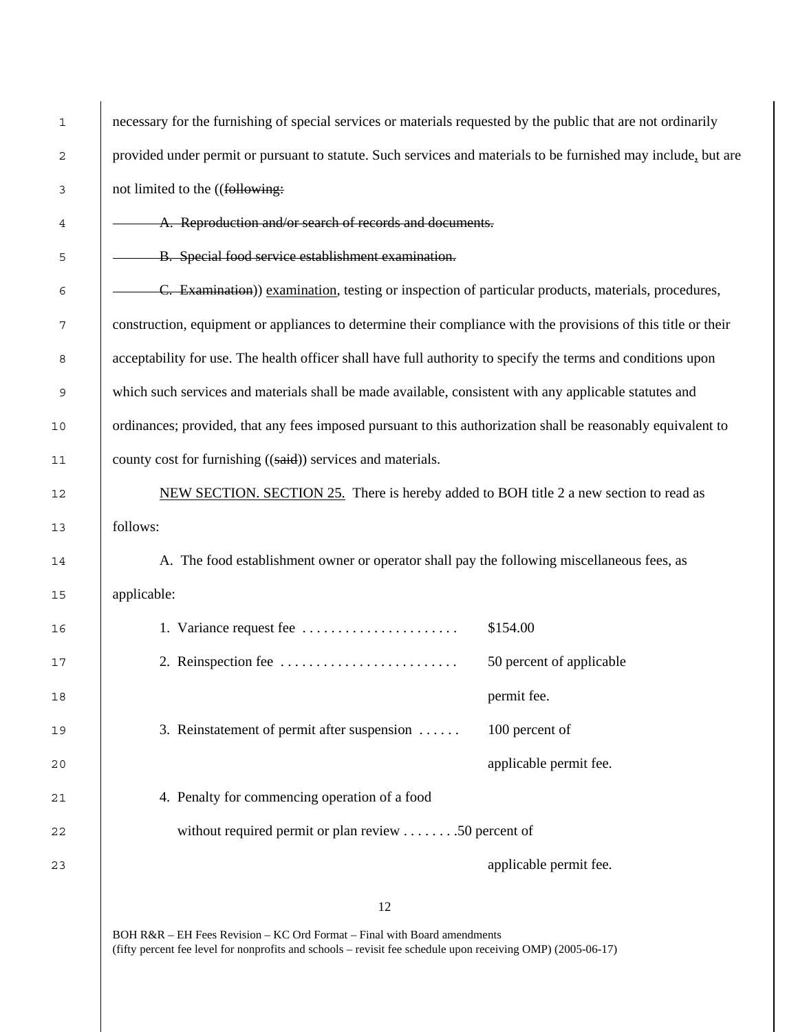necessary for the furnishing of special services or materials requested by the public that are not ordinarily provided under permit or pursuant to statute. Such services and materials to be furnished may include, but are not limited to the ((~~following:~~

~~A. Reproduction and/or search of records and documents.~~

~~B. Special food service establishment examination.~~

~~C. Examination~~)) examination, testing or inspection of particular products, materials, procedures, construction, equipment or appliances to determine their compliance with the provisions of this title or their acceptability for use. The health officer shall have full authority to specify the terms and conditions upon which such services and materials shall be made available, consistent with any applicable statutes and ordinances; provided, that any fees imposed pursuant to this authorization shall be reasonably equivalent to county cost for furnishing ((~~said~~)) services and materials.

NEW SECTION. SECTION 25. There is hereby added to BOH title 2 a new section to read as follows:

A. The food establishment owner or operator shall pay the following miscellaneous fees, as applicable:

1. Variance request fee . . . . . . . . . . . . . . . . . . . . . . $154.00
2. Reinspection fee . . . . . . . . . . . . . . . . . . . . . . . . . 50 percent of applicable permit fee.
3. Reinstatement of permit after suspension . . . . . . 100 percent of applicable permit fee.
4. Penalty for commencing operation of a food without required permit or plan review . . . . . . . .50 percent of applicable permit fee.

BOH R&R – EH Fees Revision – KC Ord Format – Final with Board amendments
(fifty percent fee level for nonprofits and schools – revisit fee schedule upon receiving OMP) (2005-06-17)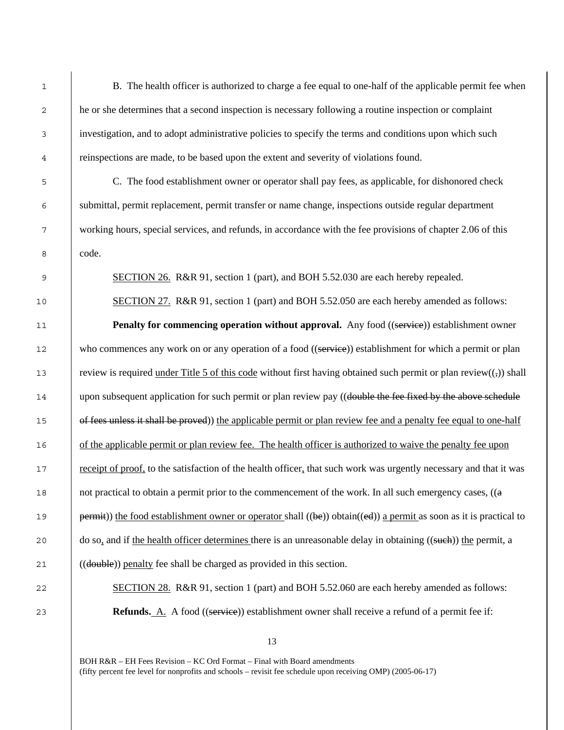B. The health officer is authorized to charge a fee equal to one-half of the applicable permit fee when he or she determines that a second inspection is necessary following a routine inspection or complaint investigation, and to adopt administrative policies to specify the terms and conditions upon which such reinspections are made, to be based upon the extent and severity of violations found.

C. The food establishment owner or operator shall pay fees, as applicable, for dishonored check submittal, permit replacement, permit transfer or name change, inspections outside regular department working hours, special services, and refunds, in accordance with the fee provisions of chapter 2.06 of this code.

SECTION 26. R&R 91, section 1 (part), and BOH 5.52.030 are each hereby repealed.

SECTION 27. R&R 91, section 1 (part) and BOH 5.52.050 are each hereby amended as follows:

**Penalty for commencing operation without approval.** Any food ((~~service~~)) establishment owner who commences any work on or any operation of a food ((~~service~~)) establishment for which a permit or plan review is required under Title 5 of this code without first having obtained such permit or plan review((~~,~~)) shall upon subsequent application for such permit or plan review pay ((~~double the fee fixed by the above schedule of fees unless it shall be proved~~)) the applicable permit or plan review fee and a penalty fee equal to one-half of the applicable permit or plan review fee. The health officer is authorized to waive the penalty fee upon receipt of proof, to the satisfaction of the health officer, that such work was urgently necessary and that it was not practical to obtain a permit prior to the commencement of the work. In all such emergency cases, ((~~a permit~~)) the food establishment owner or operator shall ((~~be~~)) obtain((~~ed~~)) a permit as soon as it is practical to do so, and if the health officer determines there is an unreasonable delay in obtaining ((~~such~~)) the permit, a ((~~double~~)) penalty fee shall be charged as provided in this section.

SECTION 28. R&R 91, section 1 (part) and BOH 5.52.060 are each hereby amended as follows:

**Refunds.** A. A food ((~~service~~)) establishment owner shall receive a refund of a permit fee if: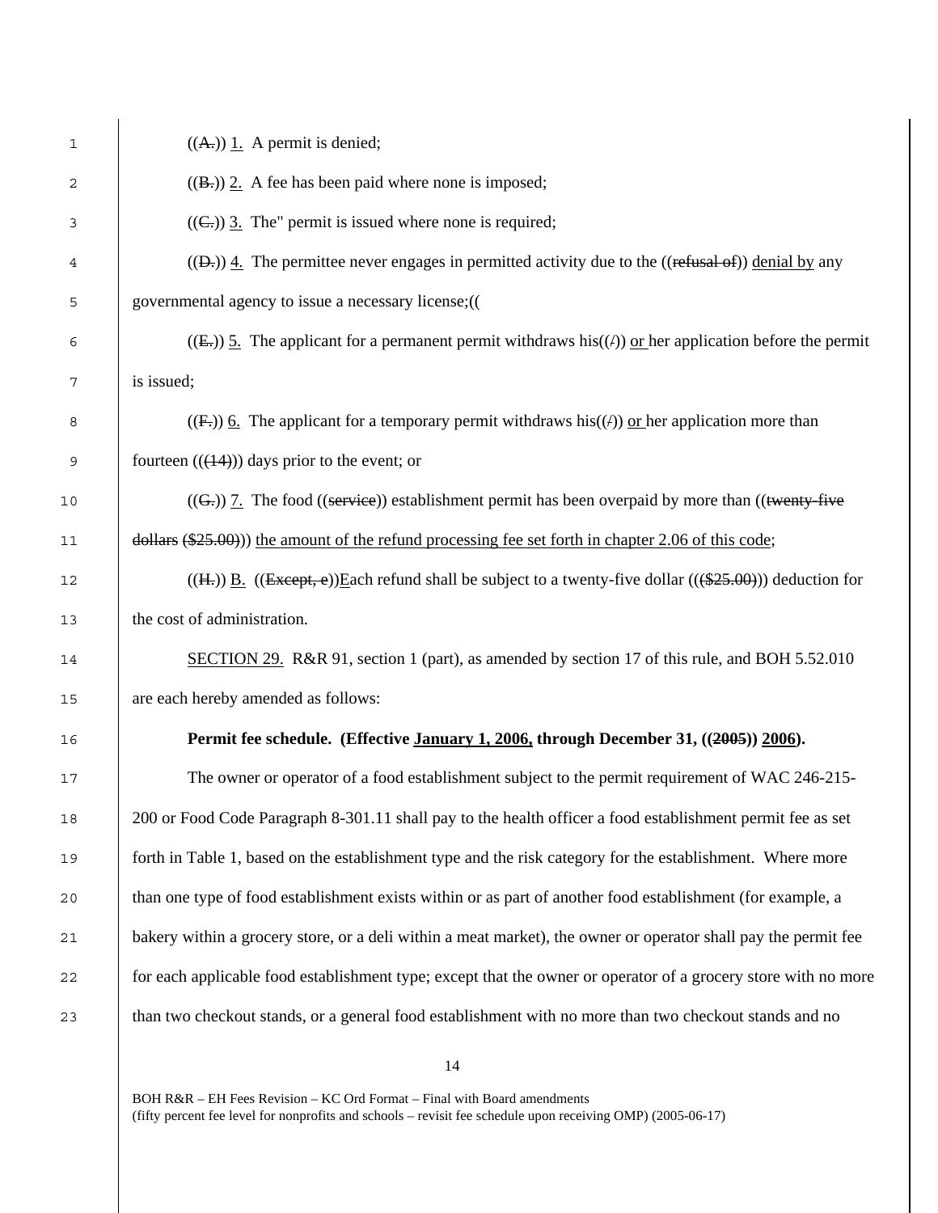((~~A.~~)) 1. A permit is denied;

((~~B.~~)) 2. A fee has been paid where none is imposed;

((~~C.~~)) 3. The" permit is issued where none is required;

((~~D.~~)) 4. The permittee never engages in permitted activity due to the ((~~refusal of~~)) denial by any governmental agency to issue a necessary license;((

((~~E.~~)) 5. The applicant for a permanent permit withdraws his((~~/~~)) or her application before the permit is issued;

((~~F.~~)) 6. The applicant for a temporary permit withdraws his((~~/~~)) or her application more than fourteen ((~~(14)~~)) days prior to the event; or

((~~G.~~)) 7. The food ((~~service~~)) establishment permit has been overpaid by more than ((~~twenty-five dollars ($25.00)~~)) the amount of the refund processing fee set forth in chapter 2.06 of this code;

((~~H.~~)) B. ((~~Except, e~~))Each refund shall be subject to a twenty-five dollar ((~~($25.00)~~)) deduction for the cost of administration.

SECTION 29. R&R 91, section 1 (part), as amended by section 17 of this rule, and BOH 5.52.010 are each hereby amended as follows:

**Permit fee schedule. (Effective January 1, 2006, through December 31, ((~~2005~~)) 2006).**

The owner or operator of a food establishment subject to the permit requirement of WAC 246-215-200 or Food Code Paragraph 8-301.11 shall pay to the health officer a food establishment permit fee as set forth in Table 1, based on the establishment type and the risk category for the establishment. Where more than one type of food establishment exists within or as part of another food establishment (for example, a bakery within a grocery store, or a deli within a meat market), the owner or operator shall pay the permit fee for each applicable food establishment type; except that the owner or operator of a grocery store with no more than two checkout stands, or a general food establishment with no more than two checkout stands and no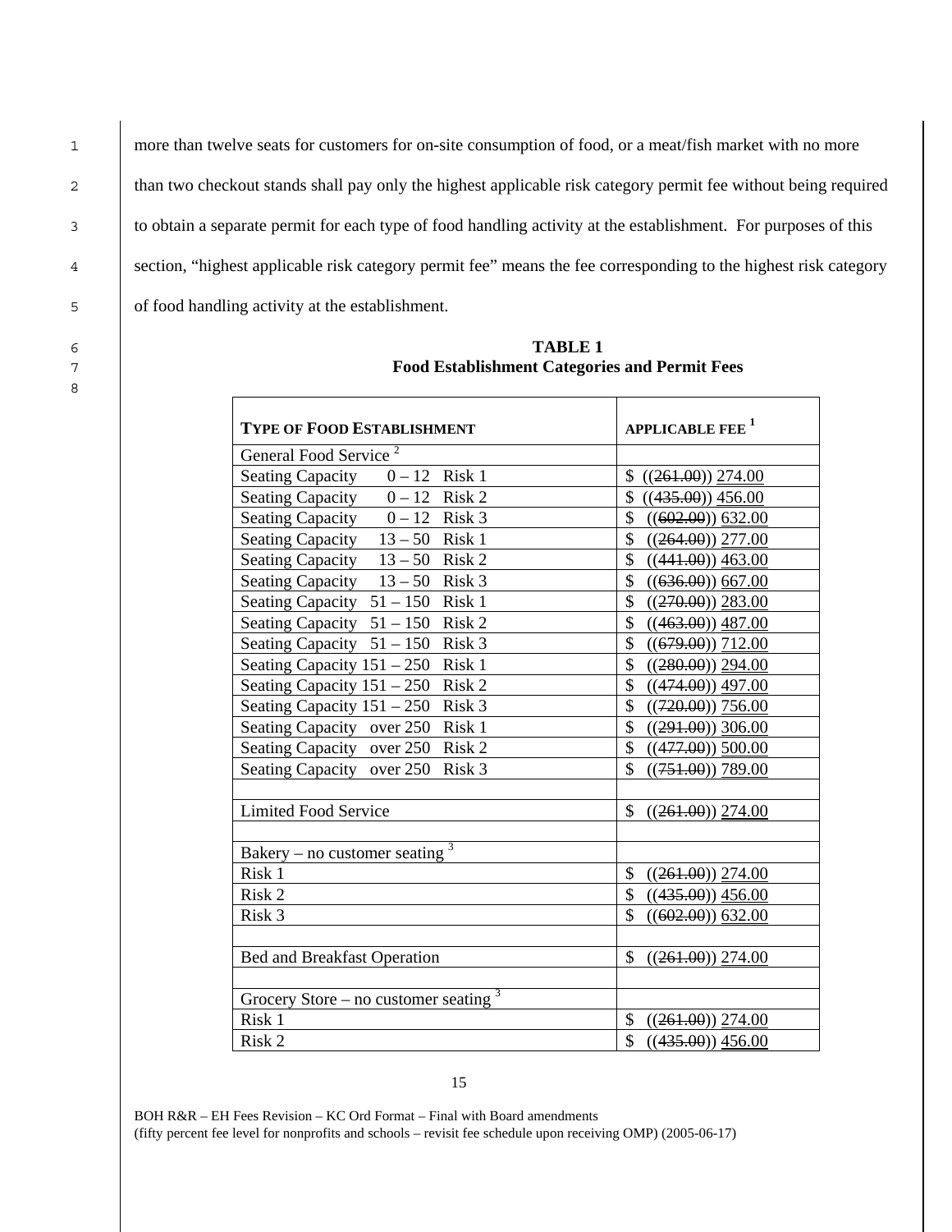more than twelve seats for customers for on-site consumption of food, or a meat/fish market with no more than two checkout stands shall pay only the highest applicable risk category permit fee without being required to obtain a separate permit for each type of food handling activity at the establishment. For purposes of this section, "highest applicable risk category permit fee" means the fee corresponding to the highest risk category of food handling activity at the establishment.

**TABLE 1**
**Food Establishment Categories and Permit Fees**

| TYPE OF FOOD ESTABLISHMENT | APPLICABLE FEE [1] |
|---|---|
| General Food Service [2] | |
| Seating Capacity 0 – 12 Risk 1 | $ ((~~261.00~~)) <u>274.00</u> |
| Seating Capacity 0 – 12 Risk 2 | $ ((~~435.00~~)) <u>456.00</u> |
| Seating Capacity 0 – 12 Risk 3 | $ ((~~602.00~~)) <u>632.00</u> |
| Seating Capacity 13 – 50 Risk 1 | $ ((~~264.00~~)) <u>277.00</u> |
| Seating Capacity 13 – 50 Risk 2 | $ ((~~441.00~~)) <u>463.00</u> |
| Seating Capacity 13 – 50 Risk 3 | $ ((~~636.00~~)) <u>667.00</u> |
| Seating Capacity 51 – 150 Risk 1 | $ ((~~270.00~~)) <u>283.00</u> |
| Seating Capacity 51 – 150 Risk 2 | $ ((~~463.00~~)) <u>487.00</u> |
| Seating Capacity 51 – 150 Risk 3 | $ ((~~679.00~~)) <u>712.00</u> |
| Seating Capacity 151 – 250 Risk 1 | $ ((~~280.00~~)) <u>294.00</u> |
| Seating Capacity 151 – 250 Risk 2 | $ ((~~474.00~~)) <u>497.00</u> |
| Seating Capacity 151 – 250 Risk 3 | $ ((~~720.00~~)) <u>756.00</u> |
| Seating Capacity over 250 Risk 1 | $ ((~~291.00~~)) <u>306.00</u> |
| Seating Capacity over 250 Risk 2 | $ ((~~477.00~~)) <u>500.00</u> |
| Seating Capacity over 250 Risk 3 | $ ((~~751.00~~)) <u>789.00</u> |
| | |
| Limited Food Service | $ ((~~261.00~~)) <u>274.00</u> |
| | |
| Bakery – no customer seating [3] | |
| Risk 1 | $ ((~~261.00~~)) <u>274.00</u> |
| Risk 2 | $ ((~~435.00~~)) <u>456.00</u> |
| Risk 3 | $ ((~~602.00~~)) <u>632.00</u> |
| | |
| Bed and Breakfast Operation | $ ((~~261.00~~)) <u>274.00</u> |
| | |
| Grocery Store – no customer seating [3] | |
| Risk 1 | $ ((~~261.00~~)) <u>274.00</u> |
| Risk 2 | $ ((~~435.00~~)) <u>456.00</u> |

BOH R&R – EH Fees Revision – KC Ord Format – Final with Board amendments
(fifty percent fee level for nonprofits and schools – revisit fee schedule upon receiving OMP) (2005-06-17)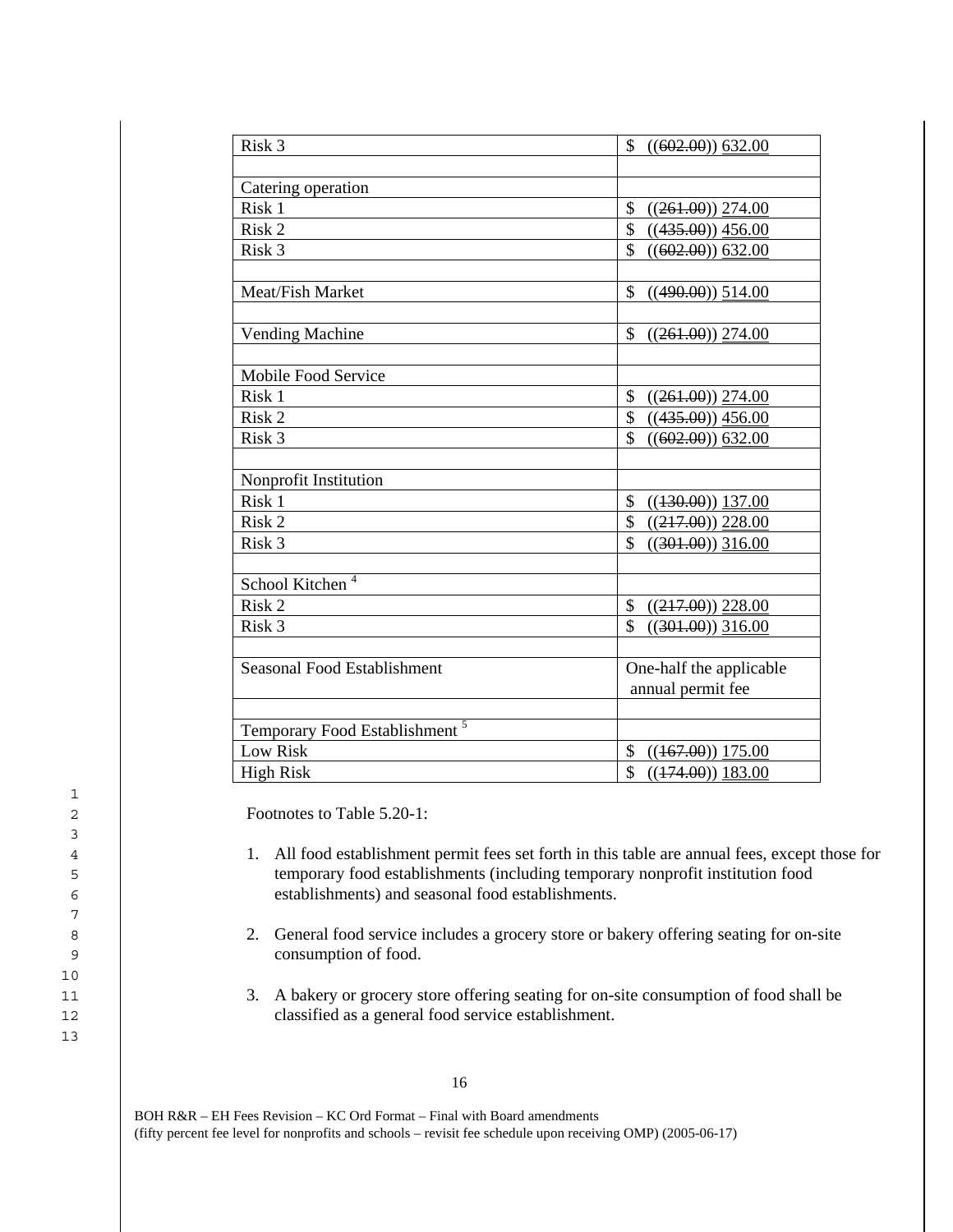| | |
|---|---|
| Risk 3 | $ ((~~602.00~~)) 632.00 |
| | |
| Catering operation | |
| Risk 1 | $ ((~~261.00~~)) 274.00 |
| Risk 2 | $ ((~~435.00~~)) 456.00 |
| Risk 3 | $ ((~~602.00~~)) 632.00 |
| | |
| Meat/Fish Market | $ ((~~490.00~~)) 514.00 |
| | |
| Vending Machine | $ ((~~261.00~~)) 274.00 |
| | |
| Mobile Food Service | |
| Risk 1 | $ ((~~261.00~~)) 274.00 |
| Risk 2 | $ ((~~435.00~~)) 456.00 |
| Risk 3 | $ ((~~602.00~~)) 632.00 |
| | |
| Nonprofit Institution | |
| Risk 1 | $ ((~~130.00~~)) 137.00 |
| Risk 2 | $ ((~~217.00~~)) 228.00 |
| Risk 3 | $ ((~~301.00~~)) 316.00 |
| | |
| School Kitchen [4] | |
| Risk 2 | $ ((~~217.00~~)) 228.00 |
| Risk 3 | $ ((~~301.00~~)) 316.00 |
| | |
| Seasonal Food Establishment | One-half the applicable annual permit fee |
| | |
| Temporary Food Establishment [5] | |
| Low Risk | $ ((~~167.00~~)) 175.00 |
| High Risk | $ ((~~174.00~~)) 183.00 |

Footnotes to Table 5.20-1:

1. All food establishment permit fees set forth in this table are annual fees, except those for temporary food establishments (including temporary nonprofit institution food establishments) and seasonal food establishments.

2. General food service includes a grocery store or bakery offering seating for on-site consumption of food.

3. A bakery or grocery store offering seating for on-site consumption of food shall be classified as a general food service establishment.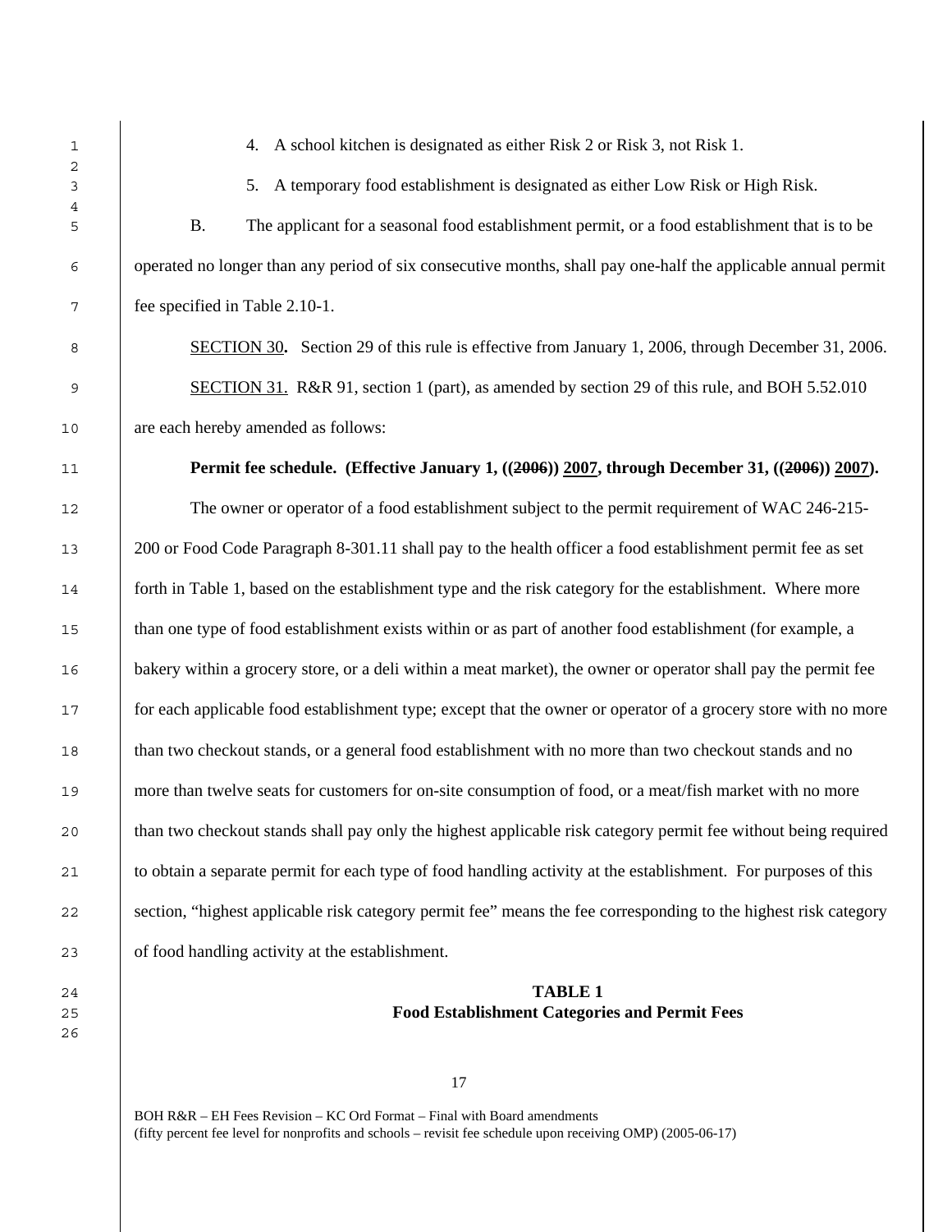4. A school kitchen is designated as either Risk 2 or Risk 3, not Risk 1.

5. A temporary food establishment is designated as either Low Risk or High Risk.

B. The applicant for a seasonal food establishment permit, or a food establishment that is to be operated no longer than any period of six consecutive months, shall pay one-half the applicable annual permit fee specified in Table 2.10-1.

SECTION 30**.** Section 29 of this rule is effective from January 1, 2006, through December 31, 2006.

SECTION 31. R&R 91, section 1 (part), as amended by section 29 of this rule, and BOH 5.52.010 are each hereby amended as follows:

**Permit fee schedule. (Effective January 1, ((~~2006~~)) 2007, through December 31, ((~~2006~~)) 2007).**

The owner or operator of a food establishment subject to the permit requirement of WAC 246-215-200 or Food Code Paragraph 8-301.11 shall pay to the health officer a food establishment permit fee as set forth in Table 1, based on the establishment type and the risk category for the establishment. Where more than one type of food establishment exists within or as part of another food establishment (for example, a bakery within a grocery store, or a deli within a meat market), the owner or operator shall pay the permit fee for each applicable food establishment type; except that the owner or operator of a grocery store with no more than two checkout stands, or a general food establishment with no more than two checkout stands and no more than twelve seats for customers for on-site consumption of food, or a meat/fish market with no more than two checkout stands shall pay only the highest applicable risk category permit fee without being required to obtain a separate permit for each type of food handling activity at the establishment. For purposes of this section, "highest applicable risk category permit fee" means the fee corresponding to the highest risk category of food handling activity at the establishment.

**TABLE 1**
**Food Establishment Categories and Permit Fees**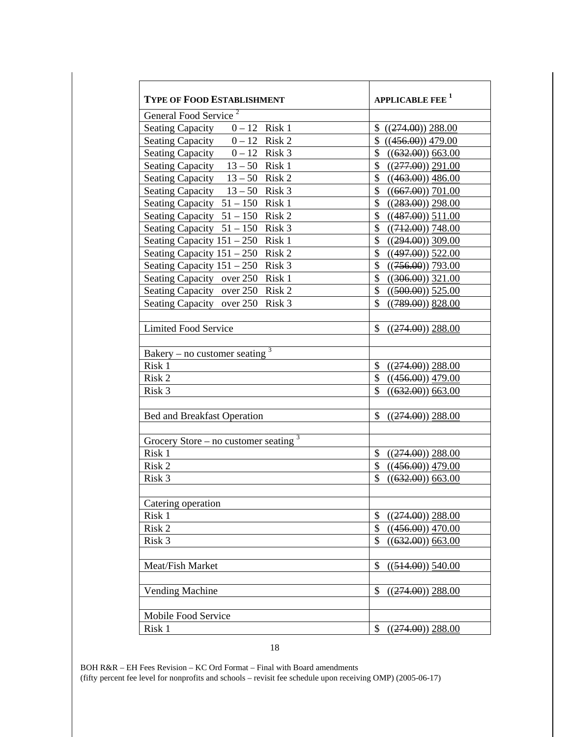| TYPE OF FOOD ESTABLISHMENT | APPLICABLE FEE [1] |
|---|---|
| General Food Service [2] | |
| Seating Capacity 0 – 12 Risk 1 | $ ((~~274.00~~)) 288.00 |
| Seating Capacity 0 – 12 Risk 2 | $ ((~~456.00~~)) 479.00 |
| Seating Capacity 0 – 12 Risk 3 | $ ((~~632.00~~)) 663.00 |
| Seating Capacity 13 – 50 Risk 1 | $ ((~~277.00~~)) 291.00 |
| Seating Capacity 13 – 50 Risk 2 | $ ((~~463.00~~)) 486.00 |
| Seating Capacity 13 – 50 Risk 3 | $ ((~~667.00~~)) 701.00 |
| Seating Capacity 51 – 150 Risk 1 | $ ((~~283.00~~)) 298.00 |
| Seating Capacity 51 – 150 Risk 2 | $ ((~~487.00~~)) 511.00 |
| Seating Capacity 51 – 150 Risk 3 | $ ((~~712.00~~)) 748.00 |
| Seating Capacity 151 – 250 Risk 1 | $ ((~~294.00~~)) 309.00 |
| Seating Capacity 151 – 250 Risk 2 | $ ((~~497.00~~)) 522.00 |
| Seating Capacity 151 – 250 Risk 3 | $ ((~~756.00~~)) 793.00 |
| Seating Capacity over 250 Risk 1 | $ ((~~306.00~~)) 321.00 |
| Seating Capacity over 250 Risk 2 | $ ((~~500.00~~)) 525.00 |
| Seating Capacity over 250 Risk 3 | $ ((~~789.00~~)) 828.00 |
| | |
| Limited Food Service | $ ((~~274.00~~)) 288.00 |
| | |
| Bakery – no customer seating [3] | |
| Risk 1 | $ ((~~274.00~~)) 288.00 |
| Risk 2 | $ ((~~456.00~~)) 479.00 |
| Risk 3 | $ ((~~632.00~~)) 663.00 |
| | |
| Bed and Breakfast Operation | $ ((~~274.00~~)) 288.00 |
| | |
| Grocery Store – no customer seating [3] | |
| Risk 1 | $ ((~~274.00~~)) 288.00 |
| Risk 2 | $ ((~~456.00~~)) 479.00 |
| Risk 3 | $ ((~~632.00~~)) 663.00 |
| | |
| Catering operation | |
| Risk 1 | $ ((~~274.00~~)) 288.00 |
| Risk 2 | $ ((~~456.00~~)) 470.00 |
| Risk 3 | $ ((~~632.00~~)) 663.00 |
| | |
| Meat/Fish Market | $ ((~~514.00~~)) 540.00 |
| | |
| Vending Machine | $ ((~~274.00~~)) 288.00 |
| | |
| Mobile Food Service | |
| Risk 1 | $ ((~~274.00~~)) 288.00 |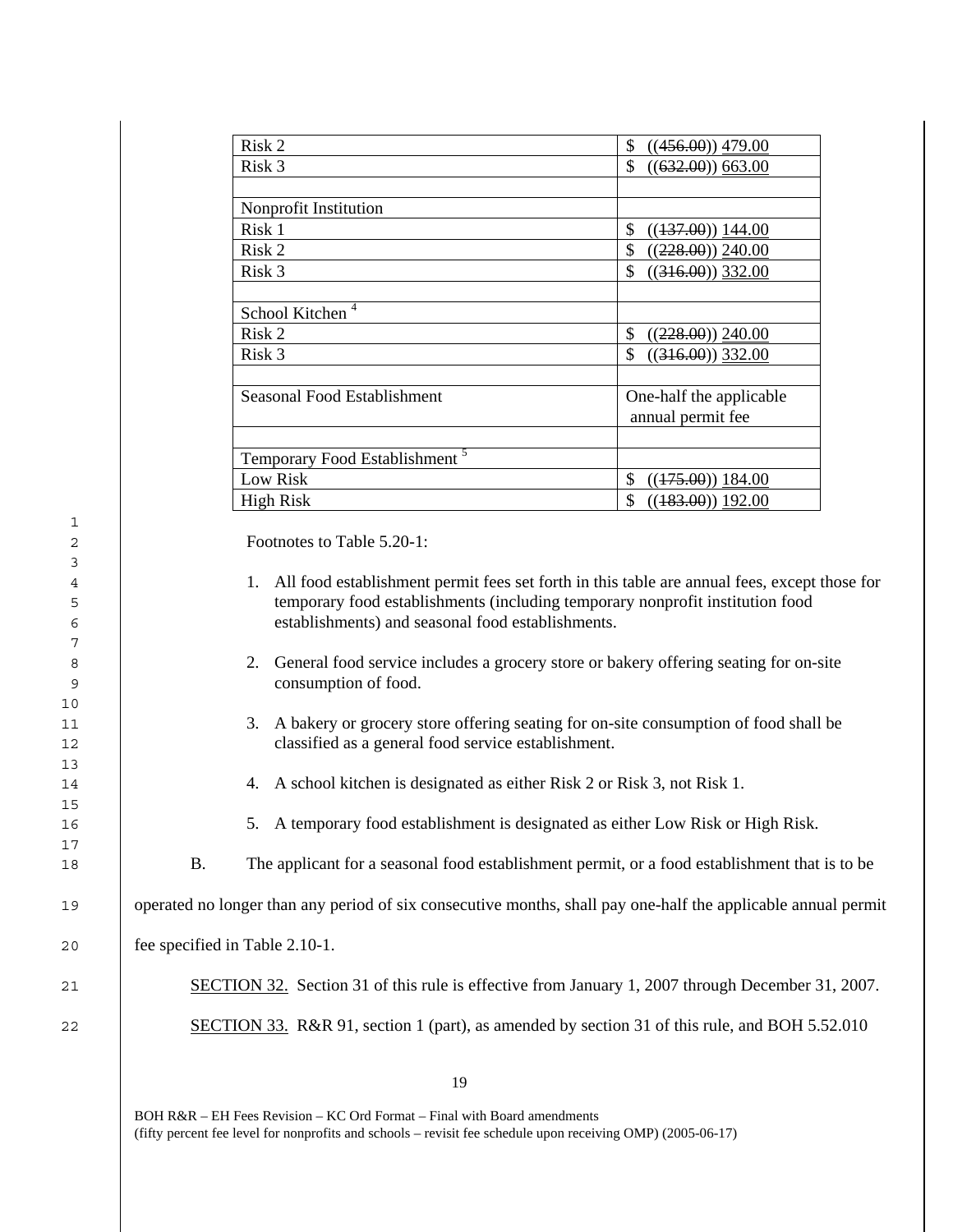| | |
|---|---|
| Risk 2 | $ ((~~456.00~~)) 479.00 |
| Risk 3 | $ ((~~632.00~~)) 663.00 |
| | |
| Nonprofit Institution | |
| Risk 1 | $ ((~~137.00~~)) 144.00 |
| Risk 2 | $ ((~~228.00~~)) 240.00 |
| Risk 3 | $ ((~~316.00~~)) 332.00 |
| | |
| School Kitchen [4] | |
| Risk 2 | $ ((~~228.00~~)) 240.00 |
| Risk 3 | $ ((~~316.00~~)) 332.00 |
| | |
| Seasonal Food Establishment | One-half the applicable annual permit fee |
| | |
| Temporary Food Establishment [5] | |
| Low Risk | $ ((~~175.00~~)) 184.00 |
| High Risk | $ ((~~183.00~~)) 192.00 |

Footnotes to Table 5.20-1:

1. All food establishment permit fees set forth in this table are annual fees, except those for temporary food establishments (including temporary nonprofit institution food establishments) and seasonal food establishments.

2. General food service includes a grocery store or bakery offering seating for on-site consumption of food.

3. A bakery or grocery store offering seating for on-site consumption of food shall be classified as a general food service establishment.

4. A school kitchen is designated as either Risk 2 or Risk 3, not Risk 1.

5. A temporary food establishment is designated as either Low Risk or High Risk.

B. The applicant for a seasonal food establishment permit, or a food establishment that is to be operated no longer than any period of six consecutive months, shall pay one-half the applicable annual permit fee specified in Table 2.10-1.

SECTION 32. Section 31 of this rule is effective from January 1, 2007 through December 31, 2007.

SECTION 33. R&R 91, section 1 (part), as amended by section 31 of this rule, and BOH 5.52.010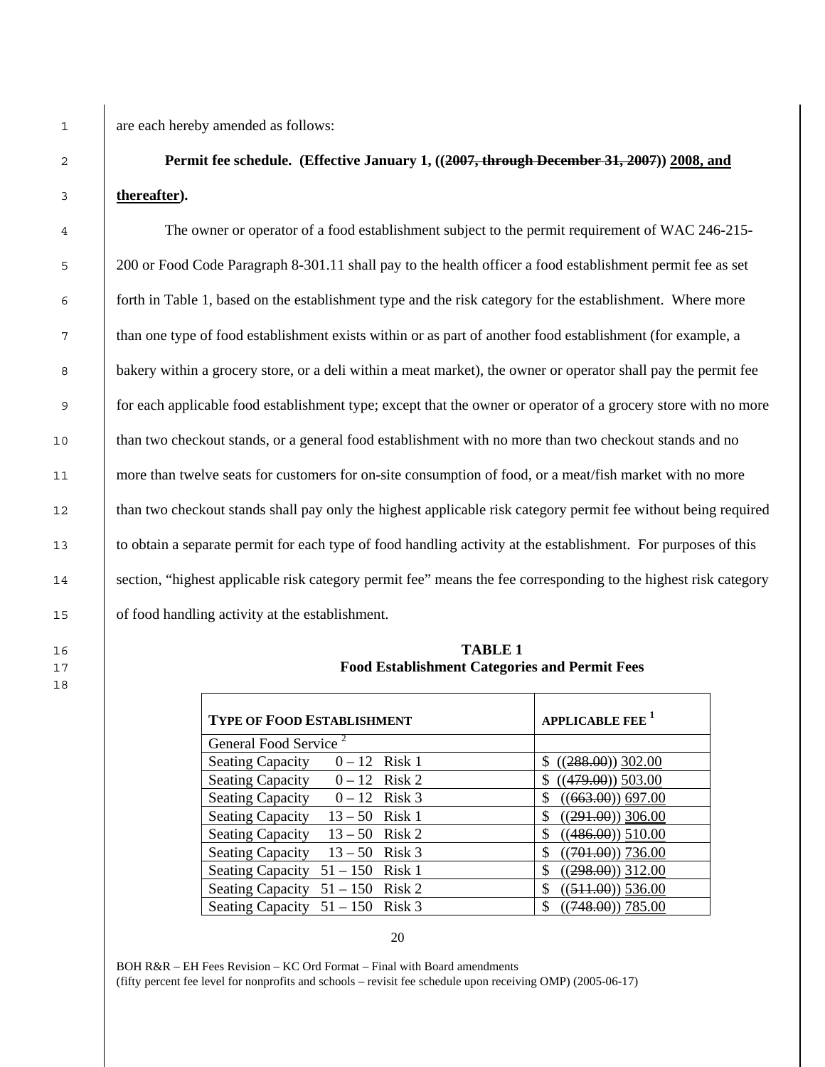are each hereby amended as follows:

**Permit fee schedule. (Effective January 1, ((~~2007, through December 31, 2007~~)) 2008, and thereafter).**

The owner or operator of a food establishment subject to the permit requirement of WAC 246-215-200 or Food Code Paragraph 8-301.11 shall pay to the health officer a food establishment permit fee as set forth in Table 1, based on the establishment type and the risk category for the establishment. Where more than one type of food establishment exists within or as part of another food establishment (for example, a bakery within a grocery store, or a deli within a meat market), the owner or operator shall pay the permit fee for each applicable food establishment type; except that the owner or operator of a grocery store with no more than two checkout stands, or a general food establishment with no more than two checkout stands and no more than twelve seats for customers for on-site consumption of food, or a meat/fish market with no more than two checkout stands shall pay only the highest applicable risk category permit fee without being required to obtain a separate permit for each type of food handling activity at the establishment. For purposes of this section, "highest applicable risk category permit fee" means the fee corresponding to the highest risk category of food handling activity at the establishment.

**TABLE 1**
**Food Establishment Categories and Permit Fees**

| TYPE OF FOOD ESTABLISHMENT | APPLICABLE FEE [1] |
|---|---|
| General Food Service [2] | |
| Seating Capacity 0 – 12 Risk 1 | $ ((~~288.00~~)) 302.00 |
| Seating Capacity 0 – 12 Risk 2 | $ ((~~479.00~~)) 503.00 |
| Seating Capacity 0 – 12 Risk 3 | $ ((~~663.00~~)) 697.00 |
| Seating Capacity 13 – 50 Risk 1 | $ ((~~291.00~~)) 306.00 |
| Seating Capacity 13 – 50 Risk 2 | $ ((~~486.00~~)) 510.00 |
| Seating Capacity 13 – 50 Risk 3 | $ ((~~701.00~~)) 736.00 |
| Seating Capacity 51 – 150 Risk 1 | $ ((~~298.00~~)) 312.00 |
| Seating Capacity 51 – 150 Risk 2 | $ ((~~511.00~~)) 536.00 |
| Seating Capacity 51 – 150 Risk 3 | $ ((~~748.00~~)) 785.00 |

BOH R&R – EH Fees Revision – KC Ord Format – Final with Board amendments
(fifty percent fee level for nonprofits and schools – revisit fee schedule upon receiving OMP) (2005-06-17)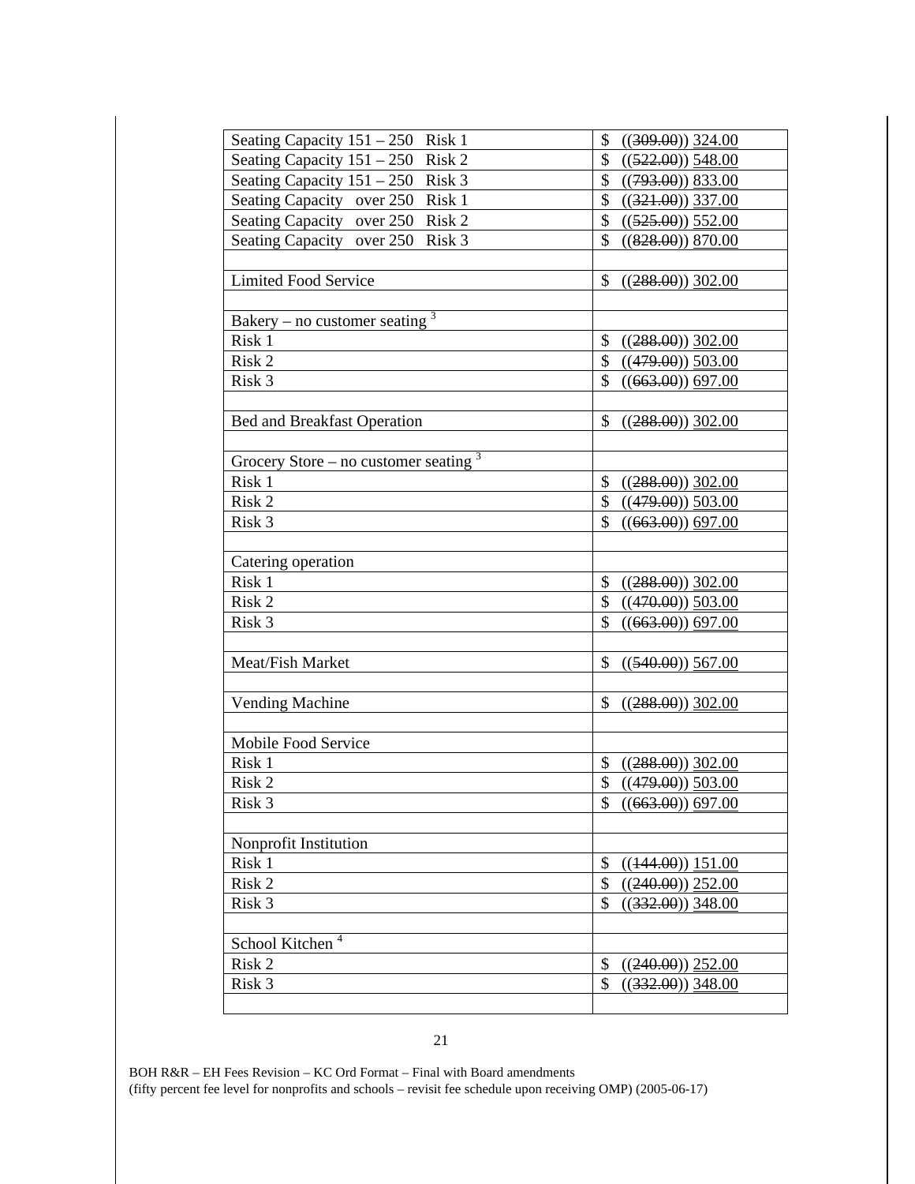| | |
|---|---|
| Seating Capacity 151 – 250 Risk 1 | $ ((~~309.00~~)) <u>324.00</u> |
| Seating Capacity 151 – 250 Risk 2 | $ ((~~522.00~~)) <u>548.00</u> |
| Seating Capacity 151 – 250 Risk 3 | $ ((~~793.00~~)) <u>833.00</u> |
| Seating Capacity over 250 Risk 1 | $ ((~~321.00~~)) <u>337.00</u> |
| Seating Capacity over 250 Risk 2 | $ ((~~525.00~~)) <u>552.00</u> |
| Seating Capacity over 250 Risk 3 | $ ((~~828.00~~)) <u>870.00</u> |
| | |
| Limited Food Service | $ ((~~288.00~~)) <u>302.00</u> |
| | |
| Bakery – no customer seating [3] | |
| Risk 1 | $ ((~~288.00~~)) <u>302.00</u> |
| Risk 2 | $ ((~~479.00~~)) <u>503.00</u> |
| Risk 3 | $ ((~~663.00~~)) <u>697.00</u> |
| | |
| Bed and Breakfast Operation | $ ((~~288.00~~)) <u>302.00</u> |
| | |
| Grocery Store – no customer seating [3] | |
| Risk 1 | $ ((~~288.00~~)) <u>302.00</u> |
| Risk 2 | $ ((~~479.00~~)) <u>503.00</u> |
| Risk 3 | $ ((~~663.00~~)) <u>697.00</u> |
| | |
| Catering operation | |
| Risk 1 | $ ((~~288.00~~)) <u>302.00</u> |
| Risk 2 | $ ((~~470.00~~)) <u>503.00</u> |
| Risk 3 | $ ((~~663.00~~)) <u>697.00</u> |
| | |
| Meat/Fish Market | $ ((~~540.00~~)) <u>567.00</u> |
| | |
| Vending Machine | $ ((~~288.00~~)) <u>302.00</u> |
| | |
| Mobile Food Service | |
| Risk 1 | $ ((~~288.00~~)) <u>302.00</u> |
| Risk 2 | $ ((~~479.00~~)) <u>503.00</u> |
| Risk 3 | $ ((~~663.00~~)) <u>697.00</u> |
| | |
| Nonprofit Institution | |
| Risk 1 | $ ((~~144.00~~)) <u>151.00</u> |
| Risk 2 | $ ((~~240.00~~)) <u>252.00</u> |
| Risk 3 | $ ((~~332.00~~)) <u>348.00</u> |
| | |
| School Kitchen [4] | |
| Risk 2 | $ ((~~240.00~~)) <u>252.00</u> |
| Risk 3 | $ ((~~332.00~~)) <u>348.00</u> |
| | |

BOH R&R – EH Fees Revision – KC Ord Format – Final with Board amendments
(fifty percent fee level for nonprofits and schools – revisit fee schedule upon receiving OMP) (2005-06-17)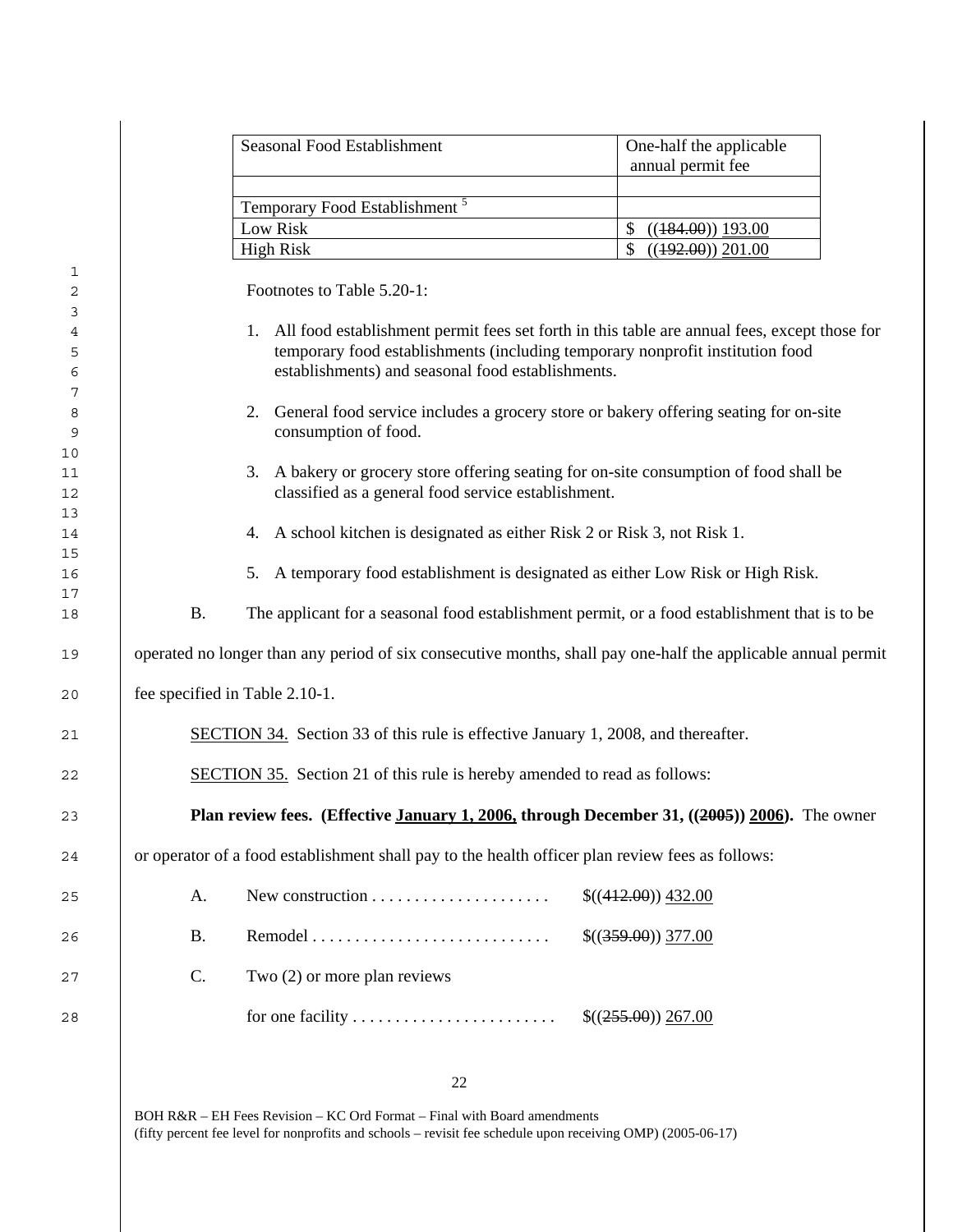| | |
|---|---|
| Seasonal Food Establishment | One-half the applicable annual permit fee |
| | |
| Temporary Food Establishment [5] | |
| Low Risk | $ ((~~184.00~~)) 193.00 |
| High Risk | $ ((~~192.00~~)) 201.00 |

Footnotes to Table 5.20-1:

1. All food establishment permit fees set forth in this table are annual fees, except those for temporary food establishments (including temporary nonprofit institution food establishments) and seasonal food establishments.

2. General food service includes a grocery store or bakery offering seating for on-site consumption of food.

3. A bakery or grocery store offering seating for on-site consumption of food shall be classified as a general food service establishment.

4. A school kitchen is designated as either Risk 2 or Risk 3, not Risk 1.

5. A temporary food establishment is designated as either Low Risk or High Risk.

B. The applicant for a seasonal food establishment permit, or a food establishment that is to be operated no longer than any period of six consecutive months, shall pay one-half the applicable annual permit fee specified in Table 2.10-1.

SECTION 34. Section 33 of this rule is effective January 1, 2008, and thereafter.

SECTION 35. Section 21 of this rule is hereby amended to read as follows:

**Plan review fees. (Effective January 1, 2006, through December 31, ((~~2005~~)) 2006).** The owner or operator of a food establishment shall pay to the health officer plan review fees as follows:

A. New construction . . . . . . . . . . . . . . . . . . . . . $((~~412.00~~)) 432.00

B. Remodel . . . . . . . . . . . . . . . . . . . . . . . . . . . . $((~~359.00~~)) 377.00

C. Two (2) or more plan reviews

for one facility . . . . . . . . . . . . . . . . . . . . . . . . $((~~255.00~~)) 267.00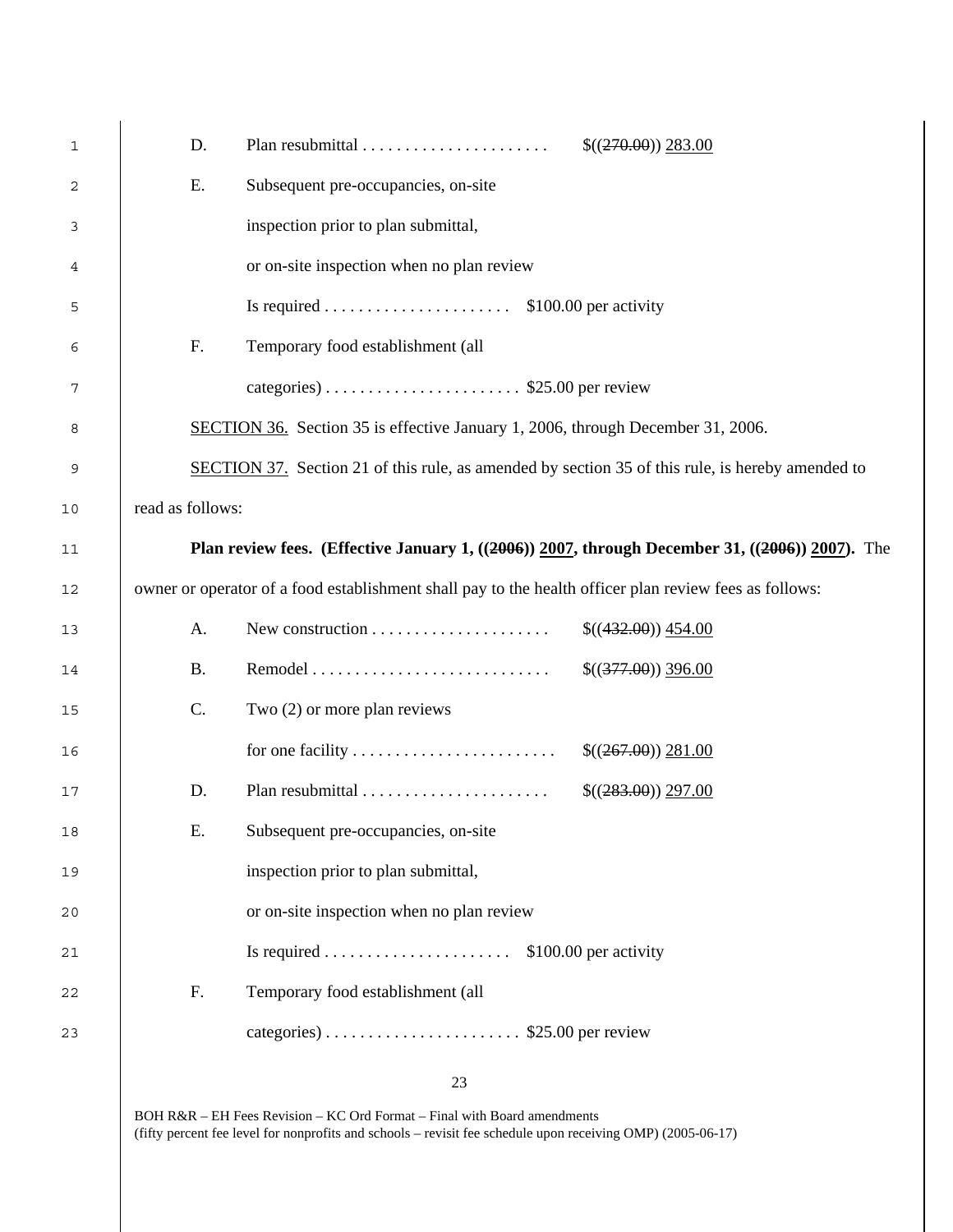D. Plan resubmittal . . . . . . . . . . . . . . . . . . . . . . $((~~270.00~~)) <u>283.00</u>

E. Subsequent pre-occupancies, on-site inspection prior to plan submittal, or on-site inspection when no plan review Is required . . . . . . . . . . . . . . . . . . . . . . $100.00 per activity

F. Temporary food establishment (all categories) . . . . . . . . . . . . . . . . . . . . . . . $25.00 per review

<u>SECTION 36.</u> Section 35 is effective January 1, 2006, through December 31, 2006.

<u>SECTION 37.</u> Section 21 of this rule, as amended by section 35 of this rule, is hereby amended to read as follows:

**Plan review fees. (Effective January 1, ((~~2006~~)) <u>2007</u>, through December 31, ((~~2006~~)) <u>2007</u>).** The owner or operator of a food establishment shall pay to the health officer plan review fees as follows:

A. New construction . . . . . . . . . . . . . . . . . . . . . $((~~432.00~~)) <u>454.00</u>

B. Remodel . . . . . . . . . . . . . . . . . . . . . . . . . . . . $((~~377.00~~)) <u>396.00</u>

C. Two (2) or more plan reviews for one facility . . . . . . . . . . . . . . . . . . . . . . . . $((~~267.00~~)) <u>281.00</u>

D. Plan resubmittal . . . . . . . . . . . . . . . . . . . . . . $((~~283.00~~)) <u>297.00</u>

E. Subsequent pre-occupancies, on-site inspection prior to plan submittal, or on-site inspection when no plan review Is required . . . . . . . . . . . . . . . . . . . . . . $100.00 per activity

F. Temporary food establishment (all categories) . . . . . . . . . . . . . . . . . . . . . . . $25.00 per review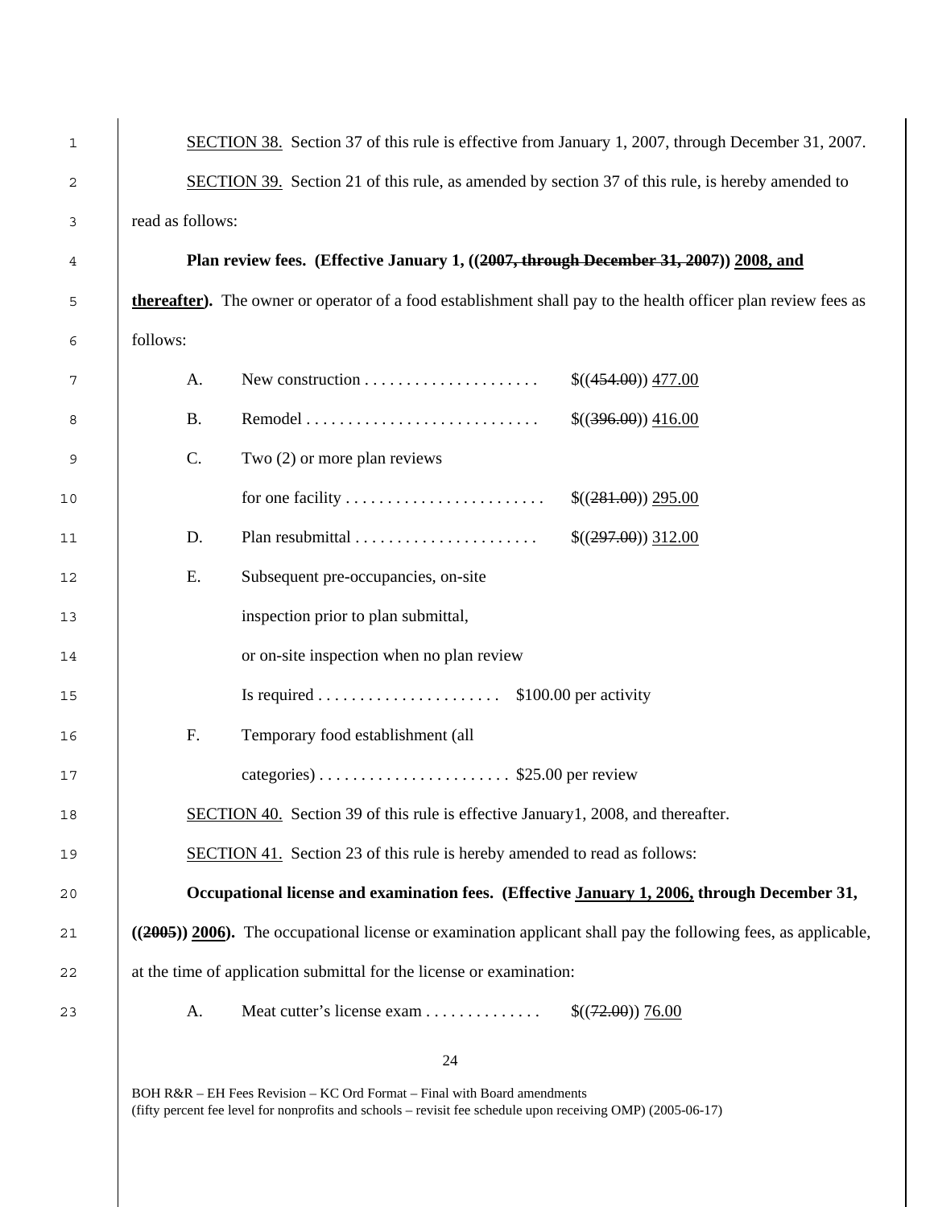SECTION 38. Section 37 of this rule is effective from January 1, 2007, through December 31, 2007.

SECTION 39. Section 21 of this rule, as amended by section 37 of this rule, is hereby amended to read as follows:

**Plan review fees. (Effective January 1, ((~~2007, through December 31, 2007~~)) 2008, and thereafter).** The owner or operator of a food establishment shall pay to the health officer plan review fees as follows:

A. New construction . . . . . . . . . . . . . . . . . . . . . $((~~454.00~~)) 477.00

B. Remodel . . . . . . . . . . . . . . . . . . . . . . . . . . . . $((~~396.00~~)) 416.00

C. Two (2) or more plan reviews for one facility . . . . . . . . . . . . . . . . . . . . . . . . $((~~281.00~~)) 295.00

D. Plan resubmittal . . . . . . . . . . . . . . . . . . . . . . $((~~297.00~~)) 312.00

E. Subsequent pre-occupancies, on-site inspection prior to plan submittal, or on-site inspection when no plan review Is required . . . . . . . . . . . . . . . . . . . . . . $100.00 per activity

F. Temporary food establishment (all categories) . . . . . . . . . . . . . . . . . . . . . . . $25.00 per review

SECTION 40. Section 39 of this rule is effective January1, 2008, and thereafter.

SECTION 41. Section 23 of this rule is hereby amended to read as follows:

**Occupational license and examination fees. (Effective January 1, 2006, through December 31, ((~~2005~~)) 2006).** The occupational license or examination applicant shall pay the following fees, as applicable, at the time of application submittal for the license or examination:

A. Meat cutter's license exam . . . . . . . . . . . . . . $((~~72.00~~)) 76.00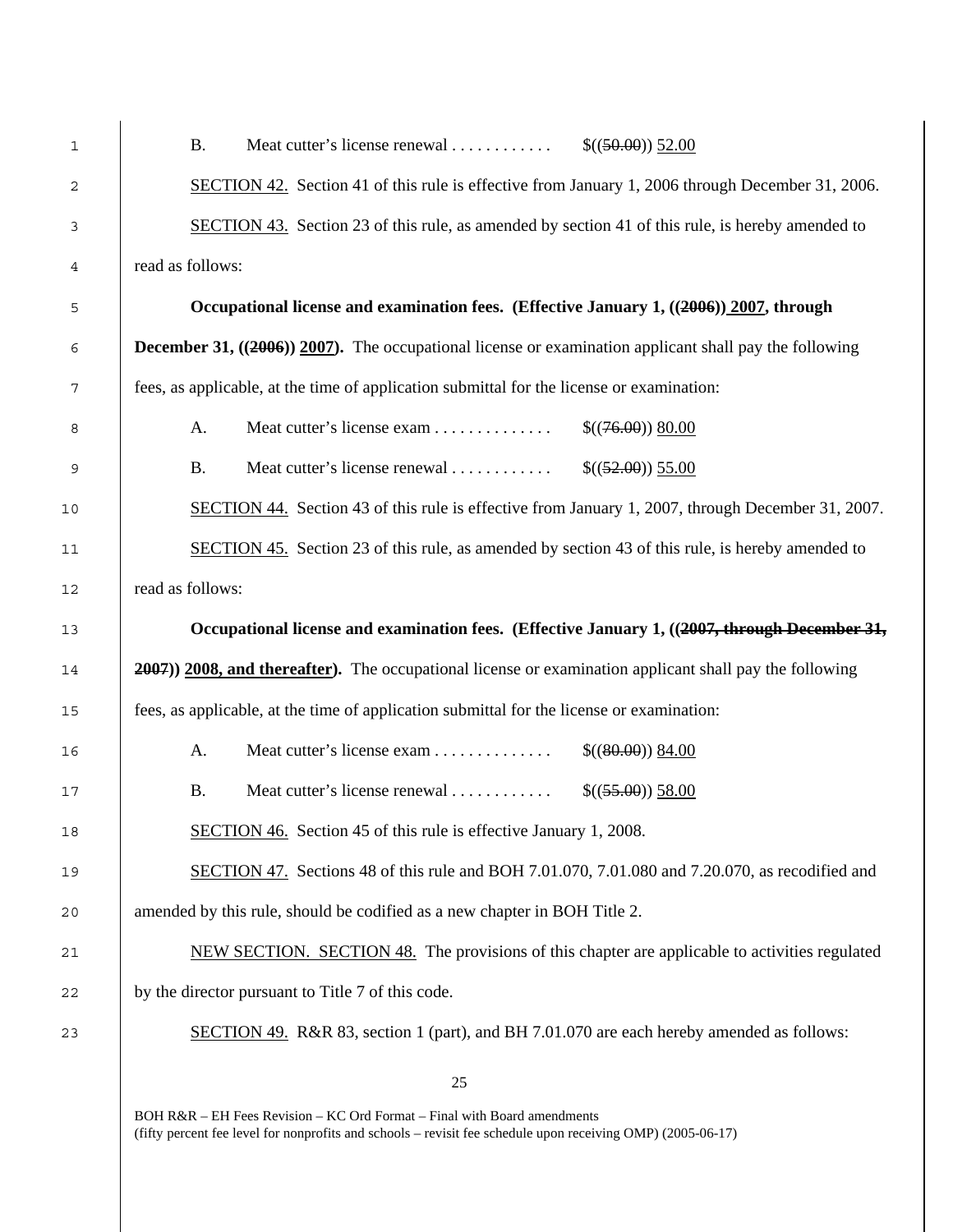B. Meat cutter's license renewal . . . . . . . . . . . . $((~~50.00~~)) 52.00

SECTION 42. Section 41 of this rule is effective from January 1, 2006 through December 31, 2006.

SECTION 43. Section 23 of this rule, as amended by section 41 of this rule, is hereby amended to read as follows:

**Occupational license and examination fees. (Effective January 1, ((~~2006~~)) 2007, through December 31, ((~~2006~~)) 2007).** The occupational license or examination applicant shall pay the following fees, as applicable, at the time of application submittal for the license or examination:

A. Meat cutter's license exam . . . . . . . . . . . . . . $((~~76.00~~)) 80.00

B. Meat cutter's license renewal . . . . . . . . . . . . $((~~52.00~~)) 55.00

SECTION 44. Section 43 of this rule is effective from January 1, 2007, through December 31, 2007.

SECTION 45. Section 23 of this rule, as amended by section 43 of this rule, is hereby amended to read as follows:

**Occupational license and examination fees. (Effective January 1, ((~~2007, through December 31, 2007~~)) 2008, and thereafter).** The occupational license or examination applicant shall pay the following fees, as applicable, at the time of application submittal for the license or examination:

A. Meat cutter's license exam . . . . . . . . . . . . . . $((~~80.00~~)) 84.00

B. Meat cutter's license renewal . . . . . . . . . . . . $((~~55.00~~)) 58.00

SECTION 46. Section 45 of this rule is effective January 1, 2008.

SECTION 47. Sections 48 of this rule and BOH 7.01.070, 7.01.080 and 7.20.070, as recodified and amended by this rule, should be codified as a new chapter in BOH Title 2.

NEW SECTION. SECTION 48. The provisions of this chapter are applicable to activities regulated by the director pursuant to Title 7 of this code.

SECTION 49. R&R 83, section 1 (part), and BH 7.01.070 are each hereby amended as follows: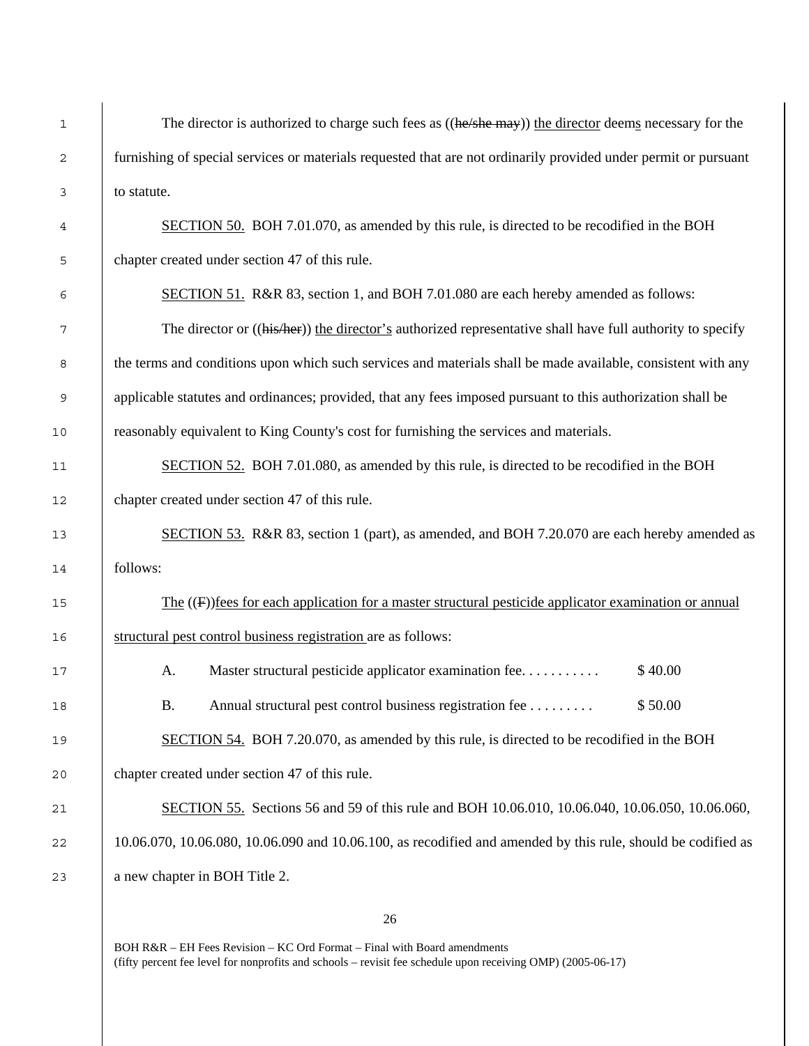The director is authorized to charge such fees as ((~~he/she may~~)) the director deems necessary for the furnishing of special services or materials requested that are not ordinarily provided under permit or pursuant to statute.

SECTION 50. BOH 7.01.070, as amended by this rule, is directed to be recodified in the BOH chapter created under section 47 of this rule.

SECTION 51. R&R 83, section 1, and BOH 7.01.080 are each hereby amended as follows:

The director or ((~~his/her~~)) the director's authorized representative shall have full authority to specify the terms and conditions upon which such services and materials shall be made available, consistent with any applicable statutes and ordinances; provided, that any fees imposed pursuant to this authorization shall be reasonably equivalent to King County's cost for furnishing the services and materials.

SECTION 52. BOH 7.01.080, as amended by this rule, is directed to be recodified in the BOH chapter created under section 47 of this rule.

SECTION 53. R&R 83, section 1 (part), as amended, and BOH 7.20.070 are each hereby amended as follows:

The ((~~F~~))fees for each application for a master structural pesticide applicator examination or annual structural pest control business registration are as follows:

A. Master structural pesticide applicator examination fee. . . . . . . . . . . $ 40.00

B. Annual structural pest control business registration fee . . . . . . . . . $ 50.00

SECTION 54. BOH 7.20.070, as amended by this rule, is directed to be recodified in the BOH chapter created under section 47 of this rule.

SECTION 55. Sections 56 and 59 of this rule and BOH 10.06.010, 10.06.040, 10.06.050, 10.06.060, 10.06.070, 10.06.080, 10.06.090 and 10.06.100, as recodified and amended by this rule, should be codified as a new chapter in BOH Title 2.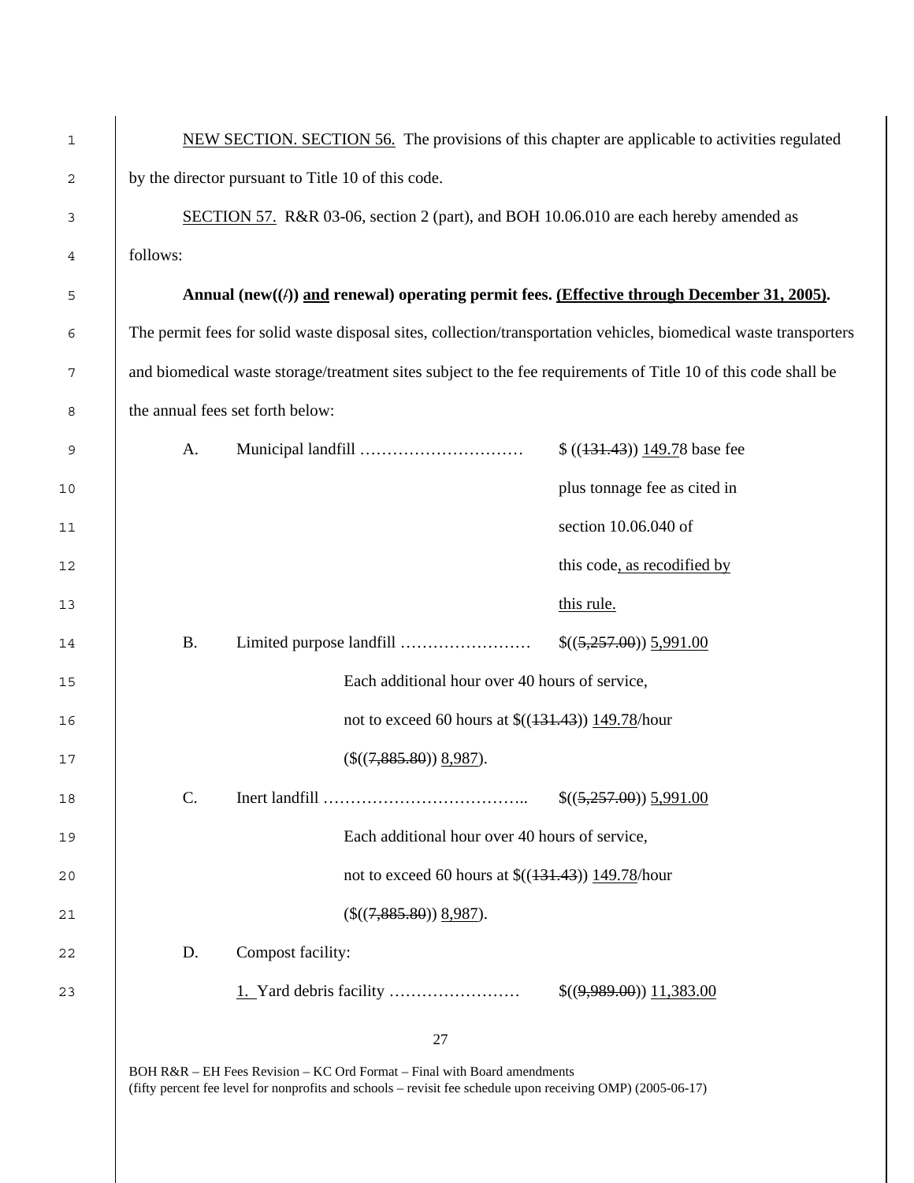NEW SECTION. SECTION 56. The provisions of this chapter are applicable to activities regulated by the director pursuant to Title 10 of this code.

SECTION 57. R&R 03-06, section 2 (part), and BOH 10.06.010 are each hereby amended as follows:

**Annual (new((/)) and renewal) operating permit fees. (Effective through December 31, 2005).** The permit fees for solid waste disposal sites, collection/transportation vehicles, biomedical waste transporters and biomedical waste storage/treatment sites subject to the fee requirements of Title 10 of this code shall be the annual fees set forth below:

A. Municipal landfill .............................. $ ((~~131.43~~)) 149.78 base fee plus tonnage fee as cited in section 10.06.040 of this code, as recodified by this rule.

B. Limited purpose landfill ........................ $((~~5,257.00~~)) 5,991.00

Each additional hour over 40 hours of service, not to exceed 60 hours at $((~~131.43~~)) 149.78/hour ($((~~7,885.80~~)) 8,987).

C. Inert landfill .................................... $((~~5,257.00~~)) 5,991.00

Each additional hour over 40 hours of service, not to exceed 60 hours at $((~~131.43~~)) 149.78/hour ($((~~7,885.80~~)) 8,987).

D. Compost facility:

1. Yard debris facility ........................ $((~~9,989.00~~)) 11,383.00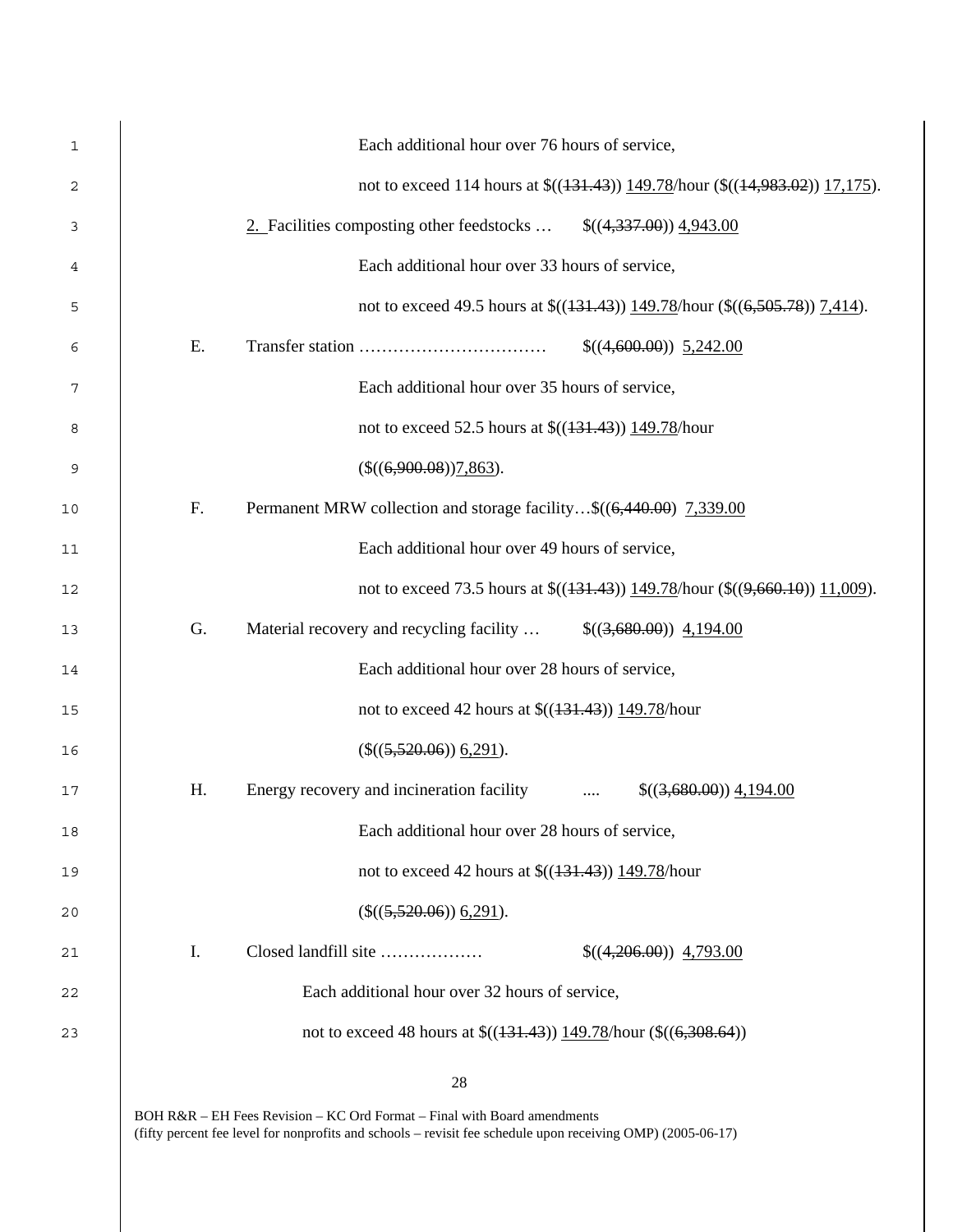Each additional hour over 76 hours of service,

not to exceed 114 hours at $((~~131.43~~)) <u>149.78</u>/hour ($((~~14,983.02~~)) <u>17,175</u>).

<u>2.</u> Facilities composting other feedstocks … $((~~4,337.00~~)) <u>4,943.00</u>

Each additional hour over 33 hours of service,

not to exceed 49.5 hours at $((~~131.43~~)) <u>149.78</u>/hour ($((~~6,505.78~~)) <u>7,414</u>).

E. Transfer station …………………………… $((~~4,600.00~~)) <u>5,242.00</u>

Each additional hour over 35 hours of service,

not to exceed 52.5 hours at $((~~131.43~~)) <u>149.78</u>/hour

($((~~6,900.08~~))<u>7,863</u>).

F. Permanent MRW collection and storage facility…$((~~6,440.00~~) <u>7,339.00</u>

Each additional hour over 49 hours of service,

not to exceed 73.5 hours at $((~~131.43~~)) <u>149.78</u>/hour ($((~~9,660.10~~)) <u>11,009</u>).

G. Material recovery and recycling facility … $((~~3,680.00~~)) <u>4,194.00</u>

Each additional hour over 28 hours of service,

not to exceed 42 hours at $((~~131.43~~)) <u>149.78</u>/hour

($((~~5,520.06~~)) <u>6,291</u>).

H. Energy recovery and incineration facility .... $((~~3,680.00~~)) <u>4,194.00</u>

Each additional hour over 28 hours of service,

not to exceed 42 hours at $((~~131.43~~)) <u>149.78</u>/hour

($((~~5,520.06~~)) <u>6,291</u>).

I. Closed landfill site ……………… $((~~4,206.00~~)) <u>4,793.00</u>

Each additional hour over 32 hours of service,

not to exceed 48 hours at $((~~131.43~~)) <u>149.78</u>/hour ($((~~6,308.64~~))

BOH R&R – EH Fees Revision – KC Ord Format – Final with Board amendments
(fifty percent fee level for nonprofits and schools – revisit fee schedule upon receiving OMP) (2005-06-17)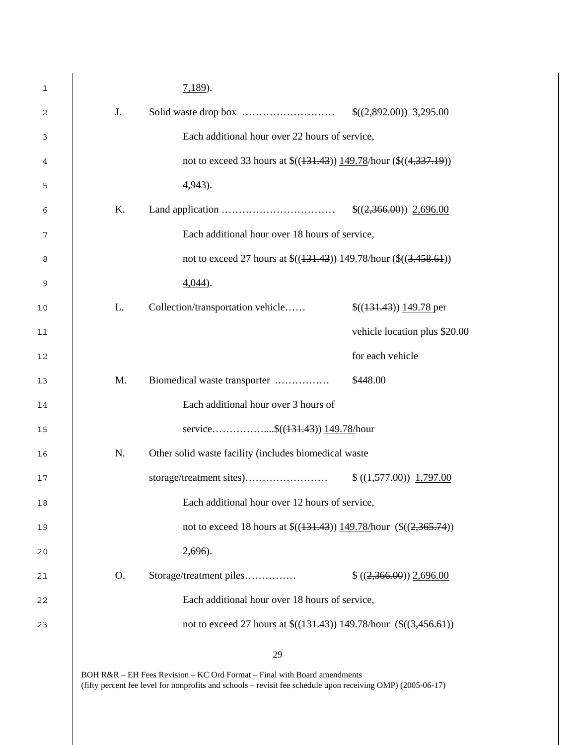7,189).

J. Solid waste drop box ……………………… $((~~2,892.00~~)) 3,295.00

Each additional hour over 22 hours of service, not to exceed 33 hours at $((~~131.43~~)) 149.78/hour ($((~~4,337.19~~)) 4,943).

K. Land application …………………………… $((~~2,366.00~~)) 2,696.00

Each additional hour over 18 hours of service, not to exceed 27 hours at $((~~131.43~~)) 149.78/hour ($((~~3,458.61~~)) 4,044).

L. Collection/transportation vehicle…… $((~~131.43~~)) 149.78 per vehicle location plus $20.00 for each vehicle

M. Biomedical waste transporter ……………. $448.00

Each additional hour over 3 hours of service…………….....$((~~131.43~~)) 149.78/hour

N. Other solid waste facility (includes biomedical waste storage/treatment sites)…………………… $ ((~~1,577.00~~)) 1,797.00

Each additional hour over 12 hours of service, not to exceed 18 hours at $((~~131.43~~)) 149.78/hour ($((~~2,365.74~~)) 2,696).

O. Storage/treatment piles…………… $ ((~~2,366.00~~)) 2,696.00

Each additional hour over 18 hours of service, not to exceed 27 hours at $((~~131.43~~)) 149.78/hour ($((~~3,456.61~~))

BOH R&R – EH Fees Revision – KC Ord Format – Final with Board amendments
(fifty percent fee level for nonprofits and schools – revisit fee schedule upon receiving OMP) (2005-06-17)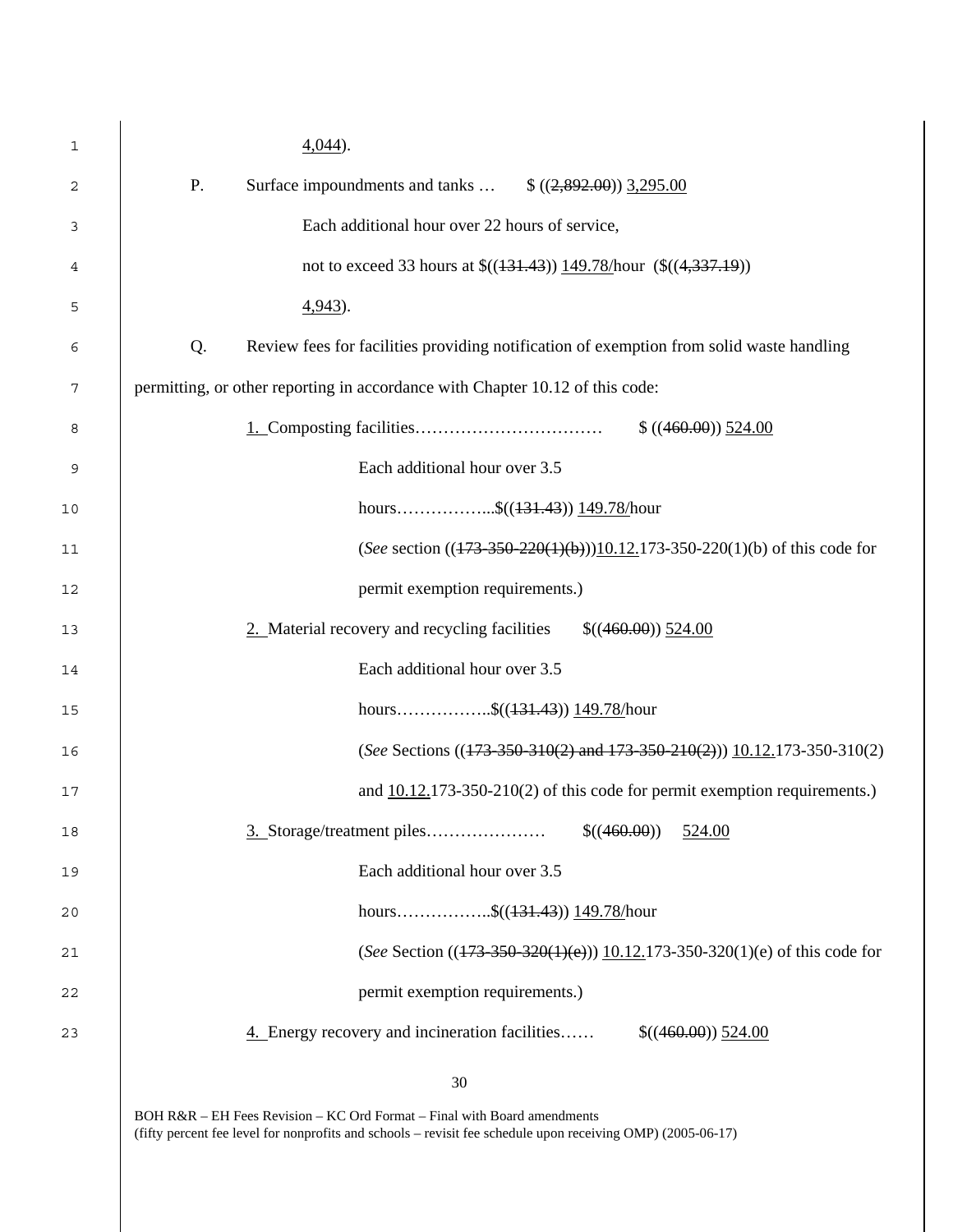4,044).

P. Surface impoundments and tanks … $ ((~~2,892.00~~)) 3,295.00

Each additional hour over 22 hours of service,

not to exceed 33 hours at $((~~131.43~~)) 149.78/hour ($((~~4,337.19~~))

4,943).

Q. Review fees for facilities providing notification of exemption from solid waste handling permitting, or other reporting in accordance with Chapter 10.12 of this code:

1. Composting facilities…………………………… $ ((~~460.00~~)) 524.00

Each additional hour over 3.5

hours……………..$((~~131.43~~)) 149.78/hour

(*See* section ((~~173-350-220(1)(b)~~))10.12.173-350-220(1)(b) of this code for permit exemption requirements.)

2. Material recovery and recycling facilities $((~~460.00~~)) 524.00

Each additional hour over 3.5

hours……………..$((~~131.43~~)) 149.78/hour

(*See* Sections ((~~173-350-310(2) and 173-350-210(2)~~)) 10.12.173-350-310(2) and 10.12.173-350-210(2) of this code for permit exemption requirements.)

3. Storage/treatment piles………………… $((~~460.00~~)) 524.00

Each additional hour over 3.5

hours……………..$((~~131.43~~)) 149.78/hour

(*See* Section ((~~173-350-320(1)(e)~~)) 10.12.173-350-320(1)(e) of this code for permit exemption requirements.)

4. Energy recovery and incineration facilities…… $((~~460.00~~)) 524.00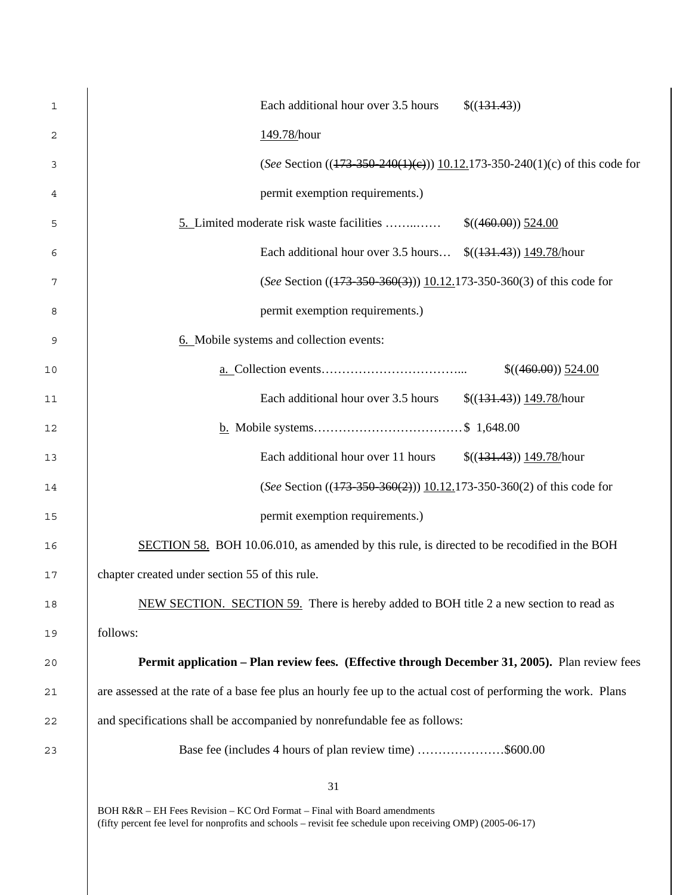Each additional hour over 3.5 hours $((~~131.43~~)) 149.78/hour

(*See* Section ((~~173-350-240(1)(c)~~)) 10.12.173-350-240(1)(c) of this code for permit exemption requirements.)

5. Limited moderate risk waste facilities ……..…… $((~~460.00~~)) 524.00

Each additional hour over 3.5 hours… $((~~131.43~~)) 149.78/hour

(*See* Section ((~~173-350-360(3)~~)) 10.12.173-350-360(3) of this code for permit exemption requirements.)

6. Mobile systems and collection events:

a. Collection events…………………………….... $((~~460.00~~)) 524.00

Each additional hour over 3.5 hours $((~~131.43~~)) 149.78/hour

b. Mobile systems……………………………… $ 1,648.00

Each additional hour over 11 hours $((~~131.43~~)) 149.78/hour

(*See* Section ((~~173-350-360(2)~~)) 10.12.173-350-360(2) of this code for permit exemption requirements.)

SECTION 58. BOH 10.06.010, as amended by this rule, is directed to be recodified in the BOH chapter created under section 55 of this rule.

NEW SECTION. SECTION 59. There is hereby added to BOH title 2 a new section to read as follows:

**Permit application – Plan review fees. (Effective through December 31, 2005).** Plan review fees are assessed at the rate of a base fee plus an hourly fee up to the actual cost of performing the work. Plans and specifications shall be accompanied by nonrefundable fee as follows:

Base fee (includes 4 hours of plan review time) …………………$600.00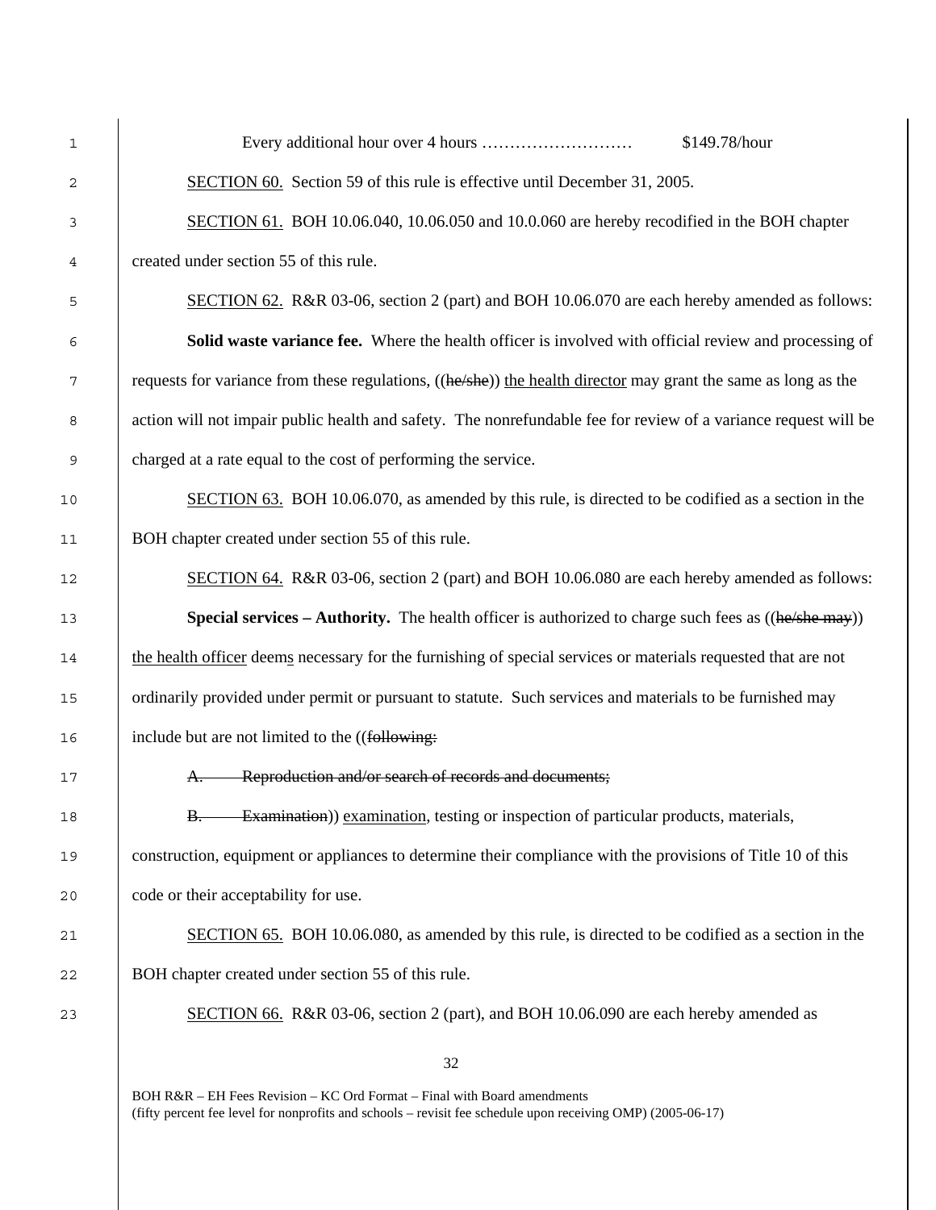Every additional hour over 4 hours ……………………… $149.78/hour

SECTION 60. Section 59 of this rule is effective until December 31, 2005.

SECTION 61. BOH 10.06.040, 10.06.050 and 10.0.060 are hereby recodified in the BOH chapter created under section 55 of this rule.

SECTION 62. R&R 03-06, section 2 (part) and BOH 10.06.070 are each hereby amended as follows:

**Solid waste variance fee.** Where the health officer is involved with official review and processing of requests for variance from these regulations, ((~~he/she~~)) the health director may grant the same as long as the action will not impair public health and safety. The nonrefundable fee for review of a variance request will be charged at a rate equal to the cost of performing the service.

SECTION 63. BOH 10.06.070, as amended by this rule, is directed to be codified as a section in the BOH chapter created under section 55 of this rule.

SECTION 64. R&R 03-06, section 2 (part) and BOH 10.06.080 are each hereby amended as follows:

**Special services – Authority.** The health officer is authorized to charge such fees as ((~~he/she may~~)) the health officer deems necessary for the furnishing of special services or materials requested that are not ordinarily provided under permit or pursuant to statute. Such services and materials to be furnished may include but are not limited to the ((~~following:~~

~~A. Reproduction and/or search of records and documents;~~

~~B. Examination~~)) examination, testing or inspection of particular products, materials, construction, equipment or appliances to determine their compliance with the provisions of Title 10 of this code or their acceptability for use.

SECTION 65. BOH 10.06.080, as amended by this rule, is directed to be codified as a section in the BOH chapter created under section 55 of this rule.

SECTION 66. R&R 03-06, section 2 (part), and BOH 10.06.090 are each hereby amended as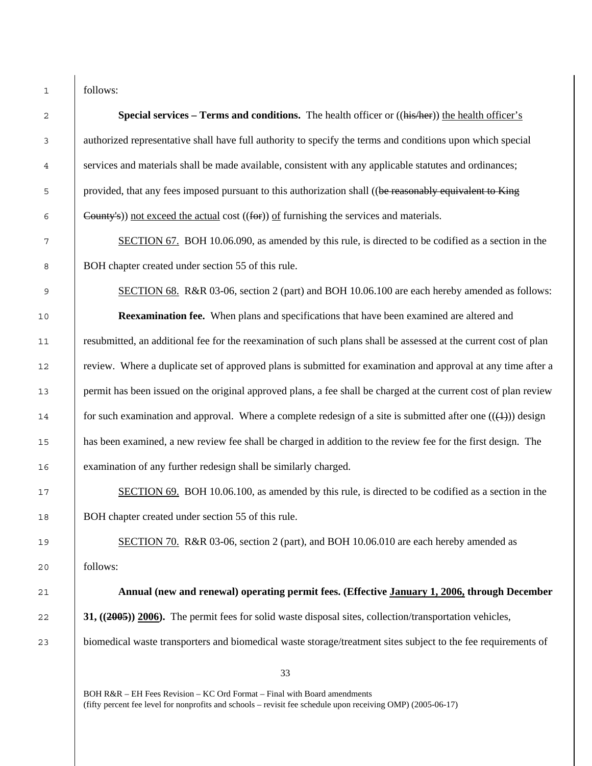follows:

**Special services – Terms and conditions.** The health officer or ((~~his/her~~)) <u>the health officer's</u> authorized representative shall have full authority to specify the terms and conditions upon which special services and materials shall be made available, consistent with any applicable statutes and ordinances; provided, that any fees imposed pursuant to this authorization shall ((~~be reasonably equivalent to King County's~~)) <u>not exceed the actual</u> cost ((~~for~~)) <u>of</u> furnishing the services and materials.

<u>SECTION 67.</u> BOH 10.06.090, as amended by this rule, is directed to be codified as a section in the BOH chapter created under section 55 of this rule.

<u>SECTION 68.</u> R&R 03-06, section 2 (part) and BOH 10.06.100 are each hereby amended as follows:

**Reexamination fee.** When plans and specifications that have been examined are altered and resubmitted, an additional fee for the reexamination of such plans shall be assessed at the current cost of plan review. Where a duplicate set of approved plans is submitted for examination and approval at any time after a permit has been issued on the original approved plans, a fee shall be charged at the current cost of plan review for such examination and approval. Where a complete redesign of a site is submitted after one ((~~(1)~~)) design has been examined, a new review fee shall be charged in addition to the review fee for the first design. The examination of any further redesign shall be similarly charged.

<u>SECTION 69.</u> BOH 10.06.100, as amended by this rule, is directed to be codified as a section in the BOH chapter created under section 55 of this rule.

<u>SECTION 70.</u> R&R 03-06, section 2 (part), and BOH 10.06.010 are each hereby amended as follows:

**Annual (new and renewal) operating permit fees. (Effective <u>January 1, 2006,</u> through December 31, ((~~2005~~)) <u>2006</u>).** The permit fees for solid waste disposal sites, collection/transportation vehicles, biomedical waste transporters and biomedical waste storage/treatment sites subject to the fee requirements of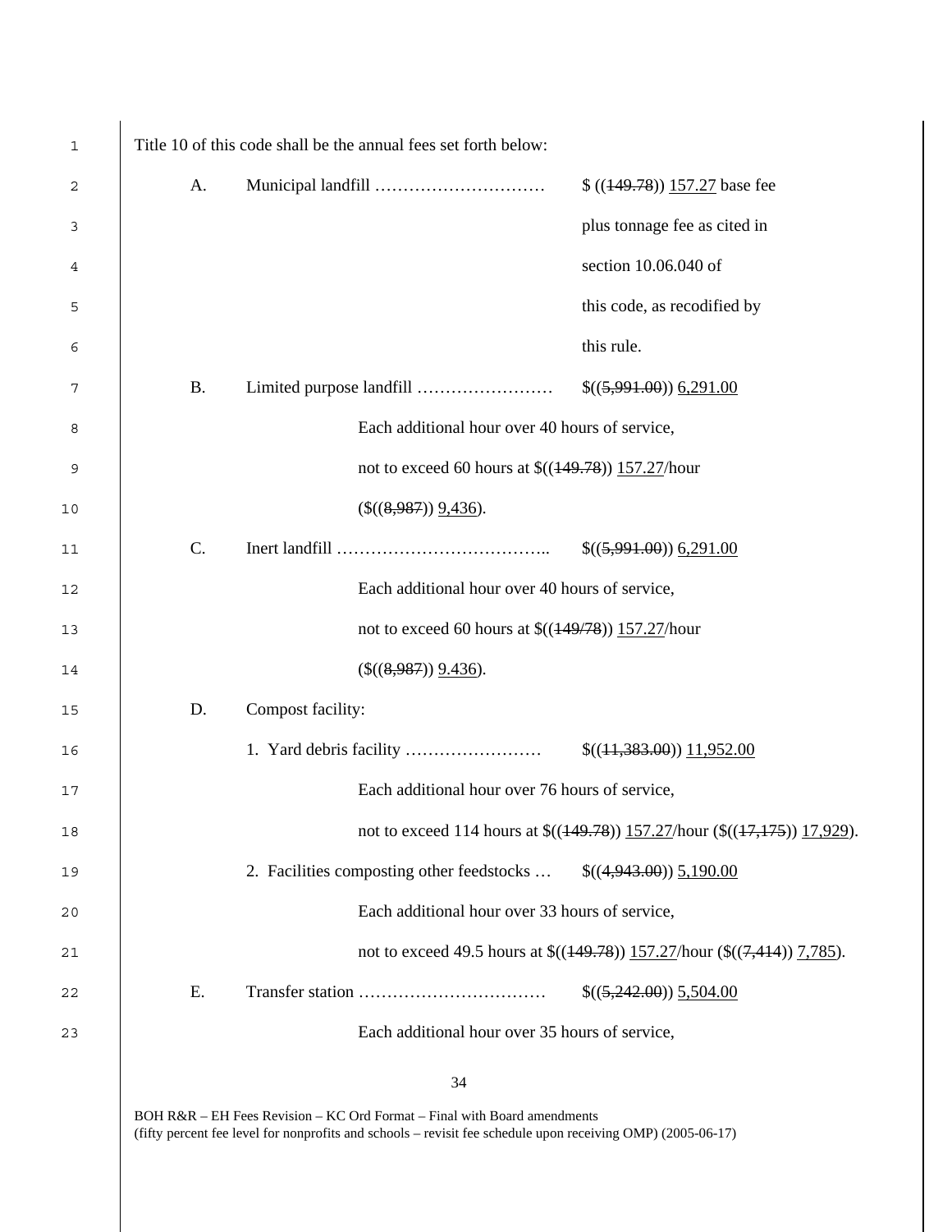Title 10 of this code shall be the annual fees set forth below:

A. Municipal landfill ............................ $ ((~~149.78~~)) 157.27 base fee plus tonnage fee as cited in section 10.06.040 of this code, as recodified by this rule.

B. Limited purpose landfill ........................ $((~~5,991.00~~)) 6,291.00

Each additional hour over 40 hours of service, not to exceed 60 hours at $((~~149.78~~)) 157.27/hour ($((~~8,987~~)) 9,436).

C. Inert landfill .................................. $((~~5,991.00~~)) 6,291.00

Each additional hour over 40 hours of service, not to exceed 60 hours at $((~~149/78~~)) 157.27/hour ($((~~8,987~~)) 9.436).

D. Compost facility:

1. Yard debris facility ........................ $((~~11,383.00~~)) 11,952.00

Each additional hour over 76 hours of service, not to exceed 114 hours at $((~~149.78~~)) 157.27/hour ($((~~17,175~~)) 17,929).

2. Facilities composting other feedstocks ... $((~~4,943.00~~)) 5,190.00

Each additional hour over 33 hours of service, not to exceed 49.5 hours at $((~~149.78~~)) 157.27/hour ($((~~7,414~~)) 7,785).

E. Transfer station ................................ $((~~5,242.00~~)) 5,504.00

Each additional hour over 35 hours of service,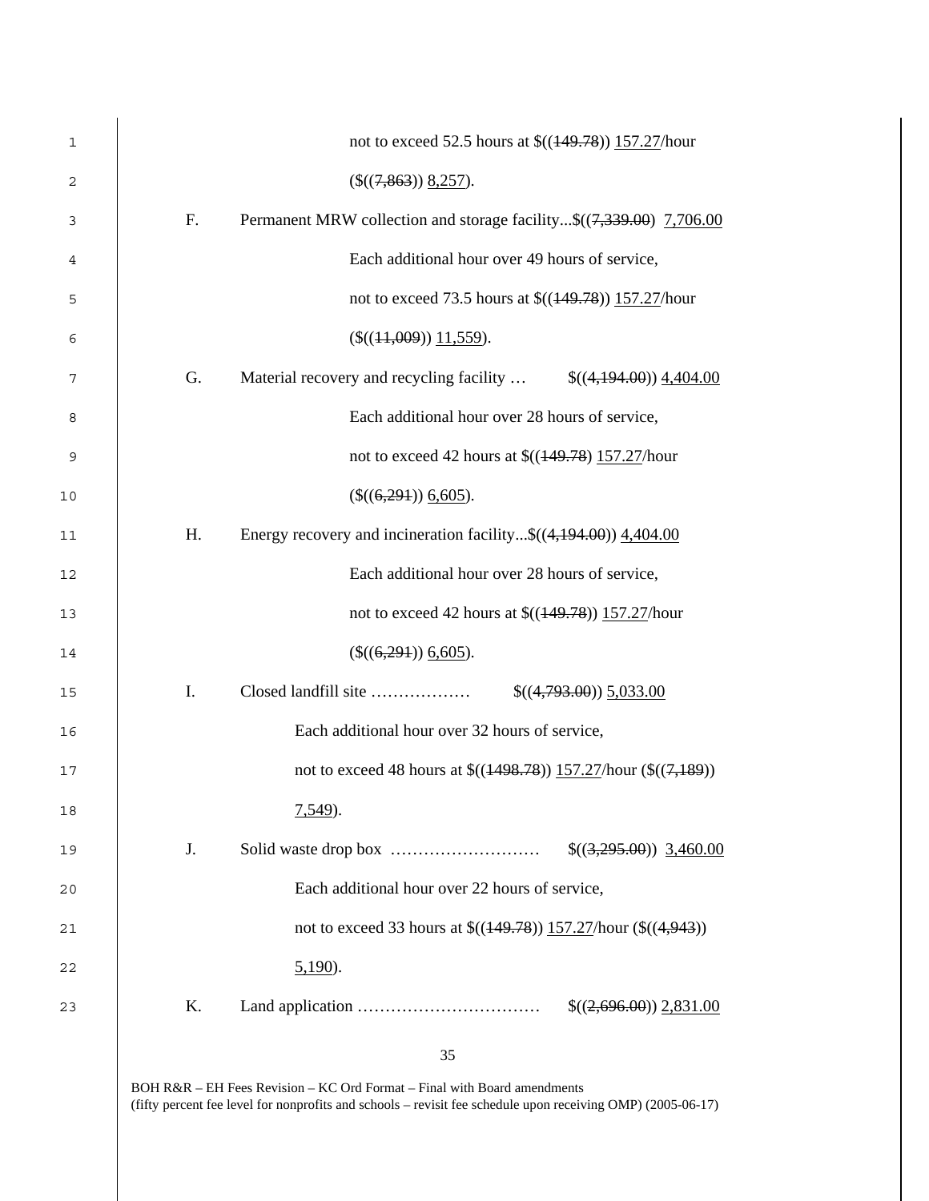not to exceed 52.5 hours at $((~~149.78~~)) 157.27/hour ($((~~7,863~~)) 8,257).

F. Permanent MRW collection and storage facility...$((~~7,339.00~~) 7,706.00

Each additional hour over 49 hours of service, not to exceed 73.5 hours at $((~~149.78~~)) 157.27/hour ($((~~11,009~~)) 11,559).

G. Material recovery and recycling facility … $((~~4,194.00~~)) 4,404.00

Each additional hour over 28 hours of service, not to exceed 42 hours at $((~~149.78~~) 157.27/hour ($((~~6,291~~)) 6,605).

H. Energy recovery and incineration facility...$((~~4,194.00~~)) 4,404.00

Each additional hour over 28 hours of service, not to exceed 42 hours at $((~~149.78~~)) 157.27/hour ($((~~6,291~~)) 6,605).

I. Closed landfill site ……………… $((~~4,793.00~~)) 5,033.00

Each additional hour over 32 hours of service, not to exceed 48 hours at $((~~1498.78~~)) 157.27/hour ($((~~7,189~~)) 7,549).

J. Solid waste drop box ……………………… $((~~3,295.00~~)) 3,460.00

Each additional hour over 22 hours of service, not to exceed 33 hours at $((~~149.78~~)) 157.27/hour ($((~~4,943~~)) 5,190).

K. Land application …………………………… $((~~2,696.00~~)) 2,831.00

BOH R&R – EH Fees Revision – KC Ord Format – Final with Board amendments
(fifty percent fee level for nonprofits and schools – revisit fee schedule upon receiving OMP) (2005-06-17)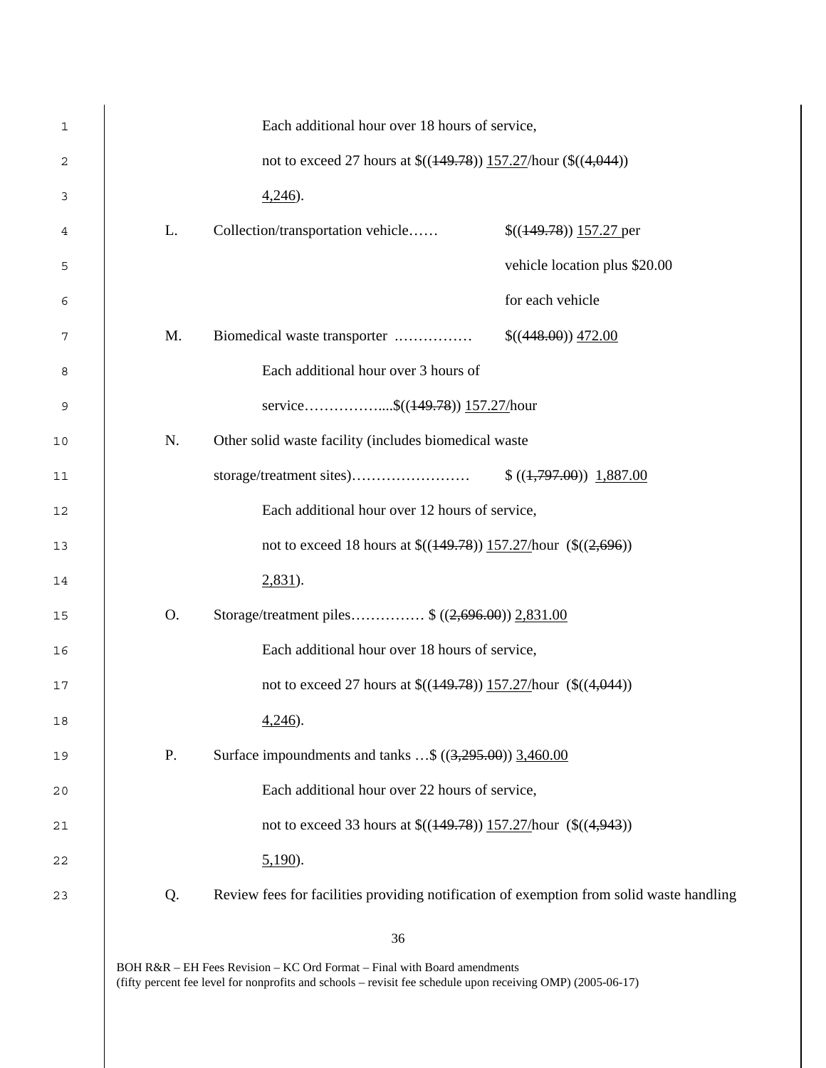Each additional hour over 18 hours of service, not to exceed 27 hours at $((~~149.78~~)) 157.27/hour ($((~~4,044~~)) 4,246).

L. Collection/transportation vehicle…… $((~~149.78~~)) 157.27 per vehicle location plus $20.00 for each vehicle

M. Biomedical waste transporter ……………. $((~~448.00~~)) 472.00

Each additional hour over 3 hours of service……………....$((~~149.78~~)) 157.27/hour

N. Other solid waste facility (includes biomedical waste storage/treatment sites)…………………… $ ((~~1,797.00~~)) 1,887.00

Each additional hour over 12 hours of service, not to exceed 18 hours at $((~~149.78~~)) 157.27/hour ($((~~2,696~~)) 2,831).

O. Storage/treatment piles…………… $ ((~~2,696.00~~)) 2,831.00

Each additional hour over 18 hours of service, not to exceed 27 hours at $((~~149.78~~)) 157.27/hour ($((~~4,044~~)) 4,246).

P. Surface impoundments and tanks …$ ((~~3,295.00~~)) 3,460.00

Each additional hour over 22 hours of service, not to exceed 33 hours at $((~~149.78~~)) 157.27/hour ($((~~4,943~~)) 5,190).

Q. Review fees for facilities providing notification of exemption from solid waste handling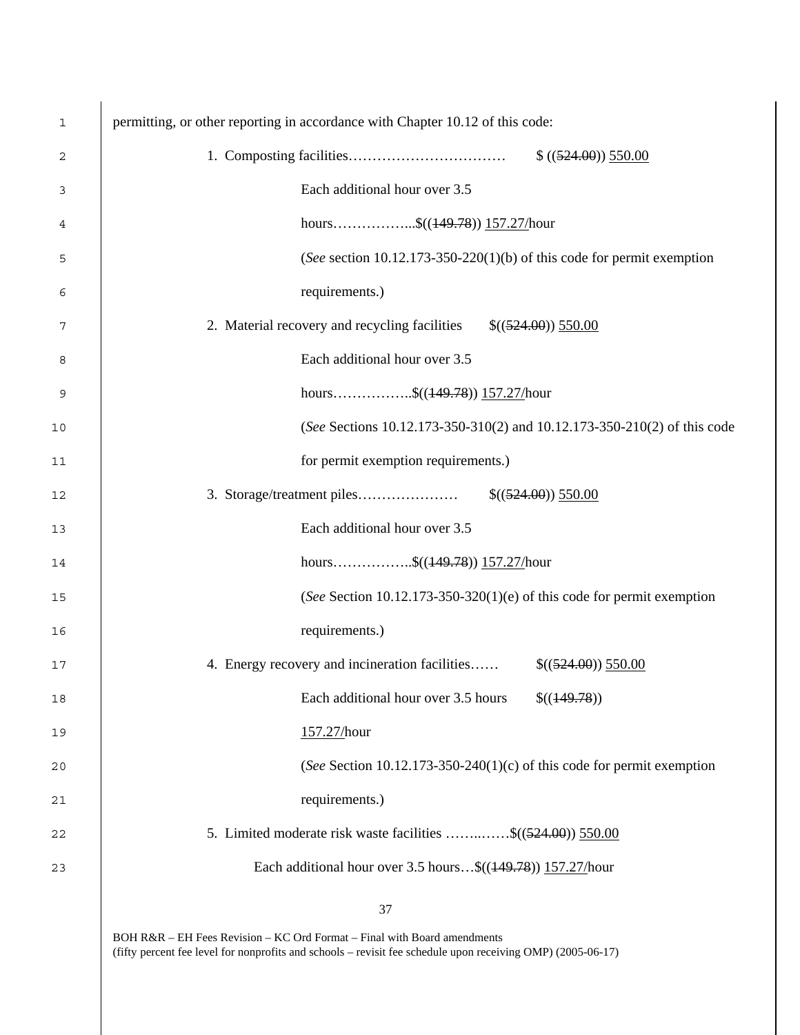permitting, or other reporting in accordance with Chapter 10.12 of this code:

1. Composing facilities…………………………… $ ((~~524.00~~)) 550.00

Each additional hour over 3.5 hours……………..$((~~149.78~~)) 157.27/hour

(*See* section 10.12.173-350-220(1)(b) of this code for permit exemption requirements.)

2. Material recovery and recycling facilities $((~~524.00~~)) 550.00

Each additional hour over 3.5 hours……………..$((~~149.78~~)) 157.27/hour

(*See* Sections 10.12.173-350-310(2) and 10.12.173-350-210(2) of this code for permit exemption requirements.)

3. Storage/treatment piles………………… $((~~524.00~~)) 550.00

Each additional hour over 3.5 hours……………..$((~~149.78~~)) 157.27/hour

(*See* Section 10.12.173-350-320(1)(e) of this code for permit exemption requirements.)

4. Energy recovery and incineration facilities…… $((~~524.00~~)) 550.00

Each additional hour over 3.5 hours $((~~149.78~~)) 157.27/hour

(*See* Section 10.12.173-350-240(1)(c) of this code for permit exemption requirements.)

5. Limited moderate risk waste facilities ……..……$((~~524.00~~)) 550.00

Each additional hour over 3.5 hours…$((~~149.78~~)) 157.27/hour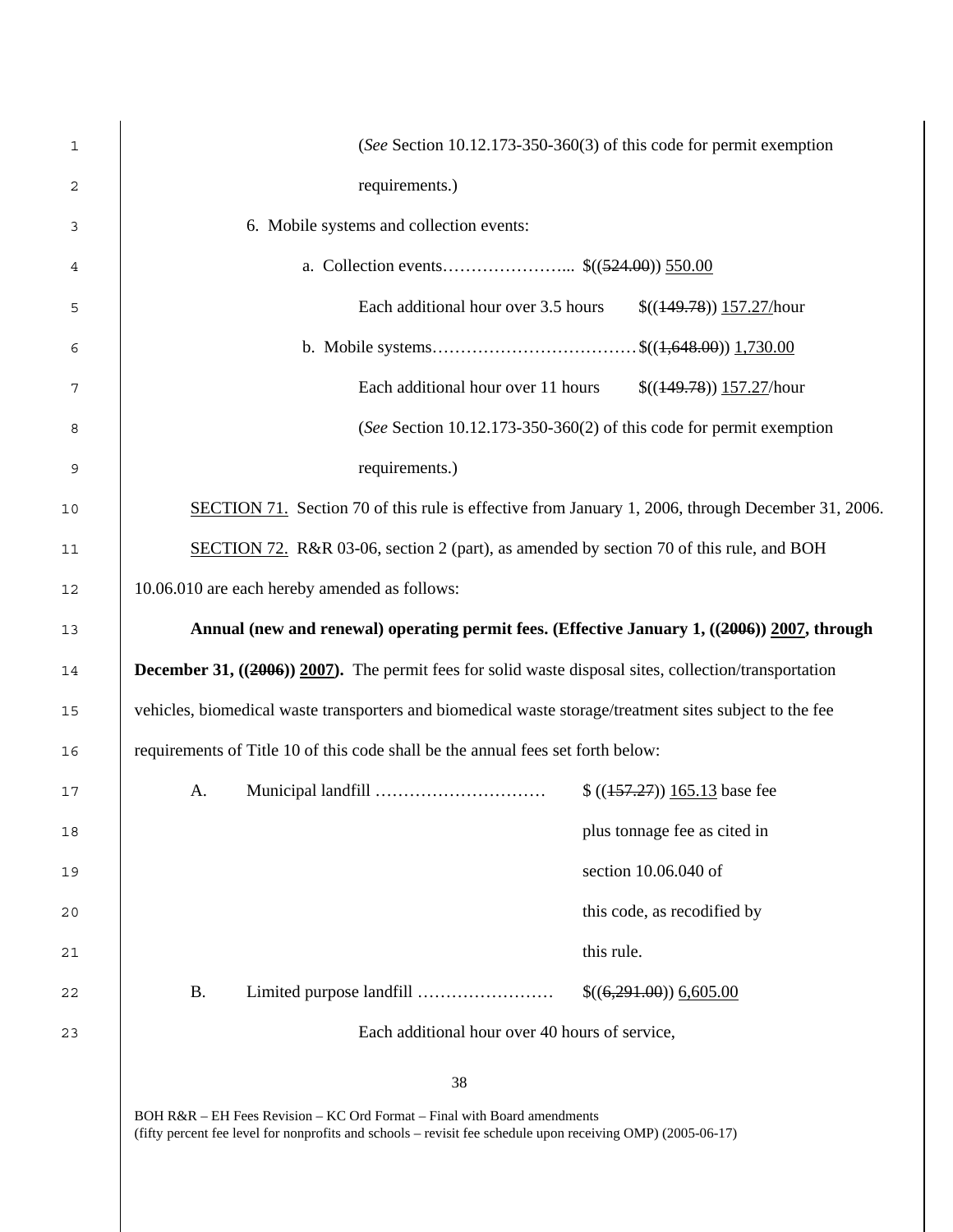(*See* Section 10.12.173-350-360(3) of this code for permit exemption requirements.)

6. Mobile systems and collection events:

a. Collection events………………….. $((~~524.00~~)) 550.00

Each additional hour over 3.5 hours $((~~149.78~~)) 157.27/hour

b. Mobile systems……………………………… $((~~1,648.00~~)) 1,730.00

Each additional hour over 11 hours $((~~149.78~~)) 157.27/hour

(*See* Section 10.12.173-350-360(2) of this code for permit exemption requirements.)

SECTION 71. Section 70 of this rule is effective from January 1, 2006, through December 31, 2006.

SECTION 72. R&R 03-06, section 2 (part), as amended by section 70 of this rule, and BOH 10.06.010 are each hereby amended as follows:

**Annual (new and renewal) operating permit fees. (Effective January 1, ((~~2006~~)) 2007, through December 31, ((~~2006~~)) 2007).** The permit fees for solid waste disposal sites, collection/transportation vehicles, biomedical waste transporters and biomedical waste storage/treatment sites subject to the fee requirements of Title 10 of this code shall be the annual fees set forth below:

A. Municipal landfill ………………………… $ ((~~157.27~~)) 165.13 base fee plus tonnage fee as cited in section 10.06.040 of this code, as recodified by this rule.

B. Limited purpose landfill …………………… $((~~6,291.00~~)) 6,605.00

Each additional hour over 40 hours of service,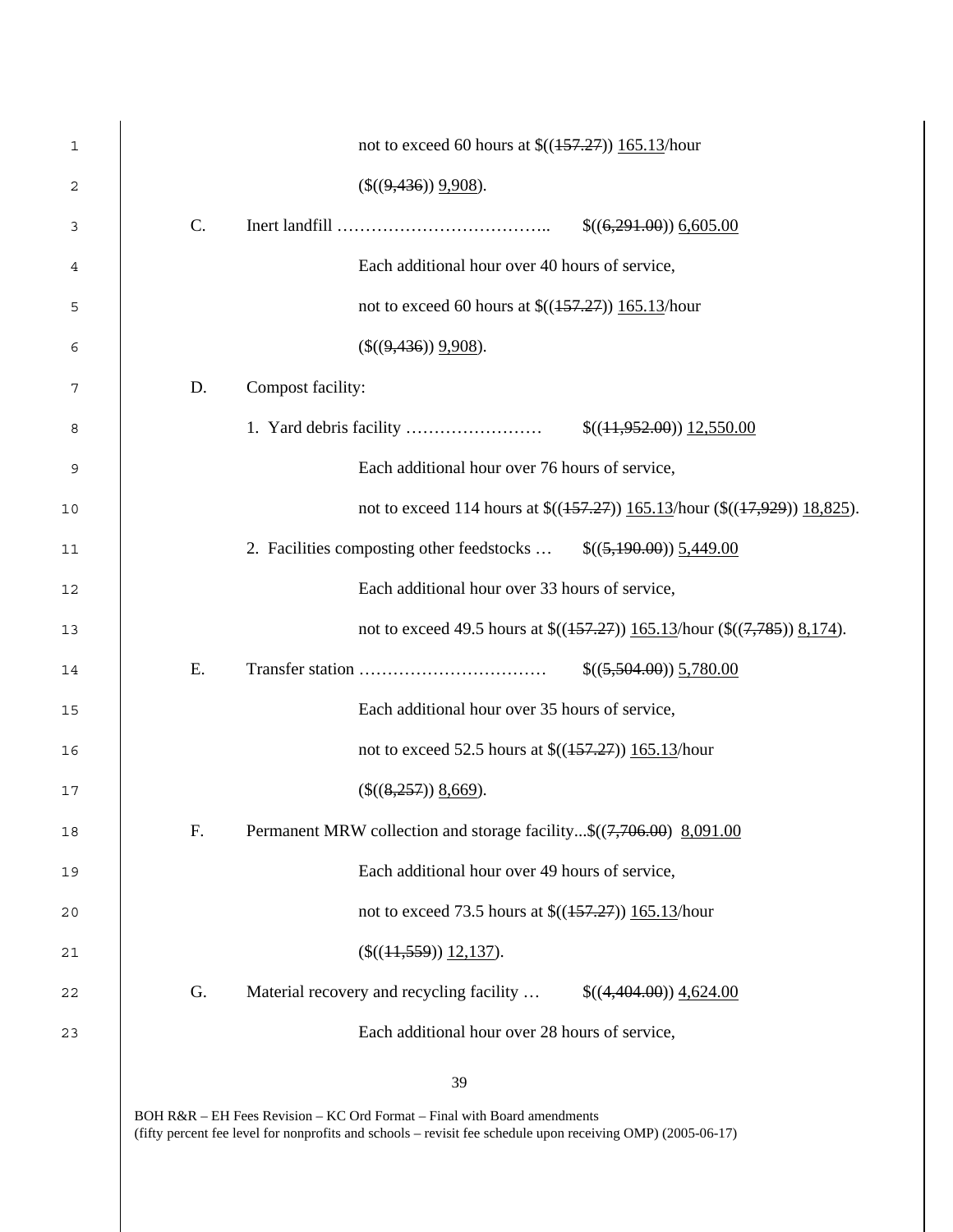not to exceed 60 hours at $((~~157.27~~)) <u>165.13</u>/hour

($((~~9,436~~)) <u>9,908</u>).

C. Inert landfill ……………………………….. $((~~6,291.00~~)) <u>6,605.00</u>

Each additional hour over 40 hours of service,

not to exceed 60 hours at $((~~157.27~~)) <u>165.13</u>/hour

($((~~9,436~~)) <u>9,908</u>).

D. Compost facility:

1. Yard debris facility …………………… $((~~11,952.00~~)) <u>12,550.00</u>

Each additional hour over 76 hours of service,

not to exceed 114 hours at $((~~157.27~~)) <u>165.13</u>/hour ($((~~17,929~~)) <u>18,825</u>).

2. Facilities composting other feedstocks … $((~~5,190.00~~)) <u>5,449.00</u>

Each additional hour over 33 hours of service,

not to exceed 49.5 hours at $((~~157.27~~)) <u>165.13</u>/hour ($((~~7,785~~)) <u>8,174</u>).

E. Transfer station …………………………… $((~~5,504.00~~)) <u>5,780.00</u>

Each additional hour over 35 hours of service,

not to exceed 52.5 hours at $((~~157.27~~)) <u>165.13</u>/hour

($((~~8,257~~)) <u>8,669</u>).

F. Permanent MRW collection and storage facility...$((~~7,706.00~~) <u>8,091.00</u>

Each additional hour over 49 hours of service,

not to exceed 73.5 hours at $((~~157.27~~)) <u>165.13</u>/hour

($((~~11,559~~)) <u>12,137</u>).

G. Material recovery and recycling facility … $((~~4,404.00~~)) <u>4,624.00</u>

Each additional hour over 28 hours of service,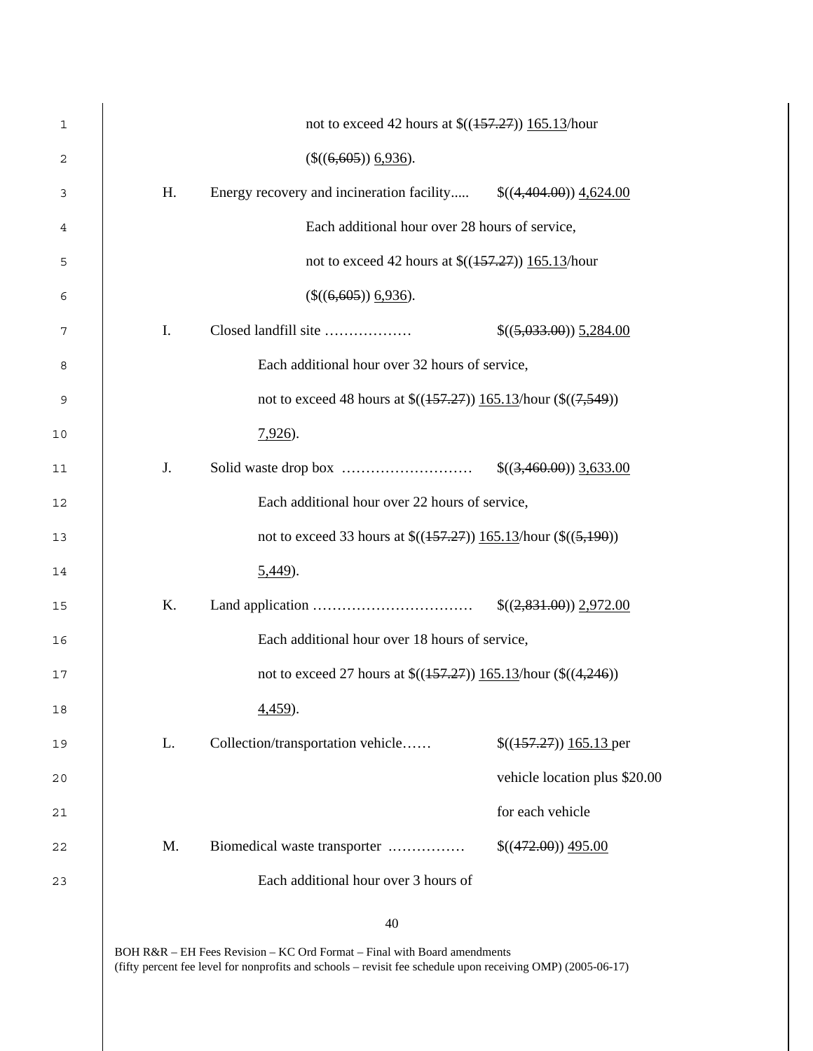not to exceed 42 hours at $((~~157.27~~)) 165.13/hour

($((~~6,605~~)) 6,936).

H. Energy recovery and incineration facility..... $((~~4,404.00~~)) 4,624.00

Each additional hour over 28 hours of service,

not to exceed 42 hours at $((~~157.27~~)) 165.13/hour

($((~~6,605~~)) 6,936).

I. Closed landfill site ……………… $((~~5,033.00~~)) 5,284.00

Each additional hour over 32 hours of service,

not to exceed 48 hours at $((~~157.27~~)) 165.13/hour ($((~~7,549~~))

7,926).

J. Solid waste drop box ……………………… $((~~3,460.00~~)) 3,633.00

Each additional hour over 22 hours of service,

not to exceed 33 hours at $((~~157.27~~)) 165.13/hour ($((~~5,190~~))

5,449).

K. Land application …………………………… $((~~2,831.00~~)) 2,972.00

Each additional hour over 18 hours of service,

not to exceed 27 hours at $((~~157.27~~)) 165.13/hour ($((~~4,246~~))

4,459).

L. Collection/transportation vehicle…… $((~~157.27~~)) 165.13 per vehicle location plus $20.00 for each vehicle

M. Biomedical waste transporter …………… $((~~472.00~~)) 495.00

Each additional hour over 3 hours of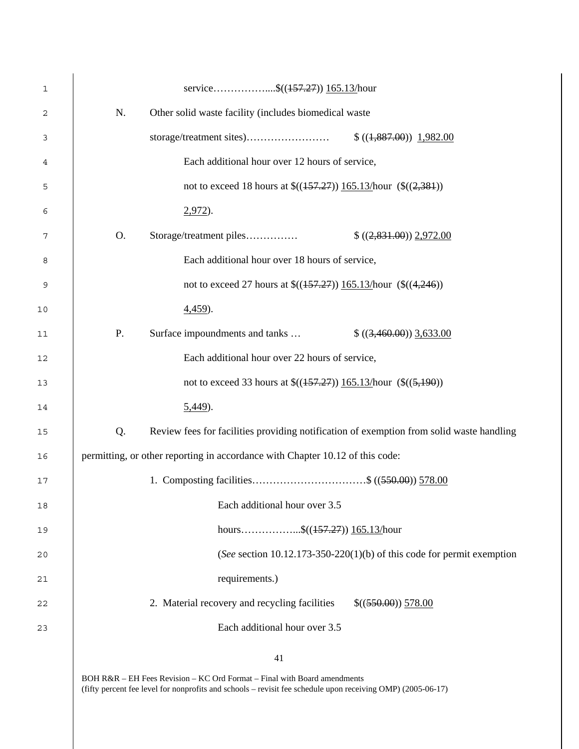service……………....$((~~157.27~~)) <u>165.13/</u>hour

N. Other solid waste facility (includes biomedical waste storage/treatment sites)…………………… $ ((~~1,887.00~~)) <u>1,982.00</u>

Each additional hour over 12 hours of service, not to exceed 18 hours at $((~~157.27~~)) <u>165.13/</u>hour ($((~~2,381~~)) <u>2,972</u>).

O. Storage/treatment piles…………… $ ((~~2,831.00~~)) <u>2,972.00</u>

Each additional hour over 18 hours of service, not to exceed 27 hours at $((~~157.27~~)) <u>165.13/</u>hour ($((~~4,246~~)) <u>4,459</u>).

P. Surface impoundments and tanks … $ ((~~3,460.00~~)) <u>3,633.00</u>

Each additional hour over 22 hours of service, not to exceed 33 hours at $((~~157.27~~)) <u>165.13/</u>hour ($((~~5,190~~)) <u>5,449</u>).

Q. Review fees for facilities providing notification of exemption from solid waste handling permitting, or other reporting in accordance with Chapter 10.12 of this code:

1. Composting facilities……………………………$ ((~~550.00~~)) <u>578.00</u>

Each additional hour over 3.5 hours……………...$((~~157.27~~)) <u>165.13/</u>hour

(*See* section 10.12.173-350-220(1)(b) of this code for permit exemption requirements.)

2. Material recovery and recycling facilities $((~~550.00~~)) <u>578.00</u>

Each additional hour over 3.5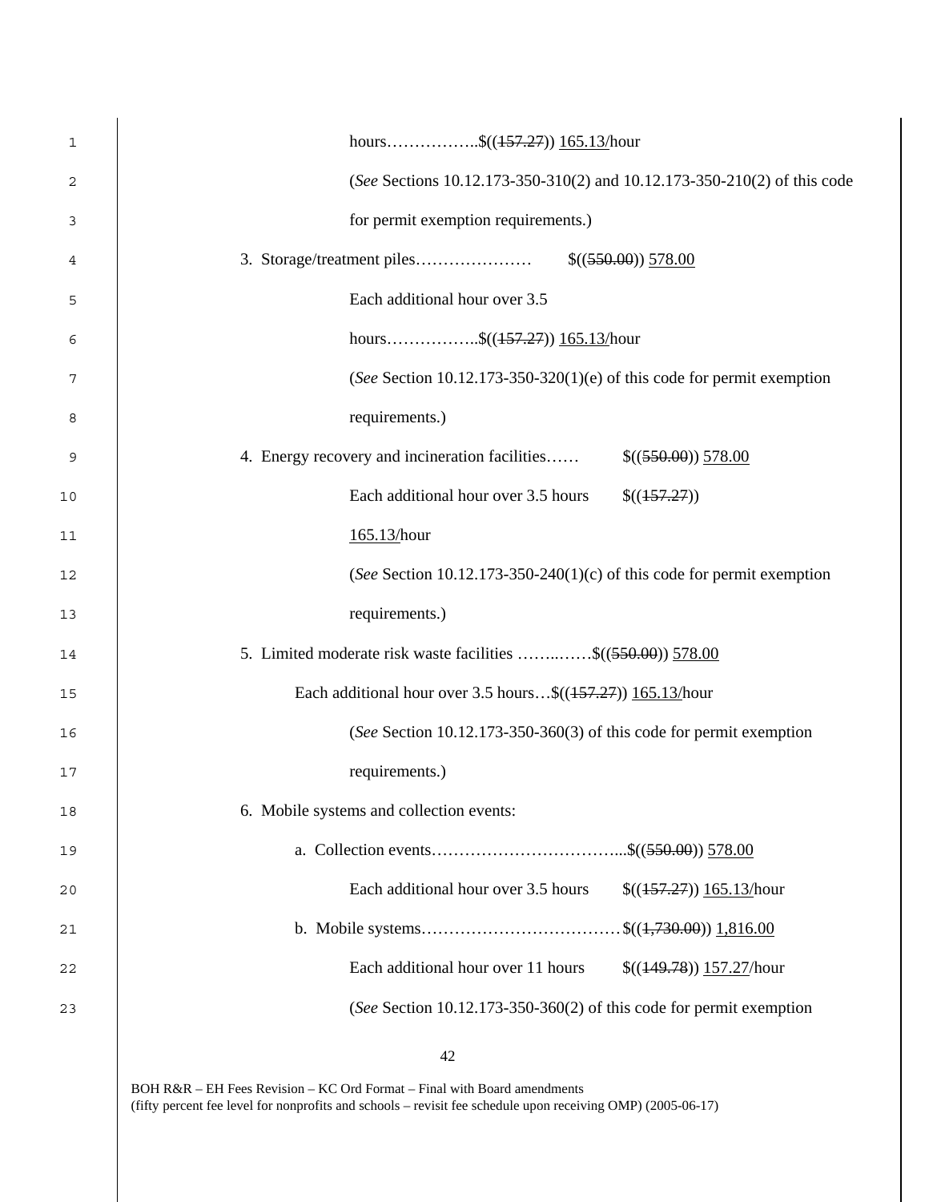hours……………..$((~~157.27~~)) <u>165.13/</u>hour

(*See* Sections 10.12.173-350-310(2) and 10.12.173-350-210(2) of this code for permit exemption requirements.)

3. Storage/treatment piles………………… $((~~550.00~~)) <u>578.00</u>

Each additional hour over 3.5 hours……………..$((~~157.27~~)) <u>165.13/</u>hour

(*See* Section 10.12.173-350-320(1)(e) of this code for permit exemption requirements.)

4. Energy recovery and incineration facilities…… $((~~550.00~~)) <u>578.00</u>

Each additional hour over 3.5 hours $((~~157.27~~)) <u>165.13/</u>hour

(*See* Section 10.12.173-350-240(1)(c) of this code for permit exemption requirements.)

5. Limited moderate risk waste facilities ……..……$((~~550.00~~)) <u>578.00</u>

Each additional hour over 3.5 hours…$((~~157.27~~)) <u>165.13/</u>hour

(*See* Section 10.12.173-350-360(3) of this code for permit exemption requirements.)

6. Mobile systems and collection events:

a. Collection events……………………………...$((~~550.00~~)) <u>578.00</u>

Each additional hour over 3.5 hours $((~~157.27~~)) <u>165.13/</u>hour

b. Mobile systems……………………………… $((~~1,730.00~~)) <u>1,816.00</u>

Each additional hour over 11 hours $((~~149.78~~)) <u>157.27</u>/hour

(*See* Section 10.12.173-350-360(2) of this code for permit exemption

BOH R&R – EH Fees Revision – KC Ord Format – Final with Board amendments
(fifty percent fee level for nonprofits and schools – revisit fee schedule upon receiving OMP) (2005-06-17)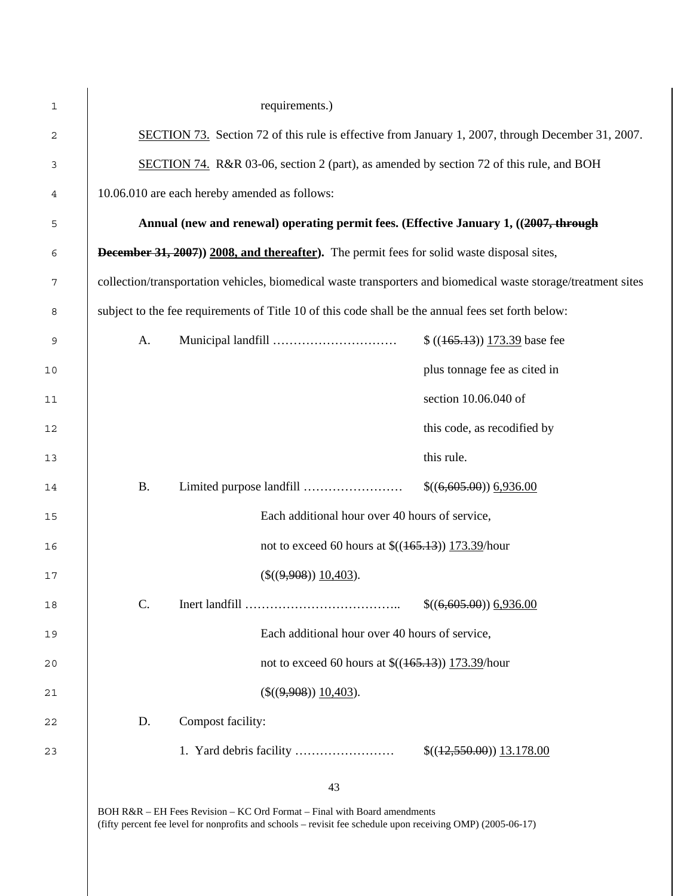requirements.)

SECTION 73. Section 72 of this rule is effective from January 1, 2007, through December 31, 2007.

SECTION 74. R&R 03-06, section 2 (part), as amended by section 72 of this rule, and BOH 10.06.010 are each hereby amended as follows:

**Annual (new and renewal) operating permit fees. (Effective January 1, ((~~2007, through December 31, 2007~~)) 2008, and thereafter).** The permit fees for solid waste disposal sites, collection/transportation vehicles, biomedical waste transporters and biomedical waste storage/treatment sites subject to the fee requirements of Title 10 of this code shall be the annual fees set forth below:

A. Municipal landfill ………………………… $ ((~~165.13~~)) 173.39 base fee plus tonnage fee as cited in section 10.06.040 of this code, as recodified by this rule.

B. Limited purpose landfill …………………… $((~~6,605.00~~)) 6,936.00

Each additional hour over 40 hours of service, not to exceed 60 hours at $((~~165.13~~)) 173.39/hour ($((~~9,908~~)) 10,403).

C. Inert landfill ……………………………….. $((~~6,605.00~~)) 6,936.00

Each additional hour over 40 hours of service, not to exceed 60 hours at $((~~165.13~~)) 173.39/hour ($((~~9,908~~)) 10,403).

D. Compost facility:

1. Yard debris facility …………………… $((~~12,550.00~~)) 13.178.00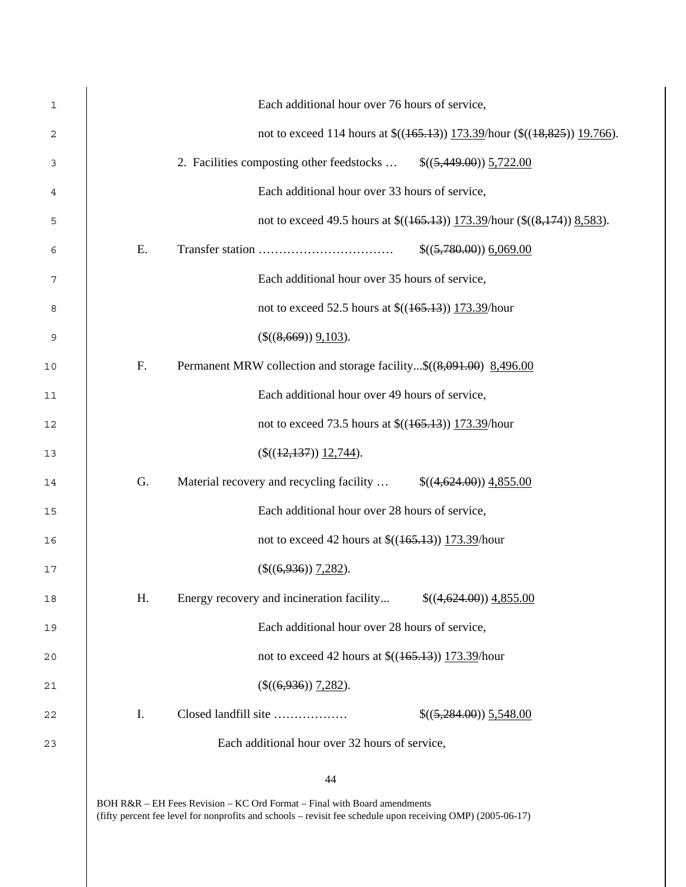Each additional hour over 76 hours of service,

not to exceed 114 hours at $((~~165.13~~)) 173.39/hour ($((~~18,825~~)) 19.766).

2. Facilities composting other feedstocks … $((~~5,449.00~~)) 5,722.00

Each additional hour over 33 hours of service,

not to exceed 49.5 hours at $((~~165.13~~)) 173.39/hour ($((~~8,174~~)) 8,583).

E. Transfer station …………………………… $((~~5,780.00~~)) 6,069.00

Each additional hour over 35 hours of service,

not to exceed 52.5 hours at $((~~165.13~~)) 173.39/hour

($((~~8,669~~)) 9,103).

F. Permanent MRW collection and storage facility...$((~~8,091.00~~) 8,496.00

Each additional hour over 49 hours of service,

not to exceed 73.5 hours at $((~~165.13~~)) 173.39/hour

($((~~12,137~~)) 12,744).

G. Material recovery and recycling facility … $((~~4,624.00~~)) 4,855.00

Each additional hour over 28 hours of service,

not to exceed 42 hours at $((~~165.13~~)) 173.39/hour

($((~~6,936~~)) 7,282).

H. Energy recovery and incineration facility... $((~~4,624.00~~)) 4,855.00

Each additional hour over 28 hours of service,

not to exceed 42 hours at $((~~165.13~~)) 173.39/hour

($((~~6,936~~)) 7,282).

I. Closed landfill site ……………… $((~~5,284.00~~)) 5,548.00

Each additional hour over 32 hours of service,

BOH R&R – EH Fees Revision – KC Ord Format – Final with Board amendments
(fifty percent fee level for nonprofits and schools – revisit fee schedule upon receiving OMP) (2005-06-17)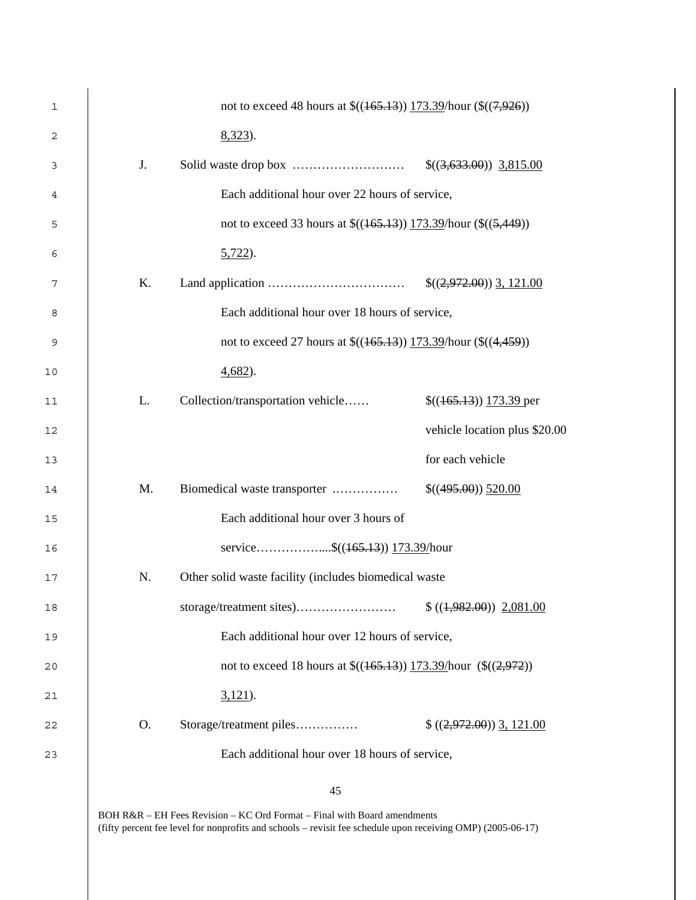not to exceed 48 hours at $((~~165.13~~)) 173.39/hour ($((~~7,926~~)) 8,323).

J. Solid waste drop box ……………………… $((~~3,633.00~~)) 3,815.00

Each additional hour over 22 hours of service, not to exceed 33 hours at $((~~165.13~~)) 173.39/hour ($((~~5,449~~)) 5,722).

K. Land application …………………………… $((~~2,972.00~~)) 3, 121.00

Each additional hour over 18 hours of service, not to exceed 27 hours at $((~~165.13~~)) 173.39/hour ($((~~4,459~~)) 4,682).

L. Collection/transportation vehicle…… $((~~165.13~~)) 173.39 per vehicle location plus $20.00 for each vehicle

M. Biomedical waste transporter …………… $((~~495.00~~)) 520.00

Each additional hour over 3 hours of service……………....$((~~165.13~~)) 173.39/hour

N. Other solid waste facility (includes biomedical waste storage/treatment sites)…………………… $ ((~~1,982.00~~)) 2,081.00

Each additional hour over 12 hours of service, not to exceed 18 hours at $((~~165.13~~)) 173.39/hour ($((~~2,972~~)) 3,121).

O. Storage/treatment piles…………… $ ((~~2,972.00~~)) 3, 121.00

Each additional hour over 18 hours of service,

BOH R&R – EH Fees Revision – KC Ord Format – Final with Board amendments
(fifty percent fee level for nonprofits and schools – revisit fee schedule upon receiving OMP) (2005-06-17)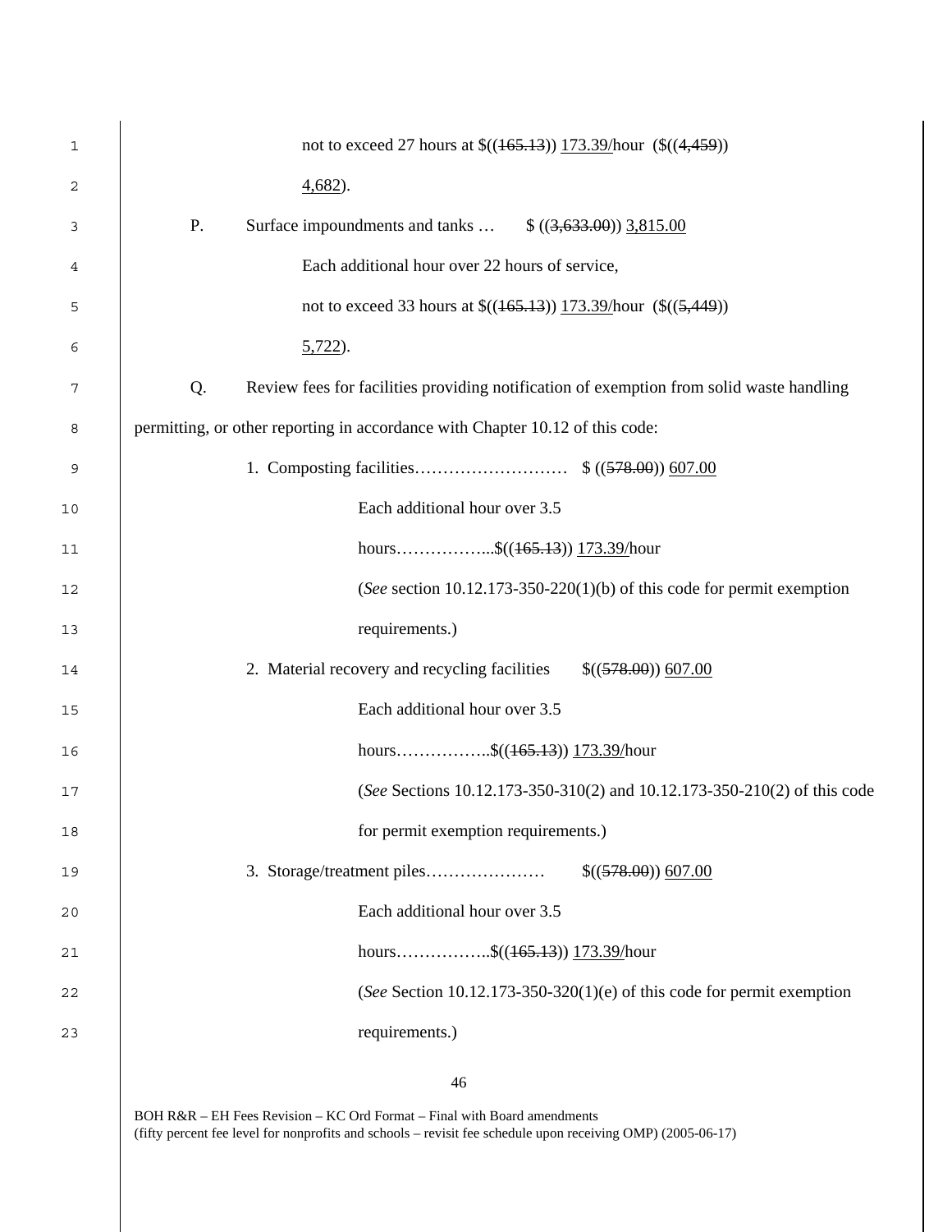not to exceed 27 hours at $((~~165.13~~)) 173.39/hour ($((~~4,459~~)) 4,682).

P. Surface impoundments and tanks … $ ((~~3,633.00~~)) 3,815.00

Each additional hour over 22 hours of service,

not to exceed 33 hours at $((~~165.13~~)) 173.39/hour ($((~~5,449~~)) 5,722).

Q. Review fees for facilities providing notification of exemption from solid waste handling permitting, or other reporting in accordance with Chapter 10.12 of this code:

1. Composting facilities……………………… $ ((~~578.00~~)) 607.00

Each additional hour over 3.5 hours……………...$((~~165.13~~)) 173.39/hour

(*See* section 10.12.173-350-220(1)(b) of this code for permit exemption requirements.)

2. Material recovery and recycling facilities $((~~578.00~~)) 607.00

Each additional hour over 3.5 hours……………..$((~~165.13~~)) 173.39/hour

(*See* Sections 10.12.173-350-310(2) and 10.12.173-350-210(2) of this code for permit exemption requirements.)

3. Storage/treatment piles………………… $((~~578.00~~)) 607.00

Each additional hour over 3.5 hours……………..$((~~165.13~~)) 173.39/hour

(*See* Section 10.12.173-350-320(1)(e) of this code for permit exemption requirements.)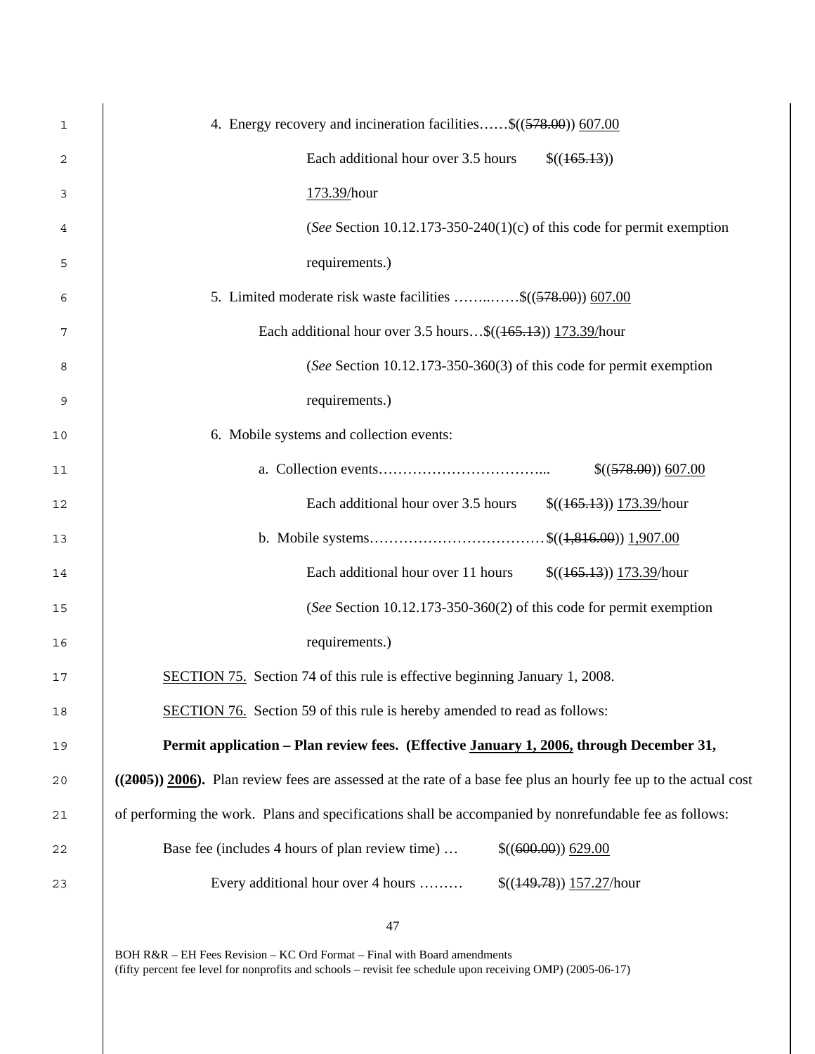4. Energy recovery and incineration facilities……$((~~578.00~~)) 607.00

Each additional hour over 3.5 hours $((~~165.13~~)) 173.39/hour

(*See* Section 10.12.173-350-240(1)(c) of this code for permit exemption requirements.)

5. Limited moderate risk waste facilities ……..……$((~~578.00~~)) 607.00

Each additional hour over 3.5 hours…$((~~165.13~~)) 173.39/hour

(*See* Section 10.12.173-350-360(3) of this code for permit exemption requirements.)

6. Mobile systems and collection events:

a. Collection events……………………………... $((~~578.00~~)) 607.00

Each additional hour over 3.5 hours $((~~165.13~~)) 173.39/hour

b. Mobile systems………………………………$((~~1,816.00~~)) 1,907.00

Each additional hour over 11 hours $((~~165.13~~)) 173.39/hour

(*See* Section 10.12.173-350-360(2) of this code for permit exemption requirements.)

SECTION 75. Section 74 of this rule is effective beginning January 1, 2008.

SECTION 76. Section 59 of this rule is hereby amended to read as follows:

**Permit application – Plan review fees. (Effective January 1, 2006, through December 31, ((~~2005~~)) 2006).** Plan review fees are assessed at the rate of a base fee plus an hourly fee up to the actual cost of performing the work. Plans and specifications shall be accompanied by nonrefundable fee as follows:

Base fee (includes 4 hours of plan review time) … $((~~600.00~~)) 629.00

Every additional hour over 4 hours ……… $((~~149.78~~)) 157.27/hour

BOH R&R – EH Fees Revision – KC Ord Format – Final with Board amendments
(fifty percent fee level for nonprofits and schools – revisit fee schedule upon receiving OMP) (2005-06-17)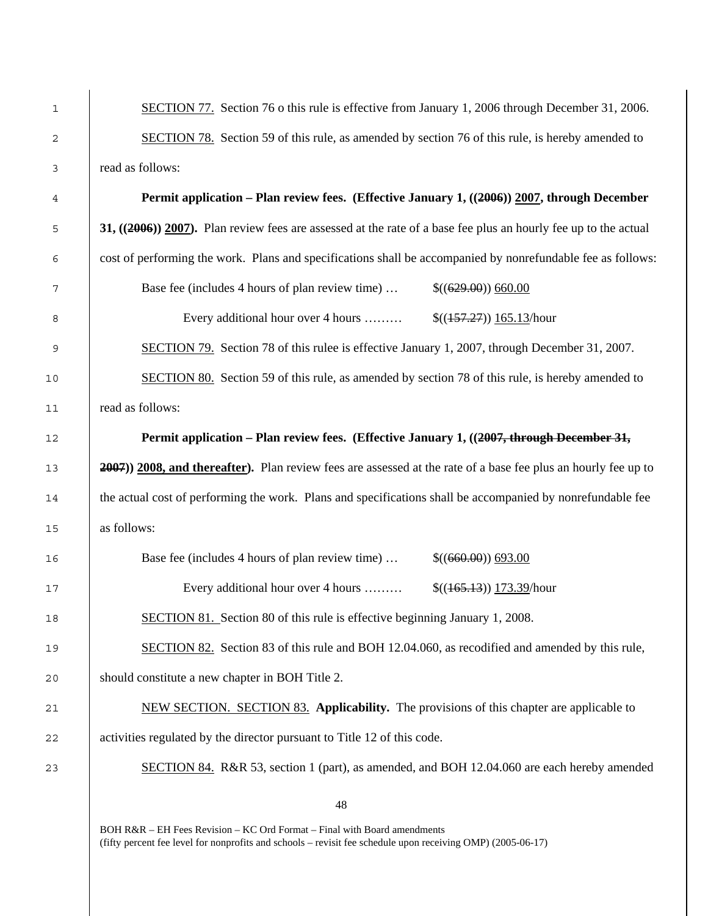SECTION 77. Section 76 o this rule is effective from January 1, 2006 through December 31, 2006.

SECTION 78. Section 59 of this rule, as amended by section 76 of this rule, is hereby amended to read as follows:

**Permit application – Plan review fees. (Effective January 1, ((~~2006~~)) 2007, through December 31, ((~~2006~~)) 2007).** Plan review fees are assessed at the rate of a base fee plus an hourly fee up to the actual cost of performing the work. Plans and specifications shall be accompanied by nonrefundable fee as follows:

Base fee (includes 4 hours of plan review time) … $((~~629.00~~)) 660.00

Every additional hour over 4 hours ……… $((~~157.27~~)) 165.13/hour

SECTION 79. Section 78 of this rulee is effective January 1, 2007, through December 31, 2007.

SECTION 80. Section 59 of this rule, as amended by section 78 of this rule, is hereby amended to read as follows:

**Permit application – Plan review fees. (Effective January 1, ((~~2007, through December 31, 2007~~)) 2008, and thereafter).** Plan review fees are assessed at the rate of a base fee plus an hourly fee up to the actual cost of performing the work. Plans and specifications shall be accompanied by nonrefundable fee as follows:

Base fee (includes 4 hours of plan review time) … $((~~660.00~~)) 693.00

Every additional hour over 4 hours ……… $((~~165.13~~)) 173.39/hour

SECTION 81. Section 80 of this rule is effective beginning January 1, 2008.

SECTION 82. Section 83 of this rule and BOH 12.04.060, as recodified and amended by this rule, should constitute a new chapter in BOH Title 2.

NEW SECTION. SECTION 83. **Applicability.** The provisions of this chapter are applicable to activities regulated by the director pursuant to Title 12 of this code.

SECTION 84. R&R 53, section 1 (part), as amended, and BOH 12.04.060 are each hereby amended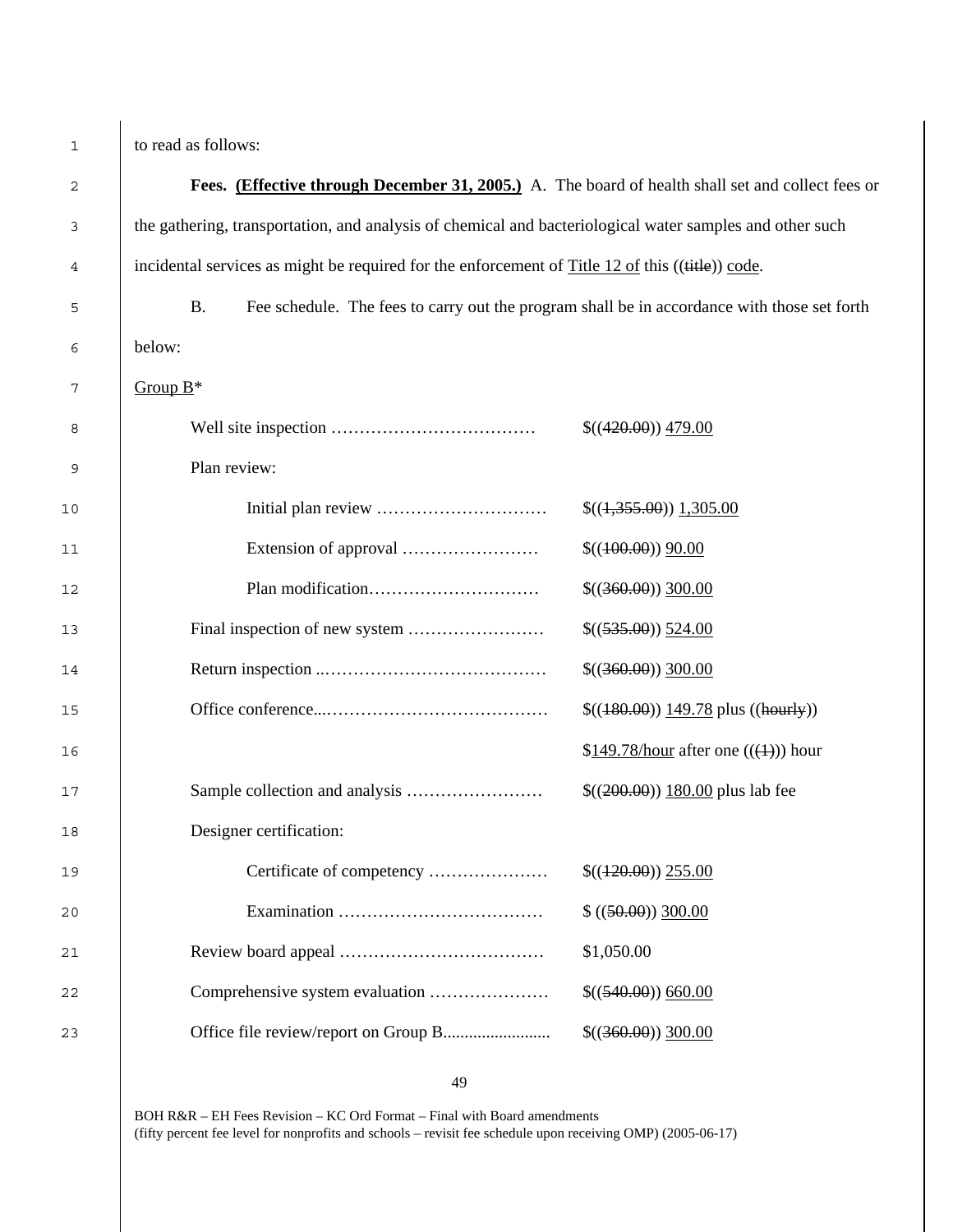to read as follows:

**Fees.** **(Effective through December 31, 2005.)** A. The board of health shall set and collect fees or the gathering, transportation, and analysis of chemical and bacteriological water samples and other such incidental services as might be required for the enforcement of Title 12 of this ((title)) code.

B. Fee schedule. The fees to carry out the program shall be in accordance with those set forth below:

Group B*

| | |
|---|---|
| Well site inspection ………………………………… | $((420.00)) 479.00 |
| Plan review: | |
| Initial plan review ………………………… | $((1,355.00)) 1,305.00 |
| Extension of approval …………………… | $((100.00)) 90.00 |
| Plan modification………………………… | $((360.00)) 300.00 |
| Final inspection of new system …………………… | $((535.00)) 524.00 |
| Return inspection ..………………………………… | $((360.00)) 300.00 |
| Office conference...………………………………… | $((180.00)) 149.78 plus ((hourly)) |
| | $149.78/hour after one (((1))) hour |
| Sample collection and analysis …………………… | $((200.00)) 180.00 plus lab fee |
| Designer certification: | |
| Certificate of competency ………………… | $((120.00)) 255.00 |
| Examination ……………………………… | $ ((50.00)) 300.00 |
| Review board appeal ……………………………… | $1,050.00 |
| Comprehensive system evaluation ………………… | $((540.00)) 660.00 |
| Office file review/report on Group B........................ | $((360.00)) 300.00 |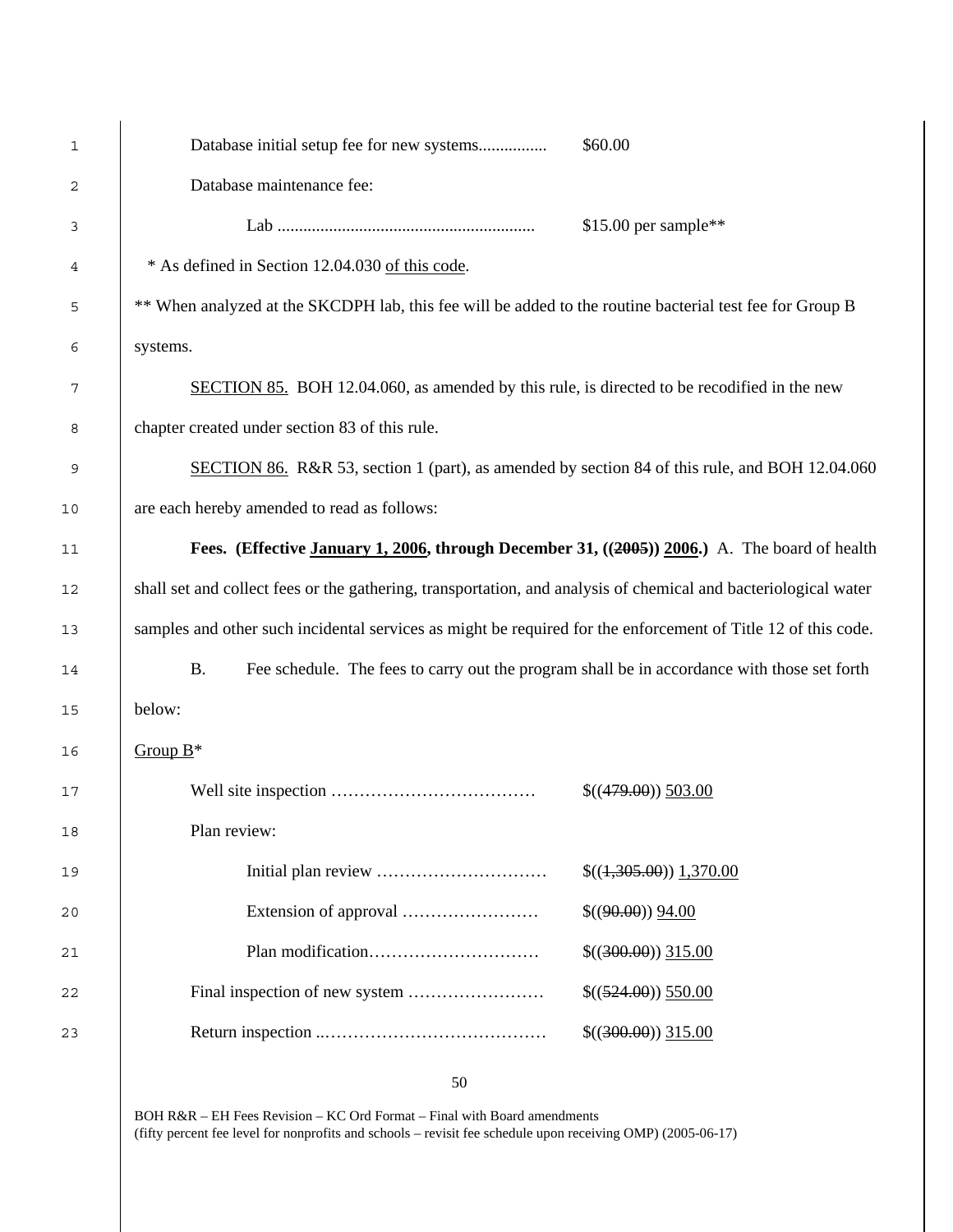Database initial setup fee for new systems................ $60.00

Database maintenance fee:

Lab ............................................................ $15.00 per sample**

* As defined in Section 12.04.030 of this code.

** When analyzed at the SKCDPH lab, this fee will be added to the routine bacterial test fee for Group B systems.

SECTION 85. BOH 12.04.060, as amended by this rule, is directed to be recodified in the new chapter created under section 83 of this rule.

SECTION 86. R&R 53, section 1 (part), as amended by section 84 of this rule, and BOH 12.04.060 are each hereby amended to read as follows:

**Fees. (Effective January 1, 2006, through December 31, ((~~2005~~)) 2006.)** A. The board of health shall set and collect fees or the gathering, transportation, and analysis of chemical and bacteriological water samples and other such incidental services as might be required for the enforcement of Title 12 of this code.

B. Fee schedule. The fees to carry out the program shall be in accordance with those set forth below:

Group B*

Well site inspection ……………………………… $((~~479.00~~)) 503.00

Plan review:

Initial plan review ………………………… $((~~1,305.00~~)) 1,370.00

Extension of approval …………………… $((~~90.00~~)) 94.00

Plan modification………………………… $((~~300.00~~)) 315.00

Final inspection of new system …………………… $((~~524.00~~)) 550.00

Return inspection ..………………………………… $((~~300.00~~)) 315.00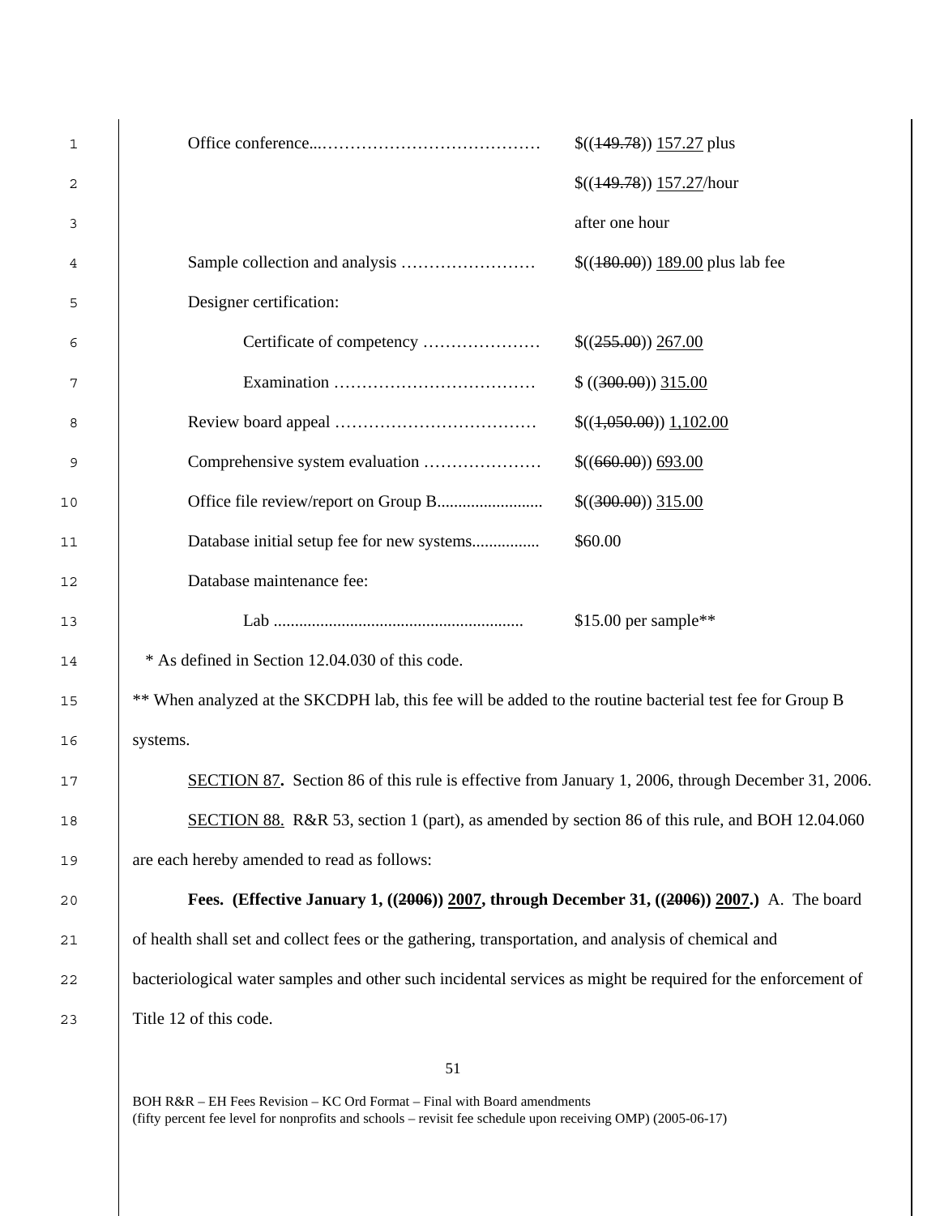| | |
|---|---|
| Office conference..……………………………… | $((~~149.78~~)) 157.27 plus $((~~149.78~~)) 157.27/hour after one hour |
| Sample collection and analysis …………………… | $((~~180.00~~)) 189.00 plus lab fee |
| Designer certification: | |
| Certificate of competency ………………… | $((~~255.00~~)) 267.00 |
| Examination ……………………………… | $ ((~~300.00~~)) 315.00 |
| Review board appeal ……………………………… | $((~~1,050.00~~)) 1,102.00 |
| Comprehensive system evaluation ………………… | $((~~660.00~~)) 693.00 |
| Office file review/report on Group B......................... | $((~~300.00~~)) 315.00 |
| Database initial setup fee for new systems................ | $60.00 |
| Database maintenance fee: | |
| Lab ........................................................... | $15.00 per sample** |

* As defined in Section 12.04.030 of this code.

** When analyzed at the SKCDPH lab, this fee will be added to the routine bacterial test fee for Group B systems.

SECTION 87. Section 86 of this rule is effective from January 1, 2006, through December 31, 2006.

SECTION 88. R&R 53, section 1 (part), as amended by section 86 of this rule, and BOH 12.04.060 are each hereby amended to read as follows:

**Fees. (Effective January 1, ((~~2006~~)) 2007, through December 31, ((~~2006~~)) 2007.)** A. The board of health shall set and collect fees or the gathering, transportation, and analysis of chemical and bacteriological water samples and other such incidental services as might be required for the enforcement of Title 12 of this code.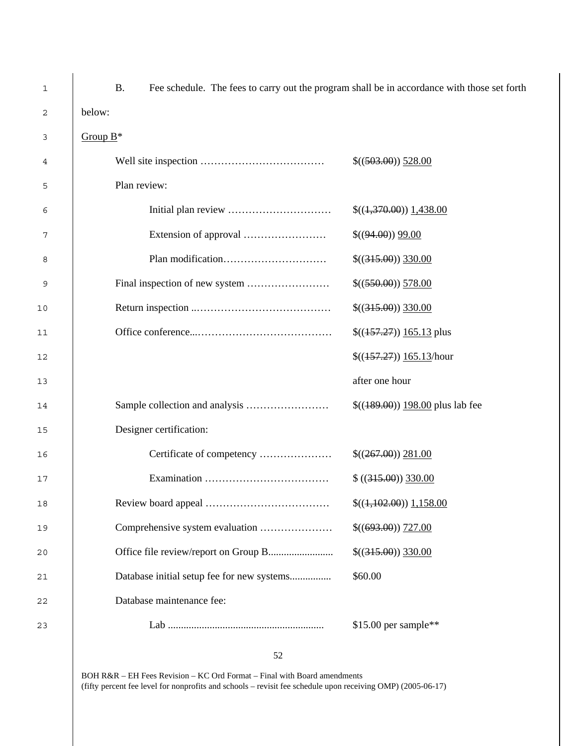B. Fee schedule. The fees to carry out the program shall be in accordance with those set forth below:

Group B*

| | |
|---|---|
| Well site inspection ……………………………… | $((~~503.00~~)) 528.00 |
| Plan review: | |
| Initial plan review ………………………… | $((~~1,370.00~~)) 1,438.00 |
| Extension of approval …………………… | $((~~94.00~~)) 99.00 |
| Plan modification………………………… | $((~~315.00~~)) 330.00 |
| Final inspection of new system …………………… | $((~~550.00~~)) 578.00 |
| Return inspection ..………………………………… | $((~~315.00~~)) 330.00 |
| Office conference...………………………………… | $((~~157.27~~)) 165.13 plus $((~~157.27~~)) 165.13/hour after one hour |
| Sample collection and analysis …………………… | $((~~189.00~~)) 198.00 plus lab fee |
| Designer certification: | |
| Certificate of competency ………………… | $((~~267.00~~)) 281.00 |
| Examination ……………………………… | $ ((~~315.00~~)) 330.00 |
| Review board appeal ……………………………… | $((~~1,102.00~~)) 1,158.00 |
| Comprehensive system evaluation ………………… | $((~~693.00~~)) 727.00 |
| Office file review/report on Group B......................... | $((~~315.00~~)) 330.00 |
| Database initial setup fee for new systems................ | $60.00 |
| Database maintenance fee: | |
| Lab ........................................................... | $15.00 per sample** |

BOH R&R – EH Fees Revision – KC Ord Format – Final with Board amendments
(fifty percent fee level for nonprofits and schools – revisit fee schedule upon receiving OMP) (2005-06-17)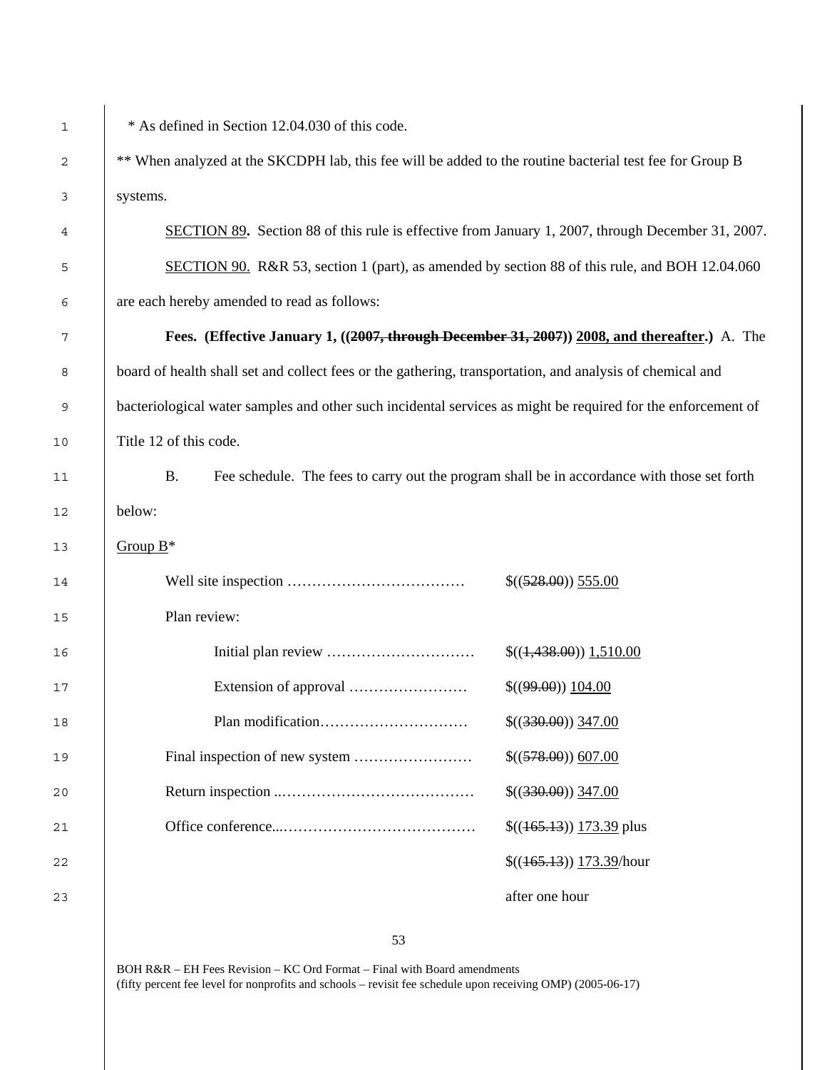\* As defined in Section 12.04.030 of this code.

\*\* When analyzed at the SKCDPH lab, this fee will be added to the routine bacterial test fee for Group B systems.

SECTION 89**.** Section 88 of this rule is effective from January 1, 2007, through December 31, 2007.

SECTION 90. R&R 53, section 1 (part), as amended by section 88 of this rule, and BOH 12.04.060 are each hereby amended to read as follows:

**Fees. (Effective January 1, ((~~2007, through December 31, 2007~~)) 2008, and thereafter.)** A. The board of health shall set and collect fees or the gathering, transportation, and analysis of chemical and bacteriological water samples and other such incidental services as might be required for the enforcement of Title 12 of this code.

B. Fee schedule. The fees to carry out the program shall be in accordance with those set forth below:

Group B*

| | |
|---|---|
| Well site inspection ……………………………… | $((~~528.00~~)) 555.00 |
| Plan review: | |
| Initial plan review ………………………… | $((~~1,438.00~~)) 1,510.00 |
| Extension of approval …………………… | $((~~99.00~~)) 104.00 |
| Plan modification………………………… | $((~~330.00~~)) 347.00 |
| Final inspection of new system …………………… | $((~~578.00~~)) 607.00 |
| Return inspection ..………………………………… | $((~~330.00~~)) 347.00 |
| Office conference...………………………………… | $((~~165.13~~)) 173.39 plus $((~~165.13~~)) 173.39/hour after one hour |

BOH R&R – EH Fees Revision – KC Ord Format – Final with Board amendments
(fifty percent fee level for nonprofits and schools – revisit fee schedule upon receiving OMP) (2005-06-17)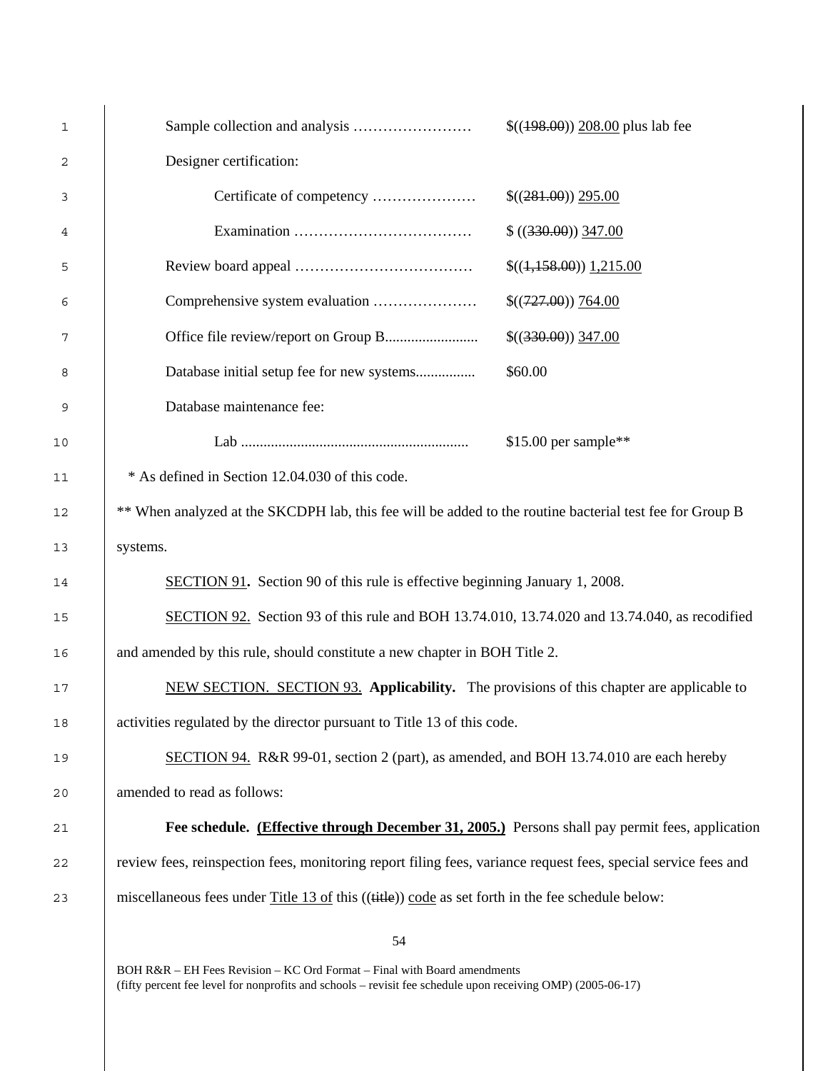| | |
|---|---|
| Sample collection and analysis …………………… | $((~~198.00~~)) 208.00 plus lab fee |
| Designer certification: | |
| Certificate of competency ………………… | $((~~281.00~~)) 295.00 |
| Examination ……………………………… | $ ((~~330.00~~)) 347.00 |
| Review board appeal ……………………………… | $((~~1,158.00~~)) 1,215.00 |
| Comprehensive system evaluation ………………… | $((~~727.00~~)) 764.00 |
| Office file review/report on Group B......................... | $((~~330.00~~)) 347.00 |
| Database initial setup fee for new systems................ | $60.00 |
| Database maintenance fee: | |
| Lab ............................................................ | $15.00 per sample** |

* As defined in Section 12.04.030 of this code.

** When analyzed at the SKCDPH lab, this fee will be added to the routine bacterial test fee for Group B systems.

SECTION 91**.** Section 90 of this rule is effective beginning January 1, 2008.

SECTION 92. Section 93 of this rule and BOH 13.74.010, 13.74.020 and 13.74.040, as recodified and amended by this rule, should constitute a new chapter in BOH Title 2.

NEW SECTION. SECTION 93. **Applicability.** The provisions of this chapter are applicable to activities regulated by the director pursuant to Title 13 of this code.

SECTION 94. R&R 99-01, section 2 (part), as amended, and BOH 13.74.010 are each hereby amended to read as follows:

**Fee schedule. (Effective through December 31, 2005.)** Persons shall pay permit fees, application review fees, reinspection fees, monitoring report filing fees, variance request fees, special service fees and miscellaneous fees under Title 13 of this ((~~title~~)) code as set forth in the fee schedule below: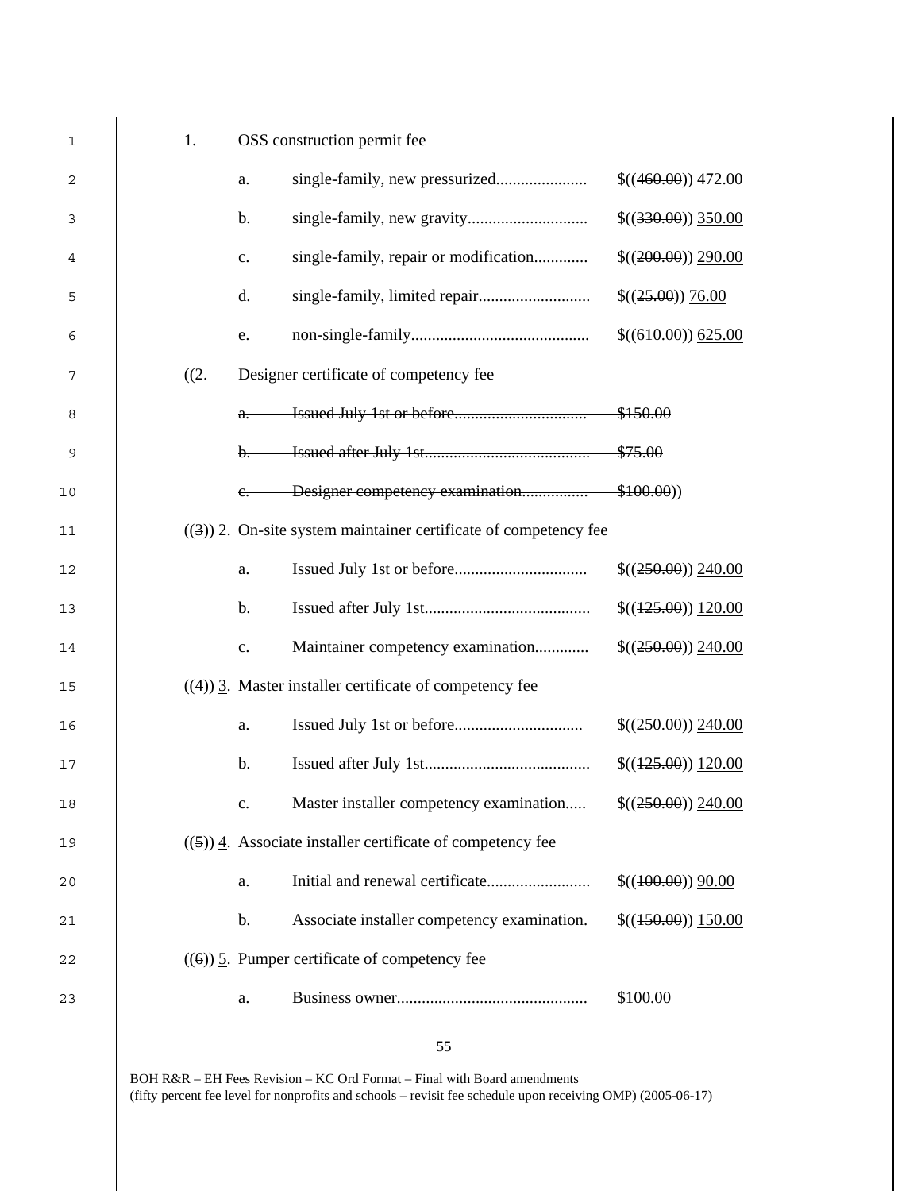1. OSS construction permit fee

| | | | |
|---|---|---|---|
| | a. | single-family, new pressurized...................... | $((~~460.00~~)) 472.00 |
| | b. | single-family, new gravity............................. | $((~~330.00~~)) 350.00 |
| | c. | single-family, repair or modification............. | $((~~200.00~~)) 290.00 |
| | d. | single-family, limited repair........................... | $((~~25.00~~)) 76.00 |
| | e. | non-single-family........................................... | $((~~610.00~~)) 625.00 |
| ((~~2.~~ | ~~Designer certificate of competency fee~~ | | |
| | ~~a.~~ | ~~Issued July 1st or before...............................~~ | ~~$150.00~~ |
| | ~~b.~~ | ~~Issued after July 1st.......................................~~ | ~~$75.00~~ |
| | ~~c.~~ | ~~Designer competency examination...............~~ | ~~$100.00~~)) |
| ((~~3~~)) 2. | On-site system maintainer certificate of competency fee | | |
| | a. | Issued July 1st or before................................ | $((~~250.00~~)) 240.00 |
| | b. | Issued after July 1st........................................ | $((~~125.00~~)) 120.00 |
| | c. | Maintainer competency examination............. | $((~~250.00~~)) 240.00 |
| ((4)) 3. | Master installer certificate of competency fee | | |
| | a. | Issued July 1st or before............................... | $((~~250.00~~)) 240.00 |
| | b. | Issued after July 1st........................................ | $((~~125.00~~)) 120.00 |
| | c. | Master installer competency examination..... | $((~~250.00~~)) 240.00 |
| ((~~5~~)) 4. | Associate installer certificate of competency fee | | |
| | a. | Initial and renewal certificate......................... | $((~~100.00~~)) 90.00 |
| | b. | Associate installer competency examination. | $((~~150.00~~)) 150.00 |
| ((~~6~~)) 5. | Pumper certificate of competency fee | | |
| | a. | Business owner.............................................. | $100.00 |

BOH R&R – EH Fees Revision – KC Ord Format – Final with Board amendments
(fifty percent fee level for nonprofits and schools – revisit fee schedule upon receiving OMP) (2005-06-17)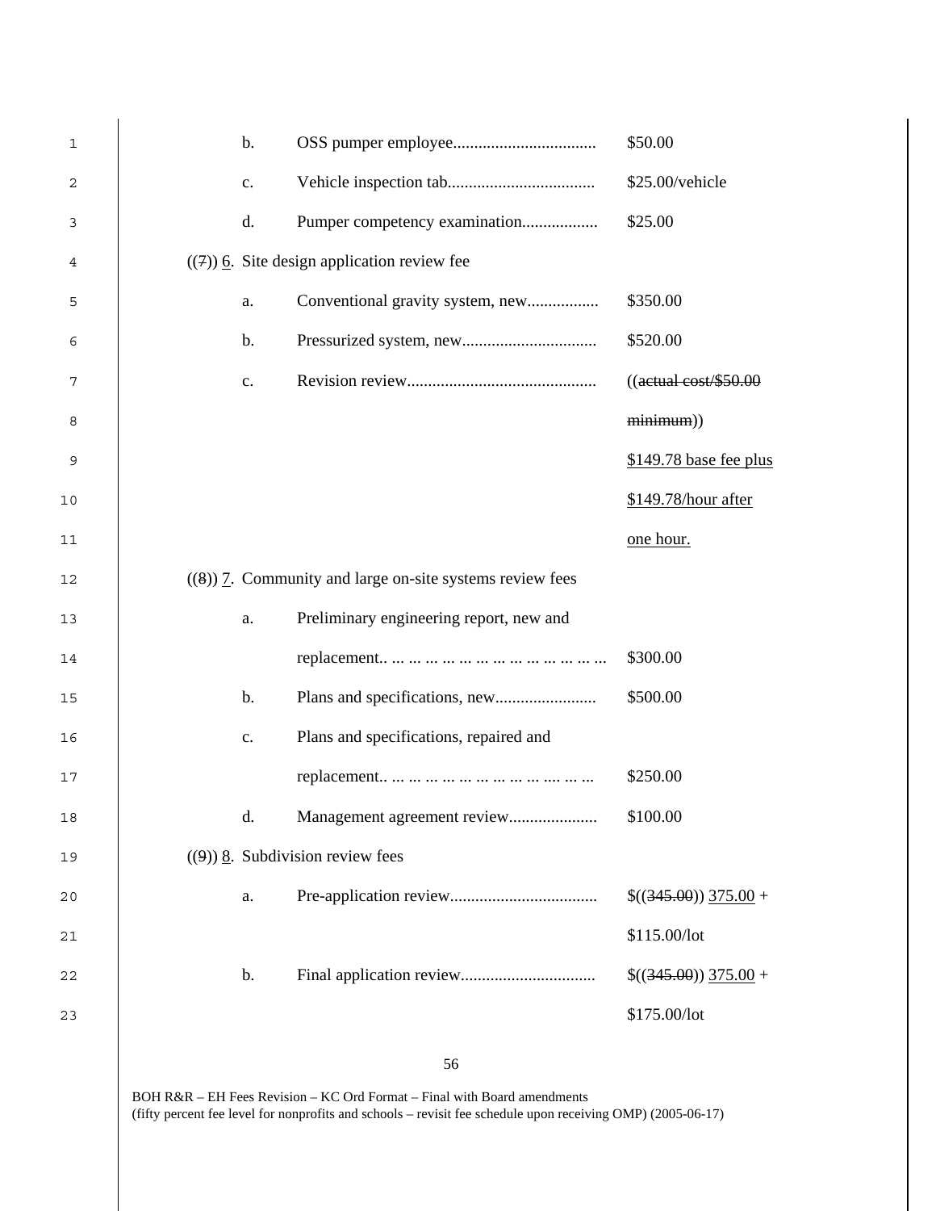b. OSS pumper employee.................................. $50.00

c. Vehicle inspection tab.................................. $25.00/vehicle

d. Pumper competency examination.................. $25.00

((~~7~~)) <u>6</u>. Site design application review fee

a. Conventional gravity system, new................. $350.00

b. Pressurized system, new................................ $520.00

c. Revision review............................................. ((~~actual cost/$50.00 minimum~~)) <u>$149.78 base fee plus $149.78/hour after one hour.</u>

((~~8~~)) <u>7</u>. Community and large on-site systems review fees

a. Preliminary engineering report, new and replacement.. ... ... ... ... ... ... ... ... ... ... ... ... $300.00

b. Plans and specifications, new........................ $500.00

c. Plans and specifications, repaired and replacement.. ... ... ... ... ... ... ... ... ... .... ... ... $250.00

d. Management agreement review..................... $100.00

((~~9~~)) <u>8</u>. Subdivision review fees

a. Pre-application review................................... $((~~345.00~~)) <u>375.00</u> + $115.00/lot

b. Final application review................................ $((~~345.00~~)) <u>375.00</u> + $175.00/lot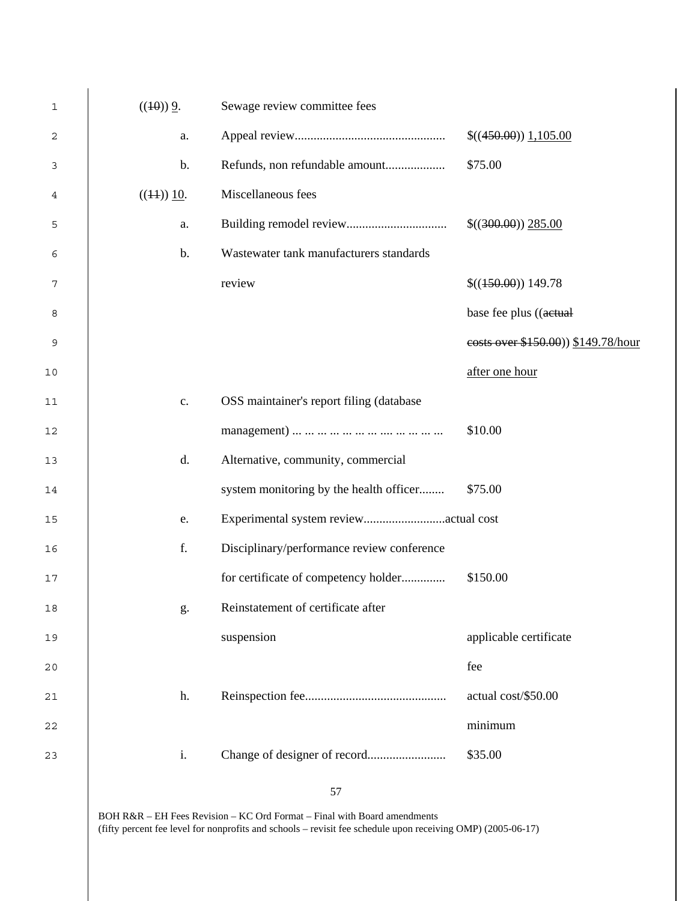((~~10~~)) 9. Sewage review committee fees

a. Appeal review................................................ $((~~450.00~~)) 1,105.00

b. Refunds, non refundable amount................... $75.00

((~~11~~)) 10. Miscellaneous fees

a. Building remodel review................................ $((~~300.00~~)) 285.00

b. Wastewater tank manufacturers standards review $((~~150.00~~)) 149.78 base fee plus ((~~actual costs over $150.00~~)) $149.78/hour after one hour

c. OSS maintainer's report filing (database management) ... ... ... ... ... ... ... .... ... ... ... ... $10.00

d. Alternative, community, commercial system monitoring by the health officer........ $75.00

e. Experimental system review..........................actual cost

f. Disciplinary/performance review conference for certificate of competency holder............. $150.00

g. Reinstatement of certificate after suspension applicable certificate fee

h. Reinspection fee............................................ actual cost/$50.00 minimum

i. Change of designer of record......................... $35.00

BOH R&R – EH Fees Revision – KC Ord Format – Final with Board amendments
(fifty percent fee level for nonprofits and schools – revisit fee schedule upon receiving OMP) (2005-06-17)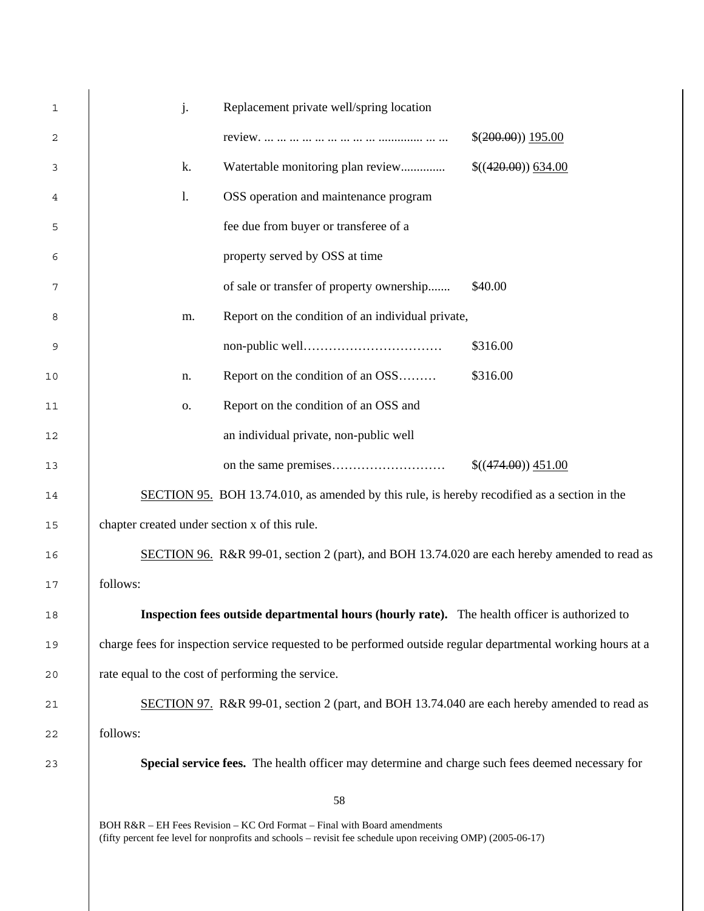j. Replacement private well/spring location review. ... ... ... ... ... ... ... ... ... ............. ... ... $(~~200.00~~)) 195.00

k. Watertable monitoring plan review.............. $((~~420.00~~)) 634.00

l. OSS operation and maintenance program fee due from buyer or transferee of a property served by OSS at time of sale or transfer of property ownership....... $40.00

m. Report on the condition of an individual private, non-public well…………………………… $316.00

n. Report on the condition of an OSS……… $316.00

o. Report on the condition of an OSS and an individual private, non-public well on the same premises……………………… $((~~474.00~~)) 451.00

SECTION 95. BOH 13.74.010, as amended by this rule, is hereby recodified as a section in the chapter created under section x of this rule.

SECTION 96. R&R 99-01, section 2 (part), and BOH 13.74.020 are each hereby amended to read as follows:

**Inspection fees outside departmental hours (hourly rate).** The health officer is authorized to charge fees for inspection service requested to be performed outside regular departmental working hours at a rate equal to the cost of performing the service.

SECTION 97. R&R 99-01, section 2 (part, and BOH 13.74.040 are each hereby amended to read as follows:

**Special service fees.** The health officer may determine and charge such fees deemed necessary for

BOH R&R – EH Fees Revision – KC Ord Format – Final with Board amendments
(fifty percent fee level for nonprofits and schools – revisit fee schedule upon receiving OMP) (2005-06-17)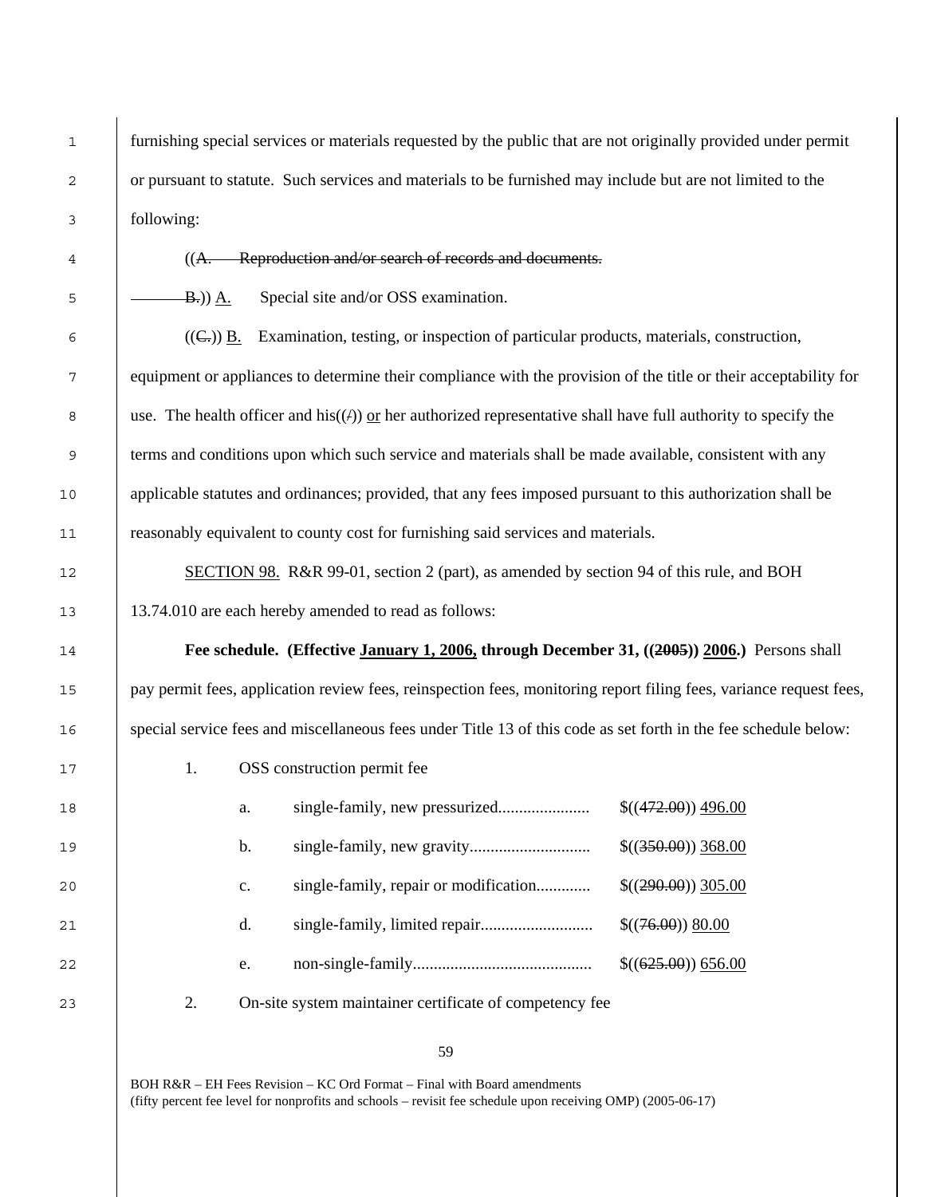furnishing special services or materials requested by the public that are not originally provided under permit or pursuant to statute. Such services and materials to be furnished may include but are not limited to the following:

((~~A. Reproduction and/or search of records and documents.~~

~~B.~~)) A. Special site and/or OSS examination.

((~~C.~~)) B. Examination, testing, or inspection of particular products, materials, construction, equipment or appliances to determine their compliance with the provision of the title or their acceptability for use. The health officer and his((~~/~~)) or her authorized representative shall have full authority to specify the terms and conditions upon which such service and materials shall be made available, consistent with any applicable statutes and ordinances; provided, that any fees imposed pursuant to this authorization shall be reasonably equivalent to county cost for furnishing said services and materials.

SECTION 98. R&R 99-01, section 2 (part), as amended by section 94 of this rule, and BOH 13.74.010 are each hereby amended to read as follows:

**Fee schedule. (Effective January 1, 2006, through December 31, ((~~2005~~)) 2006.)** Persons shall pay permit fees, application review fees, reinspection fees, monitoring report filing fees, variance request fees, special service fees and miscellaneous fees under Title 13 of this code as set forth in the fee schedule below:

1. OSS construction permit fee

| | | |
|---|---|---|
| a. | single-family, new pressurized...................... | $((~~472.00~~)) 496.00 |
| b. | single-family, new gravity............................. | $((~~350.00~~)) 368.00 |
| c. | single-family, repair or modification............. | $((~~290.00~~)) 305.00 |
| d. | single-family, limited repair........................... | $((~~76.00~~)) 80.00 |
| e. | non-single-family........................................... | $((~~625.00~~)) 656.00 |

2. On-site system maintainer certificate of competency fee

BOH R&R – EH Fees Revision – KC Ord Format – Final with Board amendments
(fifty percent fee level for nonprofits and schools – revisit fee schedule upon receiving OMP) (2005-06-17)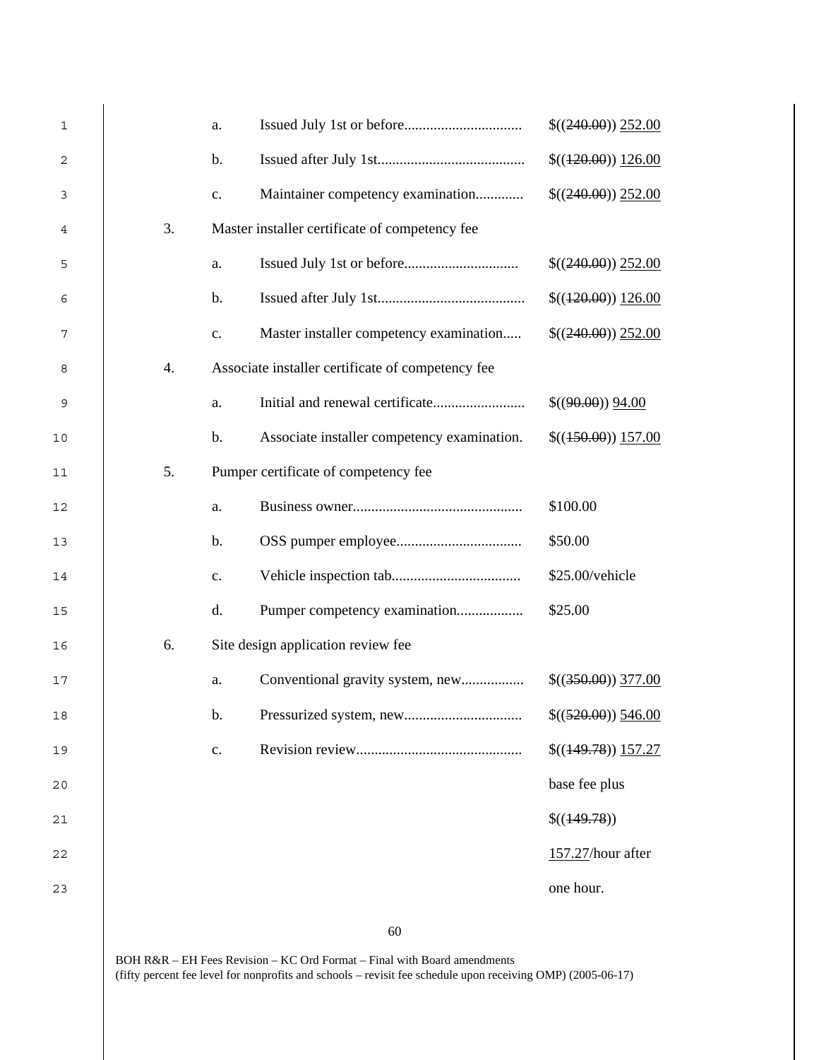a. Issued July 1st or before................................ $((~~240.00~~)) 252.00

b. Issued after July 1st........................................ $((~~120.00~~)) 126.00

c. Maintainer competency examination............. $((~~240.00~~)) 252.00

3. Master installer certificate of competency fee

a. Issued July 1st or before............................... $((~~240.00~~)) 252.00

b. Issued after July 1st........................................ $((~~120.00~~)) 126.00

c. Master installer competency examination..... $((~~240.00~~)) 252.00

4. Associate installer certificate of competency fee

a. Initial and renewal certificate......................... $((~~90.00~~)) 94.00

b. Associate installer competency examination. $((~~150.00~~)) 157.00

5. Pumper certificate of competency fee

a. Business owner............................................. $100.00

b. OSS pumper employee.................................. $50.00

c. Vehicle inspection tab.................................. $25.00/vehicle

d. Pumper competency examination.................. $25.00

6. Site design application review fee

a. Conventional gravity system, new................. $((~~350.00~~)) 377.00

b. Pressurized system, new................................ $((~~520.00~~)) 546.00

c. Revision review............................................. $((~~149.78~~)) 157.27 base fee plus $((~~149.78~~)) 157.27/hour after one hour.

BOH R&R – EH Fees Revision – KC Ord Format – Final with Board amendments
(fifty percent fee level for nonprofits and schools – revisit fee schedule upon receiving OMP) (2005-06-17)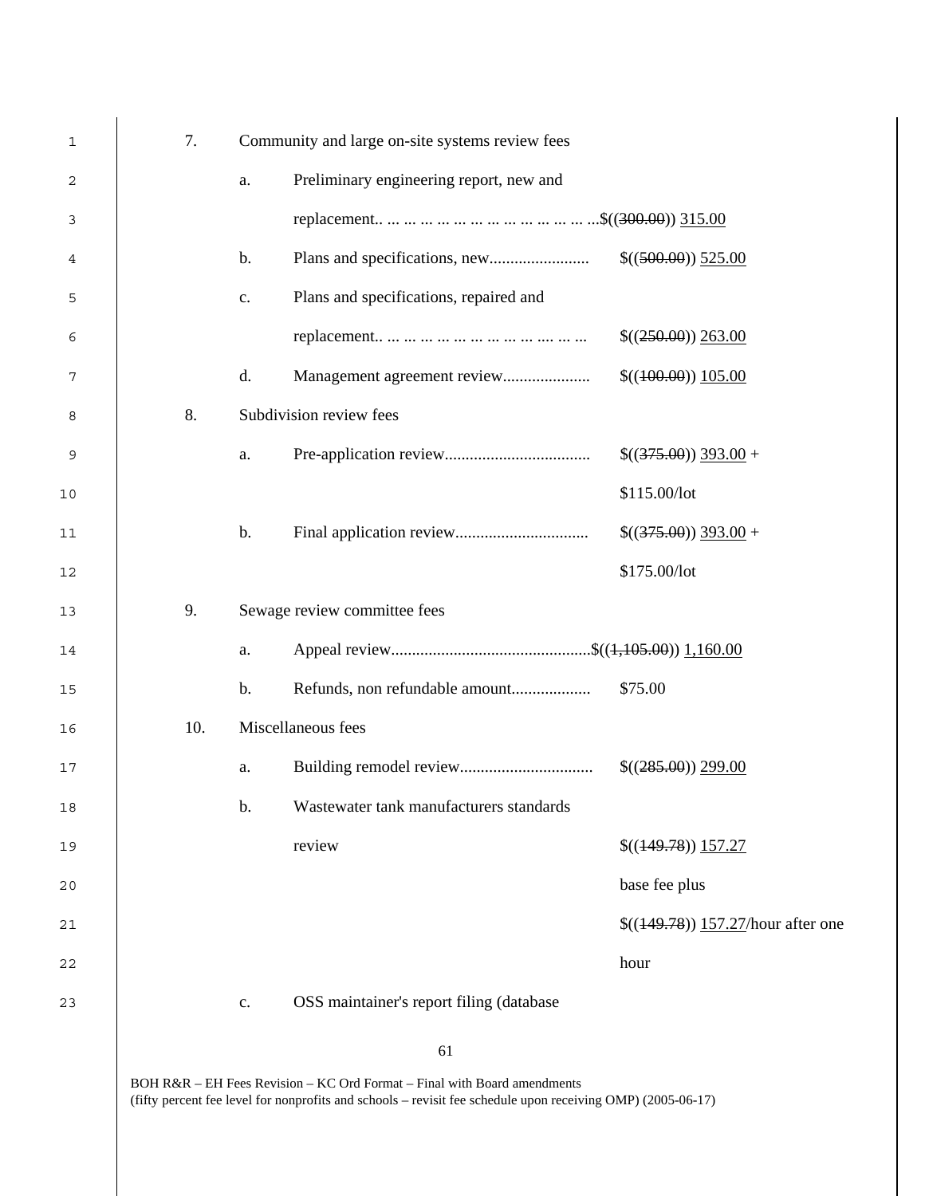7. Community and large on-site systems review fees

   a. Preliminary engineering report, new and replacement.. ... ... ... ... ... ... ... ... ... ... ... ... ...$((~~300.00~~)) <u>315.00</u>

   b. Plans and specifications, new........................ $((~~500.00~~)) <u>525.00</u>

   c. Plans and specifications, repaired and replacement.. ... ... ... ... ... ... ... ... ... .... ... ... $((~~250.00~~)) <u>263.00</u>

   d. Management agreement review..................... $((~~100.00~~)) <u>105.00</u>

8. Subdivision review fees

   a. Pre-application review................................... $((~~375.00~~)) <u>393.00</u> + $115.00/lot

   b. Final application review................................ $((~~375.00~~)) <u>393.00</u> + $175.00/lot

9. Sewage review committee fees

   a. Appeal review................................................$((~~1,105.00~~)) <u>1,160.00</u>

   b. Refunds, non refundable amount................... $75.00

10. Miscellaneous fees

   a. Building remodel review................................ $((~~285.00~~)) <u>299.00</u>

   b. Wastewater tank manufacturers standards review $((~~149.78~~)) <u>157.27</u> base fee plus $((~~149.78~~)) <u>157.27</u>/hour after one hour

   c. OSS maintainer's report filing (database

BOH R&R – EH Fees Revision – KC Ord Format – Final with Board amendments
(fifty percent fee level for nonprofits and schools – revisit fee schedule upon receiving OMP) (2005-06-17)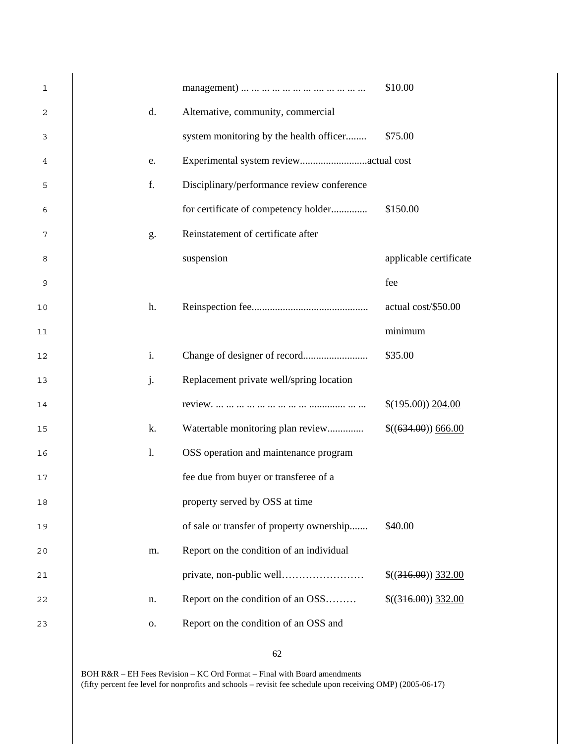| | | |
|---|---|---|
| | management) ... ... ... ... ... ... ... .... ... ... ... ... | $10.00 |
| d. | Alternative, community, commercial system monitoring by the health officer........ | $75.00 |
| e. | Experimental system review.......................... | actual cost |
| f. | Disciplinary/performance review conference for certificate of competency holder............. | $150.00 |
| g. | Reinstatement of certificate after suspension | applicable certificate fee |
| h. | Reinspection fee............................................ | actual cost/$50.00 minimum |
| i. | Change of designer of record......................... | $35.00 |
| j. | Replacement private well/spring location review. ... ... ... ... ... ... ... ... ... ............. ... ... | $(~~195.00~~)) 204.00 |
| k. | Watertable monitoring plan review............. | $((~~634.00~~)) 666.00 |
| l. | OSS operation and maintenance program fee due from buyer or transferee of a property served by OSS at time of sale or transfer of property ownership....... | $40.00 |
| m. | Report on the condition of an individual private, non-public well…………………… | $((~~316.00~~)) 332.00 |
| n. | Report on the condition of an OSS……… | $((~~316.00~~)) 332.00 |
| o. | Report on the condition of an OSS and | |

BOH R&R – EH Fees Revision – KC Ord Format – Final with Board amendments
(fifty percent fee level for nonprofits and schools – revisit fee schedule upon receiving OMP) (2005-06-17)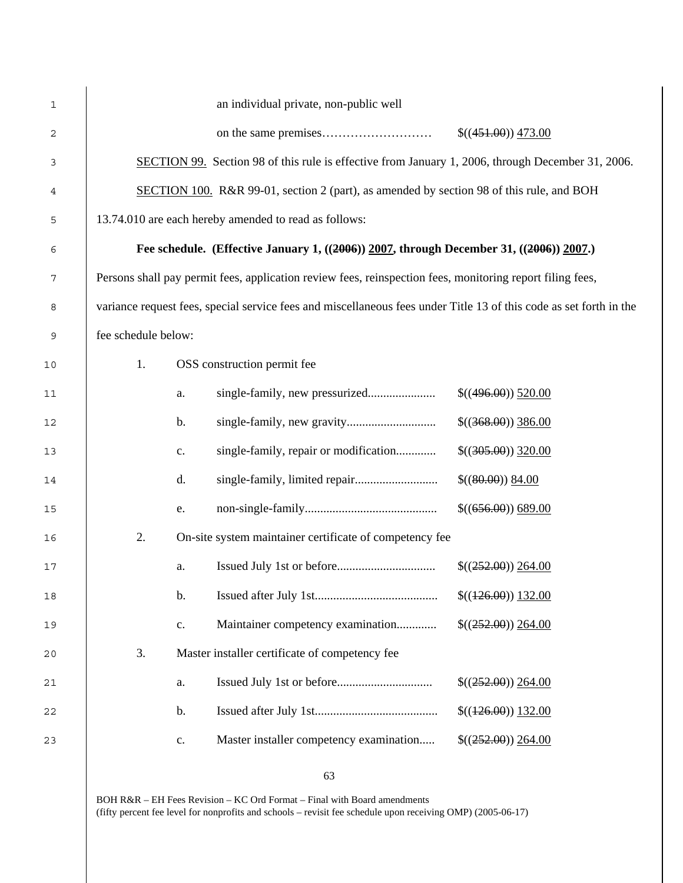an individual private, non-public well

on the same premises……………………… $((~~451.00~~)) 473.00

SECTION 99. Section 98 of this rule is effective from January 1, 2006, through December 31, 2006.

SECTION 100. R&R 99-01, section 2 (part), as amended by section 98 of this rule, and BOH 13.74.010 are each hereby amended to read as follows:

**Fee schedule. (Effective January 1, ((~~2006~~)) 2007, through December 31, ((~~2006~~)) 2007.)** Persons shall pay permit fees, application review fees, reinspection fees, monitoring report filing fees, variance request fees, special service fees and miscellaneous fees under Title 13 of this code as set forth in the fee schedule below:

1. OSS construction permit fee
   - a. single-family, new pressurized...................... $((~~496.00~~)) 520.00
   - b. single-family, new gravity............................. $((~~368.00~~)) 386.00
   - c. single-family, repair or modification............. $((~~305.00~~)) 320.00
   - d. single-family, limited repair........................... $((~~80.00~~)) 84.00
   - e. non-single-family........................................... $((~~656.00~~)) 689.00
2. On-site system maintainer certificate of competency fee
   - a. Issued July 1st or before................................ $((~~252.00~~)) 264.00
   - b. Issued after July 1st........................................ $((~~126.00~~)) 132.00
   - c. Maintainer competency examination............. $((~~252.00~~)) 264.00
3. Master installer certificate of competency fee
   - a. Issued July 1st or before............................... $((~~252.00~~)) 264.00
   - b. Issued after July 1st........................................ $((~~126.00~~)) 132.00
   - c. Master installer competency examination..... $((~~252.00~~)) 264.00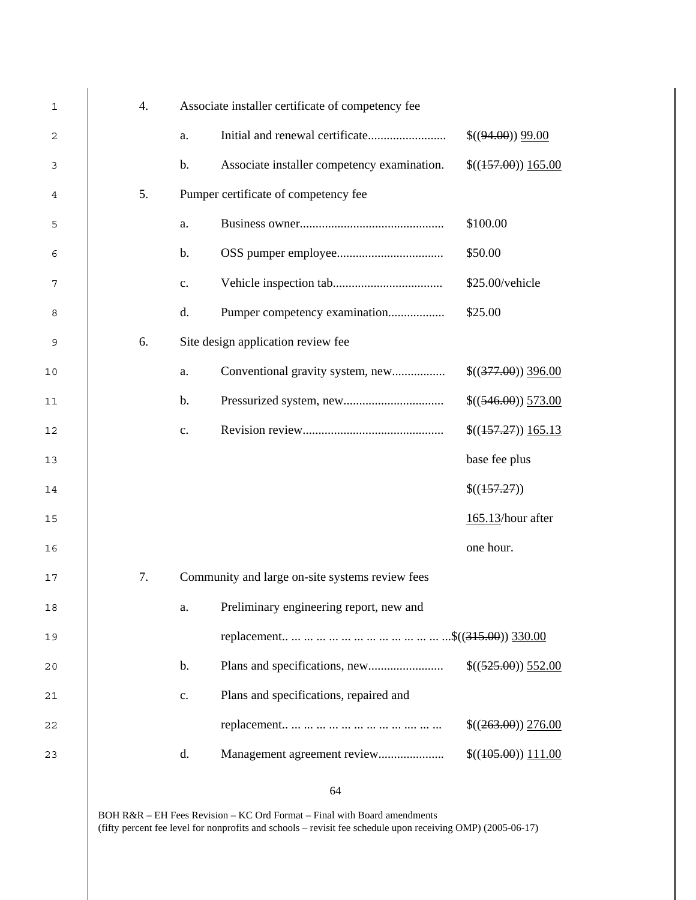4. Associate installer certificate of competency fee

   a. Initial and renewal certificate......................... $((~~94.00~~)) 99.00

   b. Associate installer competency examination. $((~~157.00~~)) 165.00

5. Pumper certificate of competency fee

   a. Business owner............................................. $100.00

   b. OSS pumper employee.................................. $50.00

   c. Vehicle inspection tab................................... $25.00/vehicle

   d. Pumper competency examination.................. $25.00

6. Site design application review fee

   a. Conventional gravity system, new................. $((~~377.00~~)) 396.00

   b. Pressurized system, new................................ $((~~546.00~~)) 573.00

   c. Revision review............................................ $((~~157.27~~)) 165.13 base fee plus $((~~157.27~~)) 165.13/hour after one hour.

7. Community and large on-site systems review fees

   a. Preliminary engineering report, new and replacement.. ... ... ... ... ... ... ... ... ... ... ... ...$((~~315.00~~)) 330.00

   b. Plans and specifications, new........................ $((~~525.00~~)) 552.00

   c. Plans and specifications, repaired and replacement.. ... ... ... ... ... ... ... ... .... ... ... $((~~263.00~~)) 276.00

   d. Management agreement review..................... $((~~105.00~~)) 111.00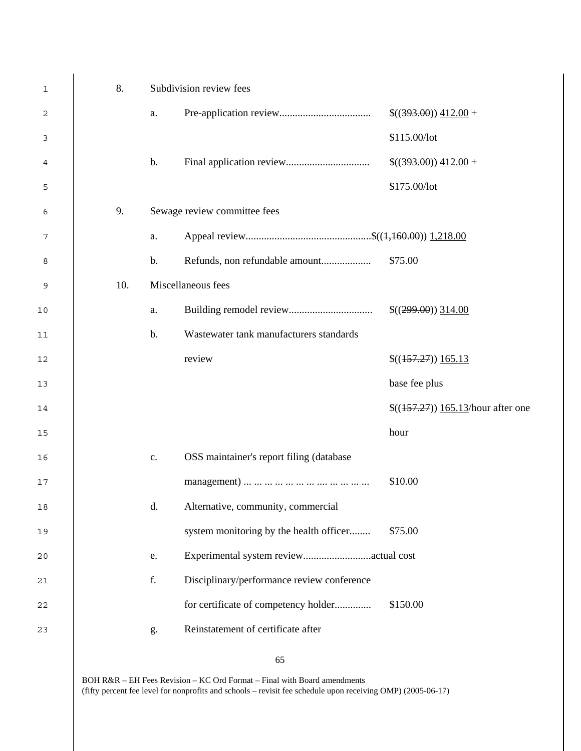8. Subdivision review fees

   a. Pre-application review.................................. $((~~393.00~~)) 412.00 + $115.00/lot

   b. Final application review................................ $((~~393.00~~)) 412.00 + $175.00/lot

9. Sewage review committee fees

   a. Appeal review................................................$((~~1,160.00~~)) 1,218.00

   b. Refunds, non refundable amount................... $75.00

10. Miscellaneous fees

    a. Building remodel review................................ $((~~299.00~~)) 314.00

    b. Wastewater tank manufacturers standards review $((~~157.27~~)) 165.13 base fee plus $((~~157.27~~)) 165.13/hour after one hour

    c. OSS maintainer's report filing (database management) ... ... ... ... ... ... .... ... ... ... ... $10.00

    d. Alternative, community, commercial system monitoring by the health officer........ $75.00

    e. Experimental system review..........................actual cost

    f. Disciplinary/performance review conference for certificate of competency holder.............. $150.00

    g. Reinstatement of certificate after

BOH R&R – EH Fees Revision – KC Ord Format – Final with Board amendments
(fifty percent fee level for nonprofits and schools – revisit fee schedule upon receiving OMP) (2005-06-17)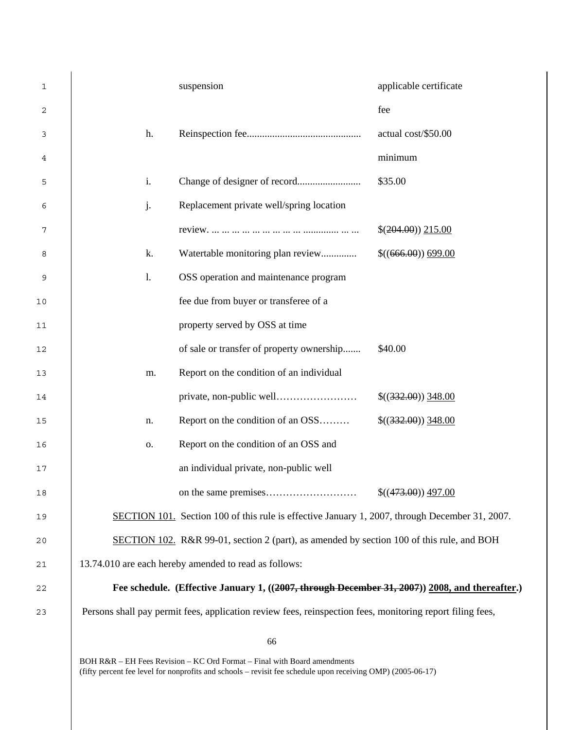| | | |
|---|---|---|
| | suspension | applicable certificate fee |
| h. | Reinspection fee............................................ | actual cost/$50.00 minimum |
| i. | Change of designer of record......................... | $35.00 |
| j. | Replacement private well/spring location review. ... ... ... ... ... ... ... ... ... ............. ... ... | $(~~204.00~~)) 215.00 |
| k. | Watertable monitoring plan review.............. | $((~~666.00~~)) 699.00 |
| l. | OSS operation and maintenance program fee due from buyer or transferee of a property served by OSS at time of sale or transfer of property ownership....... | $40.00 |
| m. | Report on the condition of an individual private, non-public well…………………… | $((~~332.00~~)) 348.00 |
| n. | Report on the condition of an OSS……… | $((~~332.00~~)) 348.00 |
| o. | Report on the condition of an OSS and an individual private, non-public well on the same premises……………………… | $((~~473.00~~)) 497.00 |

SECTION 101. Section 100 of this rule is effective January 1, 2007, through December 31, 2007.

SECTION 102. R&R 99-01, section 2 (part), as amended by section 100 of this rule, and BOH 13.74.010 are each hereby amended to read as follows:

**Fee schedule. (Effective January 1, ((~~2007, through December 31, 2007~~)) 2008, and thereafter.)**

Persons shall pay permit fees, application review fees, reinspection fees, monitoring report filing fees,

BOH R&R – EH Fees Revision – KC Ord Format – Final with Board amendments
(fifty percent fee level for nonprofits and schools – revisit fee schedule upon receiving OMP) (2005-06-17)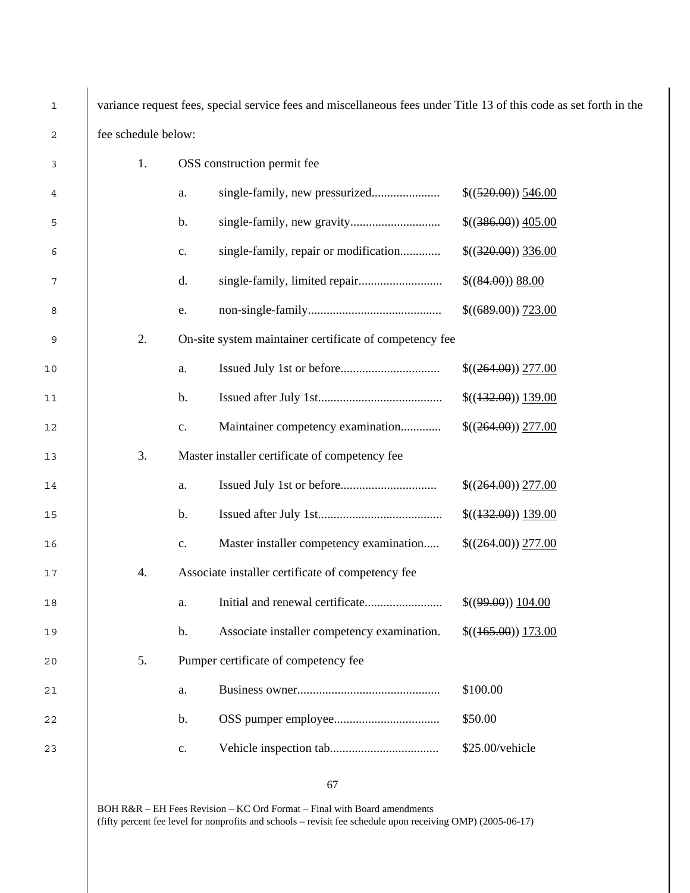variance request fees, special service fees and miscellaneous fees under Title 13 of this code as set forth in the fee schedule below:

1. OSS construction permit fee
   - a. single-family, new pressurized...................... $((~~520.00~~)) 546.00
   - b. single-family, new gravity............................. $((~~386.00~~)) 405.00
   - c. single-family, repair or modification............. $((~~320.00~~)) 336.00
   - d. single-family, limited repair........................... $((~~84.00~~)) 88.00
   - e. non-single-family........................................... $((~~689.00~~)) 723.00
2. On-site system maintainer certificate of competency fee
   - a. Issued July 1st or before................................ $((~~264.00~~)) 277.00
   - b. Issued after July 1st........................................ $((~~132.00~~)) 139.00
   - c. Maintainer competency examination............. $((~~264.00~~)) 277.00
3. Master installer certificate of competency fee
   - a. Issued July 1st or before............................... $((~~264.00~~)) 277.00
   - b. Issued after July 1st........................................ $((~~132.00~~)) 139.00
   - c. Master installer competency examination..... $((~~264.00~~)) 277.00
4. Associate installer certificate of competency fee
   - a. Initial and renewal certificate......................... $((~~99.00~~)) 104.00
   - b. Associate installer competency examination. $((~~165.00~~)) 173.00
5. Pumper certificate of competency fee
   - a. Business owner............................................. $100.00
   - b. OSS pumper employee.................................. $50.00
   - c. Vehicle inspection tab................................... $25.00/vehicle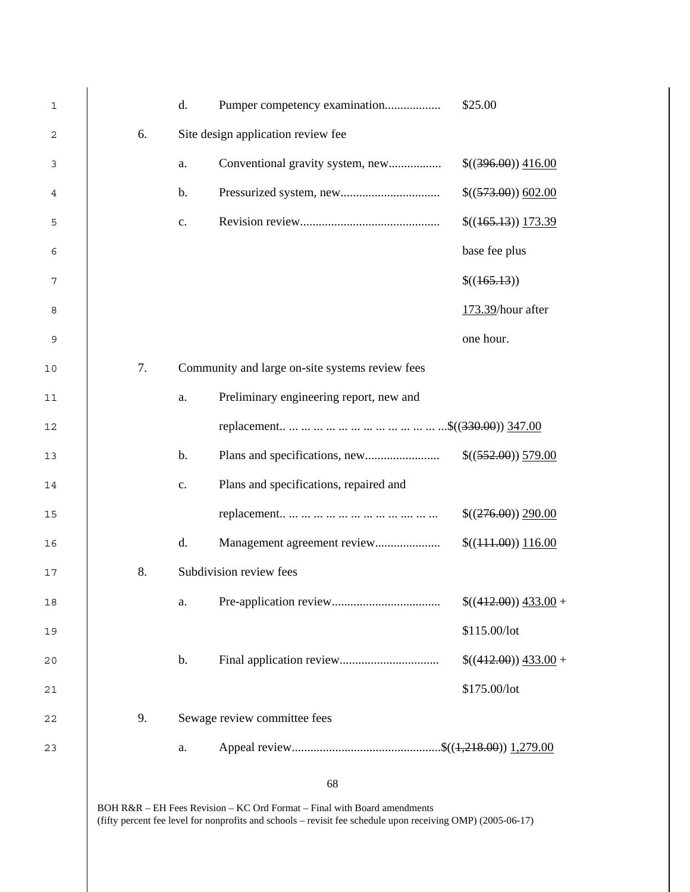d. Pumper competency examination.................. $25.00

6. Site design application review fee

a. Conventional gravity system, new................. $((~~396.00~~)) <u>416.00</u>

b. Pressurized system, new................................ $((~~573.00~~)) <u>602.00</u>

c. Revision review............................................. $((~~165.13~~)) <u>173.39</u> base fee plus $((~~165.13~~)) <u>173.39</u>/hour after one hour.

7. Community and large on-site systems review fees

a. Preliminary engineering report, new and replacement.. ... ... ... ... ... ... ... ... ... ... ... ...$((~~330.00~~)) <u>347.00</u>

b. Plans and specifications, new........................ $((~~552.00~~)) <u>579.00</u>

c. Plans and specifications, repaired and replacement.. ... ... ... ... ... ... ... ... .... ... ... $((~~276.00~~)) <u>290.00</u>

d. Management agreement review..................... $((~~111.00~~)) <u>116.00</u>

8. Subdivision review fees

a. Pre-application review.................................. $((~~412.00~~)) <u>433.00</u> + $115.00/lot

b. Final application review................................ $((~~412.00~~)) <u>433.00</u> + $175.00/lot

9. Sewage review committee fees

a. Appeal review................................................$((~~1,218.00~~)) <u>1,279.00</u>

BOH R&R – EH Fees Revision – KC Ord Format – Final with Board amendments
(fifty percent fee level for nonprofits and schools – revisit fee schedule upon receiving OMP) (2005-06-17)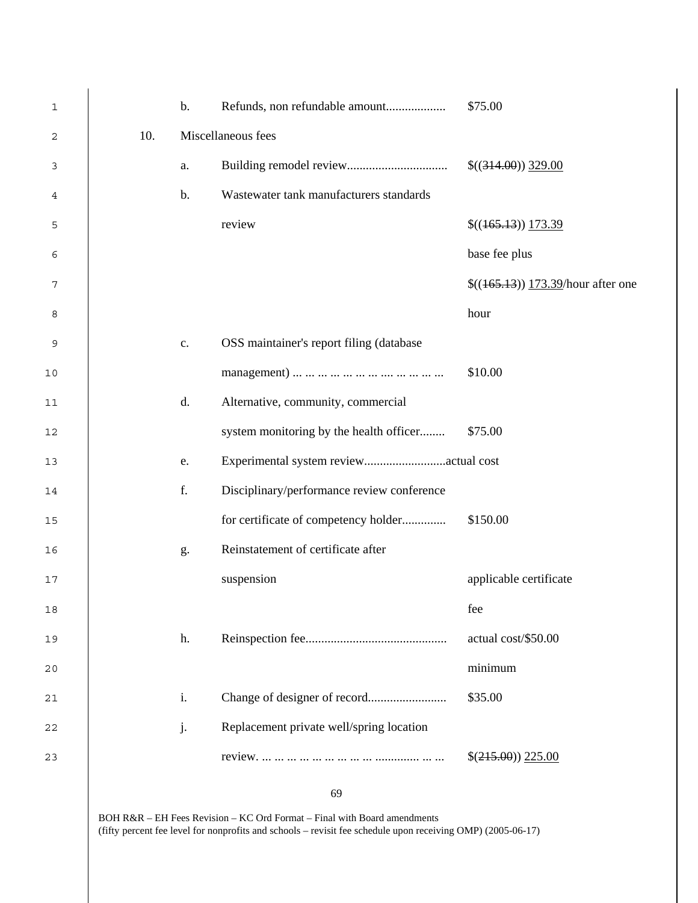b. Refunds, non refundable amount................... $75.00

10. Miscellaneous fees

a. Building remodel review................................ $((~~314.00~~)) <u>329.00</u>

b. Wastewater tank manufacturers standards review $((~~165.13~~)) <u>173.39</u> base fee plus $((~~165.13~~)) <u>173.39</u>/hour after one hour

c. OSS maintainer's report filing (database management) ... ... ... ... ... ... ... .... ... ... ... ... $10.00

d. Alternative, community, commercial system monitoring by the health officer........ $75.00

e. Experimental system review..........................actual cost

f. Disciplinary/performance review conference for certificate of competency holder............. $150.00

g. Reinstatement of certificate after suspension applicable certificate fee

h. Reinspection fee............................................ actual cost/$50.00 minimum

i. Change of designer of record......................... $35.00

j. Replacement private well/spring location review. ... ... ... ... ... ... ... ... ... ............. ... ... $(~~215.00~~)) <u>225.00</u>

BOH R&R – EH Fees Revision – KC Ord Format – Final with Board amendments
(fifty percent fee level for nonprofits and schools – revisit fee schedule upon receiving OMP) (2005-06-17)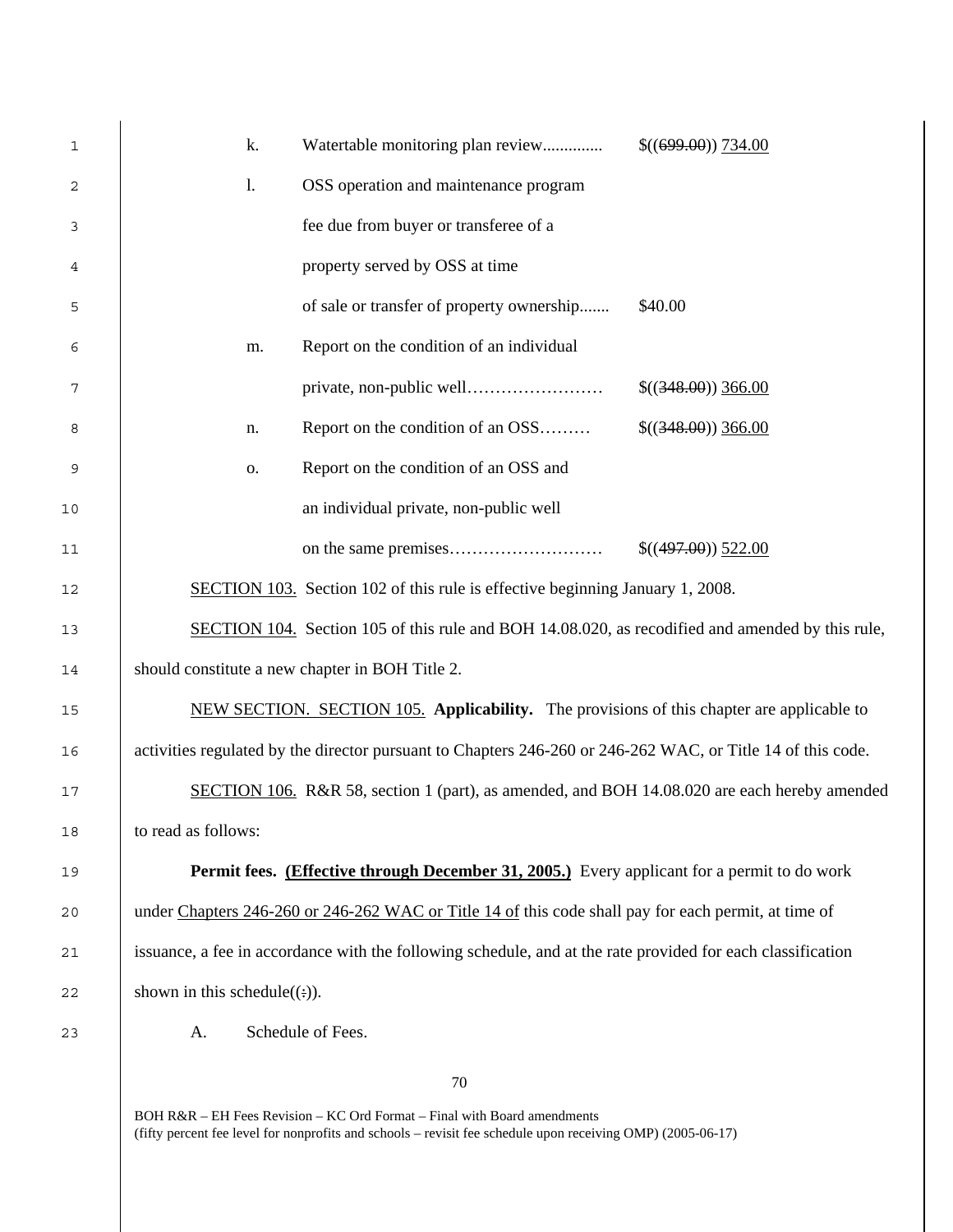k. Watertable monitoring plan review.............. $((~~699.00~~)) 734.00

l. OSS operation and maintenance program fee due from buyer or transferee of a property served by OSS at time of sale or transfer of property ownership....... $40.00

m. Report on the condition of an individual private, non-public well…………………… $((~~348.00~~)) 366.00

n. Report on the condition of an OSS……… $((~~348.00~~)) 366.00

o. Report on the condition of an OSS and an individual private, non-public well on the same premises……………………… $((~~497.00~~)) 522.00

SECTION 103. Section 102 of this rule is effective beginning January 1, 2008.

SECTION 104. Section 105 of this rule and BOH 14.08.020, as recodified and amended by this rule, should constitute a new chapter in BOH Title 2.

NEW SECTION. SECTION 105. **Applicability.** The provisions of this chapter are applicable to activities regulated by the director pursuant to Chapters 246-260 or 246-262 WAC, or Title 14 of this code.

SECTION 106. R&R 58, section 1 (part), as amended, and BOH 14.08.020 are each hereby amended to read as follows:

**Permit fees. (Effective through December 31, 2005.)** Every applicant for a permit to do work under Chapters 246-260 or 246-262 WAC or Title 14 of this code shall pay for each permit, at time of issuance, a fee in accordance with the following schedule, and at the rate provided for each classification shown in this schedule((~~:~~)).

A. Schedule of Fees.

BOH R&R – EH Fees Revision – KC Ord Format – Final with Board amendments
(fifty percent fee level for nonprofits and schools – revisit fee schedule upon receiving OMP) (2005-06-17)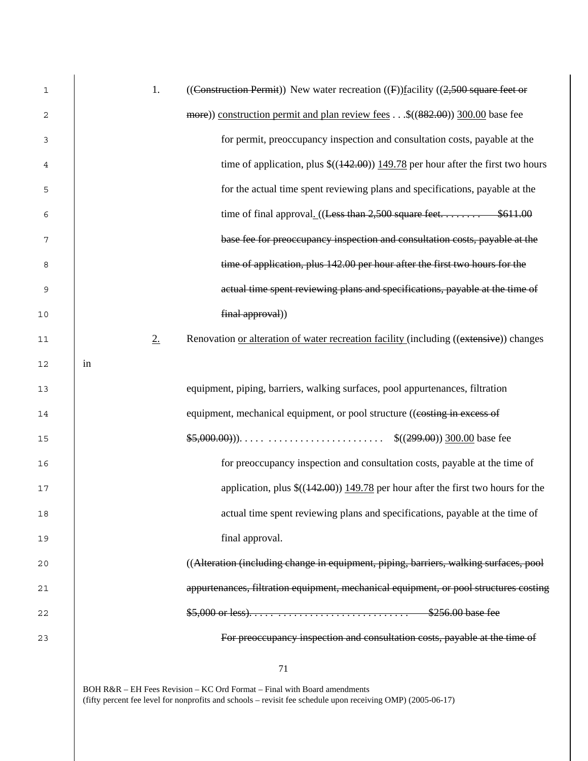1. ((~~Construction Permit~~)) New water recreation ((~~F~~))facility ((~~2,500 square feet or more~~)) construction permit and plan review fees . . .$((~~882.00~~)) 300.00 base fee for permit, preoccupancy inspection and consultation costs, payable at the time of application, plus $((~~142.00~~)) 149.78 per hour after the first two hours for the actual time spent reviewing plans and specifications, payable at the time of final approval. ((~~Less than 2,500 square feet. . . . . . . . $611.00 base fee for preoccupancy inspection and consultation costs, payable at the time of application, plus 142.00 per hour after the first two hours for the actual time spent reviewing plans and specifications, payable at the time of final approval~~))

2. Renovation or alteration of water recreation facility (including ((~~extensive~~)) changes in equipment, piping, barriers, walking surfaces, pool appurtenances, filtration equipment, mechanical equipment, or pool structure ((~~costing in excess of $5,000.00~~)))). . . . . . . . . . . . . . . . . . . . . . . . . . . $((~~299.00~~)) 300.00 base fee for preoccupancy inspection and consultation costs, payable at the time of application, plus $((~~142.00~~)) 149.78 per hour after the first two hours for the actual time spent reviewing plans and specifications, payable at the time of final approval.

((~~Alteration (including change in equipment, piping, barriers, walking surfaces, pool appurtenances, filtration equipment, mechanical equipment, or pool structures costing $5,000 or less). . . . . . . . . . . . . . . . . . . . . . . . . . . . . . . $256.00 base fee~~)) ~~For preoccupancy inspection and consultation costs, payable at the time of~~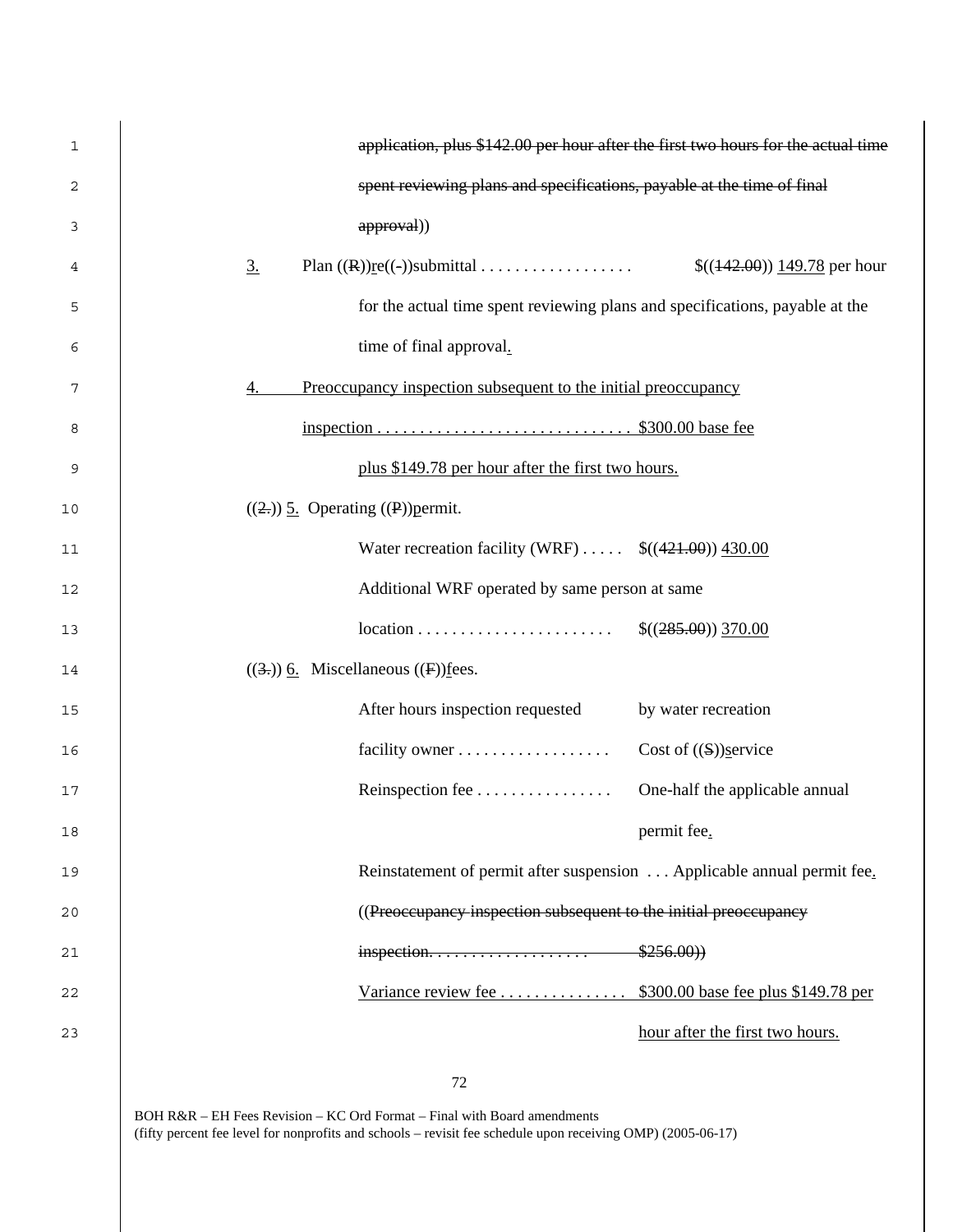~~application, plus $142.00 per hour after the first two hours for the actual time spent reviewing plans and specifications, payable at the time of final approval~~))

3. Plan ((~~R~~))re((~~-~~))submittal . . . . . . . . . . . . . . . . . . $((~~142.00~~)) 149.78 per hour for the actual time spent reviewing plans and specifications, payable at the time of final approval.

4. Preoccupancy inspection subsequent to the initial preoccupancy inspection . . . . . . . . . . . . . . . . . . . . . . . . . . . . . . $300.00 base fee plus $149.78 per hour after the first two hours.

((~~2.~~)) 5. Operating ((~~P~~))permit.

| | |
|---|---|
| Water recreation facility (WRF) . . . . . | $((~~421.00~~)) 430.00 |
| Additional WRF operated by same person at same location . . . . . . . . . . . . . . . . . . . . . . . | $((~~285.00~~)) 370.00 |

((~~3.~~)) 6. Miscellaneous ((~~F~~))fees.

| | |
|---|---|
| After hours inspection requested by water recreation facility owner . . . . . . . . . . . . . . . . . . | Cost of ((~~S~~))service |
| Reinspection fee . . . . . . . . . . . . . . . . | One-half the applicable annual permit fee. |
| Reinstatement of permit after suspension . . . | Applicable annual permit fee. |
| ((~~Preoccupancy inspection subsequent to the initial preoccupancy inspection. . . . . . . . . . . . . . . . . . .~~ | ~~$256.00~~)) |
| Variance review fee . . . . . . . . . . . . . . . | $300.00 base fee plus $149.78 per hour after the first two hours. |

BOH R&R – EH Fees Revision – KC Ord Format – Final with Board amendments
(fifty percent fee level for nonprofits and schools – revisit fee schedule upon receiving OMP) (2005-06-17)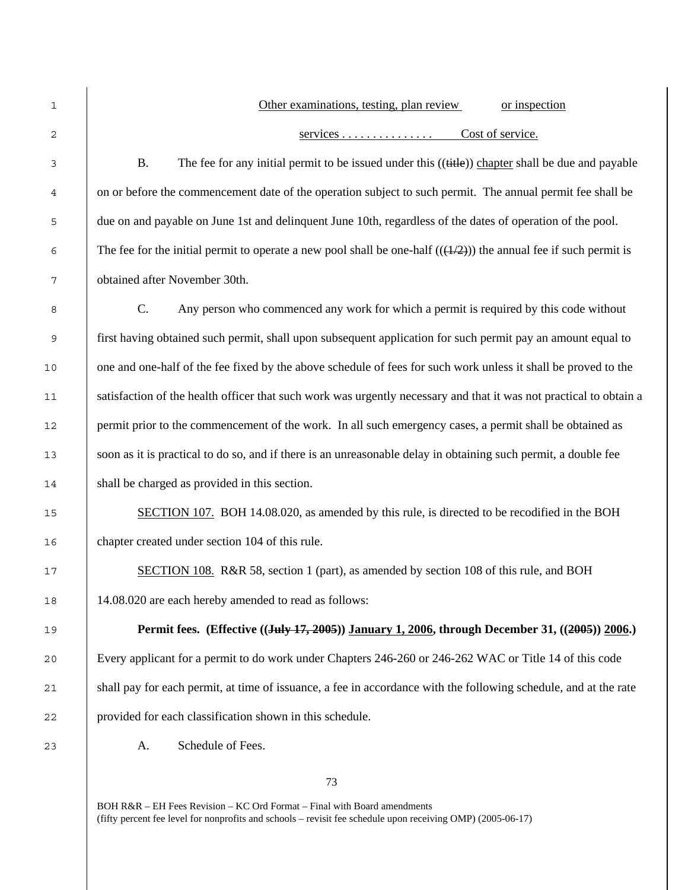Other examinations, testing, plan review or inspection services . . . . . . . . . . . . . . . Cost of service.

B. The fee for any initial permit to be issued under this ((~~title~~)) chapter shall be due and payable on or before the commencement date of the operation subject to such permit. The annual permit fee shall be due on and payable on June 1st and delinquent June 10th, regardless of the dates of operation of the pool. The fee for the initial permit to operate a new pool shall be one-half ((~~(1/2)~~)) the annual fee if such permit is obtained after November 30th.

C. Any person who commenced any work for which a permit is required by this code without first having obtained such permit, shall upon subsequent application for such permit pay an amount equal to one and one-half of the fee fixed by the above schedule of fees for such work unless it shall be proved to the satisfaction of the health officer that such work was urgently necessary and that it was not practical to obtain a permit prior to the commencement of the work. In all such emergency cases, a permit shall be obtained as soon as it is practical to do so, and if there is an unreasonable delay in obtaining such permit, a double fee shall be charged as provided in this section.

SECTION 107. BOH 14.08.020, as amended by this rule, is directed to be recodified in the BOH chapter created under section 104 of this rule.

SECTION 108. R&R 58, section 1 (part), as amended by section 108 of this rule, and BOH 14.08.020 are each hereby amended to read as follows:

**Permit fees. (Effective ((~~July 17, 2005~~)) January 1, 2006, through December 31, ((~~2005~~)) 2006.)** Every applicant for a permit to do work under Chapters 246-260 or 246-262 WAC or Title 14 of this code shall pay for each permit, at time of issuance, a fee in accordance with the following schedule, and at the rate provided for each classification shown in this schedule.

A. Schedule of Fees.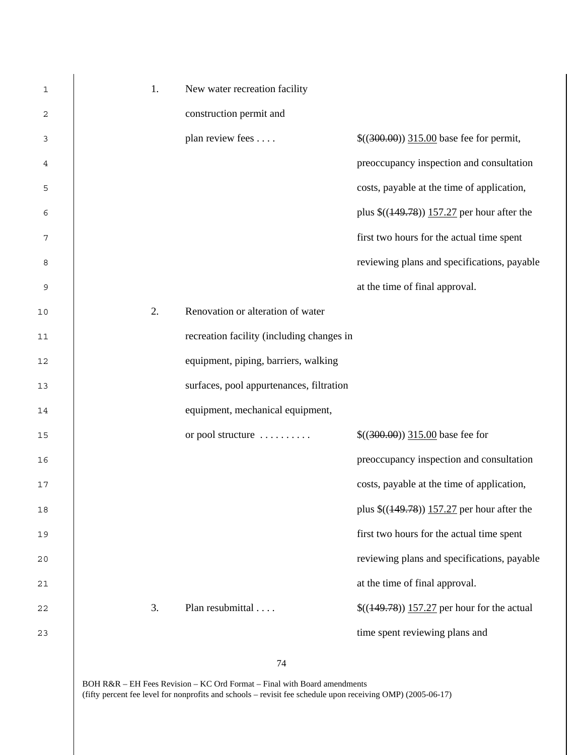| | | |
|---|---|---|
| 1. | New water recreation facility construction permit and plan review fees . . . . | $((~~300.00~~)) <u>315.00</u> base fee for permit, preoccupancy inspection and consultation costs, payable at the time of application, plus $((~~149.78~~)) <u>157.27</u> per hour after the first two hours for the actual time spent reviewing plans and specifications, payable at the time of final approval. |
| 2. | Renovation or alteration of water recreation facility (including changes in equipment, piping, barriers, walking surfaces, pool appurtenances, filtration equipment, mechanical equipment, or pool structure . . . . . . . . . . | $((~~300.00~~)) <u>315.00</u> base fee for preoccupancy inspection and consultation costs, payable at the time of application, plus $((~~149.78~~)) <u>157.27</u> per hour after the first two hours for the actual time spent reviewing plans and specifications, payable at the time of final approval. |
| 3. | Plan resubmittal . . . . | $((~~149.78~~)) <u>157.27</u> per hour for the actual time spent reviewing plans and |

BOH R&R – EH Fees Revision – KC Ord Format – Final with Board amendments
(fifty percent fee level for nonprofits and schools – revisit fee schedule upon receiving OMP) (2005-06-17)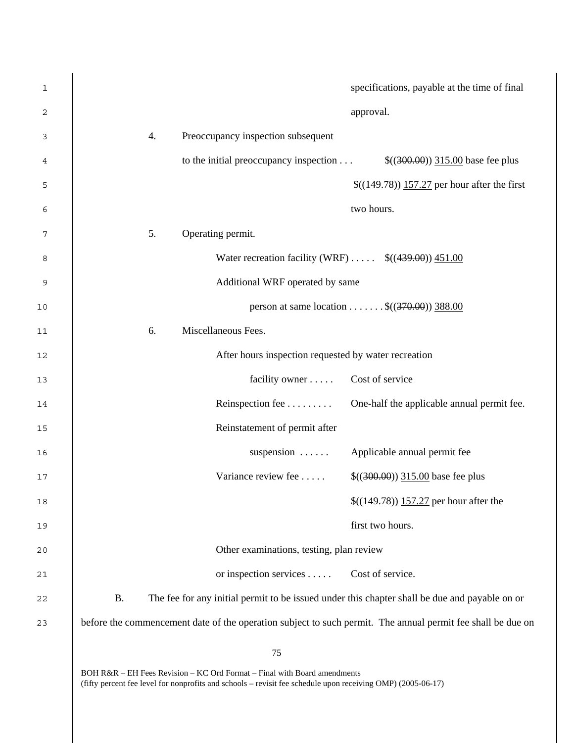specifications, payable at the time of final approval.

4. Preoccupancy inspection subsequent to the initial preoccupancy inspection . . . $((~~300.00~~)) 315.00 base fee plus $((~~149.78~~)) 157.27 per hour after the first two hours.

5. Operating permit.

Water recreation facility (WRF) . . . . . $((~~439.00~~)) 451.00

Additional WRF operated by same person at same location . . . . . . . $((~~370.00~~)) 388.00

6. Miscellaneous Fees.

After hours inspection requested by water recreation facility owner . . . . . Cost of service

Reinspection fee . . . . . . . . . One-half the applicable annual permit fee.

Reinstatement of permit after suspension . . . . . . Applicable annual permit fee

Variance review fee . . . . . $((~~300.00~~)) 315.00 base fee plus $((~~149.78~~)) 157.27 per hour after the first two hours.

Other examinations, testing, plan review or inspection services . . . . . Cost of service.

B. The fee for any initial permit to be issued under this chapter shall be due and payable on or before the commencement date of the operation subject to such permit. The annual permit fee shall be due on

BOH R&R – EH Fees Revision – KC Ord Format – Final with Board amendments
(fifty percent fee level for nonprofits and schools – revisit fee schedule upon receiving OMP) (2005-06-17)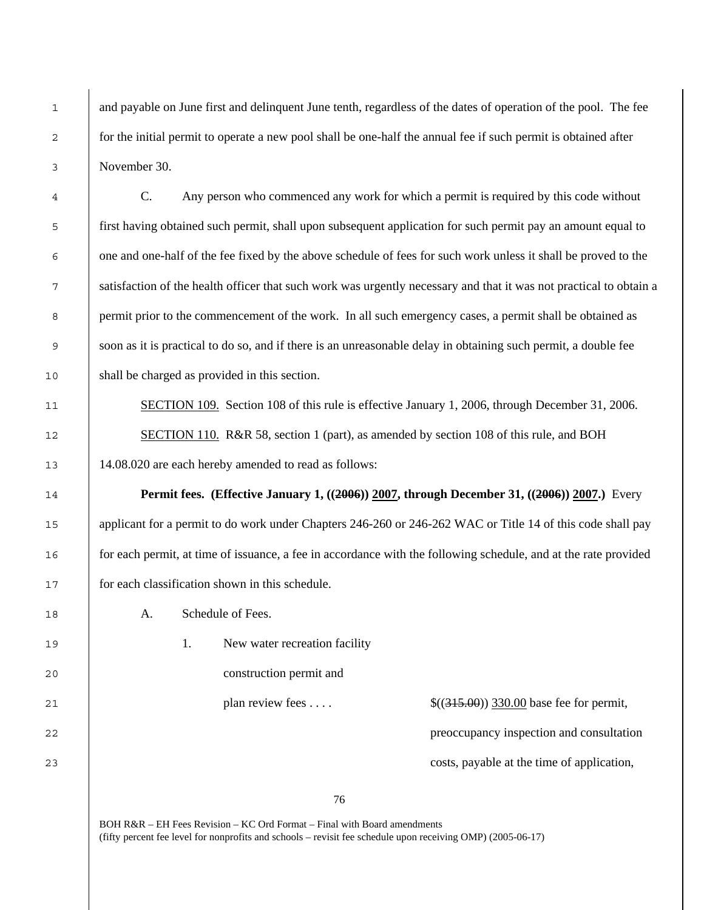and payable on June first and delinquent June tenth, regardless of the dates of operation of the pool. The fee for the initial permit to operate a new pool shall be one-half the annual fee if such permit is obtained after November 30.

C. Any person who commenced any work for which a permit is required by this code without first having obtained such permit, shall upon subsequent application for such permit pay an amount equal to one and one-half of the fee fixed by the above schedule of fees for such work unless it shall be proved to the satisfaction of the health officer that such work was urgently necessary and that it was not practical to obtain a permit prior to the commencement of the work. In all such emergency cases, a permit shall be obtained as soon as it is practical to do so, and if there is an unreasonable delay in obtaining such permit, a double fee shall be charged as provided in this section.

SECTION 109. Section 108 of this rule is effective January 1, 2006, through December 31, 2006.

SECTION 110. R&R 58, section 1 (part), as amended by section 108 of this rule, and BOH 14.08.020 are each hereby amended to read as follows:

**Permit fees. (Effective January 1, ((~~2006~~)) 2007, through December 31, ((~~2006~~)) 2007.)** Every applicant for a permit to do work under Chapters 246-260 or 246-262 WAC or Title 14 of this code shall pay for each permit, at time of issuance, a fee in accordance with the following schedule, and at the rate provided for each classification shown in this schedule.

A. Schedule of Fees.

1. New water recreation facility construction permit and plan review fees . . . . $((~~315.00~~)) 330.00 base fee for permit, preoccupancy inspection and consultation costs, payable at the time of application,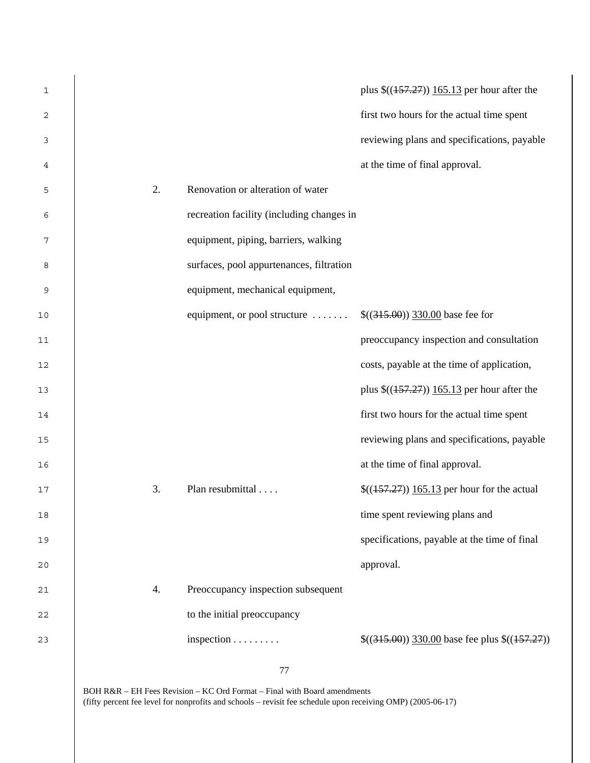| | | |
|---|---|---|
| | | plus $((~~157.27~~)) <u>165.13</u> per hour after the first two hours for the actual time spent reviewing plans and specifications, payable at the time of final approval. |
| 2. | Renovation or alteration of water recreation facility (including changes in equipment, piping, barriers, walking surfaces, pool appurtenances, filtration equipment, mechanical equipment, equipment, or pool structure . . . . . . . | $((~~315.00~~)) <u>330.00</u> base fee for preoccupancy inspection and consultation costs, payable at the time of application, plus $((~~157.27~~)) <u>165.13</u> per hour after the first two hours for the actual time spent reviewing plans and specifications, payable at the time of final approval. |
| 3. | Plan resubmittal . . . . | $((~~157.27~~)) <u>165.13</u> per hour for the actual time spent reviewing plans and specifications, payable at the time of final approval. |
| 4. | Preoccupancy inspection subsequent to the initial preoccupancy inspection . . . . . . . . . | $((~~315.00~~)) <u>330.00</u> base fee plus $((~~157.27~~)) |

BOH R&R – EH Fees Revision – KC Ord Format – Final with Board amendments
(fifty percent fee level for nonprofits and schools – revisit fee schedule upon receiving OMP) (2005-06-17)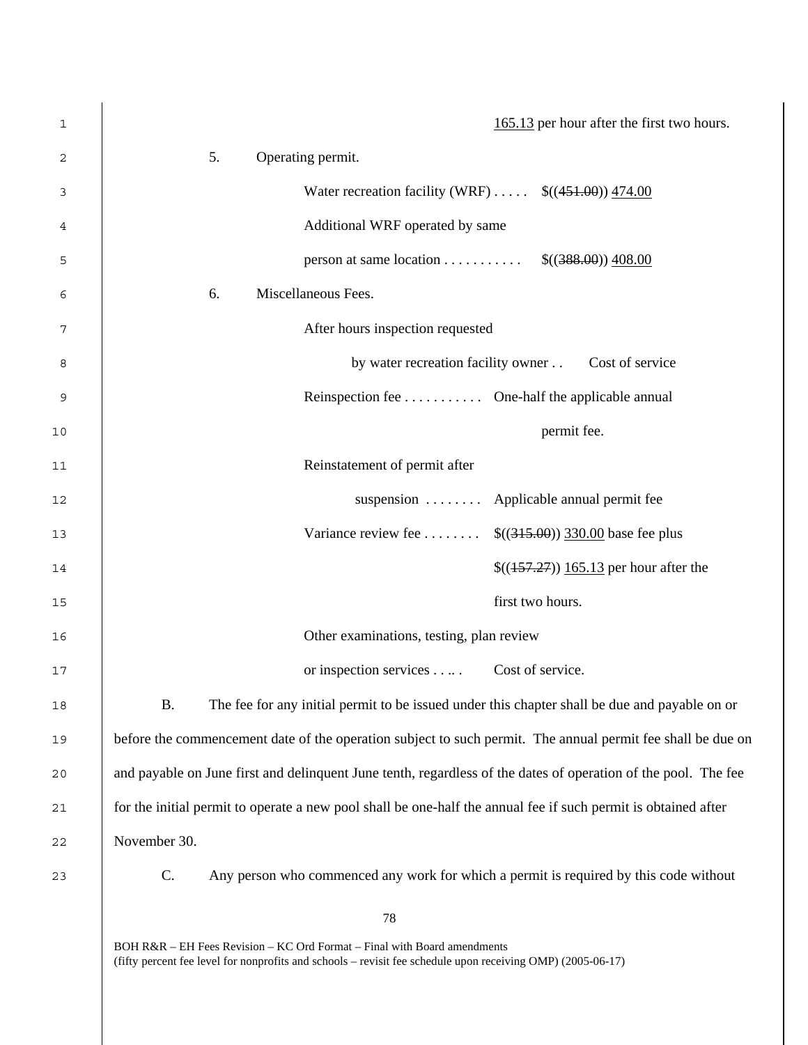165.13 per hour after the first two hours.

5. Operating permit.

Water recreation facility (WRF) . . . . . $((~~451.00~~)) 474.00

Additional WRF operated by same person at same location . . . . . . . . . . . $((~~388.00~~)) 408.00

6. Miscellaneous Fees.

After hours inspection requested by water recreation facility owner . . Cost of service

Reinspection fee . . . . . . . . . . . One-half the applicable annual permit fee.

Reinstatement of permit after suspension . . . . . . . . Applicable annual permit fee

Variance review fee . . . . . . . . $((~~315.00~~)) 330.00 base fee plus $((~~157.27~~)) 165.13 per hour after the first two hours.

Other examinations, testing, plan review or inspection services . . .. . Cost of service.

B. The fee for any initial permit to be issued under this chapter shall be due and payable on or before the commencement date of the operation subject to such permit. The annual permit fee shall be due on and payable on June first and delinquent June tenth, regardless of the dates of operation of the pool. The fee for the initial permit to operate a new pool shall be one-half the annual fee if such permit is obtained after November 30.

C. Any person who commenced any work for which a permit is required by this code without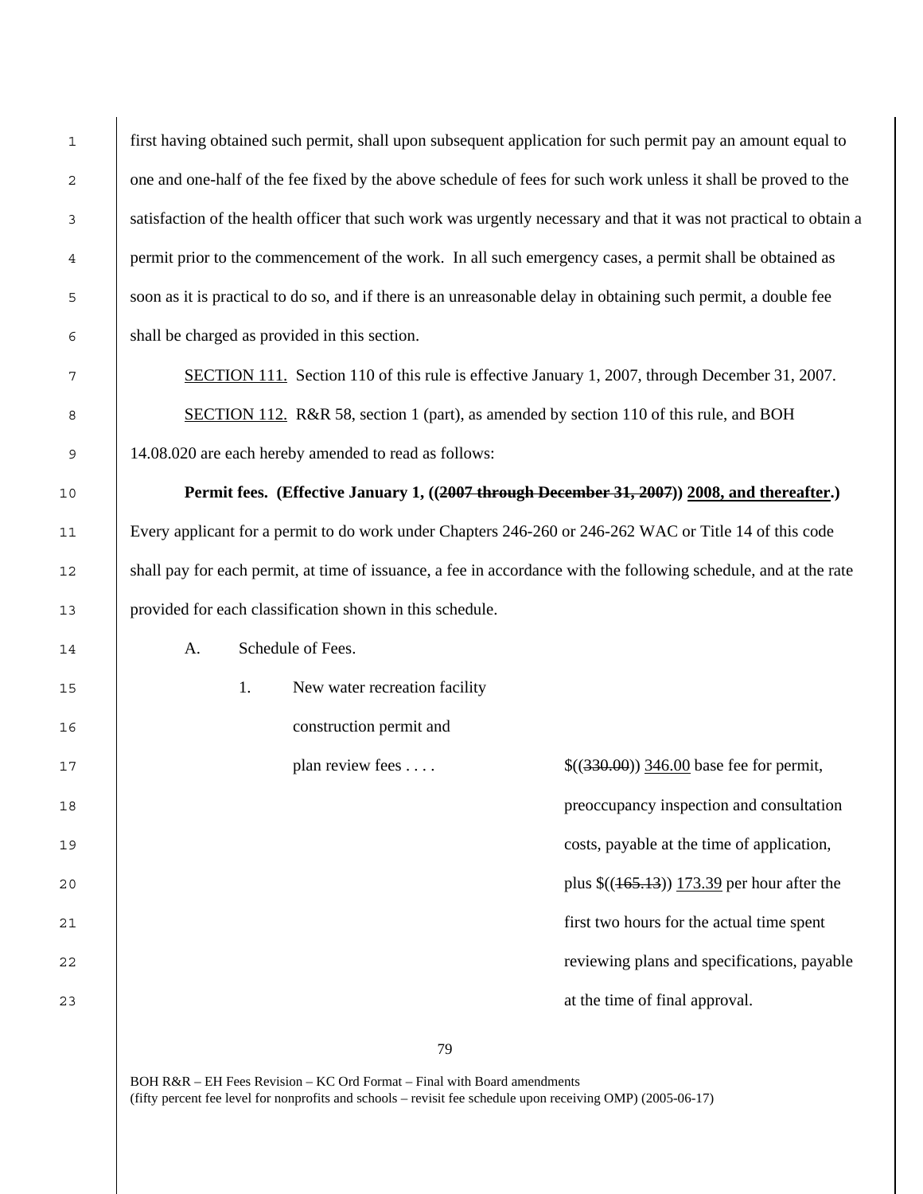first having obtained such permit, shall upon subsequent application for such permit pay an amount equal to one and one-half of the fee fixed by the above schedule of fees for such work unless it shall be proved to the satisfaction of the health officer that such work was urgently necessary and that it was not practical to obtain a permit prior to the commencement of the work. In all such emergency cases, a permit shall be obtained as soon as it is practical to do so, and if there is an unreasonable delay in obtaining such permit, a double fee shall be charged as provided in this section.

SECTION 111. Section 110 of this rule is effective January 1, 2007, through December 31, 2007.

SECTION 112. R&R 58, section 1 (part), as amended by section 110 of this rule, and BOH 14.08.020 are each hereby amended to read as follows:

**Permit fees. (Effective January 1, ((~~2007 through December 31, 2007~~)) 2008, and thereafter.)** Every applicant for a permit to do work under Chapters 246-260 or 246-262 WAC or Title 14 of this code shall pay for each permit, at time of issuance, a fee in accordance with the following schedule, and at the rate provided for each classification shown in this schedule.

A. Schedule of Fees.

1. New water recreation facility construction permit and plan review fees . . . . $((~~330.00~~)) 346.00 base fee for permit, preoccupancy inspection and consultation costs, payable at the time of application, plus $((~~165.13~~)) 173.39 per hour after the first two hours for the actual time spent reviewing plans and specifications, payable at the time of final approval.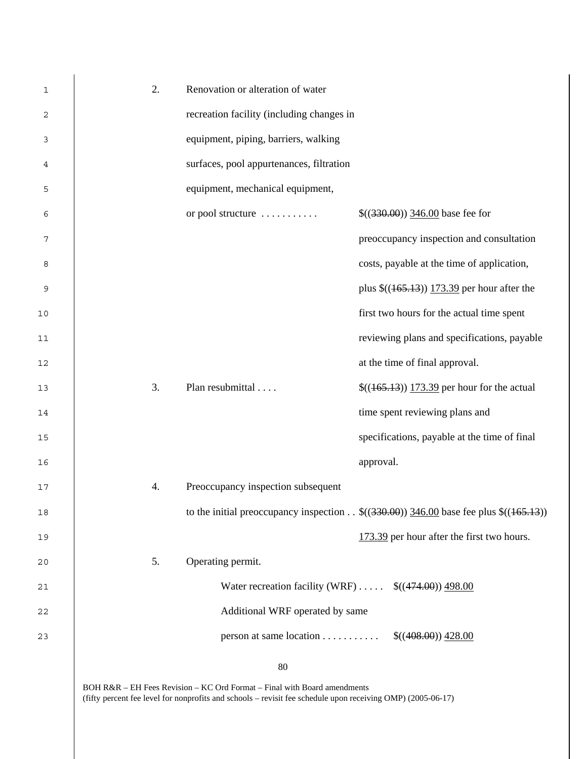2. Renovation or alteration of water recreation facility (including changes in equipment, piping, barriers, walking surfaces, pool appurtenances, filtration equipment, mechanical equipment, or pool structure . . . . . . . . . . . $((~~330.00~~)) <u>346.00</u> base fee for preoccupancy inspection and consultation costs, payable at the time of application, plus $((~~165.13~~)) <u>173.39</u> per hour after the first two hours for the actual time spent reviewing plans and specifications, payable at the time of final approval.

3. Plan resubmittal . . . . $((~~165.13~~)) <u>173.39</u> per hour for the actual time spent reviewing plans and specifications, payable at the time of final approval.

4. Preoccupancy inspection subsequent to the initial preoccupancy inspection . . $((~~330.00~~)) <u>346.00</u> base fee plus $((~~165.13~~)) <u>173.39</u> per hour after the first two hours.

5. Operating permit.

   Water recreation facility (WRF) . . . . . $((~~474.00~~)) <u>498.00</u>

   Additional WRF operated by same person at same location . . . . . . . . . . . $((~~408.00~~)) <u>428.00</u>

BOH R&R – EH Fees Revision – KC Ord Format – Final with Board amendments
(fifty percent fee level for nonprofits and schools – revisit fee schedule upon receiving OMP) (2005-06-17)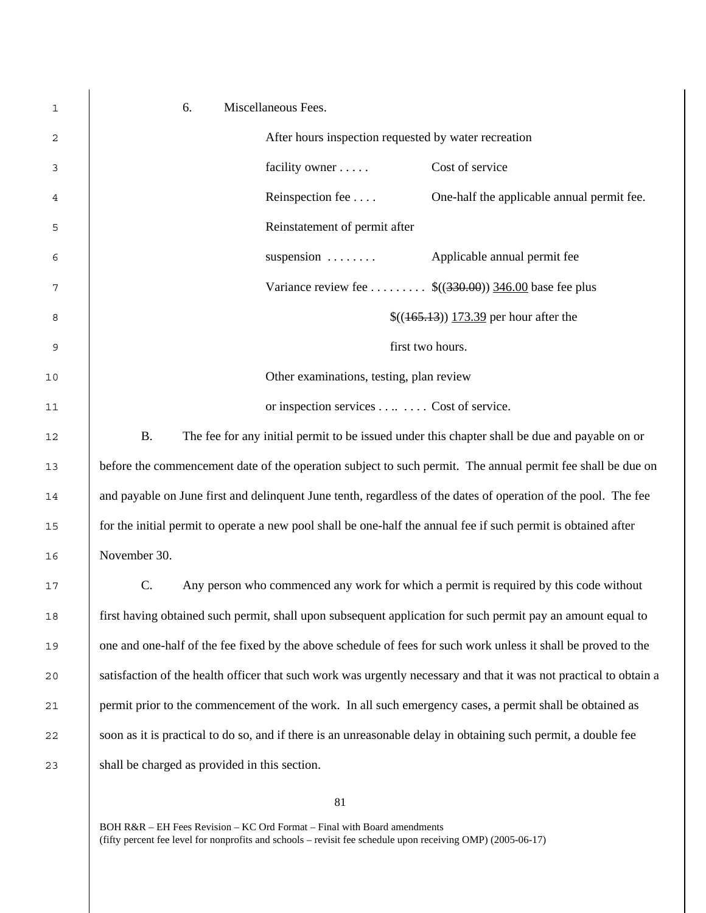6. Miscellaneous Fees.

| | |
|---|---|
| After hours inspection requested by water recreation facility owner . . . . . | Cost of service |
| Reinspection fee . . . . | One-half the applicable annual permit fee. |
| Reinstatement of permit after suspension . . . . . . . . | Applicable annual permit fee |
| Variance review fee . . . . . . . . . | $((~~330.00~~)) 346.00 base fee plus $((~~165.13~~)) 173.39 per hour after the first two hours. |
| Other examinations, testing, plan review or inspection services . . .. . . . . | Cost of service. |

B. The fee for any initial permit to be issued under this chapter shall be due and payable on or before the commencement date of the operation subject to such permit. The annual permit fee shall be due on and payable on June first and delinquent June tenth, regardless of the dates of operation of the pool. The fee for the initial permit to operate a new pool shall be one-half the annual fee if such permit is obtained after November 30.

C. Any person who commenced any work for which a permit is required by this code without first having obtained such permit, shall upon subsequent application for such permit pay an amount equal to one and one-half of the fee fixed by the above schedule of fees for such work unless it shall be proved to the satisfaction of the health officer that such work was urgently necessary and that it was not practical to obtain a permit prior to the commencement of the work. In all such emergency cases, a permit shall be obtained as soon as it is practical to do so, and if there is an unreasonable delay in obtaining such permit, a double fee shall be charged as provided in this section.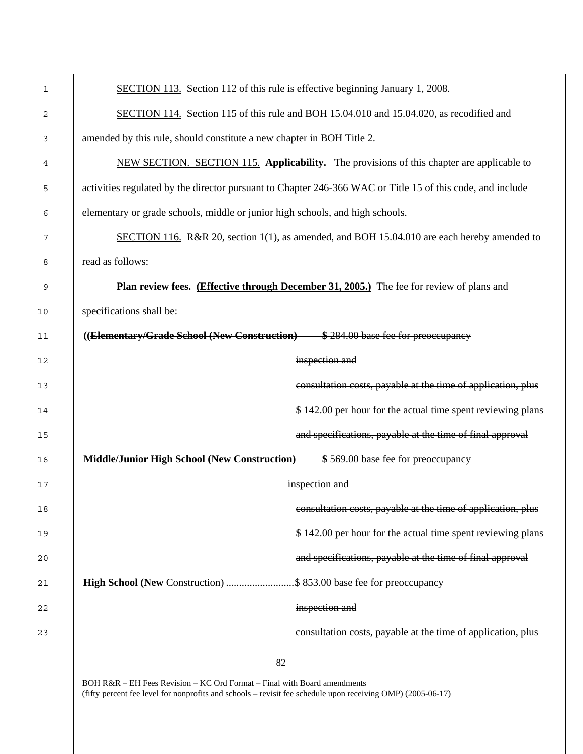SECTION 113. Section 112 of this rule is effective beginning January 1, 2008.

SECTION 114. Section 115 of this rule and BOH 15.04.010 and 15.04.020, as recodified and amended by this rule, should constitute a new chapter in BOH Title 2.

NEW SECTION. SECTION 115. **Applicability.** The provisions of this chapter are applicable to activities regulated by the director pursuant to Chapter 246-366 WAC or Title 15 of this code, and include elementary or grade schools, middle or junior high schools, and high schools.

SECTION 116. R&R 20, section 1(1), as amended, and BOH 15.04.010 are each hereby amended to read as follows:

**Plan review fees. (Effective through December 31, 2005.)** The fee for review of plans and specifications shall be:

((~~**Elementary/Grade School (New Construction)**~~ ~~$ 284.00 base fee for preoccupancy inspection and consultation costs, payable at the time of application, plus $ 142.00 per hour for the actual time spent reviewing plans and specifications, payable at the time of final approval~~

~~**Middle/Junior High School (New Construction)**~~ ~~$ 569.00 base fee for preoccupancy inspection and consultation costs, payable at the time of application, plus $ 142.00 per hour for the actual time spent reviewing plans and specifications, payable at the time of final approval~~

~~**High School (New** Construction)~~ ~~$ 853.00 base fee for preoccupancy inspection and consultation costs, payable at the time of application, plus~~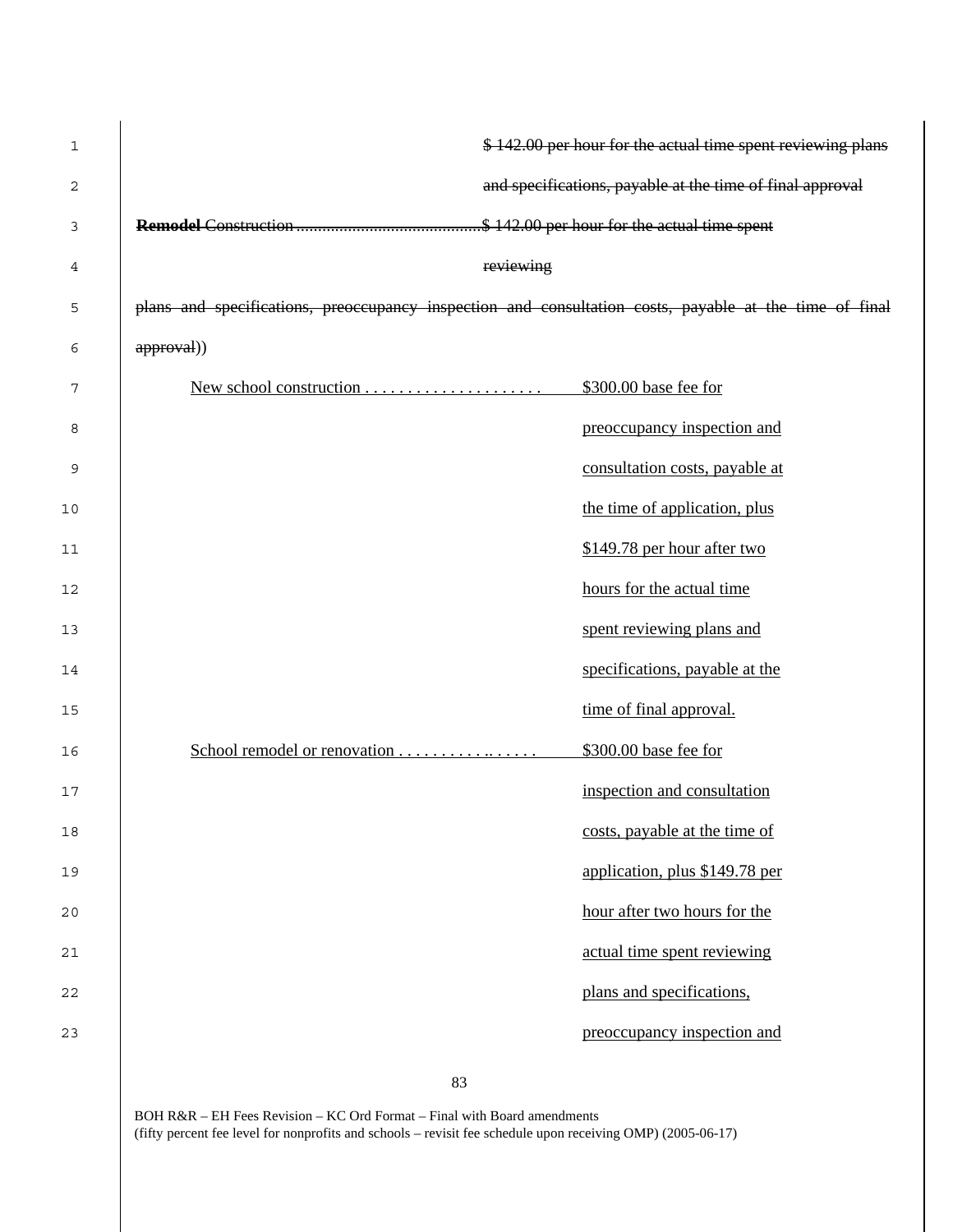~~$ 142.00 per hour for the actual time spent reviewing plans and specifications, payable at the time of final approval~~

~~**Remodel** Construction ........................................ $ 142.00 per hour for the actual time spent reviewing plans and specifications, preoccupancy inspection and consultation costs, payable at the time of final approval~~))

<u>New school construction . . . . . . . . . . . . . . . . . . . . .</u> <u>$300.00 base fee for preoccupancy inspection and consultation costs, payable at the time of application, plus $149.78 per hour after two hours for the actual time spent reviewing plans and specifications, payable at the time of final approval.</u>

<u>School remodel or renovation . . . . . . . . . . . .. . . . . .</u> <u>$300.00 base fee for inspection and consultation costs, payable at the time of application, plus $149.78 per hour after two hours for the actual time spent reviewing plans and specifications, preoccupancy inspection and</u>

BOH R&R – EH Fees Revision – KC Ord Format – Final with Board amendments
(fifty percent fee level for nonprofits and schools – revisit fee schedule upon receiving OMP) (2005-06-17)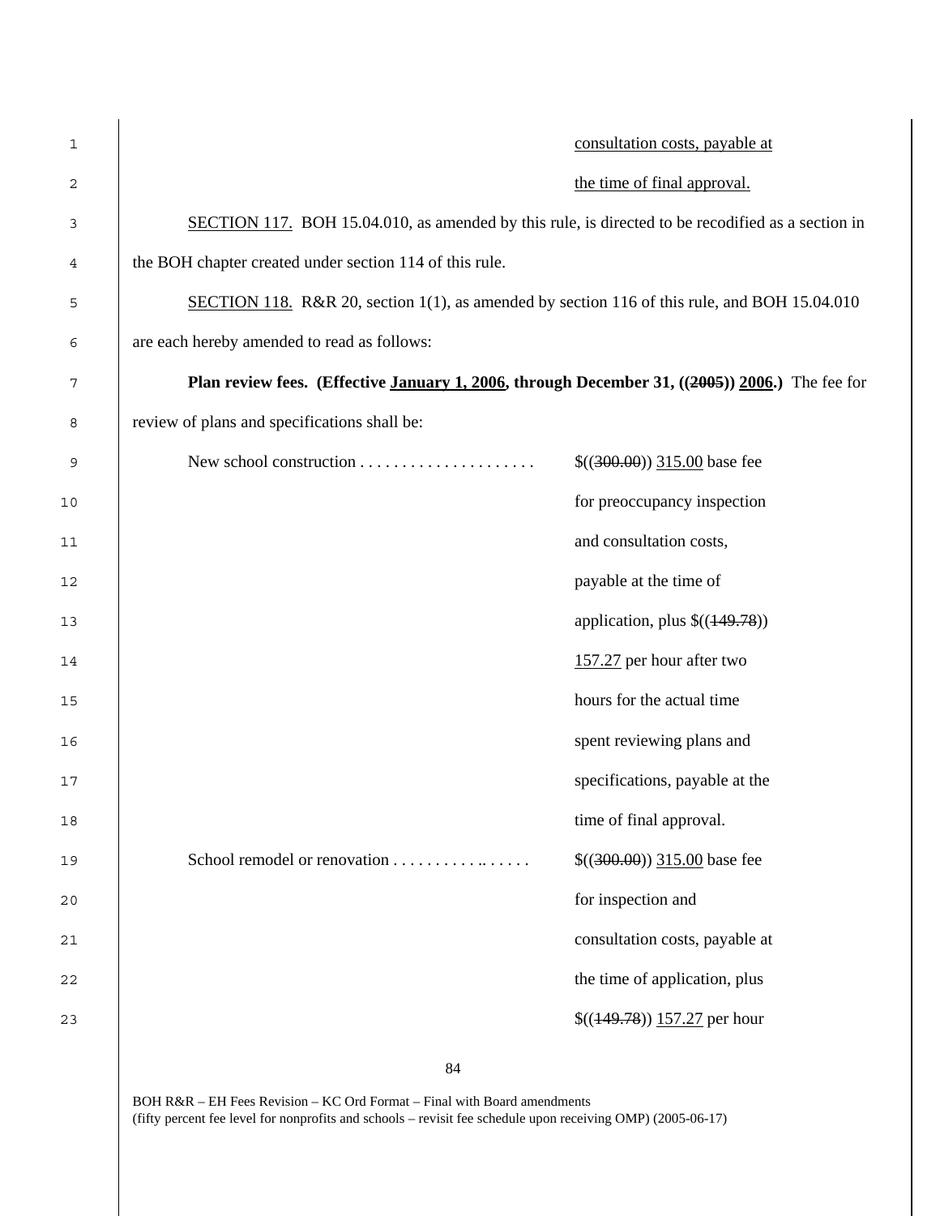consultation costs, payable at the time of final approval.

SECTION 117. BOH 15.04.010, as amended by this rule, is directed to be recodified as a section in the BOH chapter created under section 114 of this rule.

SECTION 118. R&R 20, section 1(1), as amended by section 116 of this rule, and BOH 15.04.010 are each hereby amended to read as follows:

**Plan review fees. (Effective January 1, 2006, through December 31, ((~~2005~~)) 2006.)** The fee for review of plans and specifications shall be:

| | |
|---|---|
| New school construction . . . . . . . . . . . . . . . . . . . . . | $((~~300.00~~)) 315.00 base fee for preoccupancy inspection and consultation costs, payable at the time of application, plus $((~~149.78~~)) 157.27 per hour after two hours for the actual time spent reviewing plans and specifications, payable at the time of final approval. |
| School remodel or renovation . . . . . . . . . . . .. . . . . . | $((~~300.00~~)) 315.00 base fee for inspection and consultation costs, payable at the time of application, plus $((~~149.78~~)) 157.27 per hour |

BOH R&R – EH Fees Revision – KC Ord Format – Final with Board amendments
(fifty percent fee level for nonprofits and schools – revisit fee schedule upon receiving OMP) (2005-06-17)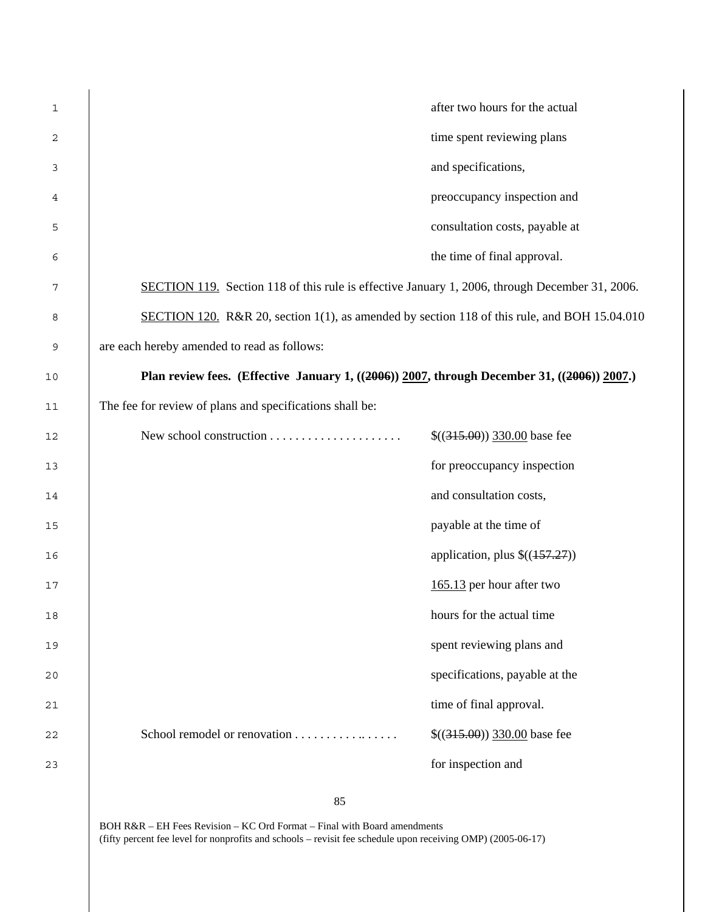after two hours for the actual time spent reviewing plans and specifications, preoccupancy inspection and consultation costs, payable at the time of final approval.

SECTION 119. Section 118 of this rule is effective January 1, 2006, through December 31, 2006.

SECTION 120. R&R 20, section 1(1), as amended by section 118 of this rule, and BOH 15.04.010 are each hereby amended to read as follows:

**Plan review fees. (Effective January 1, ((~~2006~~)) 2007, through December 31, ((~~2006~~)) 2007.)**

The fee for review of plans and specifications shall be:

| | |
|---|---|
| New school construction . . . . . . . . . . . . . . . . . . . . . | $((~~315.00~~)) 330.00 base fee for preoccupancy inspection and consultation costs, payable at the time of application, plus $((~~157.27~~)) 165.13 per hour after two hours for the actual time spent reviewing plans and specifications, payable at the time of final approval. |
| School remodel or renovation . . . . . . . . . . . . . . . . . | $((~~315.00~~)) 330.00 base fee for inspection and |

BOH R&R – EH Fees Revision – KC Ord Format – Final with Board amendments
(fifty percent fee level for nonprofits and schools – revisit fee schedule upon receiving OMP) (2005-06-17)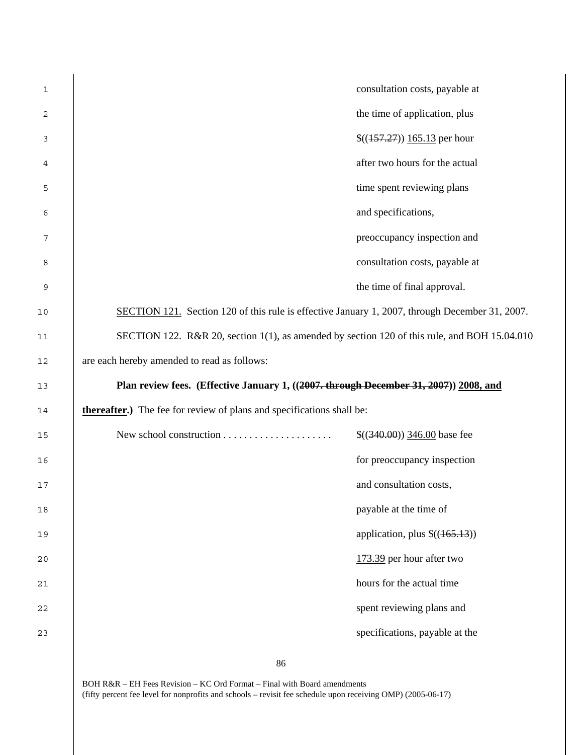consultation costs, payable at the time of application, plus $((~~157.27~~)) <u>165.13</u> per hour after two hours for the actual time spent reviewing plans and specifications, preoccupancy inspection and consultation costs, payable at the time of final approval.

<u>SECTION 121.</u> Section 120 of this rule is effective January 1, 2007, through December 31, 2007.

<u>SECTION 122.</u> R&R 20, section 1(1), as amended by section 120 of this rule, and BOH 15.04.010 are each hereby amended to read as follows:

**Plan review fees. (Effective January 1, ((~~2007. through December 31, 2007~~)) <u>2008, and thereafter</u>.)** The fee for review of plans and specifications shall be:

| | |
|---|---|
| New school construction . . . . . . . . . . . . . . . . . . . . . | $((~~340.00~~)) <u>346.00</u> base fee for preoccupancy inspection and consultation costs, payable at the time of application, plus $((~~165.13~~)) <u>173.39</u> per hour after two hours for the actual time spent reviewing plans and specifications, payable at the |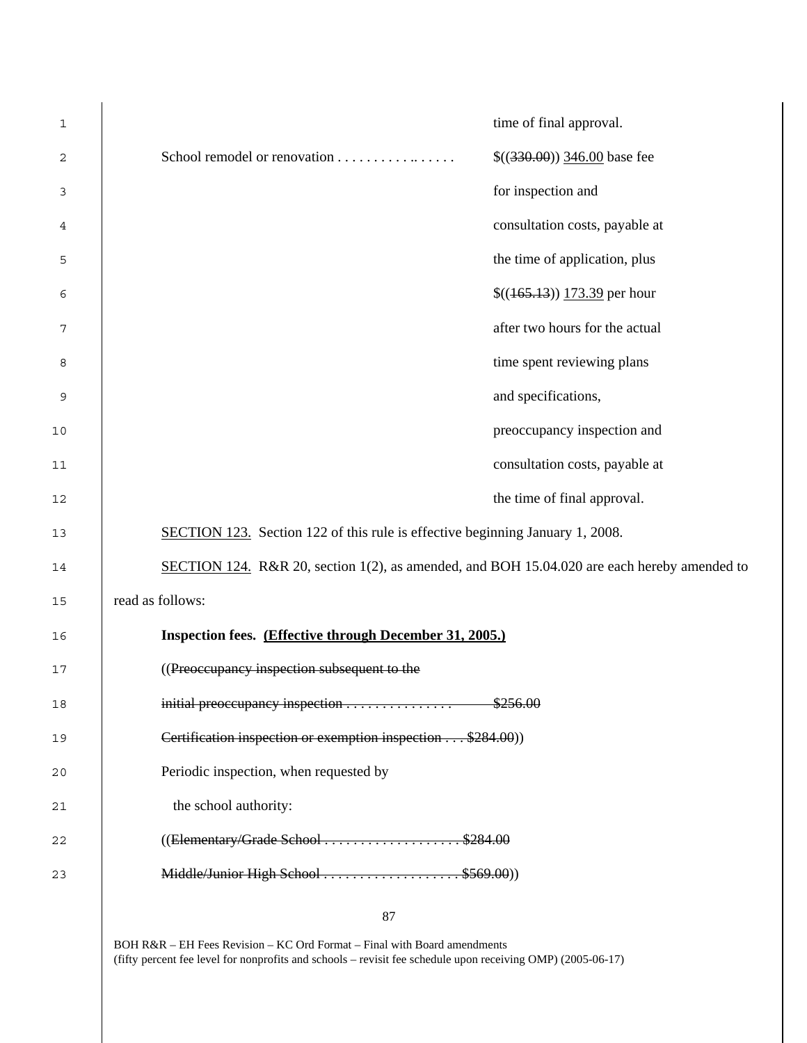time of final approval.

School remodel or renovation . . . . . . . . . . . .. . . . . . $((~~330.00~~)) <u>346.00</u> base fee for inspection and consultation costs, payable at the time of application, plus $((~~165.13~~)) <u>173.39</u> per hour after two hours for the actual time spent reviewing plans and specifications, preoccupancy inspection and consultation costs, payable at the time of final approval.

<u>SECTION 123.</u> Section 122 of this rule is effective beginning January 1, 2008.

<u>SECTION 124.</u> R&R 20, section 1(2), as amended, and BOH 15.04.020 are each hereby amended to read as follows:

**Inspection fees. <u>(Effective through December 31, 2005.)</u>**

((~~Preoccupancy inspection subsequent to the~~

~~initial preoccupancy inspection . . . . . . . . . . . . . . . $256.00~~

~~Certification inspection or exemption inspection . . . $284.00~~))

Periodic inspection, when requested by

the school authority:

((~~Elementary/Grade School . . . . . . . . . . . . . . . . . . . . $284.00~~

~~Middle/Junior High School . . . . . . . . . . . . . . . . . . . $569.00~~))

BOH R&R – EH Fees Revision – KC Ord Format – Final with Board amendments
(fifty percent fee level for nonprofits and schools – revisit fee schedule upon receiving OMP) (2005-06-17)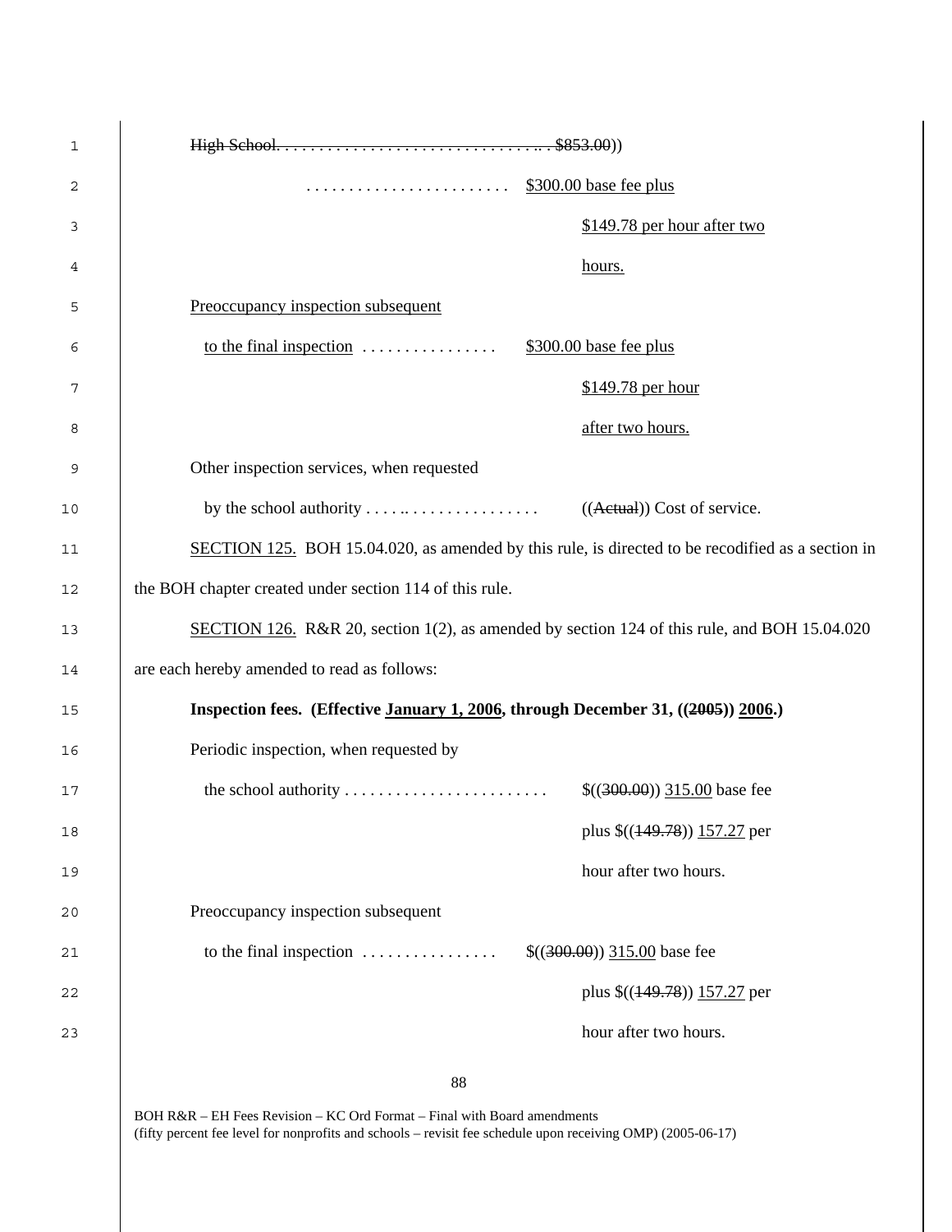~~High School. . . . . . . . . . . . . . . . . . . . . . . . . . . . . . . . . . . $853.00~~))

. . . . . . . . . . . . . . . . . . . . . . . . <u>$300.00 base fee plus $149.78 per hour after two hours.</u>

<u>Preoccupancy inspection subsequent to the final inspection</u> . . . . . . . . . . . . . . . . <u>$300.00 base fee plus $149.78 per hour after two hours.</u>

Other inspection services, when requested by the school authority . . . . . . . . . . . . . . . . . . . . . . ((~~Actual~~)) Cost of service.

<u>SECTION 125.</u> BOH 15.04.020, as amended by this rule, is directed to be recodified as a section in the BOH chapter created under section 114 of this rule.

<u>SECTION 126.</u> R&R 20, section 1(2), as amended by section 124 of this rule, and BOH 15.04.020 are each hereby amended to read as follows:

**Inspection fees. (Effective <u>January 1, 2006</u>, through December 31, ((~~2005~~)) <u>2006</u>.)**

Periodic inspection, when requested by the school authority . . . . . . . . . . . . . . . . . . . . . . . . $((~~300.00~~)) <u>315.00</u> base fee plus $((~~149.78~~)) <u>157.27</u> per hour after two hours.

Preoccupancy inspection subsequent to the final inspection . . . . . . . . . . . . . . . . $((~~300.00~~)) <u>315.00</u> base fee plus $((~~149.78~~)) <u>157.27</u> per hour after two hours.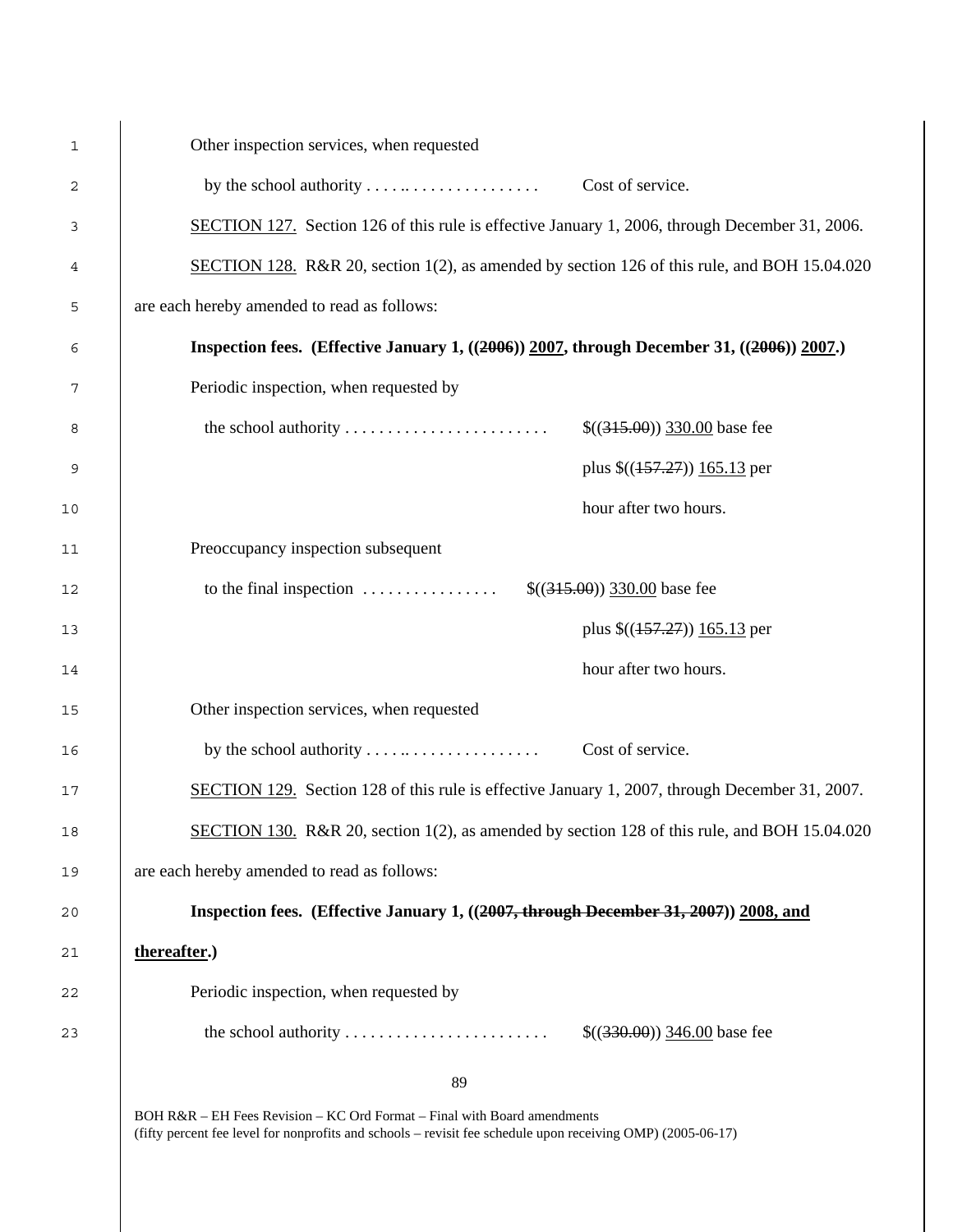Other inspection services, when requested

by the school authority . . . . .. . . . . . . . . . . . . . . . Cost of service.

<u>SECTION 127.</u> Section 126 of this rule is effective January 1, 2006, through December 31, 2006.

<u>SECTION 128.</u> R&R 20, section 1(2), as amended by section 126 of this rule, and BOH 15.04.020 are each hereby amended to read as follows:

**Inspection fees. (Effective January 1, ((~~2006~~)) <u>2007</u>, through December 31, ((~~2006~~)) <u>2007</u>.)**

Periodic inspection, when requested by

the school authority . . . . . . . . . . . . . . . . . . . . . . . . $((~~315.00~~)) <u>330.00</u> base fee plus $((~~157.27~~)) <u>165.13</u> per hour after two hours.

Preoccupancy inspection subsequent

to the final inspection . . . . . . . . . . . . . . . . $((~~315.00~~)) <u>330.00</u> base fee plus $((~~157.27~~)) <u>165.13</u> per hour after two hours.

Other inspection services, when requested

by the school authority . . . . .. . . . . . . . . . . . . . . . Cost of service.

<u>SECTION 129.</u> Section 128 of this rule is effective January 1, 2007, through December 31, 2007.

<u>SECTION 130.</u> R&R 20, section 1(2), as amended by section 128 of this rule, and BOH 15.04.020 are each hereby amended to read as follows:

**Inspection fees. (Effective January 1, ((~~2007, through December 31, 2007~~)) <u>2008, and thereafter</u>.)**

Periodic inspection, when requested by

the school authority . . . . . . . . . . . . . . . . . . . . . . . . $((~~330.00~~)) <u>346.00</u> base fee

BOH R&R – EH Fees Revision – KC Ord Format – Final with Board amendments
(fifty percent fee level for nonprofits and schools – revisit fee schedule upon receiving OMP) (2005-06-17)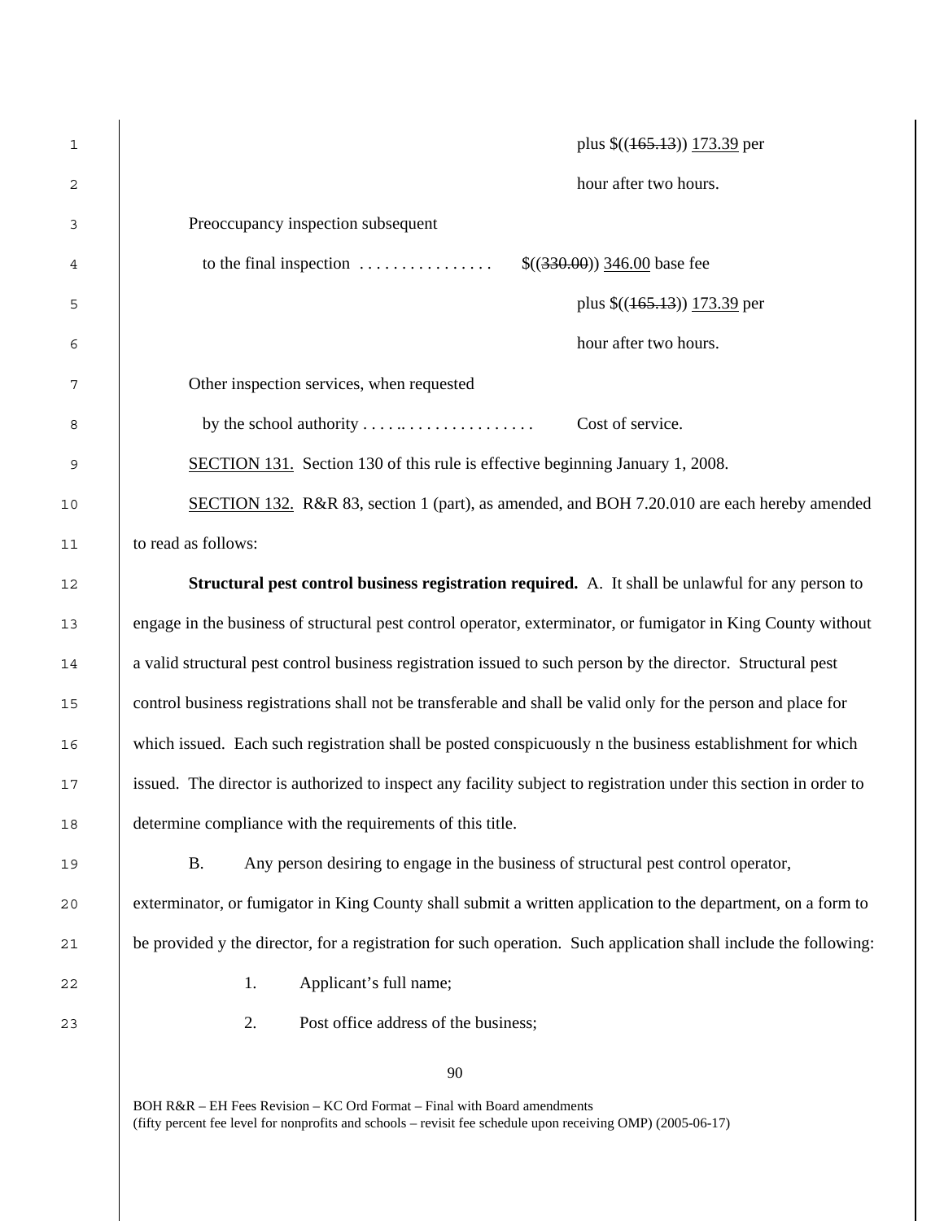plus $((~~165.13~~)) 173.39 per

hour after two hours.

Preoccupancy inspection subsequent

to the final inspection . . . . . . . . . . . . . . . . $((~~330.00~~)) 346.00 base fee

plus $((~~165.13~~)) 173.39 per

hour after two hours.

Other inspection services, when requested

by the school authority . . . . .. . . . . . . . . . . . . . . . Cost of service.

SECTION 131. Section 130 of this rule is effective beginning January 1, 2008.

SECTION 132. R&R 83, section 1 (part), as amended, and BOH 7.20.010 are each hereby amended to read as follows:

**Structural pest control business registration required.** A. It shall be unlawful for any person to engage in the business of structural pest control operator, exterminator, or fumigator in King County without a valid structural pest control business registration issued to such person by the director. Structural pest control business registrations shall not be transferable and shall be valid only for the person and place for which issued. Each such registration shall be posted conspicuously n the business establishment for which issued. The director is authorized to inspect any facility subject to registration under this section in order to determine compliance with the requirements of this title.

B. Any person desiring to engage in the business of structural pest control operator, exterminator, or fumigator in King County shall submit a written application to the department, on a form to be provided y the director, for a registration for such operation. Such application shall include the following:

1. Applicant's full name;

2. Post office address of the business;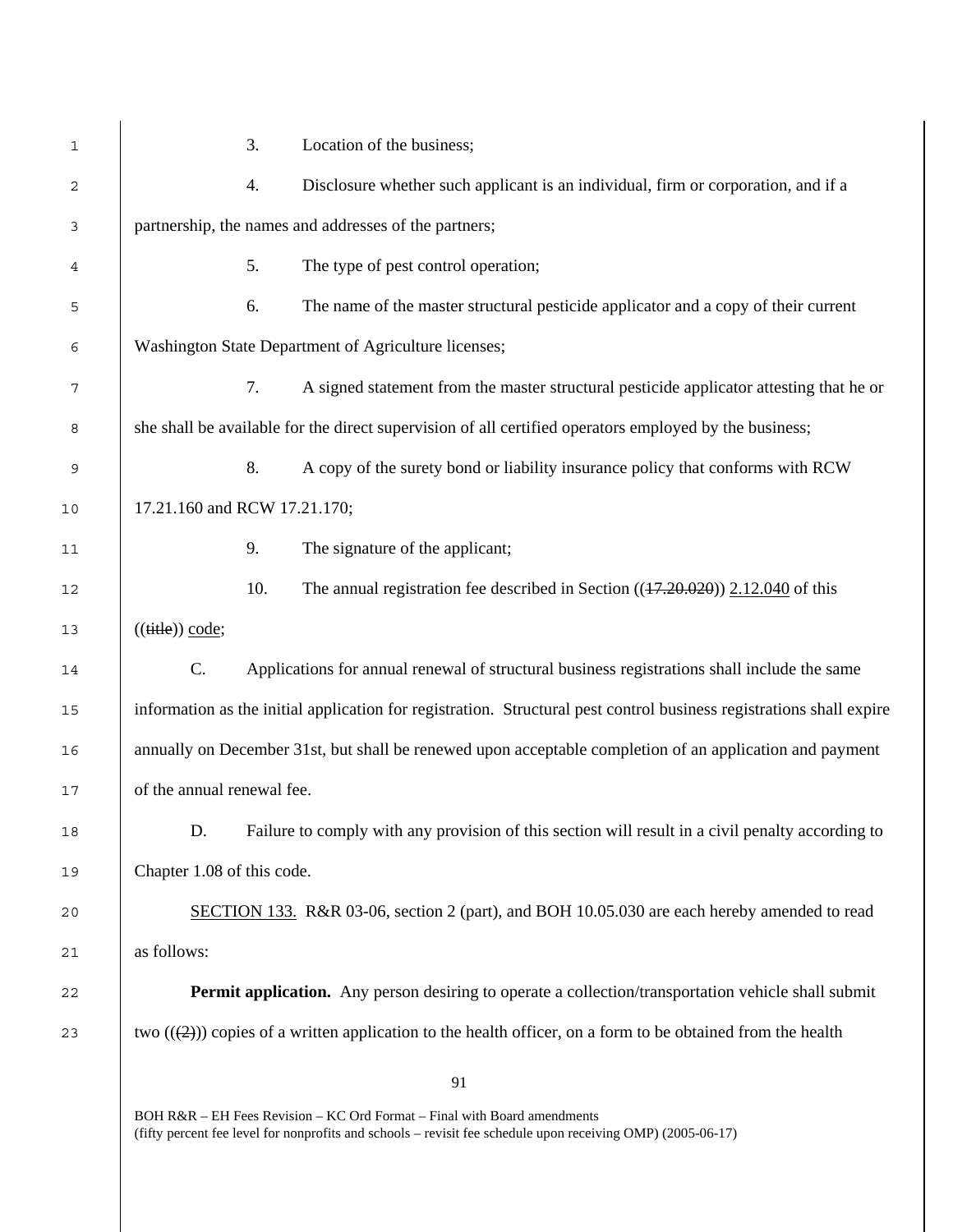3. Location of the business;

4. Disclosure whether such applicant is an individual, firm or corporation, and if a partnership, the names and addresses of the partners;

5. The type of pest control operation;

6. The name of the master structural pesticide applicator and a copy of their current Washington State Department of Agriculture licenses;

7. A signed statement from the master structural pesticide applicator attesting that he or she shall be available for the direct supervision of all certified operators employed by the business;

8. A copy of the surety bond or liability insurance policy that conforms with RCW 17.21.160 and RCW 17.21.170;

9. The signature of the applicant;

10. The annual registration fee described in Section ((~~17.20.020~~)) 2.12.040 of this ((~~title~~)) code;

C. Applications for annual renewal of structural business registrations shall include the same information as the initial application for registration. Structural pest control business registrations shall expire annually on December 31st, but shall be renewed upon acceptable completion of an application and payment of the annual renewal fee.

D. Failure to comply with any provision of this section will result in a civil penalty according to Chapter 1.08 of this code.

SECTION 133. R&R 03-06, section 2 (part), and BOH 10.05.030 are each hereby amended to read as follows:

**Permit application.** Any person desiring to operate a collection/transportation vehicle shall submit two ((~~(2)~~)) copies of a written application to the health officer, on a form to be obtained from the health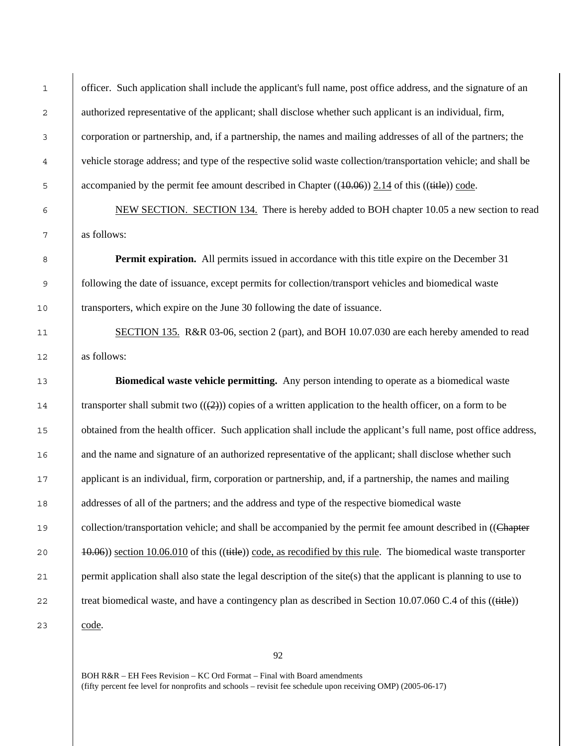officer. Such application shall include the applicant's full name, post office address, and the signature of an authorized representative of the applicant; shall disclose whether such applicant is an individual, firm, corporation or partnership, and, if a partnership, the names and mailing addresses of all of the partners; the vehicle storage address; and type of the respective solid waste collection/transportation vehicle; and shall be accompanied by the permit fee amount described in Chapter ((~~10.06~~)) 2.14 of this ((~~title~~)) code.

NEW SECTION. SECTION 134. There is hereby added to BOH chapter 10.05 a new section to read as follows:

**Permit expiration.** All permits issued in accordance with this title expire on the December 31 following the date of issuance, except permits for collection/transport vehicles and biomedical waste transporters, which expire on the June 30 following the date of issuance.

SECTION 135. R&R 03-06, section 2 (part), and BOH 10.07.030 are each hereby amended to read as follows:

**Biomedical waste vehicle permitting.** Any person intending to operate as a biomedical waste transporter shall submit two ((~~(2)~~)) copies of a written application to the health officer, on a form to be obtained from the health officer. Such application shall include the applicant's full name, post office address, and the name and signature of an authorized representative of the applicant; shall disclose whether such applicant is an individual, firm, corporation or partnership, and, if a partnership, the names and mailing addresses of all of the partners; and the address and type of the respective biomedical waste collection/transportation vehicle; and shall be accompanied by the permit fee amount described in ((~~Chapter 10.06~~)) section 10.06.010 of this ((~~title~~)) code, as recodified by this rule. The biomedical waste transporter permit application shall also state the legal description of the site(s) that the applicant is planning to use to treat biomedical waste, and have a contingency plan as described in Section 10.07.060 C.4 of this ((~~title~~)) code.

BOH R&R – EH Fees Revision – KC Ord Format – Final with Board amendments
(fifty percent fee level for nonprofits and schools – revisit fee schedule upon receiving OMP) (2005-06-17)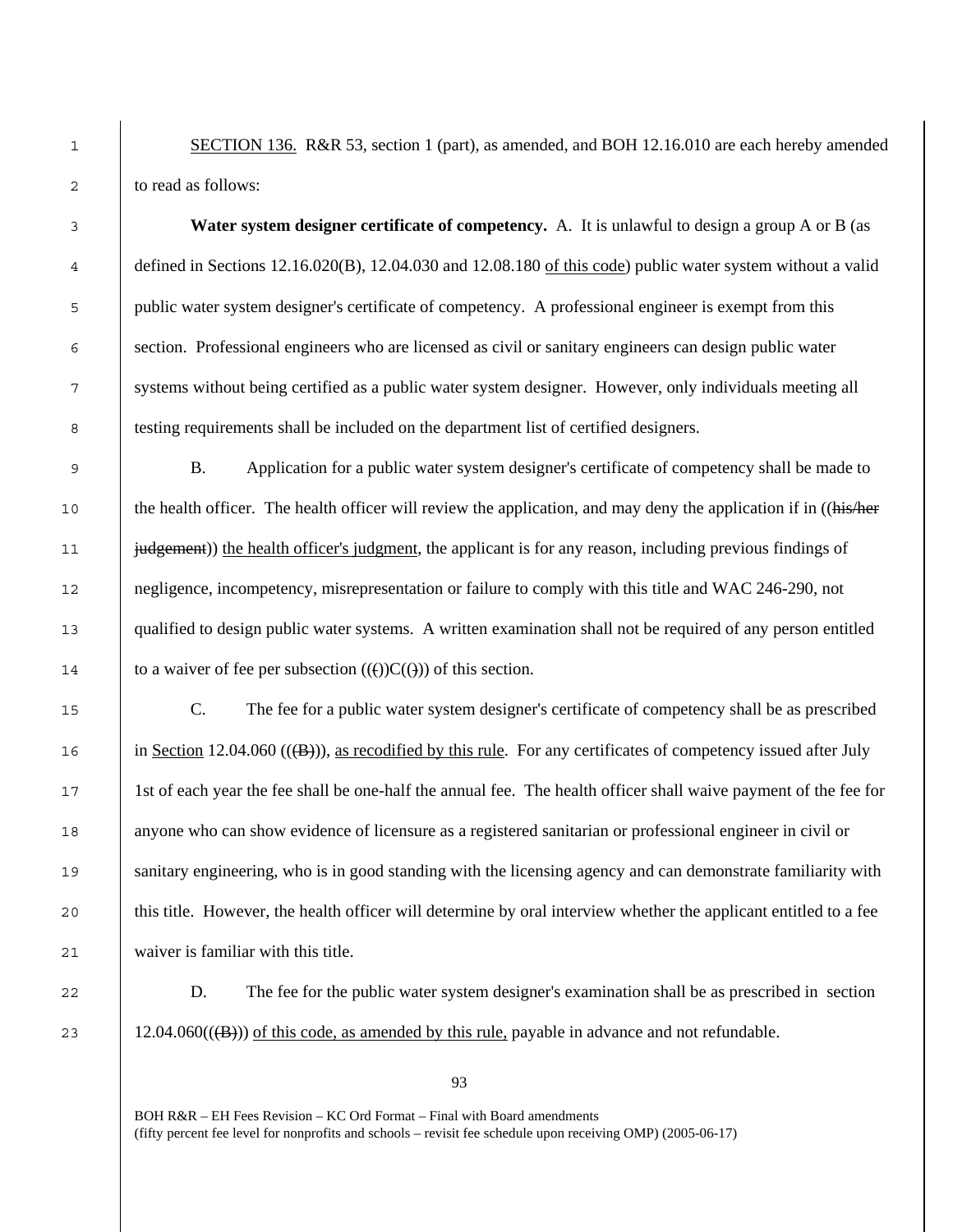SECTION 136. R&R 53, section 1 (part), as amended, and BOH 12.16.010 are each hereby amended to read as follows:

**Water system designer certificate of competency.** A. It is unlawful to design a group A or B (as defined in Sections 12.16.020(B), 12.04.030 and 12.08.180 of this code) public water system without a valid public water system designer's certificate of competency. A professional engineer is exempt from this section. Professional engineers who are licensed as civil or sanitary engineers can design public water systems without being certified as a public water system designer. However, only individuals meeting all testing requirements shall be included on the department list of certified designers.

B. Application for a public water system designer's certificate of competency shall be made to the health officer. The health officer will review the application, and may deny the application if in ((his/her judgement)) the health officer's judgment, the applicant is for any reason, including previous findings of negligence, incompetency, misrepresentation or failure to comply with this title and WAC 246-290, not qualified to design public water systems. A written examination shall not be required of any person entitled to a waiver of fee per subsection ((()C())) of this section.

C. The fee for a public water system designer's certificate of competency shall be as prescribed in Section 12.04.060 (((B))), as recodified by this rule. For any certificates of competency issued after July 1st of each year the fee shall be one-half the annual fee. The health officer shall waive payment of the fee for anyone who can show evidence of licensure as a registered sanitarian or professional engineer in civil or sanitary engineering, who is in good standing with the licensing agency and can demonstrate familiarity with this title. However, the health officer will determine by oral interview whether the applicant entitled to a fee waiver is familiar with this title.

D. The fee for the public water system designer's examination shall be as prescribed in section 12.04.060(((B))) of this code, as amended by this rule, payable in advance and not refundable.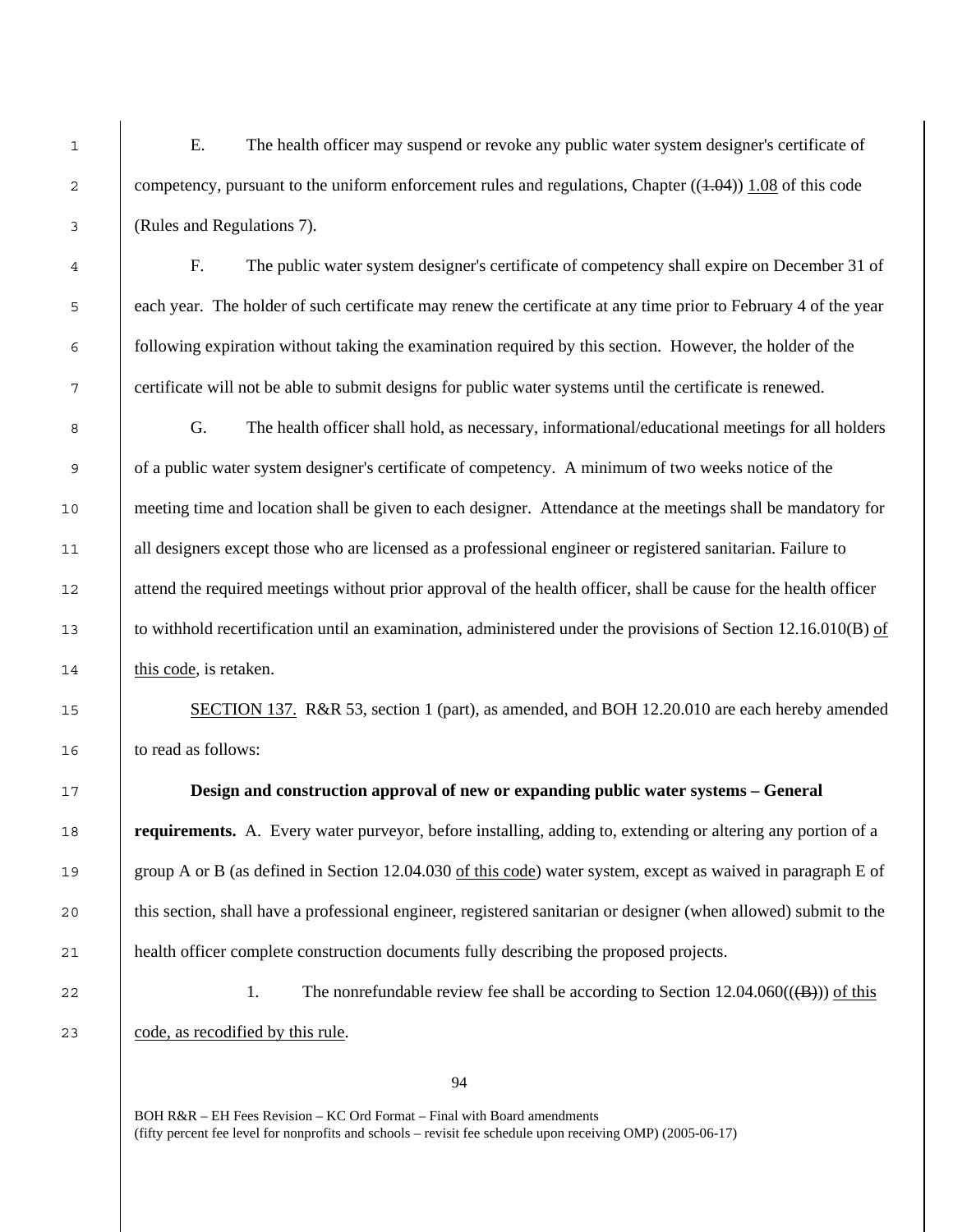E. The health officer may suspend or revoke any public water system designer's certificate of competency, pursuant to the uniform enforcement rules and regulations, Chapter ((~~1.04~~)) <u>1.08</u> of this code (Rules and Regulations 7).

F. The public water system designer's certificate of competency shall expire on December 31 of each year. The holder of such certificate may renew the certificate at any time prior to February 4 of the year following expiration without taking the examination required by this section. However, the holder of the certificate will not be able to submit designs for public water systems until the certificate is renewed.

G. The health officer shall hold, as necessary, informational/educational meetings for all holders of a public water system designer's certificate of competency. A minimum of two weeks notice of the meeting time and location shall be given to each designer. Attendance at the meetings shall be mandatory for all designers except those who are licensed as a professional engineer or registered sanitarian. Failure to attend the required meetings without prior approval of the health officer, shall be cause for the health officer to withhold recertification until an examination, administered under the provisions of Section 12.16.010(B) <u>of this code</u>, is retaken.

<u>SECTION 137.</u> R&R 53, section 1 (part), as amended, and BOH 12.20.010 are each hereby amended to read as follows:

**Design and construction approval of new or expanding public water systems – General requirements.** A. Every water purveyor, before installing, adding to, extending or altering any portion of a group A or B (as defined in Section 12.04.030 <u>of this code</u>) water system, except as waived in paragraph E of this section, shall have a professional engineer, registered sanitarian or designer (when allowed) submit to the health officer complete construction documents fully describing the proposed projects.

1. The nonrefundable review fee shall be according to Section 12.04.060((~~(B)~~)) <u>of this code, as recodified by this rule</u>.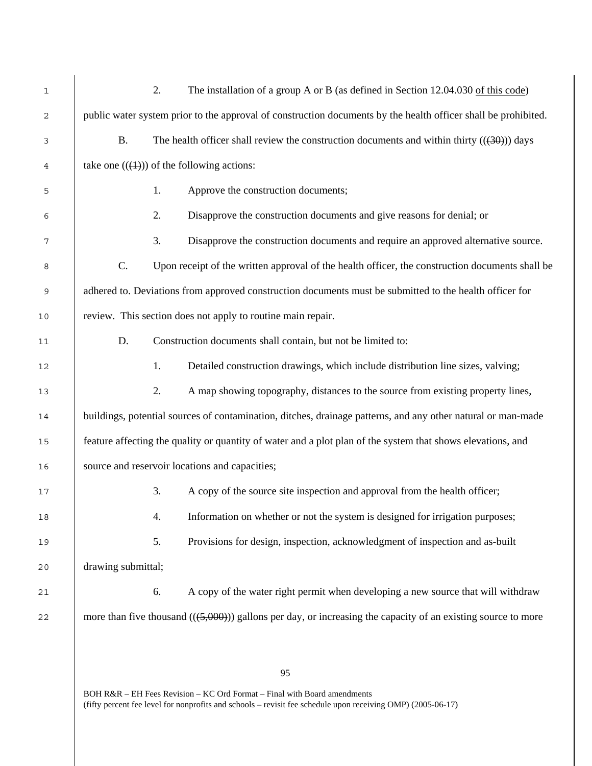2. The installation of a group A or B (as defined in Section 12.04.030 of this code) public water system prior to the approval of construction documents by the health officer shall be prohibited.

B. The health officer shall review the construction documents and within thirty (((30))) days take one (((1))) of the following actions:

1. Approve the construction documents;

2. Disapprove the construction documents and give reasons for denial; or

3. Disapprove the construction documents and require an approved alternative source.

C. Upon receipt of the written approval of the health officer, the construction documents shall be adhered to. Deviations from approved construction documents must be submitted to the health officer for review. This section does not apply to routine main repair.

D. Construction documents shall contain, but not be limited to:

1. Detailed construction drawings, which include distribution line sizes, valving;

2. A map showing topography, distances to the source from existing property lines, buildings, potential sources of contamination, ditches, drainage patterns, and any other natural or man-made feature affecting the quality or quantity of water and a plot plan of the system that shows elevations, and source and reservoir locations and capacities;

3. A copy of the source site inspection and approval from the health officer;

4. Information on whether or not the system is designed for irrigation purposes;

5. Provisions for design, inspection, acknowledgment of inspection and as-built drawing submittal;

6. A copy of the water right permit when developing a new source that will withdraw more than five thousand (((5,000))) gallons per day, or increasing the capacity of an existing source to more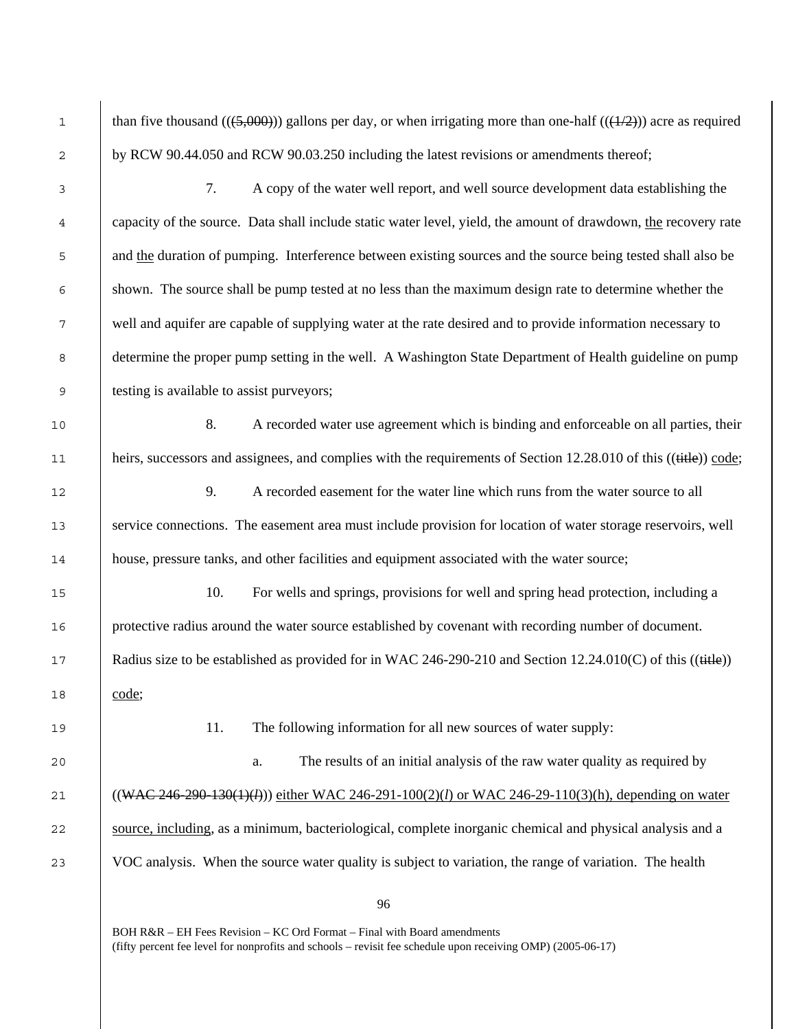than five thousand (((5,000))) gallons per day, or when irrigating more than one-half (((1/2))) acre as required by RCW 90.44.050 and RCW 90.03.250 including the latest revisions or amendments thereof;

7. A copy of the water well report, and well source development data establishing the capacity of the source. Data shall include static water level, yield, the amount of drawdown, the recovery rate and the duration of pumping. Interference between existing sources and the source being tested shall also be shown. The source shall be pump tested at no less than the maximum design rate to determine whether the well and aquifer are capable of supplying water at the rate desired and to provide information necessary to determine the proper pump setting in the well. A Washington State Department of Health guideline on pump testing is available to assist purveyors;

8. A recorded water use agreement which is binding and enforceable on all parties, their heirs, successors and assignees, and complies with the requirements of Section 12.28.010 of this ((~~title~~)) code;

9. A recorded easement for the water line which runs from the water source to all service connections. The easement area must include provision for location of water storage reservoirs, well house, pressure tanks, and other facilities and equipment associated with the water source;

10. For wells and springs, provisions for well and spring head protection, including a protective radius around the water source established by covenant with recording number of document. Radius size to be established as provided for in WAC 246-290-210 and Section 12.24.010(C) of this ((~~title~~)) code;

11. The following information for all new sources of water supply:

a. The results of an initial analysis of the raw water quality as required by ((~~WAC 246-290-130(1)(*l*)~~)) either WAC 246-291-100(2)(*l*) or WAC 246-29-110(3)(h), depending on water source, including, as a minimum, bacteriological, complete inorganic chemical and physical analysis and a VOC analysis. When the source water quality is subject to variation, the range of variation. The health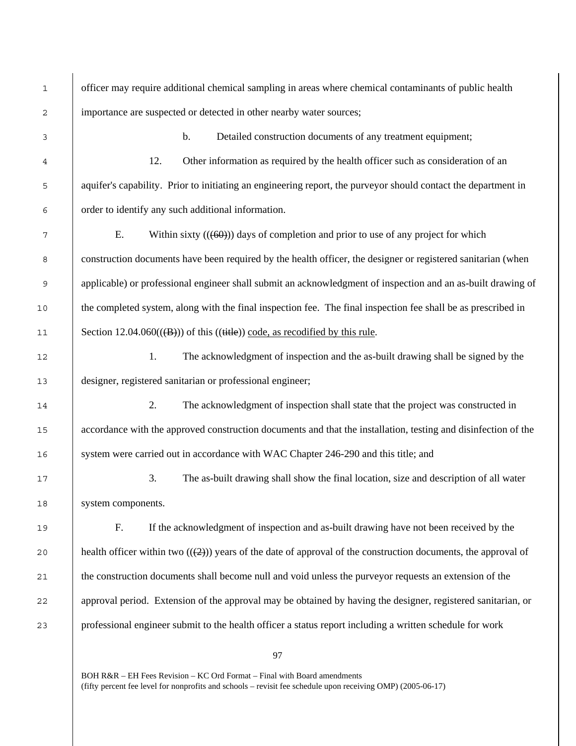officer may require additional chemical sampling in areas where chemical contaminants of public health importance are suspected or detected in other nearby water sources;

b. Detailed construction documents of any treatment equipment;

12. Other information as required by the health officer such as consideration of an aquifer's capability. Prior to initiating an engineering report, the purveyor should contact the department in order to identify any such additional information.

E. Within sixty (((60))) days of completion and prior to use of any project for which construction documents have been required by the health officer, the designer or registered sanitarian (when applicable) or professional engineer shall submit an acknowledgment of inspection and an as-built drawing of the completed system, along with the final inspection fee. The final inspection fee shall be as prescribed in Section 12.04.060(((B))) of this ((title)) code, as recodified by this rule.

1. The acknowledgment of inspection and the as-built drawing shall be signed by the designer, registered sanitarian or professional engineer;

2. The acknowledgment of inspection shall state that the project was constructed in accordance with the approved construction documents and that the installation, testing and disinfection of the system were carried out in accordance with WAC Chapter 246-290 and this title; and

3. The as-built drawing shall show the final location, size and description of all water system components.

F. If the acknowledgment of inspection and as-built drawing have not been received by the health officer within two (((2))) years of the date of approval of the construction documents, the approval of the construction documents shall become null and void unless the purveyor requests an extension of the approval period. Extension of the approval may be obtained by having the designer, registered sanitarian, or professional engineer submit to the health officer a status report including a written schedule for work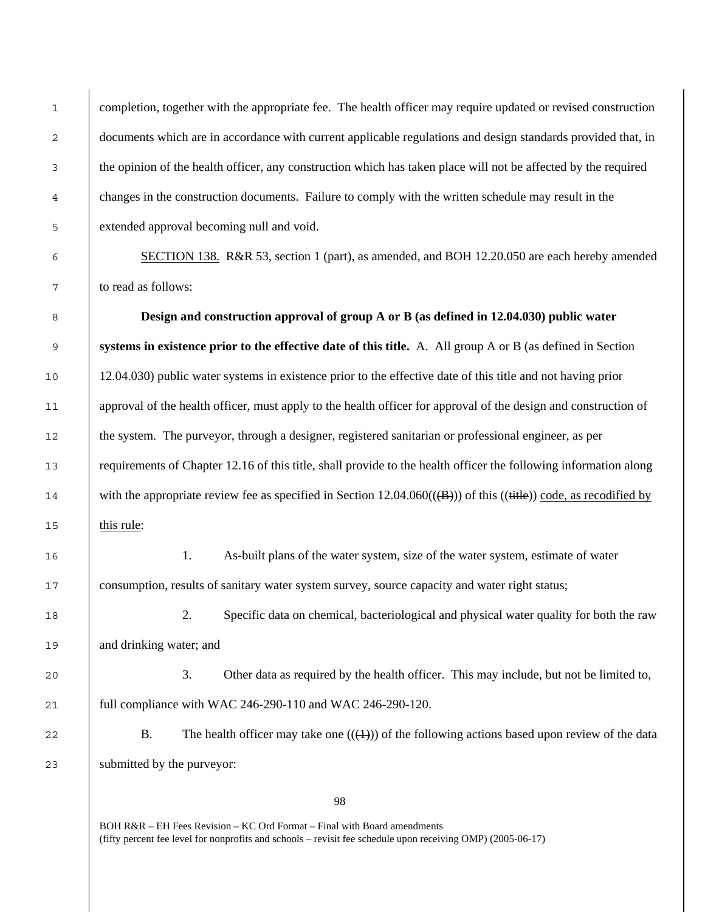completion, together with the appropriate fee. The health officer may require updated or revised construction documents which are in accordance with current applicable regulations and design standards provided that, in the opinion of the health officer, any construction which has taken place will not be affected by the required changes in the construction documents. Failure to comply with the written schedule may result in the extended approval becoming null and void.

SECTION 138. R&R 53, section 1 (part), as amended, and BOH 12.20.050 are each hereby amended to read as follows:

**Design and construction approval of group A or B (as defined in 12.04.030) public water systems in existence prior to the effective date of this title.** A. All group A or B (as defined in Section 12.04.030) public water systems in existence prior to the effective date of this title and not having prior approval of the health officer, must apply to the health officer for approval of the design and construction of the system. The purveyor, through a designer, registered sanitarian or professional engineer, as per requirements of Chapter 12.16 of this title, shall provide to the health officer the following information along with the appropriate review fee as specified in Section 12.04.060((~~(B)~~)) of this ((~~title~~)) code, as recodified by this rule:

1. As-built plans of the water system, size of the water system, estimate of water consumption, results of sanitary water system survey, source capacity and water right status;

2. Specific data on chemical, bacteriological and physical water quality for both the raw and drinking water; and

3. Other data as required by the health officer. This may include, but not be limited to, full compliance with WAC 246-290-110 and WAC 246-290-120.

B. The health officer may take one ((~~(1)~~)) of the following actions based upon review of the data submitted by the purveyor:

BOH R&R – EH Fees Revision – KC Ord Format – Final with Board amendments
(fifty percent fee level for nonprofits and schools – revisit fee schedule upon receiving OMP) (2005-06-17)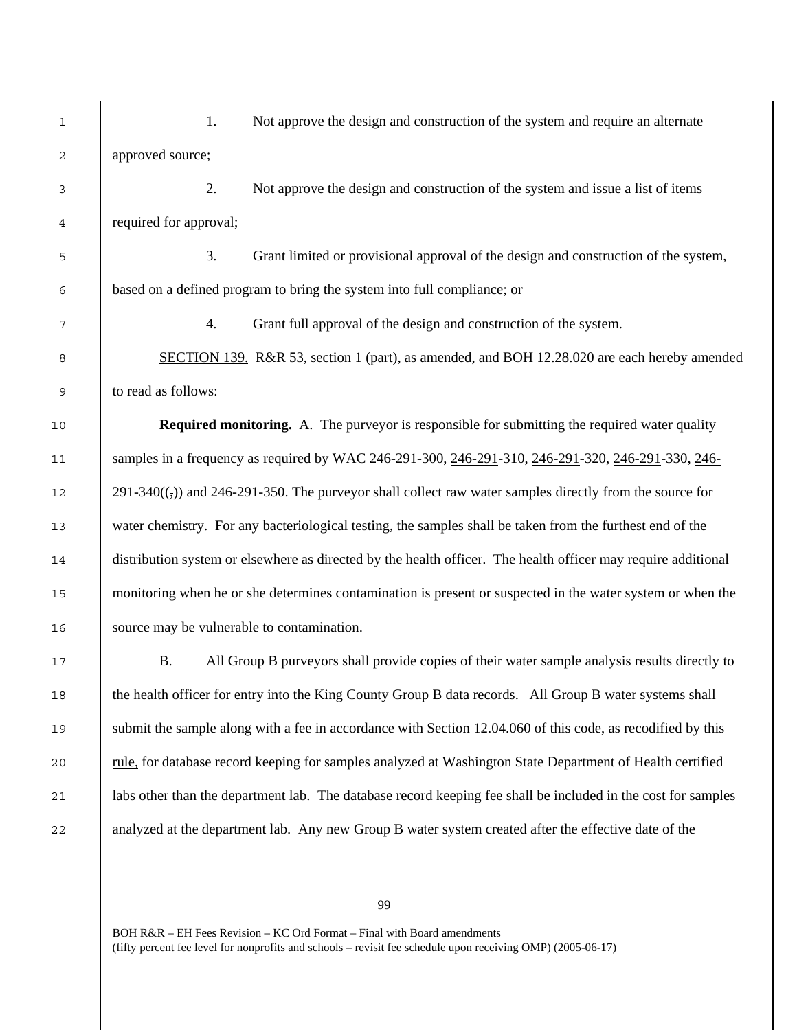1. Not approve the design and construction of the system and require an alternate approved source;

2. Not approve the design and construction of the system and issue a list of items required for approval;

3. Grant limited or provisional approval of the design and construction of the system, based on a defined program to bring the system into full compliance; or

4. Grant full approval of the design and construction of the system.

SECTION 139. R&R 53, section 1 (part), as amended, and BOH 12.28.020 are each hereby amended to read as follows:

**Required monitoring.** A. The purveyor is responsible for submitting the required water quality samples in a frequency as required by WAC 246-291-300, 246-291-310, 246-291-320, 246-291-330, 246-291-340((,)) and 246-291-350. The purveyor shall collect raw water samples directly from the source for water chemistry. For any bacteriological testing, the samples shall be taken from the furthest end of the distribution system or elsewhere as directed by the health officer. The health officer may require additional monitoring when he or she determines contamination is present or suspected in the water system or when the source may be vulnerable to contamination.

B. All Group B purveyors shall provide copies of their water sample analysis results directly to the health officer for entry into the King County Group B data records. All Group B water systems shall submit the sample along with a fee in accordance with Section 12.04.060 of this code, as recodified by this rule, for database record keeping for samples analyzed at Washington State Department of Health certified labs other than the department lab. The database record keeping fee shall be included in the cost for samples analyzed at the department lab. Any new Group B water system created after the effective date of the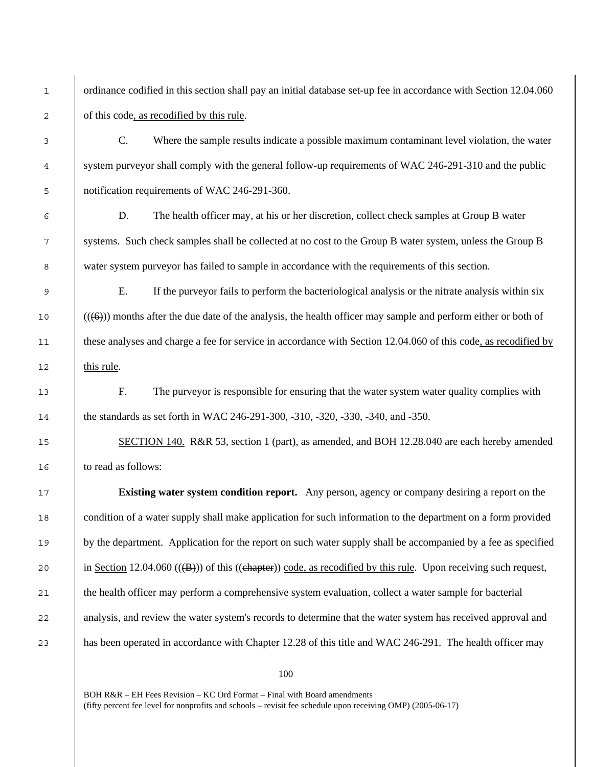ordinance codified in this section shall pay an initial database set-up fee in accordance with Section 12.04.060 of this code, as recodified by this rule.

C. Where the sample results indicate a possible maximum contaminant level violation, the water system purveyor shall comply with the general follow-up requirements of WAC 246-291-310 and the public notification requirements of WAC 246-291-360.

D. The health officer may, at his or her discretion, collect check samples at Group B water systems. Such check samples shall be collected at no cost to the Group B water system, unless the Group B water system purveyor has failed to sample in accordance with the requirements of this section.

E. If the purveyor fails to perform the bacteriological analysis or the nitrate analysis within six (((6))) months after the due date of the analysis, the health officer may sample and perform either or both of these analyses and charge a fee for service in accordance with Section 12.04.060 of this code, as recodified by this rule.

F. The purveyor is responsible for ensuring that the water system water quality complies with the standards as set forth in WAC 246-291-300, -310, -320, -330, -340, and -350.

SECTION 140. R&R 53, section 1 (part), as amended, and BOH 12.28.040 are each hereby amended to read as follows:

**Existing water system condition report.** Any person, agency or company desiring a report on the condition of a water supply shall make application for such information to the department on a form provided by the department. Application for the report on such water supply shall be accompanied by a fee as specified in Section 12.04.060 (((B))) of this ((chapter)) code, as recodified by this rule. Upon receiving such request, the health officer may perform a comprehensive system evaluation, collect a water sample for bacterial analysis, and review the water system's records to determine that the water system has received approval and has been operated in accordance with Chapter 12.28 of this title and WAC 246-291. The health officer may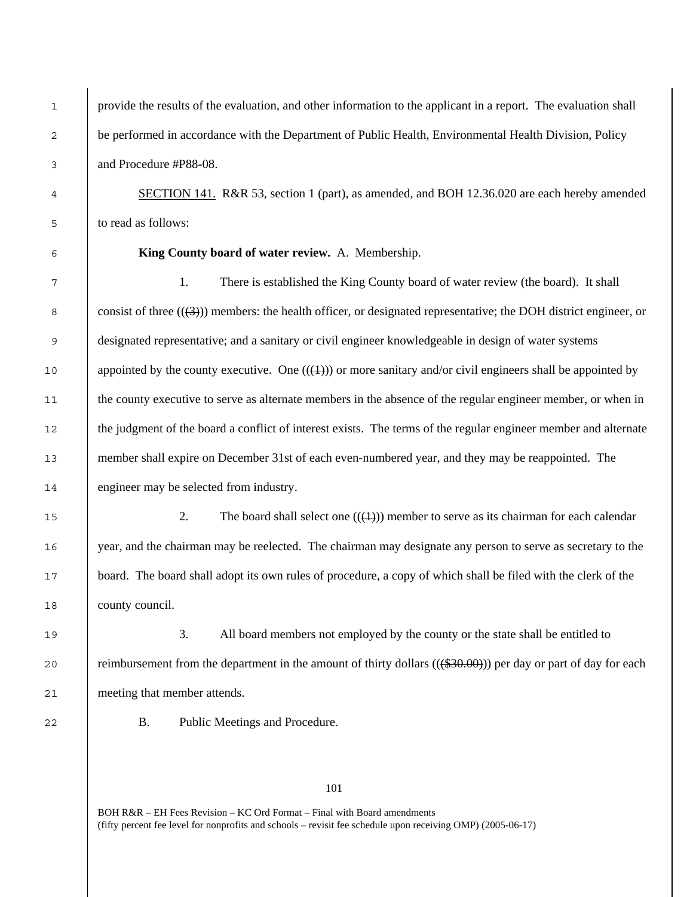provide the results of the evaluation, and other information to the applicant in a report. The evaluation shall be performed in accordance with the Department of Public Health, Environmental Health Division, Policy and Procedure #P88-08.

SECTION 141. R&R 53, section 1 (part), as amended, and BOH 12.36.020 are each hereby amended to read as follows:

**King County board of water review.** A. Membership.

1. There is established the King County board of water review (the board). It shall consist of three ((~~(3)~~)) members: the health officer, or designated representative; the DOH district engineer, or designated representative; and a sanitary or civil engineer knowledgeable in design of water systems appointed by the county executive. One ((~~(1)~~)) or more sanitary and/or civil engineers shall be appointed by the county executive to serve as alternate members in the absence of the regular engineer member, or when in the judgment of the board a conflict of interest exists. The terms of the regular engineer member and alternate member shall expire on December 31st of each even-numbered year, and they may be reappointed. The engineer may be selected from industry.

2. The board shall select one ((~~(1)~~)) member to serve as its chairman for each calendar year, and the chairman may be reelected. The chairman may designate any person to serve as secretary to the board. The board shall adopt its own rules of procedure, a copy of which shall be filed with the clerk of the county council.

3. All board members not employed by the county or the state shall be entitled to reimbursement from the department in the amount of thirty dollars ((~~($30.00)~~)) per day or part of day for each meeting that member attends.

B. Public Meetings and Procedure.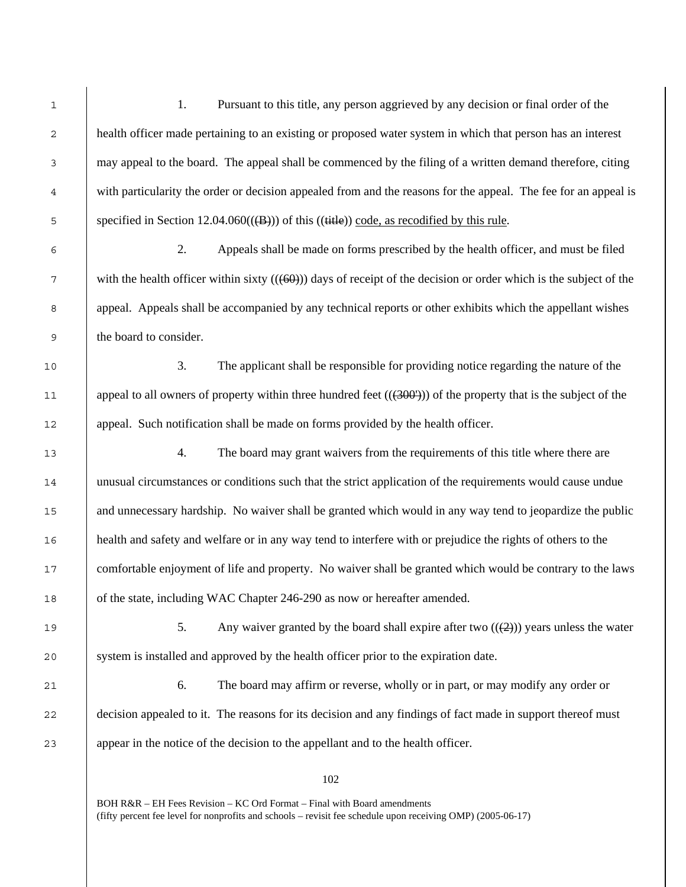1. Pursuant to this title, any person aggrieved by any decision or final order of the health officer made pertaining to an existing or proposed water system in which that person has an interest may appeal to the board. The appeal shall be commenced by the filing of a written demand therefore, citing with particularity the order or decision appealed from and the reasons for the appeal. The fee for an appeal is specified in Section 12.04.060(((B))) of this ((title)) code, as recodified by this rule.

2. Appeals shall be made on forms prescribed by the health officer, and must be filed with the health officer within sixty (((60))) days of receipt of the decision or order which is the subject of the appeal. Appeals shall be accompanied by any technical reports or other exhibits which the appellant wishes the board to consider.

3. The applicant shall be responsible for providing notice regarding the nature of the appeal to all owners of property within three hundred feet (((300'))) of the property that is the subject of the appeal. Such notification shall be made on forms provided by the health officer.

4. The board may grant waivers from the requirements of this title where there are unusual circumstances or conditions such that the strict application of the requirements would cause undue and unnecessary hardship. No waiver shall be granted which would in any way tend to jeopardize the public health and safety and welfare or in any way tend to interfere with or prejudice the rights of others to the comfortable enjoyment of life and property. No waiver shall be granted which would be contrary to the laws of the state, including WAC Chapter 246-290 as now or hereafter amended.

5. Any waiver granted by the board shall expire after two (((2))) years unless the water system is installed and approved by the health officer prior to the expiration date.

6. The board may affirm or reverse, wholly or in part, or may modify any order or decision appealed to it. The reasons for its decision and any findings of fact made in support thereof must appear in the notice of the decision to the appellant and to the health officer.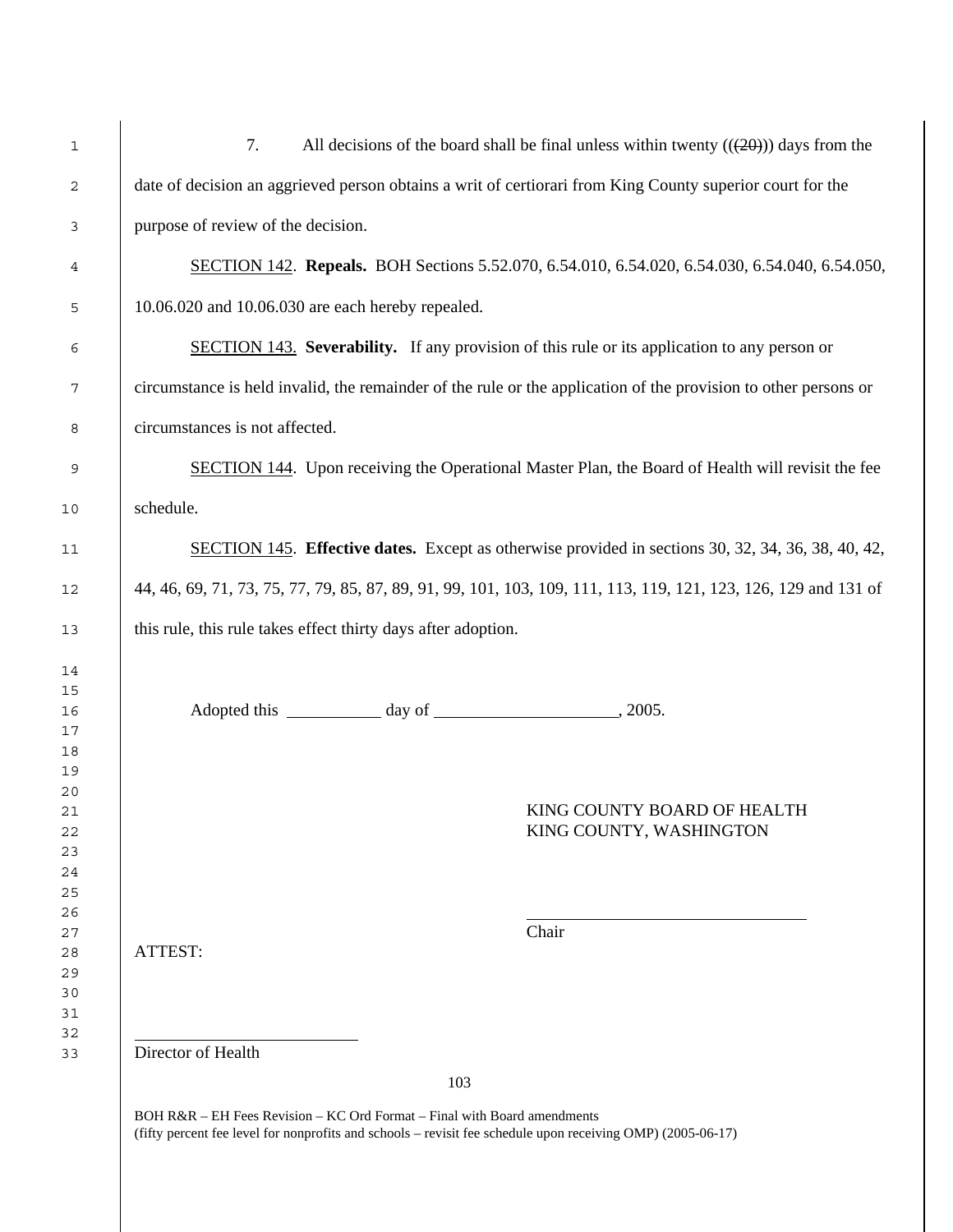7. All decisions of the board shall be final unless within twenty ~~((20))~~ days from the date of decision an aggrieved person obtains a writ of certiorari from King County superior court for the purpose of review of the decision.

<u>SECTION 142</u>. **Repeals.** BOH Sections 5.52.070, 6.54.010, 6.54.020, 6.54.030, 6.54.040, 6.54.050, 10.06.020 and 10.06.030 are each hereby repealed.

<u>SECTION 143.</u> **Severability.** If any provision of this rule or its application to any person or circumstance is held invalid, the remainder of the rule or the application of the provision to other persons or circumstances is not affected.

<u>SECTION 144</u>. Upon receiving the Operational Master Plan, the Board of Health will revisit the fee schedule.

<u>SECTION 145</u>. **Effective dates.** Except as otherwise provided in sections 30, 32, 34, 36, 38, 40, 42, 44, 46, 69, 71, 73, 75, 77, 79, 85, 87, 89, 91, 99, 101, 103, 109, 111, 113, 119, 121, 123, 126, 129 and 131 of this rule, this rule takes effect thirty days after adoption.

Adopted this \_\_\_\_\_\_\_\_\_\_ day of \_\_\_\_\_\_\_\_\_\_\_\_\_\_\_\_\_\_\_\_, 2005.

KING COUNTY BOARD OF HEALTH
KING COUNTY, WASHINGTON

\_\_\_\_\_\_\_\_\_\_\_\_\_\_\_\_\_\_\_\_\_\_\_\_\_\_\_\_\_\_
Chair

ATTEST:

\_\_\_\_\_\_\_\_\_\_\_\_\_\_\_\_\_\_\_\_\_\_\_\_\_\_\_\_\_\_
Director of Health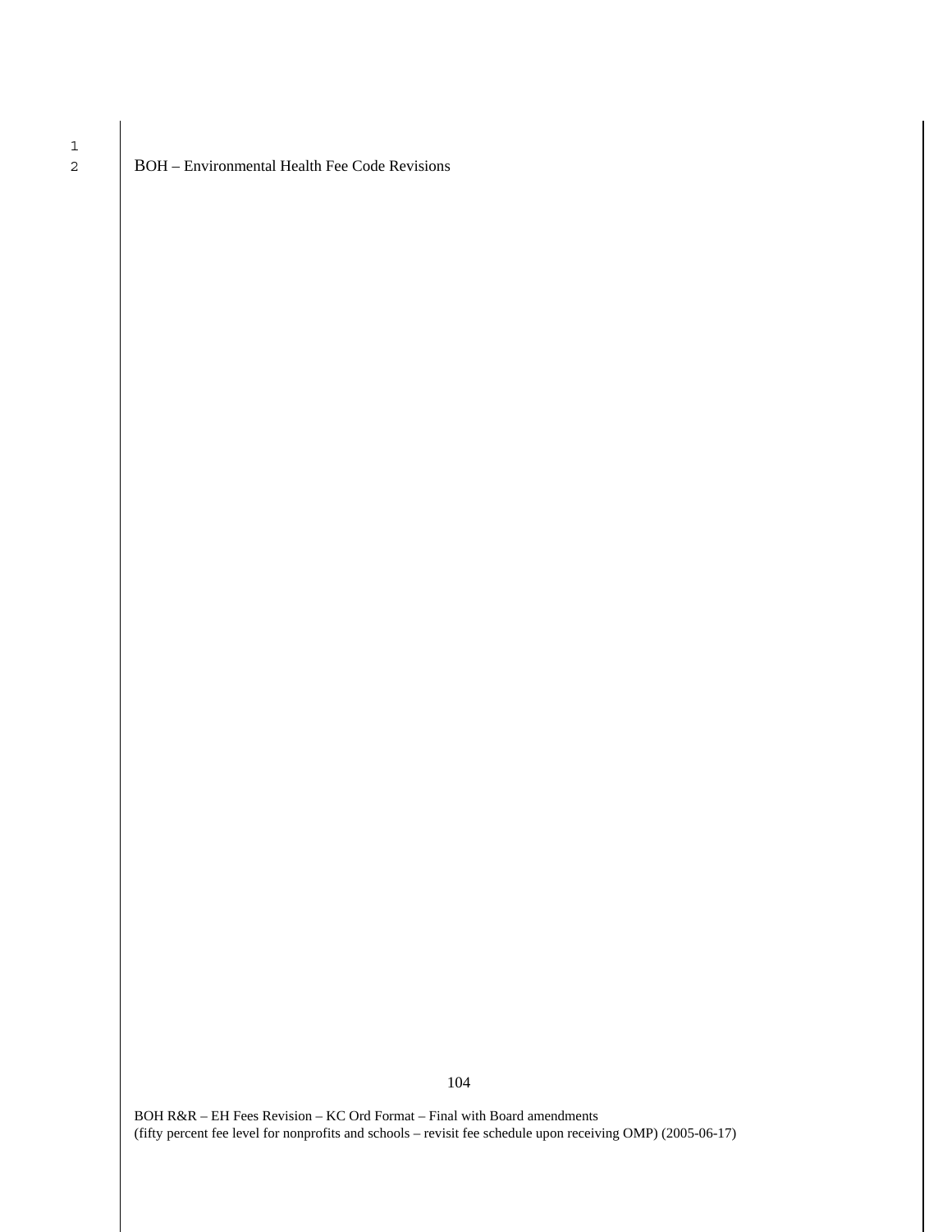BOH – Environmental Health Fee Code Revisions